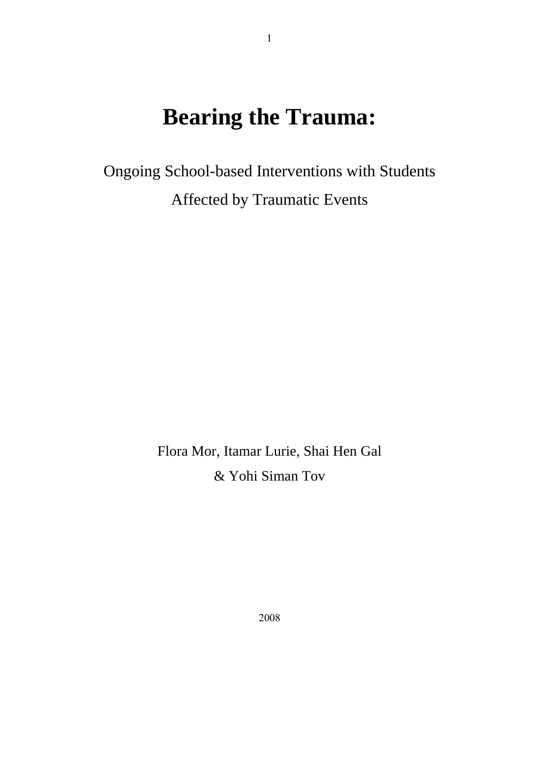# Bearing the Trauma:

Ongoing School-based Interventions with Students Affected by Traumatic Events

Flora Mor, Itamar Lurie, Shai Hen Gal & Yohi Siman Tov

2008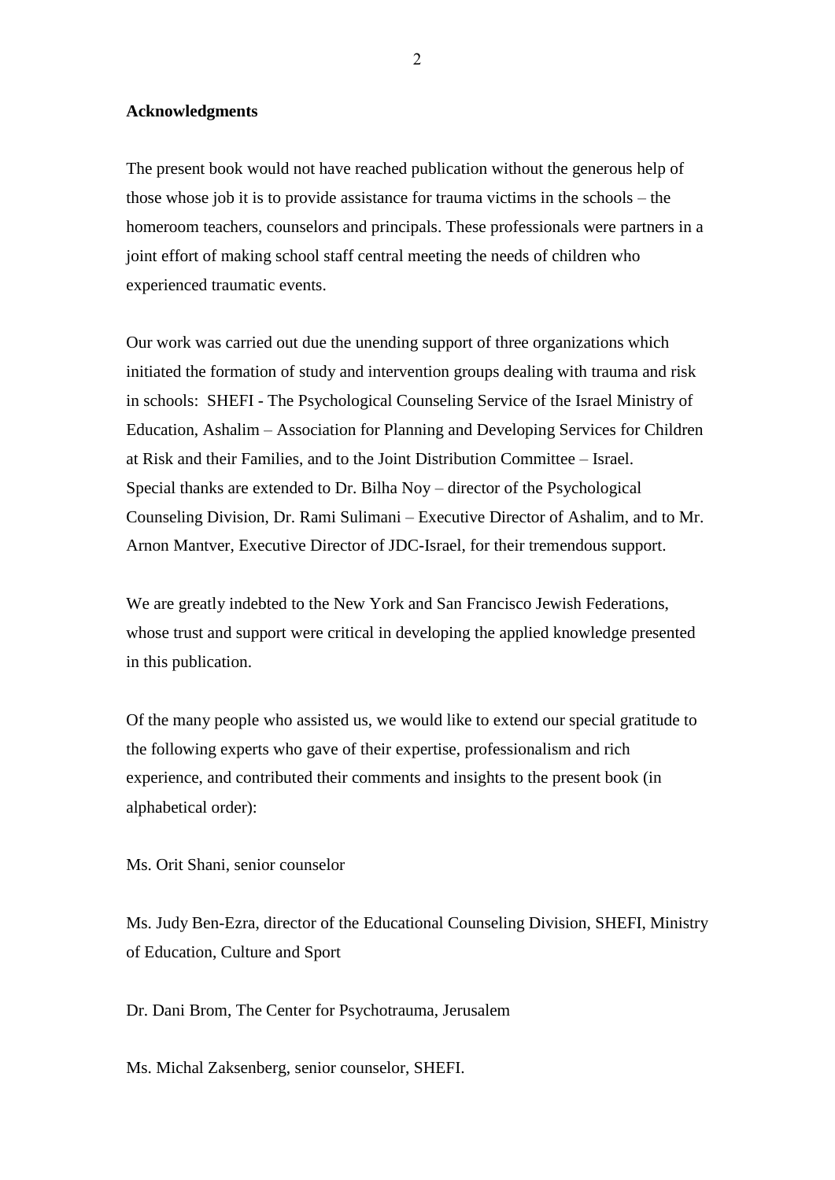**Acknowledgments**

The present book would not have reached publication without the generous help of those whose job it is to provide assistance for trauma victims in the schools – the homeroom teachers, counselors and principals. These professionals were partners in a joint effort of making school staff central meeting the needs of children who experienced traumatic events.

Our work was carried out due the unending support of three organizations which initiated the formation of study and intervention groups dealing with trauma and risk in schools: SHEFI - The Psychological Counseling Service of the Israel Ministry of Education, Ashalim – Association for Planning and Developing Services for Children at Risk and their Families, and to the Joint Distribution Committee – Israel. Special thanks are extended to Dr. Bilha Noy – director of the Psychological Counseling Division, Dr. Rami Sulimani – Executive Director of Ashalim, and to Mr. Arnon Mantver, Executive Director of JDC-Israel, for their tremendous support.

We are greatly indebted to the New York and San Francisco Jewish Federations, whose trust and support were critical in developing the applied knowledge presented in this publication.

Of the many people who assisted us, we would like to extend our special gratitude to the following experts who gave of their expertise, professionalism and rich experience, and contributed their comments and insights to the present book (in alphabetical order):

Ms. Orit Shani, senior counselor

Ms. Judy Ben-Ezra, director of the Educational Counseling Division, SHEFI, Ministry of Education, Culture and Sport

Dr. Dani Brom, The Center for Psychotrauma, Jerusalem

Ms. Michal Zaksenberg, senior counselor, SHEFI.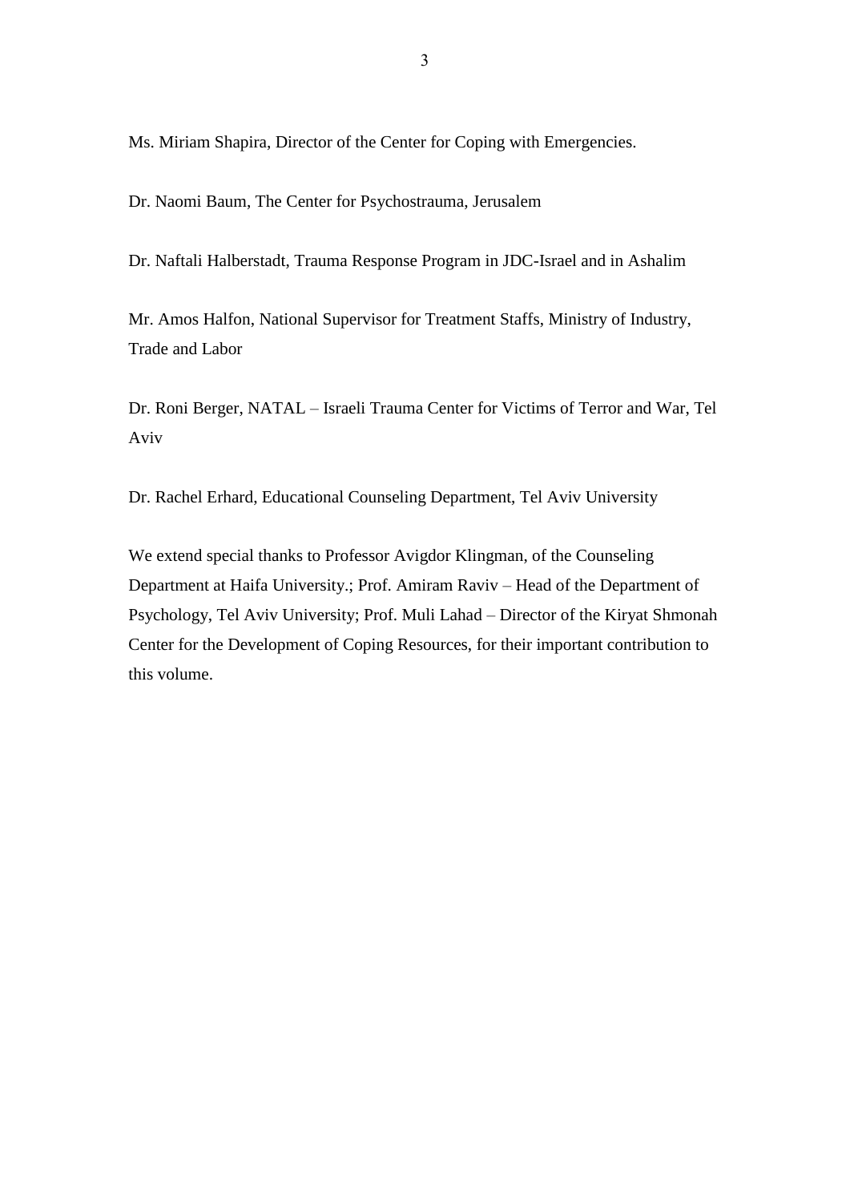Ms. Miriam Shapira, Director of the Center for Coping with Emergencies.

Dr. Naomi Baum, The Center for Psychostrauma, Jerusalem

Dr. Naftali Halberstadt, Trauma Response Program in JDC-Israel and in Ashalim

Mr. Amos Halfon, National Supervisor for Treatment Staffs, Ministry of Industry, Trade and Labor

Dr. Roni Berger, NATAL – Israeli Trauma Center for Victims of Terror and War, Tel Aviv

Dr. Rachel Erhard, Educational Counseling Department, Tel Aviv University

We extend special thanks to Professor Avigdor Klingman, of the Counseling Department at Haifa University.; Prof. Amiram Raviv – Head of the Department of Psychology, Tel Aviv University; Prof. Muli Lahad – Director of the Kiryat Shmonah Center for the Development of Coping Resources, for their important contribution to this volume.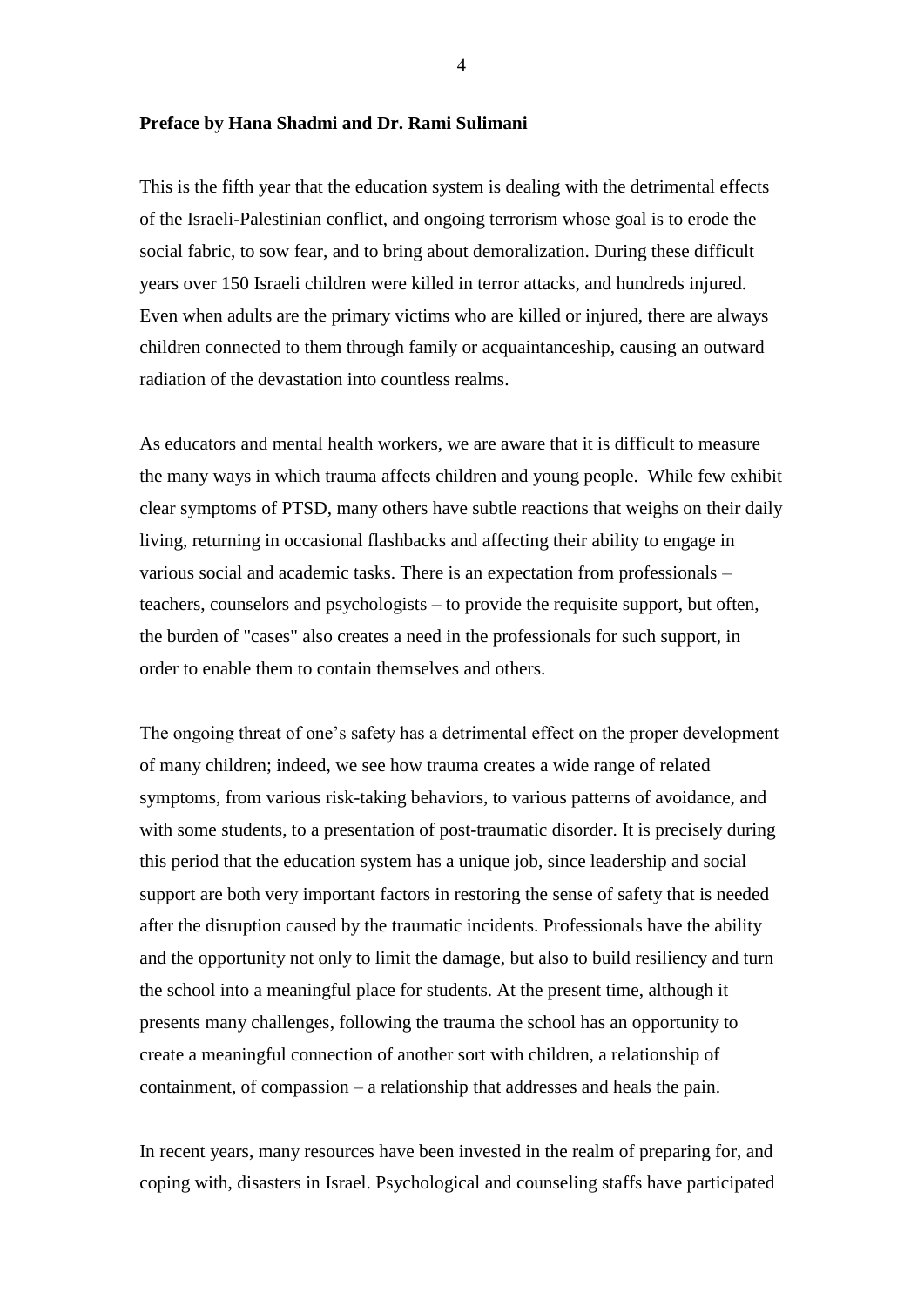**Preface by Hana Shadmi and Dr. Rami Sulimani**

This is the fifth year that the education system is dealing with the detrimental effects of the Israeli-Palestinian conflict, and ongoing terrorism whose goal is to erode the social fabric, to sow fear, and to bring about demoralization. During these difficult years over 150 Israeli children were killed in terror attacks, and hundreds injured. Even when adults are the primary victims who are killed or injured, there are always children connected to them through family or acquaintanceship, causing an outward radiation of the devastation into countless realms.

As educators and mental health workers, we are aware that it is difficult to measure the many ways in which trauma affects children and young people. While few exhibit clear symptoms of PTSD, many others have subtle reactions that weighs on their daily living, returning in occasional flashbacks and affecting their ability to engage in various social and academic tasks. There is an expectation from professionals – teachers, counselors and psychologists – to provide the requisite support, but often, the burden of "cases" also creates a need in the professionals for such support, in order to enable them to contain themselves and others.

The ongoing threat of one's safety has a detrimental effect on the proper development of many children; indeed, we see how trauma creates a wide range of related symptoms, from various risk-taking behaviors, to various patterns of avoidance, and with some students, to a presentation of post-traumatic disorder. It is precisely during this period that the education system has a unique job, since leadership and social support are both very important factors in restoring the sense of safety that is needed after the disruption caused by the traumatic incidents. Professionals have the ability and the opportunity not only to limit the damage, but also to build resiliency and turn the school into a meaningful place for students. At the present time, although it presents many challenges, following the trauma the school has an opportunity to create a meaningful connection of another sort with children, a relationship of containment, of compassion – a relationship that addresses and heals the pain.

In recent years, many resources have been invested in the realm of preparing for, and coping with, disasters in Israel. Psychological and counseling staffs have participated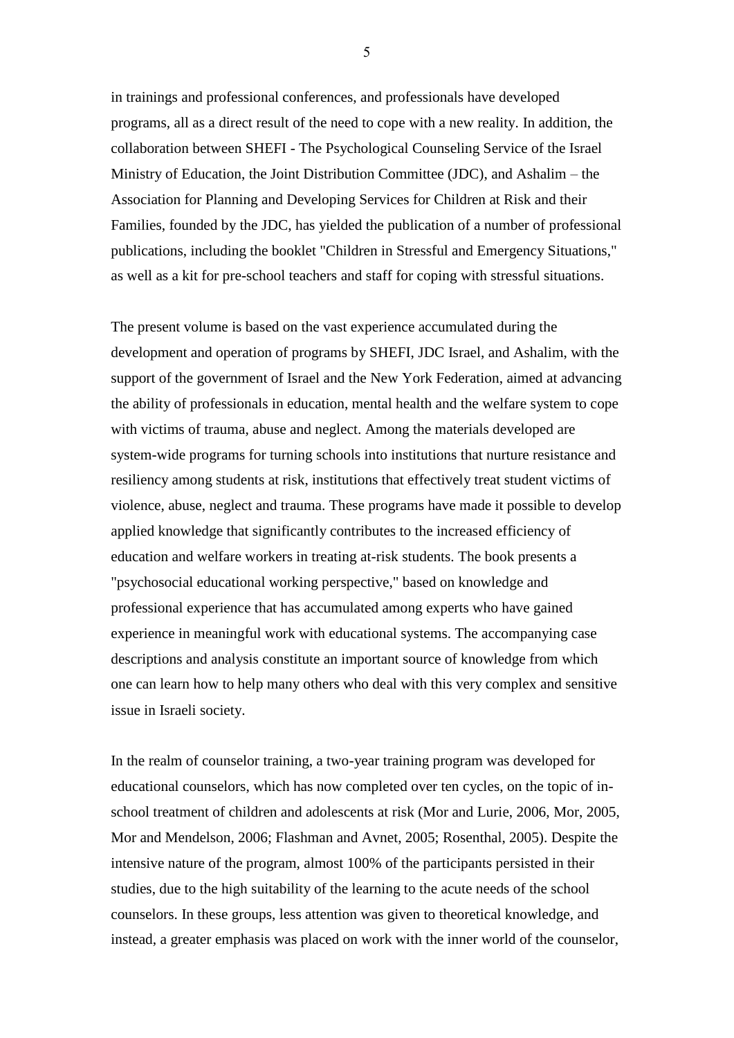in trainings and professional conferences, and professionals have developed programs, all as a direct result of the need to cope with a new reality. In addition, the collaboration between SHEFI - The Psychological Counseling Service of the Israel Ministry of Education, the Joint Distribution Committee (JDC), and Ashalim – the Association for Planning and Developing Services for Children at Risk and their Families, founded by the JDC, has yielded the publication of a number of professional publications, including the booklet "Children in Stressful and Emergency Situations," as well as a kit for pre-school teachers and staff for coping with stressful situations.

The present volume is based on the vast experience accumulated during the development and operation of programs by SHEFI, JDC Israel, and Ashalim, with the support of the government of Israel and the New York Federation, aimed at advancing the ability of professionals in education, mental health and the welfare system to cope with victims of trauma, abuse and neglect. Among the materials developed are system-wide programs for turning schools into institutions that nurture resistance and resiliency among students at risk, institutions that effectively treat student victims of violence, abuse, neglect and trauma. These programs have made it possible to develop applied knowledge that significantly contributes to the increased efficiency of education and welfare workers in treating at-risk students. The book presents a "psychosocial educational working perspective," based on knowledge and professional experience that has accumulated among experts who have gained experience in meaningful work with educational systems. The accompanying case descriptions and analysis constitute an important source of knowledge from which one can learn how to help many others who deal with this very complex and sensitive issue in Israeli society.

In the realm of counselor training, a two-year training program was developed for educational counselors, which has now completed over ten cycles, on the topic of in-school treatment of children and adolescents at risk (Mor and Lurie, 2006, Mor, 2005, Mor and Mendelson, 2006; Flashman and Avnet, 2005; Rosenthal, 2005). Despite the intensive nature of the program, almost 100% of the participants persisted in their studies, due to the high suitability of the learning to the acute needs of the school counselors. In these groups, less attention was given to theoretical knowledge, and instead, a greater emphasis was placed on work with the inner world of the counselor,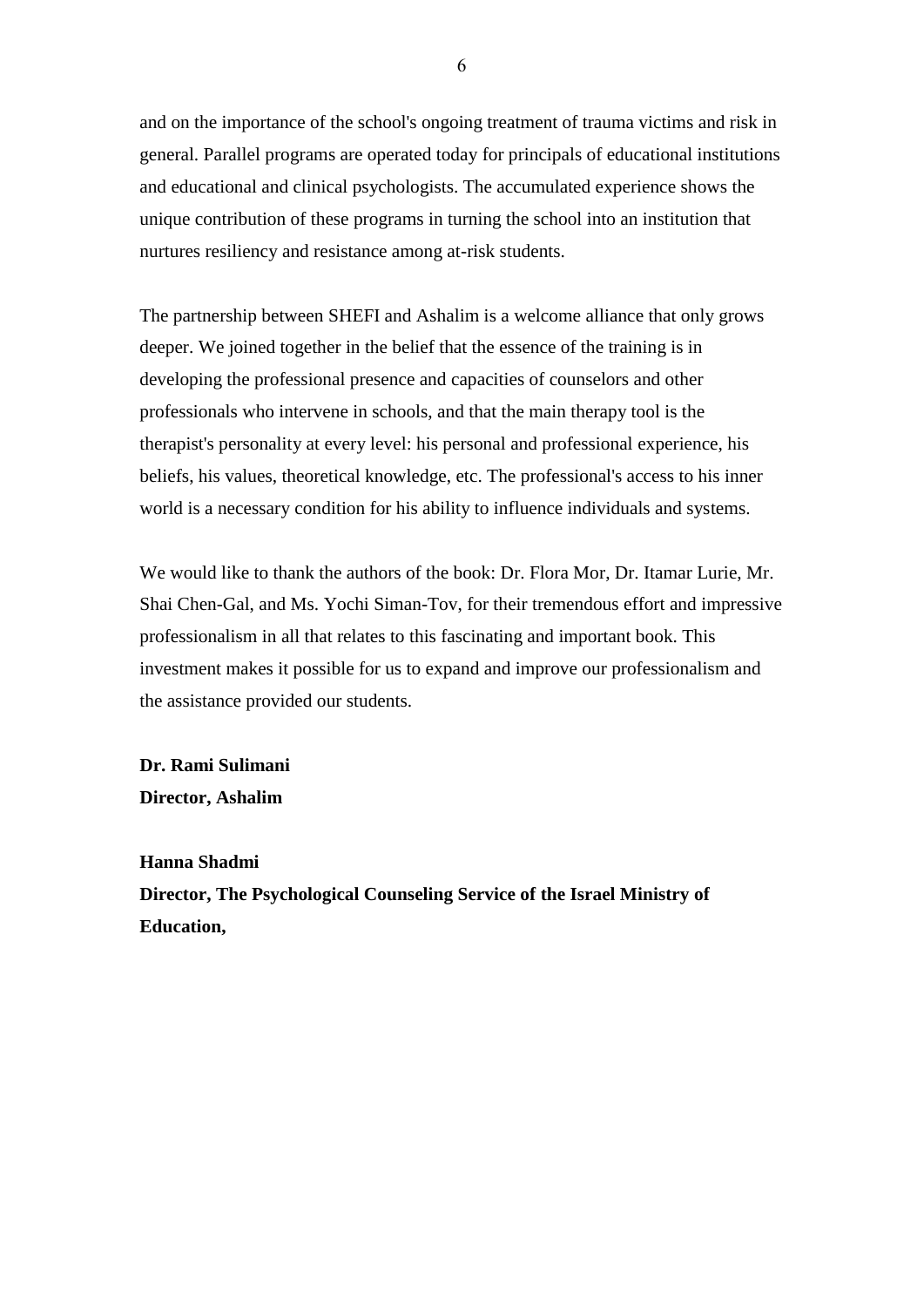and on the importance of the school's ongoing treatment of trauma victims and risk in general. Parallel programs are operated today for principals of educational institutions and educational and clinical psychologists. The accumulated experience shows the unique contribution of these programs in turning the school into an institution that nurtures resiliency and resistance among at-risk students.

The partnership between SHEFI and Ashalim is a welcome alliance that only grows deeper. We joined together in the belief that the essence of the training is in developing the professional presence and capacities of counselors and other professionals who intervene in schools, and that the main therapy tool is the therapist's personality at every level: his personal and professional experience, his beliefs, his values, theoretical knowledge, etc. The professional's access to his inner world is a necessary condition for his ability to influence individuals and systems.

We would like to thank the authors of the book: Dr. Flora Mor, Dr. Itamar Lurie, Mr. Shai Chen-Gal, and Ms. Yochi Siman-Tov, for their tremendous effort and impressive professionalism in all that relates to this fascinating and important book. This investment makes it possible for us to expand and improve our professionalism and the assistance provided our students.

**Dr. Rami Sulimani**
**Director, Ashalim**

**Hanna Shadmi**
**Director, The Psychological Counseling Service of the Israel Ministry of Education,**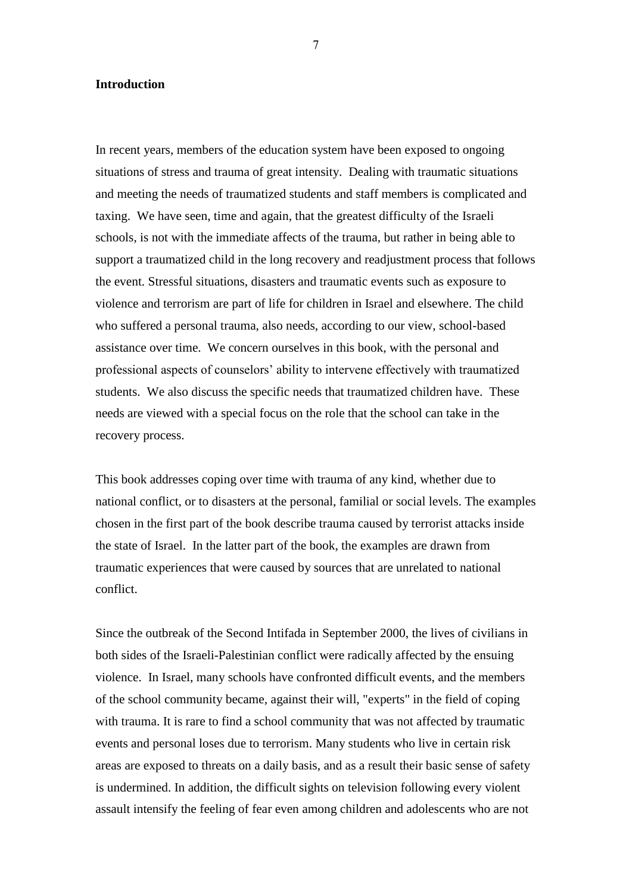**Introduction**

In recent years, members of the education system have been exposed to ongoing situations of stress and trauma of great intensity. Dealing with traumatic situations and meeting the needs of traumatized students and staff members is complicated and taxing. We have seen, time and again, that the greatest difficulty of the Israeli schools, is not with the immediate affects of the trauma, but rather in being able to support a traumatized child in the long recovery and readjustment process that follows the event. Stressful situations, disasters and traumatic events such as exposure to violence and terrorism are part of life for children in Israel and elsewhere. The child who suffered a personal trauma, also needs, according to our view, school-based assistance over time. We concern ourselves in this book, with the personal and professional aspects of counselors' ability to intervene effectively with traumatized students. We also discuss the specific needs that traumatized children have. These needs are viewed with a special focus on the role that the school can take in the recovery process.

This book addresses coping over time with trauma of any kind, whether due to national conflict, or to disasters at the personal, familial or social levels. The examples chosen in the first part of the book describe trauma caused by terrorist attacks inside the state of Israel. In the latter part of the book, the examples are drawn from traumatic experiences that were caused by sources that are unrelated to national conflict.

Since the outbreak of the Second Intifada in September 2000, the lives of civilians in both sides of the Israeli-Palestinian conflict were radically affected by the ensuing violence. In Israel, many schools have confronted difficult events, and the members of the school community became, against their will, "experts" in the field of coping with trauma. It is rare to find a school community that was not affected by traumatic events and personal loses due to terrorism. Many students who live in certain risk areas are exposed to threats on a daily basis, and as a result their basic sense of safety is undermined. In addition, the difficult sights on television following every violent assault intensify the feeling of fear even among children and adolescents who are not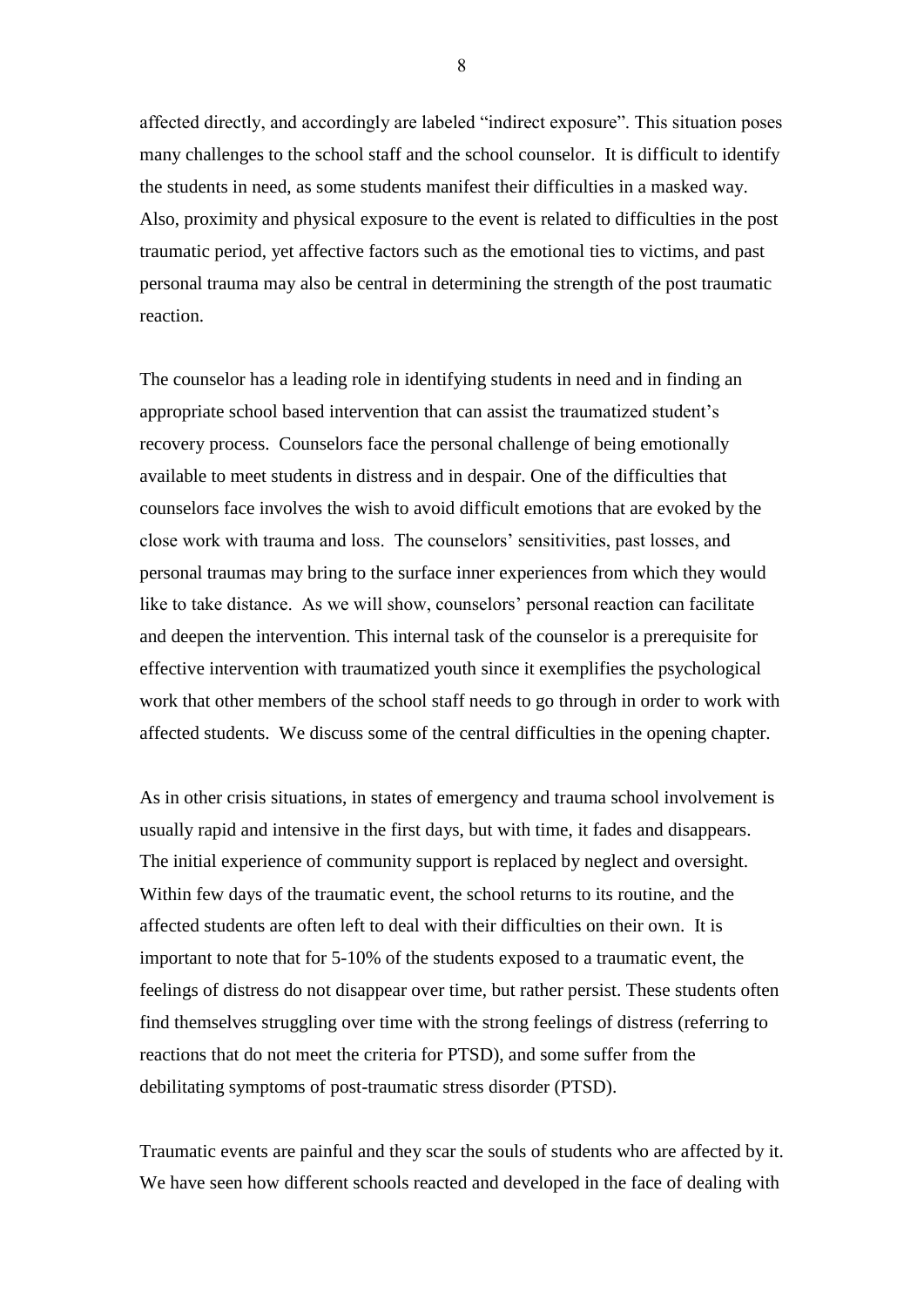affected directly, and accordingly are labeled "indirect exposure". This situation poses many challenges to the school staff and the school counselor. It is difficult to identify the students in need, as some students manifest their difficulties in a masked way. Also, proximity and physical exposure to the event is related to difficulties in the post traumatic period, yet affective factors such as the emotional ties to victims, and past personal trauma may also be central in determining the strength of the post traumatic reaction.

The counselor has a leading role in identifying students in need and in finding an appropriate school based intervention that can assist the traumatized student's recovery process. Counselors face the personal challenge of being emotionally available to meet students in distress and in despair. One of the difficulties that counselors face involves the wish to avoid difficult emotions that are evoked by the close work with trauma and loss. The counselors' sensitivities, past losses, and personal traumas may bring to the surface inner experiences from which they would like to take distance. As we will show, counselors' personal reaction can facilitate and deepen the intervention. This internal task of the counselor is a prerequisite for effective intervention with traumatized youth since it exemplifies the psychological work that other members of the school staff needs to go through in order to work with affected students. We discuss some of the central difficulties in the opening chapter.

As in other crisis situations, in states of emergency and trauma school involvement is usually rapid and intensive in the first days, but with time, it fades and disappears. The initial experience of community support is replaced by neglect and oversight. Within few days of the traumatic event, the school returns to its routine, and the affected students are often left to deal with their difficulties on their own. It is important to note that for 5-10% of the students exposed to a traumatic event, the feelings of distress do not disappear over time, but rather persist. These students often find themselves struggling over time with the strong feelings of distress (referring to reactions that do not meet the criteria for PTSD), and some suffer from the debilitating symptoms of post-traumatic stress disorder (PTSD).

Traumatic events are painful and they scar the souls of students who are affected by it. We have seen how different schools reacted and developed in the face of dealing with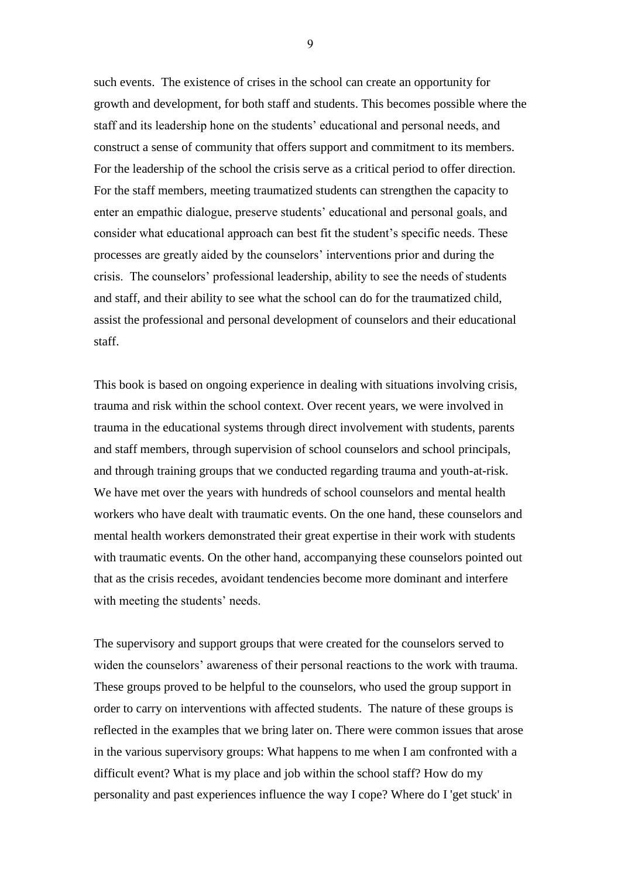such events. The existence of crises in the school can create an opportunity for growth and development, for both staff and students. This becomes possible where the staff and its leadership hone on the students' educational and personal needs, and construct a sense of community that offers support and commitment to its members. For the leadership of the school the crisis serve as a critical period to offer direction. For the staff members, meeting traumatized students can strengthen the capacity to enter an empathic dialogue, preserve students' educational and personal goals, and consider what educational approach can best fit the student's specific needs. These processes are greatly aided by the counselors' interventions prior and during the crisis. The counselors' professional leadership, ability to see the needs of students and staff, and their ability to see what the school can do for the traumatized child, assist the professional and personal development of counselors and their educational staff.

This book is based on ongoing experience in dealing with situations involving crisis, trauma and risk within the school context. Over recent years, we were involved in trauma in the educational systems through direct involvement with students, parents and staff members, through supervision of school counselors and school principals, and through training groups that we conducted regarding trauma and youth-at-risk. We have met over the years with hundreds of school counselors and mental health workers who have dealt with traumatic events. On the one hand, these counselors and mental health workers demonstrated their great expertise in their work with students with traumatic events. On the other hand, accompanying these counselors pointed out that as the crisis recedes, avoidant tendencies become more dominant and interfere with meeting the students' needs.

The supervisory and support groups that were created for the counselors served to widen the counselors' awareness of their personal reactions to the work with trauma. These groups proved to be helpful to the counselors, who used the group support in order to carry on interventions with affected students. The nature of these groups is reflected in the examples that we bring later on. There were common issues that arose in the various supervisory groups: What happens to me when I am confronted with a difficult event? What is my place and job within the school staff? How do my personality and past experiences influence the way I cope? Where do I 'get stuck' in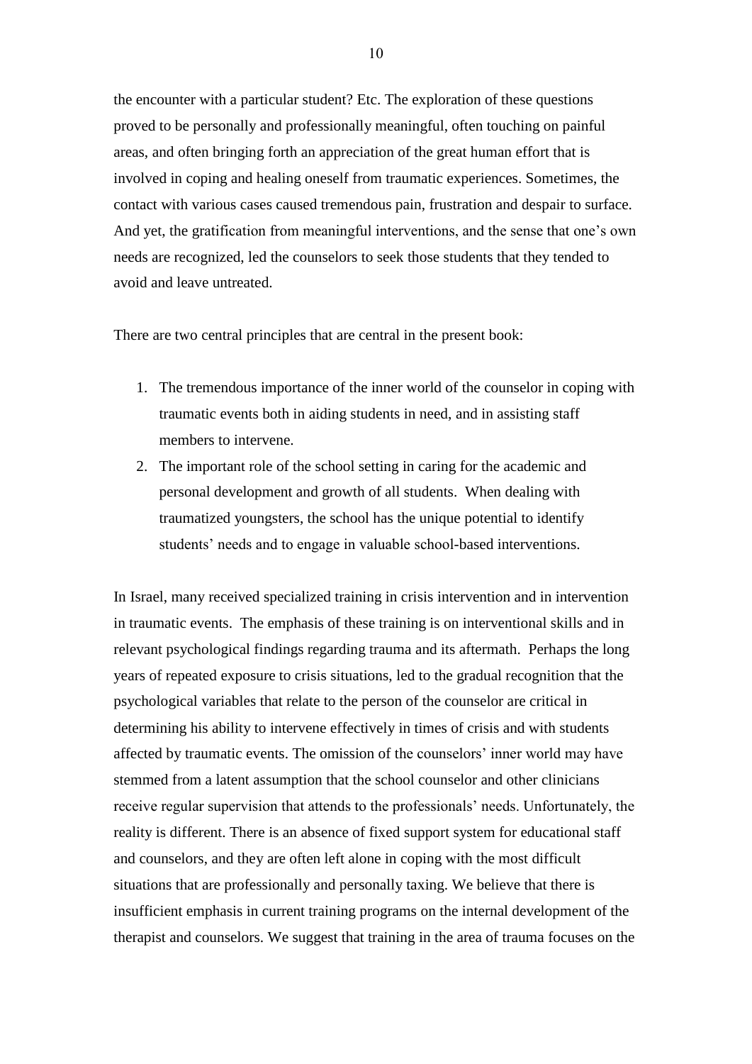the encounter with a particular student? Etc. The exploration of these questions proved to be personally and professionally meaningful, often touching on painful areas, and often bringing forth an appreciation of the great human effort that is involved in coping and healing oneself from traumatic experiences. Sometimes, the contact with various cases caused tremendous pain, frustration and despair to surface. And yet, the gratification from meaningful interventions, and the sense that one's own needs are recognized, led the counselors to seek those students that they tended to avoid and leave untreated.

There are two central principles that are central in the present book:

1. The tremendous importance of the inner world of the counselor in coping with traumatic events both in aiding students in need, and in assisting staff members to intervene.
2. The important role of the school setting in caring for the academic and personal development and growth of all students. When dealing with traumatized youngsters, the school has the unique potential to identify students' needs and to engage in valuable school-based interventions.

In Israel, many received specialized training in crisis intervention and in intervention in traumatic events. The emphasis of these training is on interventional skills and in relevant psychological findings regarding trauma and its aftermath. Perhaps the long years of repeated exposure to crisis situations, led to the gradual recognition that the psychological variables that relate to the person of the counselor are critical in determining his ability to intervene effectively in times of crisis and with students affected by traumatic events. The omission of the counselors' inner world may have stemmed from a latent assumption that the school counselor and other clinicians receive regular supervision that attends to the professionals' needs. Unfortunately, the reality is different. There is an absence of fixed support system for educational staff and counselors, and they are often left alone in coping with the most difficult situations that are professionally and personally taxing. We believe that there is insufficient emphasis in current training programs on the internal development of the therapist and counselors. We suggest that training in the area of trauma focuses on the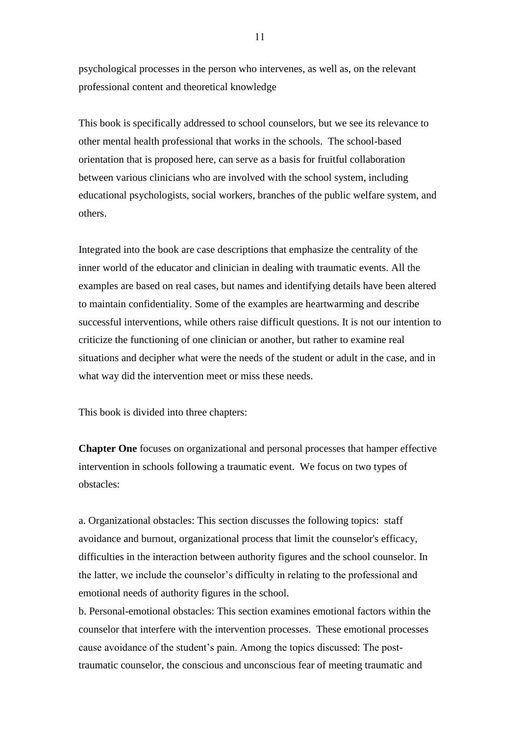psychological processes in the person who intervenes, as well as, on the relevant professional content and theoretical knowledge

This book is specifically addressed to school counselors, but we see its relevance to other mental health professional that works in the schools. The school-based orientation that is proposed here, can serve as a basis for fruitful collaboration between various clinicians who are involved with the school system, including educational psychologists, social workers, branches of the public welfare system, and others.

Integrated into the book are case descriptions that emphasize the centrality of the inner world of the educator and clinician in dealing with traumatic events. All the examples are based on real cases, but names and identifying details have been altered to maintain confidentiality. Some of the examples are heartwarming and describe successful interventions, while others raise difficult questions. It is not our intention to criticize the functioning of one clinician or another, but rather to examine real situations and decipher what were the needs of the student or adult in the case, and in what way did the intervention meet or miss these needs.

This book is divided into three chapters:

**Chapter One** focuses on organizational and personal processes that hamper effective intervention in schools following a traumatic event. We focus on two types of obstacles:

a. Organizational obstacles: This section discusses the following topics: staff avoidance and burnout, organizational process that limit the counselor's efficacy, difficulties in the interaction between authority figures and the school counselor. In the latter, we include the counselor’s difficulty in relating to the professional and emotional needs of authority figures in the school.
b. Personal-emotional obstacles: This section examines emotional factors within the counselor that interfere with the intervention processes. These emotional processes cause avoidance of the student’s pain. Among the topics discussed: The post-traumatic counselor, the conscious and unconscious fear of meeting traumatic and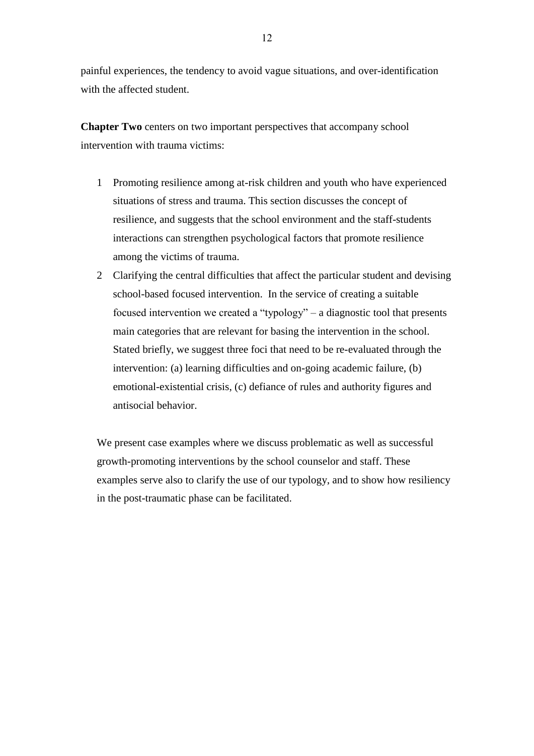painful experiences, the tendency to avoid vague situations, and over-identification with the affected student.

**Chapter Two** centers on two important perspectives that accompany school intervention with trauma victims:

1. Promoting resilience among at-risk children and youth who have experienced situations of stress and trauma. This section discusses the concept of resilience, and suggests that the school environment and the staff-students interactions can strengthen psychological factors that promote resilience among the victims of trauma.
2. Clarifying the central difficulties that affect the particular student and devising school-based focused intervention. In the service of creating a suitable focused intervention we created a "typology" – a diagnostic tool that presents main categories that are relevant for basing the intervention in the school. Stated briefly, we suggest three foci that need to be re-evaluated through the intervention: (a) learning difficulties and on-going academic failure, (b) emotional-existential crisis, (c) defiance of rules and authority figures and antisocial behavior.

We present case examples where we discuss problematic as well as successful growth-promoting interventions by the school counselor and staff. These examples serve also to clarify the use of our typology, and to show how resiliency in the post-traumatic phase can be facilitated.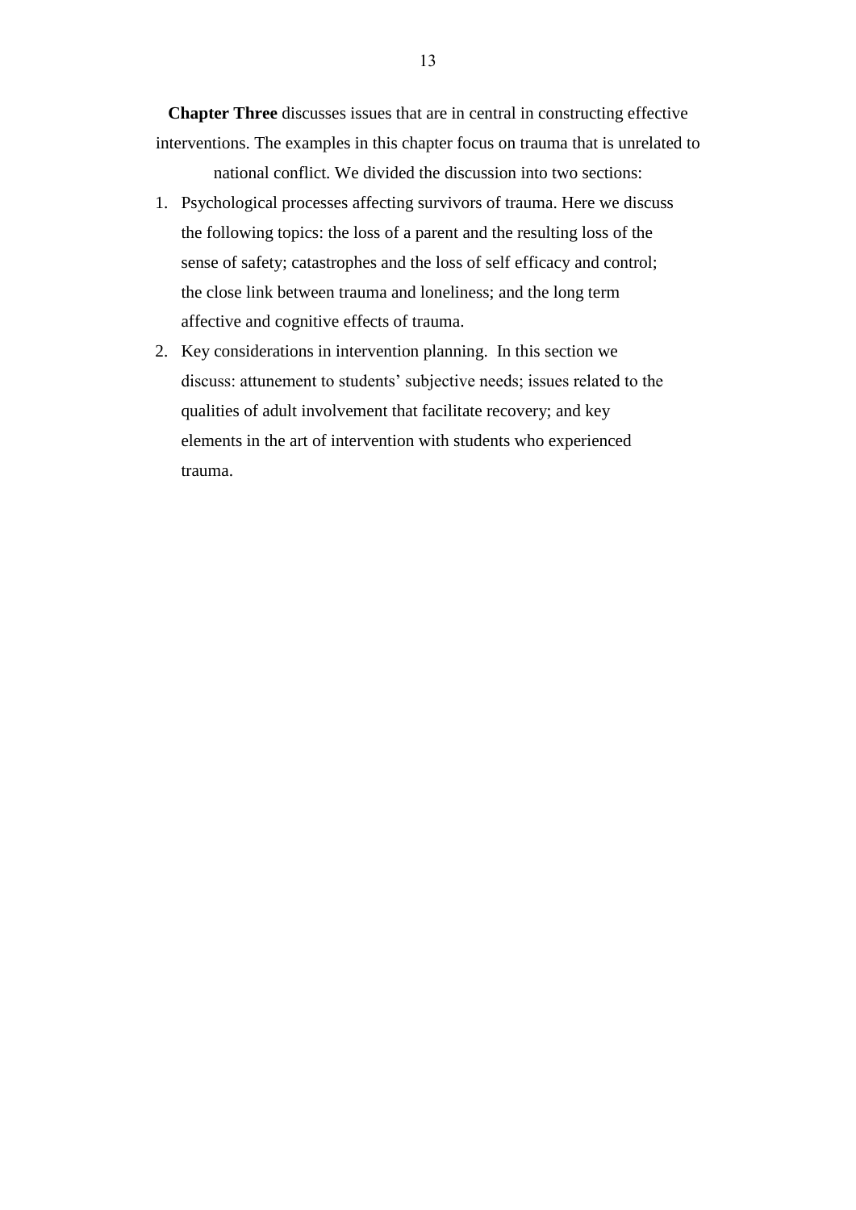**Chapter Three** discusses issues that are in central in constructing effective interventions. The examples in this chapter focus on trauma that is unrelated to national conflict. We divided the discussion into two sections:

1. Psychological processes affecting survivors of trauma. Here we discuss the following topics: the loss of a parent and the resulting loss of the sense of safety; catastrophes and the loss of self efficacy and control; the close link between trauma and loneliness; and the long term affective and cognitive effects of trauma.
2. Key considerations in intervention planning. In this section we discuss: attunement to students' subjective needs; issues related to the qualities of adult involvement that facilitate recovery; and key elements in the art of intervention with students who experienced trauma.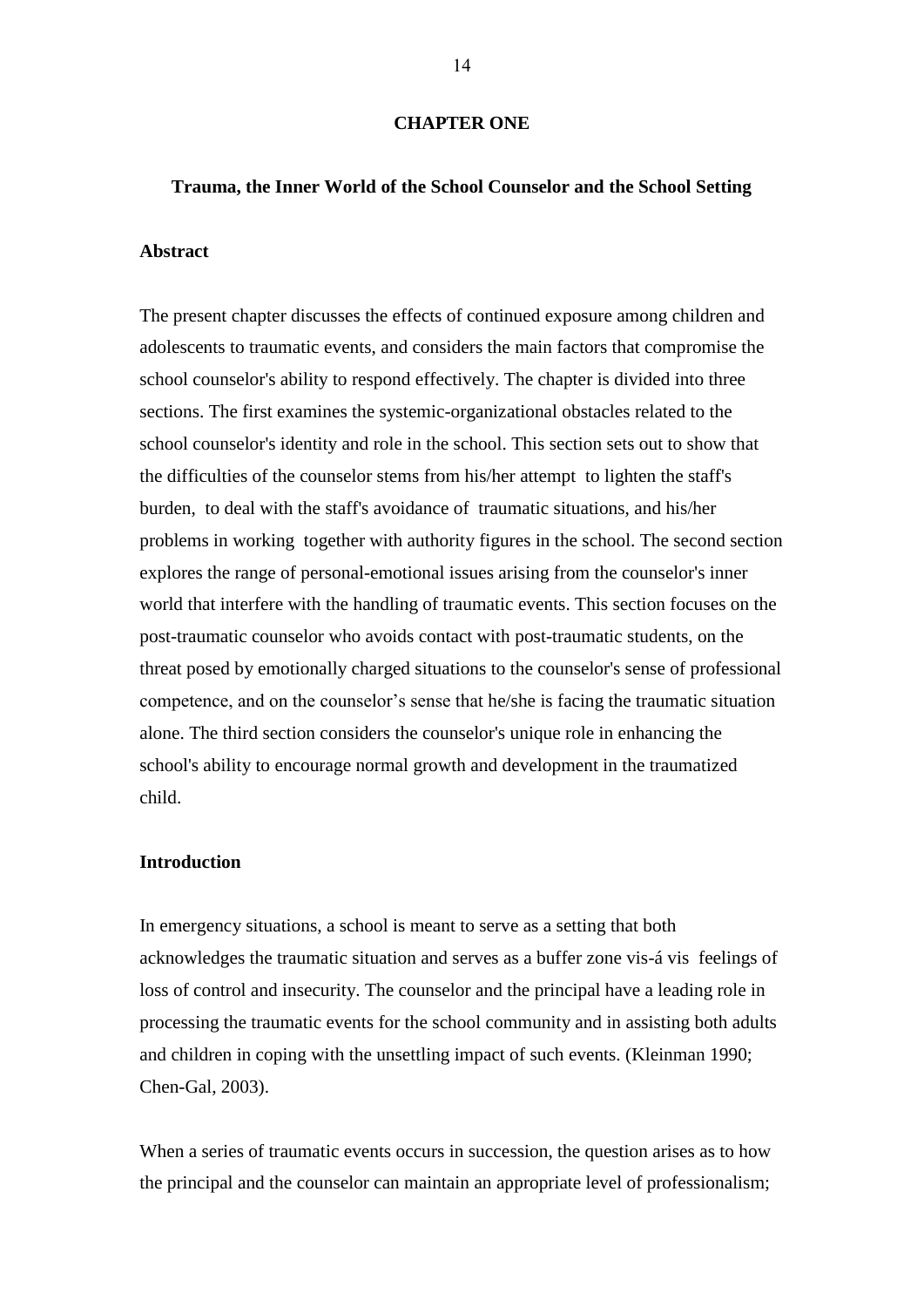# CHAPTER ONE

## Trauma, the Inner World of the School Counselor and the School Setting

### Abstract

The present chapter discusses the effects of continued exposure among children and adolescents to traumatic events, and considers the main factors that compromise the school counselor's ability to respond effectively. The chapter is divided into three sections. The first examines the systemic-organizational obstacles related to the school counselor's identity and role in the school. This section sets out to show that the difficulties of the counselor stems from his/her attempt to lighten the staff's burden, to deal with the staff's avoidance of traumatic situations, and his/her problems in working together with authority figures in the school. The second section explores the range of personal-emotional issues arising from the counselor's inner world that interfere with the handling of traumatic events. This section focuses on the post-traumatic counselor who avoids contact with post-traumatic students, on the threat posed by emotionally charged situations to the counselor's sense of professional competence, and on the counselor's sense that he/she is facing the traumatic situation alone. The third section considers the counselor's unique role in enhancing the school's ability to encourage normal growth and development in the traumatized child.

### Introduction

In emergency situations, a school is meant to serve as a setting that both acknowledges the traumatic situation and serves as a buffer zone vis-á vis feelings of loss of control and insecurity. The counselor and the principal have a leading role in processing the traumatic events for the school community and in assisting both adults and children in coping with the unsettling impact of such events. (Kleinman 1990; Chen-Gal, 2003).

When a series of traumatic events occurs in succession, the question arises as to how the principal and the counselor can maintain an appropriate level of professionalism;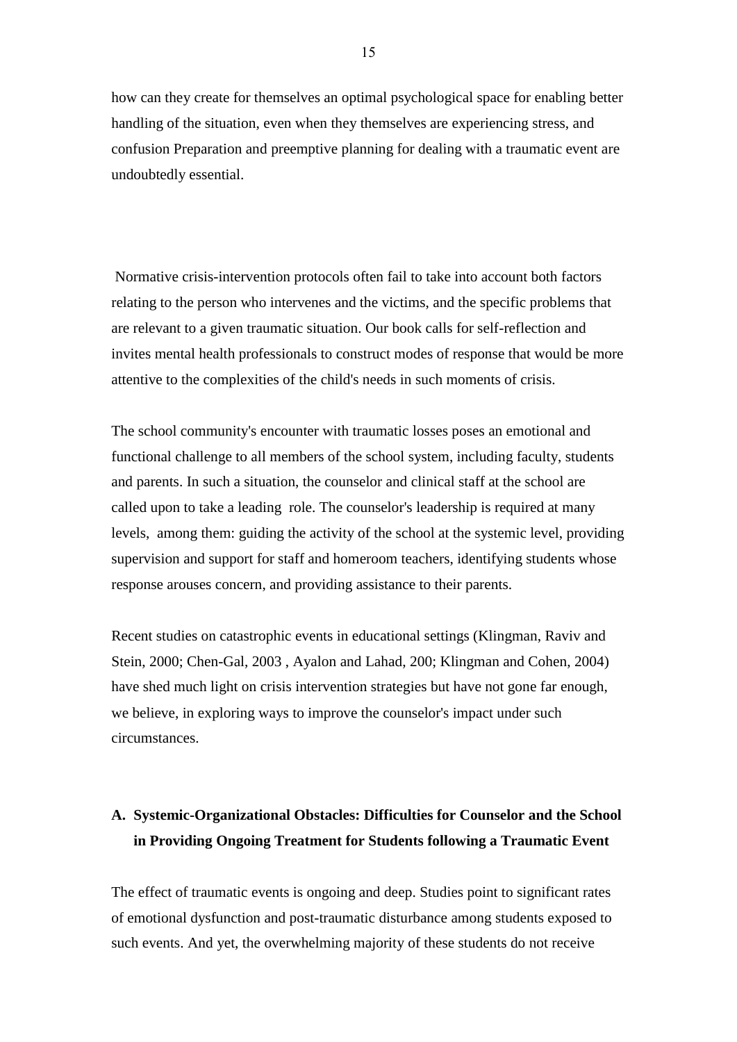how can they create for themselves an optimal psychological space for enabling better handling of the situation, even when they themselves are experiencing stress, and confusion Preparation and preemptive planning for dealing with a traumatic event are undoubtedly essential.

Normative crisis-intervention protocols often fail to take into account both factors relating to the person who intervenes and the victims, and the specific problems that are relevant to a given traumatic situation. Our book calls for self-reflection and invites mental health professionals to construct modes of response that would be more attentive to the complexities of the child's needs in such moments of crisis.

The school community's encounter with traumatic losses poses an emotional and functional challenge to all members of the school system, including faculty, students and parents. In such a situation, the counselor and clinical staff at the school are called upon to take a leading role. The counselor's leadership is required at many levels, among them: guiding the activity of the school at the systemic level, providing supervision and support for staff and homeroom teachers, identifying students whose response arouses concern, and providing assistance to their parents.

Recent studies on catastrophic events in educational settings (Klingman, Raviv and Stein, 2000; Chen-Gal, 2003 , Ayalon and Lahad, 200; Klingman and Cohen, 2004) have shed much light on crisis intervention strategies but have not gone far enough, we believe, in exploring ways to improve the counselor's impact under such circumstances.

## A. Systemic-Organizational Obstacles: Difficulties for Counselor and the School in Providing Ongoing Treatment for Students following a Traumatic Event

The effect of traumatic events is ongoing and deep. Studies point to significant rates of emotional dysfunction and post-traumatic disturbance among students exposed to such events. And yet, the overwhelming majority of these students do not receive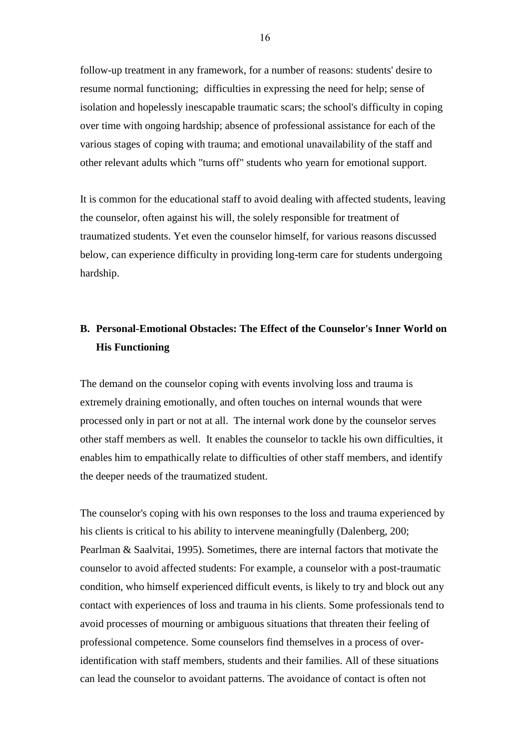follow-up treatment in any framework, for a number of reasons: students' desire to resume normal functioning; difficulties in expressing the need for help; sense of isolation and hopelessly inescapable traumatic scars; the school's difficulty in coping over time with ongoing hardship; absence of professional assistance for each of the various stages of coping with trauma; and emotional unavailability of the staff and other relevant adults which "turns off" students who yearn for emotional support.

It is common for the educational staff to avoid dealing with affected students, leaving the counselor, often against his will, the solely responsible for treatment of traumatized students. Yet even the counselor himself, for various reasons discussed below, can experience difficulty in providing long-term care for students undergoing hardship.

## B. Personal-Emotional Obstacles: The Effect of the Counselor's Inner World on His Functioning

The demand on the counselor coping with events involving loss and trauma is extremely draining emotionally, and often touches on internal wounds that were processed only in part or not at all. The internal work done by the counselor serves other staff members as well. It enables the counselor to tackle his own difficulties, it enables him to empathically relate to difficulties of other staff members, and identify the deeper needs of the traumatized student.

The counselor's coping with his own responses to the loss and trauma experienced by his clients is critical to his ability to intervene meaningfully (Dalenberg, 200; Pearlman & Saalvitai, 1995). Sometimes, there are internal factors that motivate the counselor to avoid affected students: For example, a counselor with a post-traumatic condition, who himself experienced difficult events, is likely to try and block out any contact with experiences of loss and trauma in his clients. Some professionals tend to avoid processes of mourning or ambiguous situations that threaten their feeling of professional competence. Some counselors find themselves in a process of over-identification with staff members, students and their families. All of these situations can lead the counselor to avoidant patterns. The avoidance of contact is often not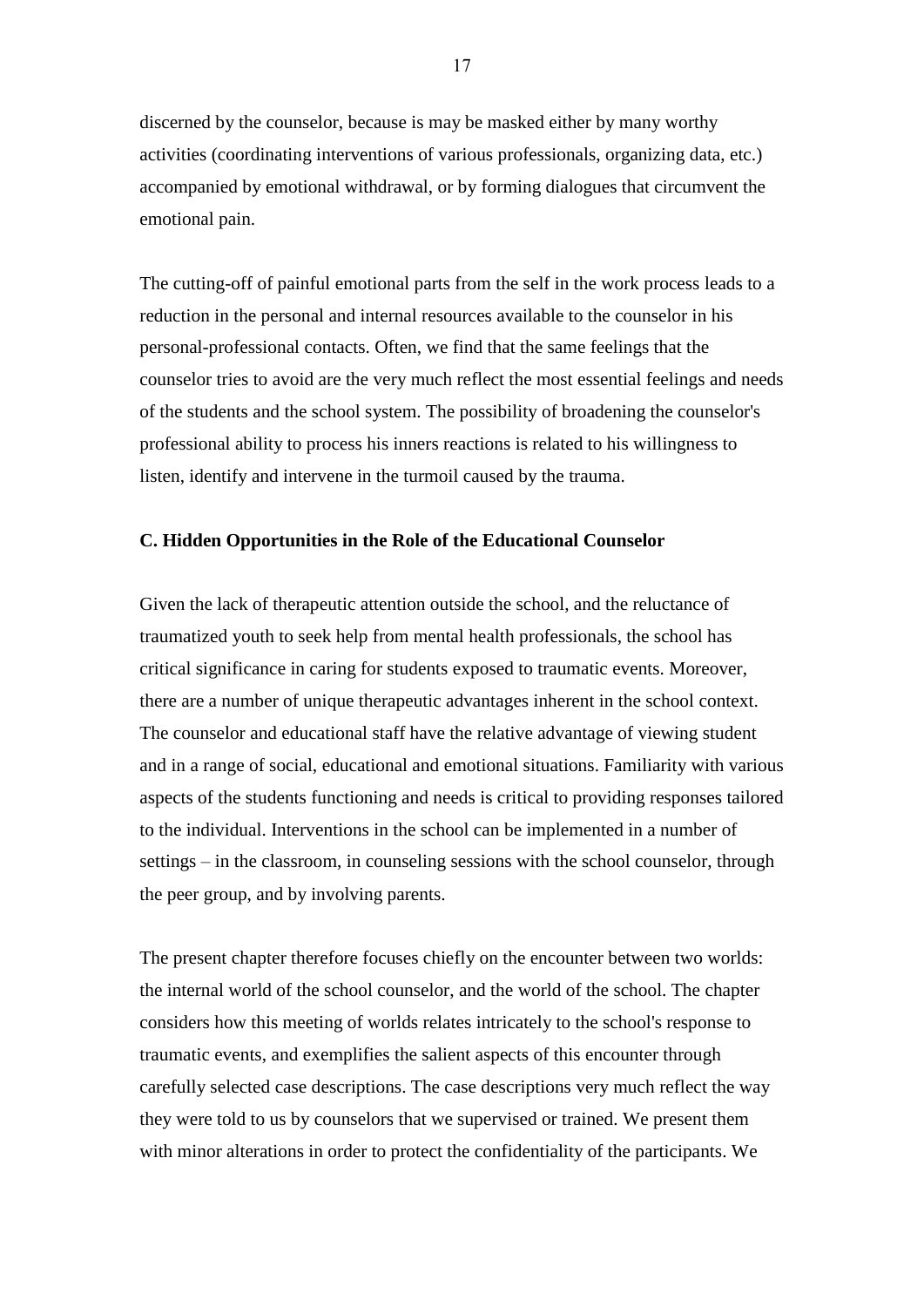discerned by the counselor, because is may be masked either by many worthy activities (coordinating interventions of various professionals, organizing data, etc.) accompanied by emotional withdrawal, or by forming dialogues that circumvent the emotional pain.

The cutting-off of painful emotional parts from the self in the work process leads to a reduction in the personal and internal resources available to the counselor in his personal-professional contacts. Often, we find that the same feelings that the counselor tries to avoid are the very much reflect the most essential feelings and needs of the students and the school system. The possibility of broadening the counselor's professional ability to process his inners reactions is related to his willingness to listen, identify and intervene in the turmoil caused by the trauma.

**C. Hidden Opportunities in the Role of the Educational Counselor**

Given the lack of therapeutic attention outside the school, and the reluctance of traumatized youth to seek help from mental health professionals, the school has critical significance in caring for students exposed to traumatic events. Moreover, there are a number of unique therapeutic advantages inherent in the school context. The counselor and educational staff have the relative advantage of viewing student and in a range of social, educational and emotional situations. Familiarity with various aspects of the students functioning and needs is critical to providing responses tailored to the individual. Interventions in the school can be implemented in a number of settings – in the classroom, in counseling sessions with the school counselor, through the peer group, and by involving parents.

The present chapter therefore focuses chiefly on the encounter between two worlds: the internal world of the school counselor, and the world of the school. The chapter considers how this meeting of worlds relates intricately to the school's response to traumatic events, and exemplifies the salient aspects of this encounter through carefully selected case descriptions. The case descriptions very much reflect the way they were told to us by counselors that we supervised or trained. We present them with minor alterations in order to protect the confidentiality of the participants. We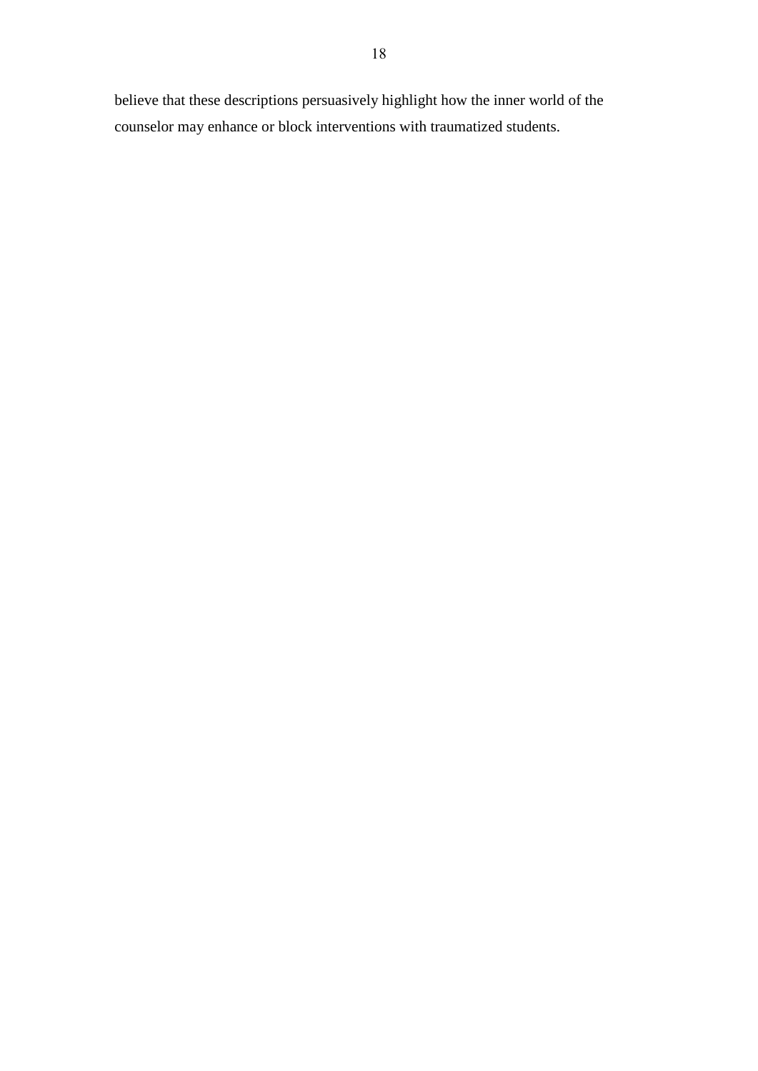believe that these descriptions persuasively highlight how the inner world of the counselor may enhance or block interventions with traumatized students.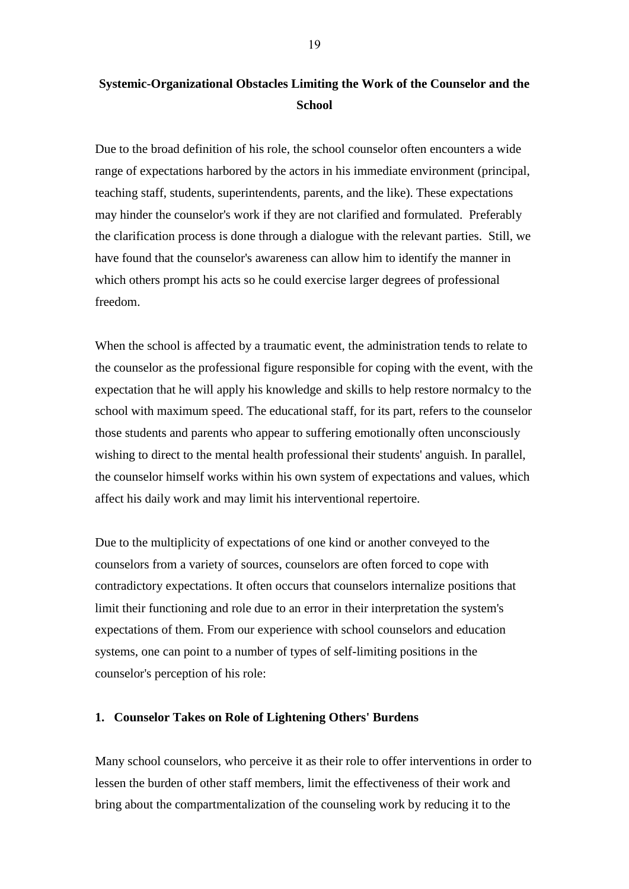## Systemic-Organizational Obstacles Limiting the Work of the Counselor and the School

Due to the broad definition of his role, the school counselor often encounters a wide range of expectations harbored by the actors in his immediate environment (principal, teaching staff, students, superintendents, parents, and the like). These expectations may hinder the counselor's work if they are not clarified and formulated. Preferably the clarification process is done through a dialogue with the relevant parties. Still, we have found that the counselor's awareness can allow him to identify the manner in which others prompt his acts so he could exercise larger degrees of professional freedom.

When the school is affected by a traumatic event, the administration tends to relate to the counselor as the professional figure responsible for coping with the event, with the expectation that he will apply his knowledge and skills to help restore normalcy to the school with maximum speed. The educational staff, for its part, refers to the counselor those students and parents who appear to suffering emotionally often unconsciously wishing to direct to the mental health professional their students' anguish. In parallel, the counselor himself works within his own system of expectations and values, which affect his daily work and may limit his interventional repertoire.

Due to the multiplicity of expectations of one kind or another conveyed to the counselors from a variety of sources, counselors are often forced to cope with contradictory expectations. It often occurs that counselors internalize positions that limit their functioning and role due to an error in their interpretation the system's expectations of them. From our experience with school counselors and education systems, one can point to a number of types of self-limiting positions in the counselor's perception of his role:

### 1. Counselor Takes on Role of Lightening Others' Burdens

Many school counselors, who perceive it as their role to offer interventions in order to lessen the burden of other staff members, limit the effectiveness of their work and bring about the compartmentalization of the counseling work by reducing it to the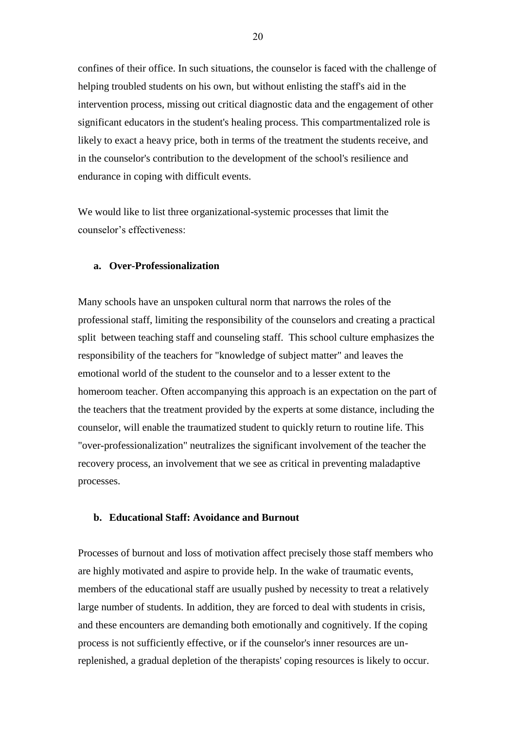confines of their office. In such situations, the counselor is faced with the challenge of helping troubled students on his own, but without enlisting the staff's aid in the intervention process, missing out critical diagnostic data and the engagement of other significant educators in the student's healing process. This compartmentalized role is likely to exact a heavy price, both in terms of the treatment the students receive, and in the counselor's contribution to the development of the school's resilience and endurance in coping with difficult events.

We would like to list three organizational-systemic processes that limit the counselor's effectiveness:

**a. Over-Professionalization**

Many schools have an unspoken cultural norm that narrows the roles of the professional staff, limiting the responsibility of the counselors and creating a practical split between teaching staff and counseling staff. This school culture emphasizes the responsibility of the teachers for "knowledge of subject matter" and leaves the emotional world of the student to the counselor and to a lesser extent to the homeroom teacher. Often accompanying this approach is an expectation on the part of the teachers that the treatment provided by the experts at some distance, including the counselor, will enable the traumatized student to quickly return to routine life. This "over-professionalization" neutralizes the significant involvement of the teacher the recovery process, an involvement that we see as critical in preventing maladaptive processes.

**b. Educational Staff: Avoidance and Burnout**

Processes of burnout and loss of motivation affect precisely those staff members who are highly motivated and aspire to provide help. In the wake of traumatic events, members of the educational staff are usually pushed by necessity to treat a relatively large number of students. In addition, they are forced to deal with students in crisis, and these encounters are demanding both emotionally and cognitively. If the coping process is not sufficiently effective, or if the counselor's inner resources are un-replenished, a gradual depletion of the therapists' coping resources is likely to occur.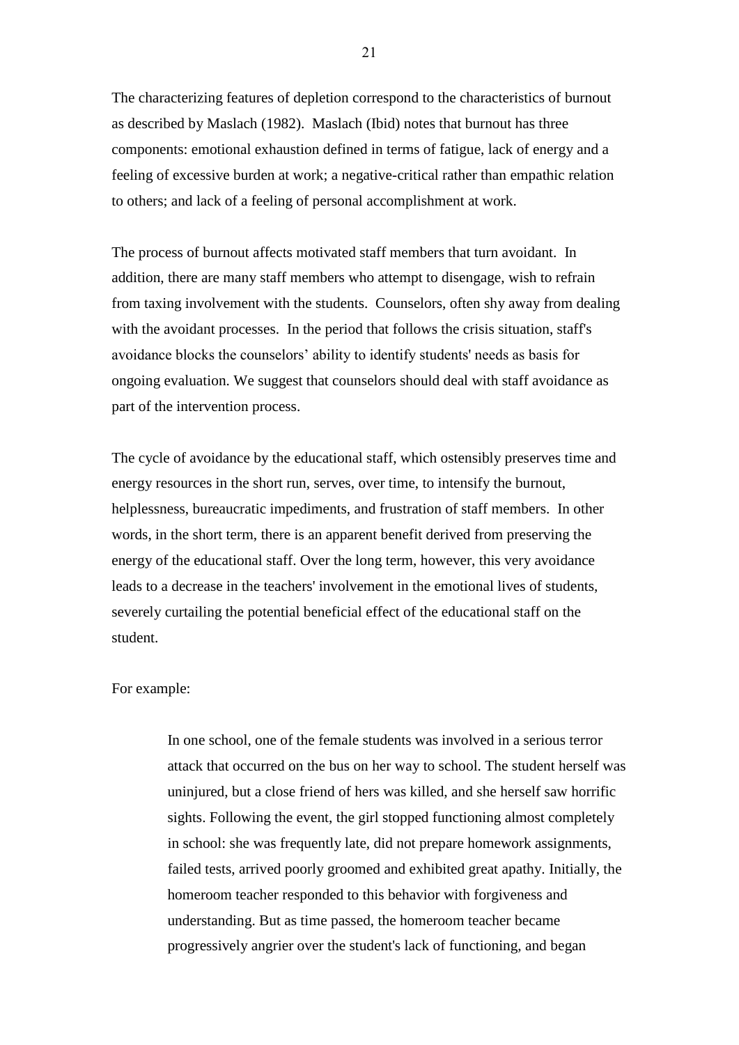The characterizing features of depletion correspond to the characteristics of burnout as described by Maslach (1982). Maslach (Ibid) notes that burnout has three components: emotional exhaustion defined in terms of fatigue, lack of energy and a feeling of excessive burden at work; a negative-critical rather than empathic relation to others; and lack of a feeling of personal accomplishment at work.

The process of burnout affects motivated staff members that turn avoidant. In addition, there are many staff members who attempt to disengage, wish to refrain from taxing involvement with the students. Counselors, often shy away from dealing with the avoidant processes. In the period that follows the crisis situation, staff's avoidance blocks the counselors' ability to identify students' needs as basis for ongoing evaluation. We suggest that counselors should deal with staff avoidance as part of the intervention process.

The cycle of avoidance by the educational staff, which ostensibly preserves time and energy resources in the short run, serves, over time, to intensify the burnout, helplessness, bureaucratic impediments, and frustration of staff members. In other words, in the short term, there is an apparent benefit derived from preserving the energy of the educational staff. Over the long term, however, this very avoidance leads to a decrease in the teachers' involvement in the emotional lives of students, severely curtailing the potential beneficial effect of the educational staff on the student.

For example:

> In one school, one of the female students was involved in a serious terror attack that occurred on the bus on her way to school. The student herself was uninjured, but a close friend of hers was killed, and she herself saw horrific sights. Following the event, the girl stopped functioning almost completely in school: she was frequently late, did not prepare homework assignments, failed tests, arrived poorly groomed and exhibited great apathy. Initially, the homeroom teacher responded to this behavior with forgiveness and understanding. But as time passed, the homeroom teacher became progressively angrier over the student's lack of functioning, and began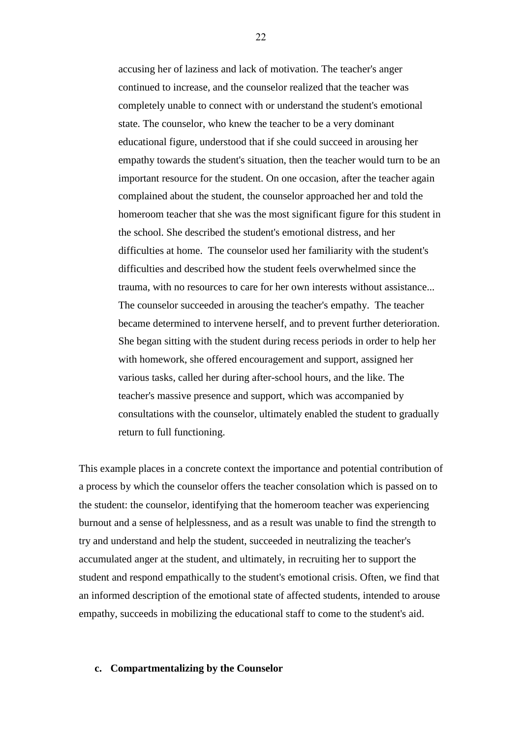> accusing her of laziness and lack of motivation. The teacher's anger continued to increase, and the counselor realized that the teacher was completely unable to connect with or understand the student's emotional state. The counselor, who knew the teacher to be a very dominant educational figure, understood that if she could succeed in arousing her empathy towards the student's situation, then the teacher would turn to be an important resource for the student. On one occasion, after the teacher again complained about the student, the counselor approached her and told the homeroom teacher that she was the most significant figure for this student in the school. She described the student's emotional distress, and her difficulties at home. The counselor used her familiarity with the student's difficulties and described how the student feels overwhelmed since the trauma, with no resources to care for her own interests without assistance... The counselor succeeded in arousing the teacher's empathy. The teacher became determined to intervene herself, and to prevent further deterioration. She began sitting with the student during recess periods in order to help her with homework, she offered encouragement and support, assigned her various tasks, called her during after-school hours, and the like. The teacher's massive presence and support, which was accompanied by consultations with the counselor, ultimately enabled the student to gradually return to full functioning.

This example places in a concrete context the importance and potential contribution of a process by which the counselor offers the teacher consolation which is passed on to the student: the counselor, identifying that the homeroom teacher was experiencing burnout and a sense of helplessness, and as a result was unable to find the strength to try and understand and help the student, succeeded in neutralizing the teacher's accumulated anger at the student, and ultimately, in recruiting her to support the student and respond empathically to the student's emotional crisis. Often, we find that an informed description of the emotional state of affected students, intended to arouse empathy, succeeds in mobilizing the educational staff to come to the student's aid.

### c. Compartmentalizing by the Counselor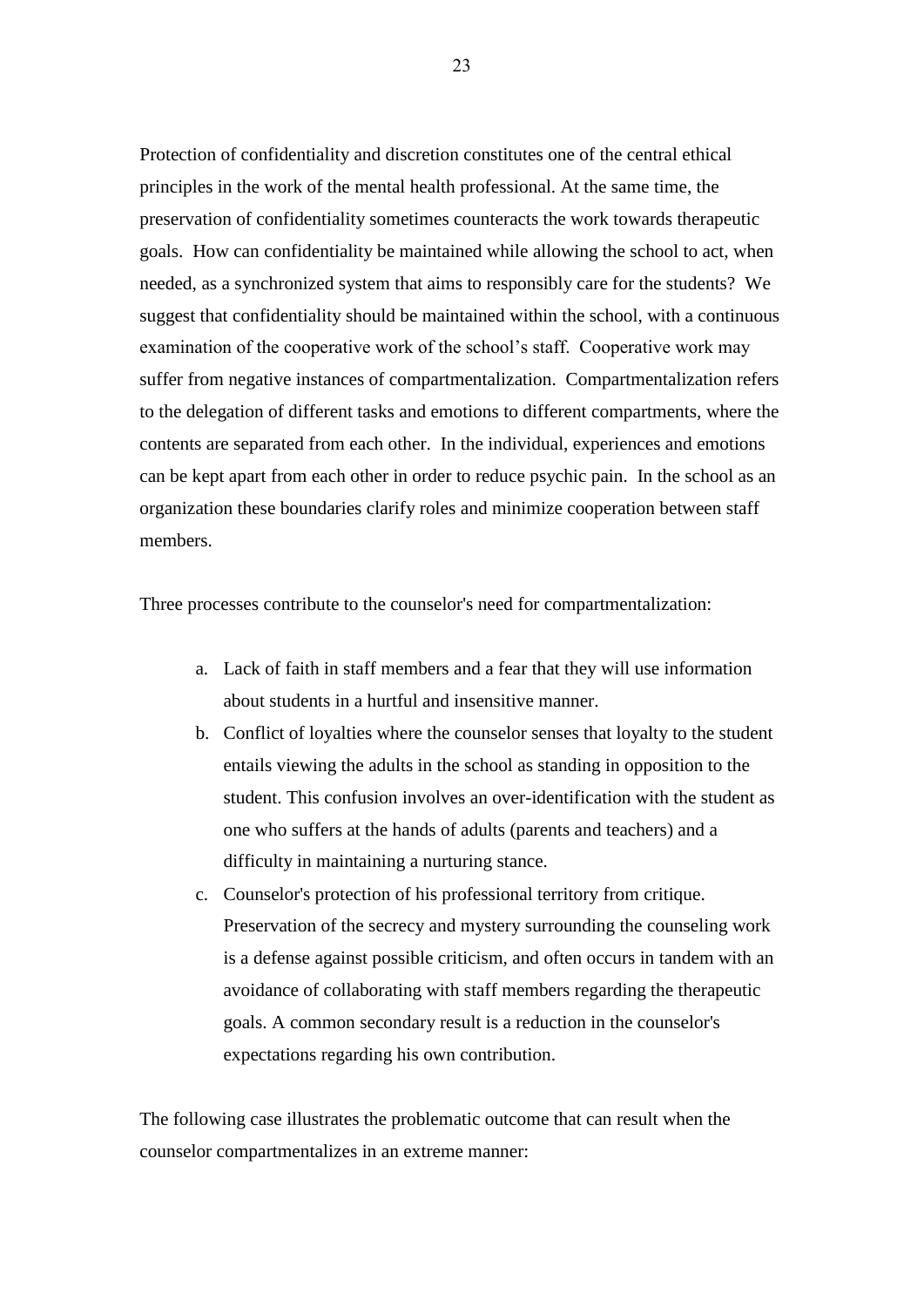Protection of confidentiality and discretion constitutes one of the central ethical principles in the work of the mental health professional. At the same time, the preservation of confidentiality sometimes counteracts the work towards therapeutic goals. How can confidentiality be maintained while allowing the school to act, when needed, as a synchronized system that aims to responsibly care for the students? We suggest that confidentiality should be maintained within the school, with a continuous examination of the cooperative work of the school's staff. Cooperative work may suffer from negative instances of compartmentalization. Compartmentalization refers to the delegation of different tasks and emotions to different compartments, where the contents are separated from each other. In the individual, experiences and emotions can be kept apart from each other in order to reduce psychic pain. In the school as an organization these boundaries clarify roles and minimize cooperation between staff members.

Three processes contribute to the counselor's need for compartmentalization:

a. Lack of faith in staff members and a fear that they will use information about students in a hurtful and insensitive manner.
b. Conflict of loyalties where the counselor senses that loyalty to the student entails viewing the adults in the school as standing in opposition to the student. This confusion involves an over-identification with the student as one who suffers at the hands of adults (parents and teachers) and a difficulty in maintaining a nurturing stance.
c. Counselor's protection of his professional territory from critique. Preservation of the secrecy and mystery surrounding the counseling work is a defense against possible criticism, and often occurs in tandem with an avoidance of collaborating with staff members regarding the therapeutic goals. A common secondary result is a reduction in the counselor's expectations regarding his own contribution.

The following case illustrates the problematic outcome that can result when the counselor compartmentalizes in an extreme manner: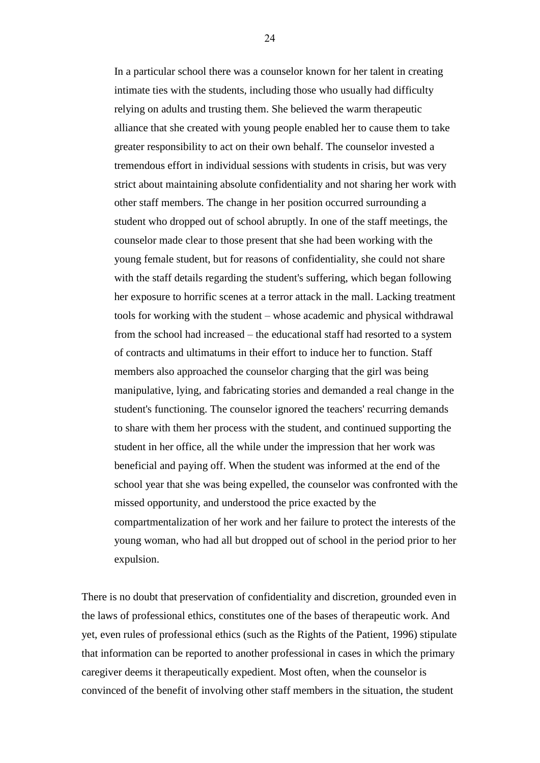> In a particular school there was a counselor known for her talent in creating intimate ties with the students, including those who usually had difficulty relying on adults and trusting them. She believed the warm therapeutic alliance that she created with young people enabled her to cause them to take greater responsibility to act on their own behalf. The counselor invested a tremendous effort in individual sessions with students in crisis, but was very strict about maintaining absolute confidentiality and not sharing her work with other staff members. The change in her position occurred surrounding a student who dropped out of school abruptly. In one of the staff meetings, the counselor made clear to those present that she had been working with the young female student, but for reasons of confidentiality, she could not share with the staff details regarding the student's suffering, which began following her exposure to horrific scenes at a terror attack in the mall. Lacking treatment tools for working with the student – whose academic and physical withdrawal from the school had increased – the educational staff had resorted to a system of contracts and ultimatums in their effort to induce her to function. Staff members also approached the counselor charging that the girl was being manipulative, lying, and fabricating stories and demanded a real change in the student's functioning. The counselor ignored the teachers' recurring demands to share with them her process with the student, and continued supporting the student in her office, all the while under the impression that her work was beneficial and paying off. When the student was informed at the end of the school year that she was being expelled, the counselor was confronted with the missed opportunity, and understood the price exacted by the compartmentalization of her work and her failure to protect the interests of the young woman, who had all but dropped out of school in the period prior to her expulsion.

There is no doubt that preservation of confidentiality and discretion, grounded even in the laws of professional ethics, constitutes one of the bases of therapeutic work. And yet, even rules of professional ethics (such as the Rights of the Patient, 1996) stipulate that information can be reported to another professional in cases in which the primary caregiver deems it therapeutically expedient. Most often, when the counselor is convinced of the benefit of involving other staff members in the situation, the student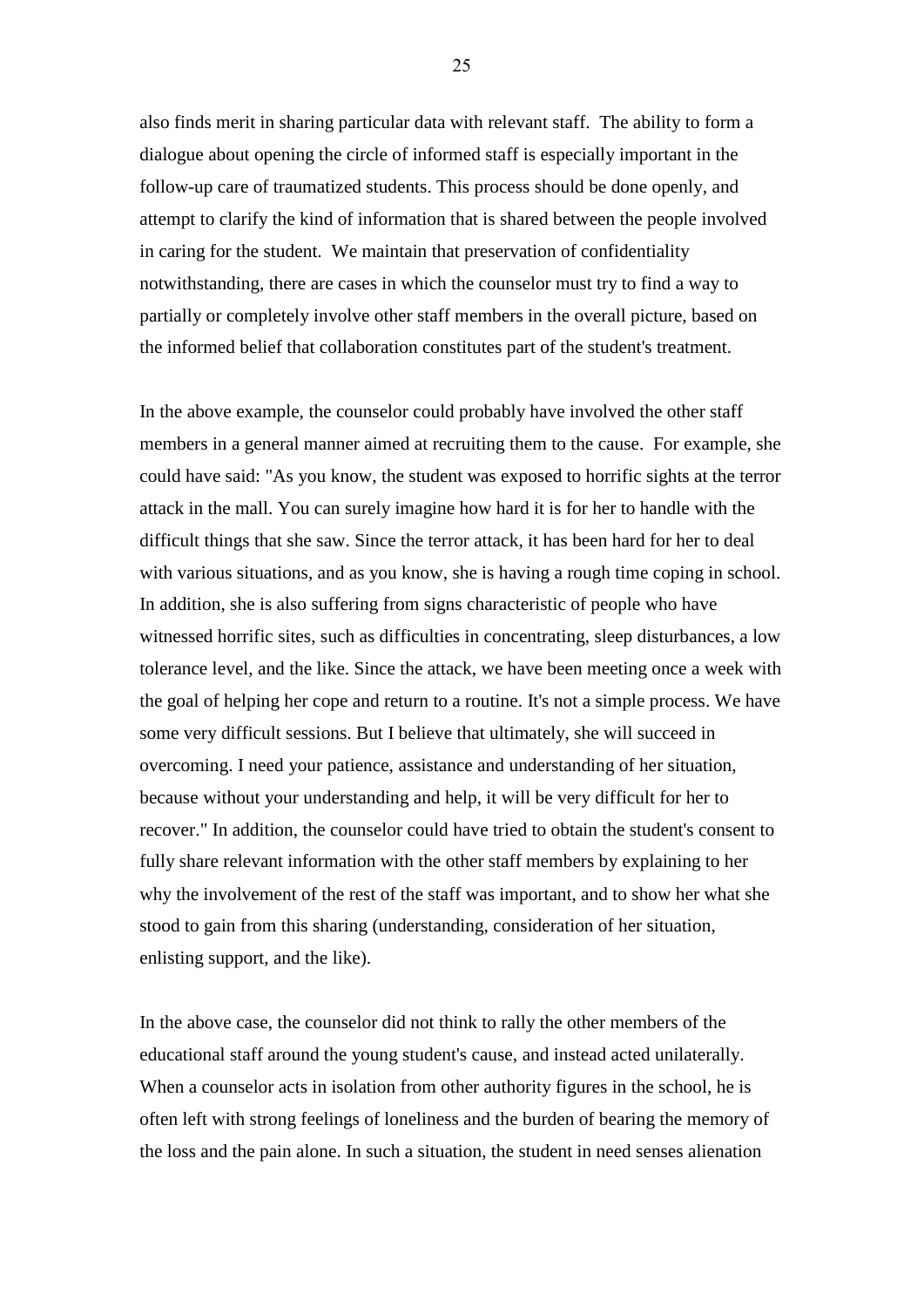also finds merit in sharing particular data with relevant staff. The ability to form a dialogue about opening the circle of informed staff is especially important in the follow-up care of traumatized students. This process should be done openly, and attempt to clarify the kind of information that is shared between the people involved in caring for the student. We maintain that preservation of confidentiality notwithstanding, there are cases in which the counselor must try to find a way to partially or completely involve other staff members in the overall picture, based on the informed belief that collaboration constitutes part of the student's treatment.

In the above example, the counselor could probably have involved the other staff members in a general manner aimed at recruiting them to the cause. For example, she could have said: "As you know, the student was exposed to horrific sights at the terror attack in the mall. You can surely imagine how hard it is for her to handle with the difficult things that she saw. Since the terror attack, it has been hard for her to deal with various situations, and as you know, she is having a rough time coping in school. In addition, she is also suffering from signs characteristic of people who have witnessed horrific sites, such as difficulties in concentrating, sleep disturbances, a low tolerance level, and the like. Since the attack, we have been meeting once a week with the goal of helping her cope and return to a routine. It's not a simple process. We have some very difficult sessions. But I believe that ultimately, she will succeed in overcoming. I need your patience, assistance and understanding of her situation, because without your understanding and help, it will be very difficult for her to recover." In addition, the counselor could have tried to obtain the student's consent to fully share relevant information with the other staff members by explaining to her why the involvement of the rest of the staff was important, and to show her what she stood to gain from this sharing (understanding, consideration of her situation, enlisting support, and the like).

In the above case, the counselor did not think to rally the other members of the educational staff around the young student's cause, and instead acted unilaterally. When a counselor acts in isolation from other authority figures in the school, he is often left with strong feelings of loneliness and the burden of bearing the memory of the loss and the pain alone. In such a situation, the student in need senses alienation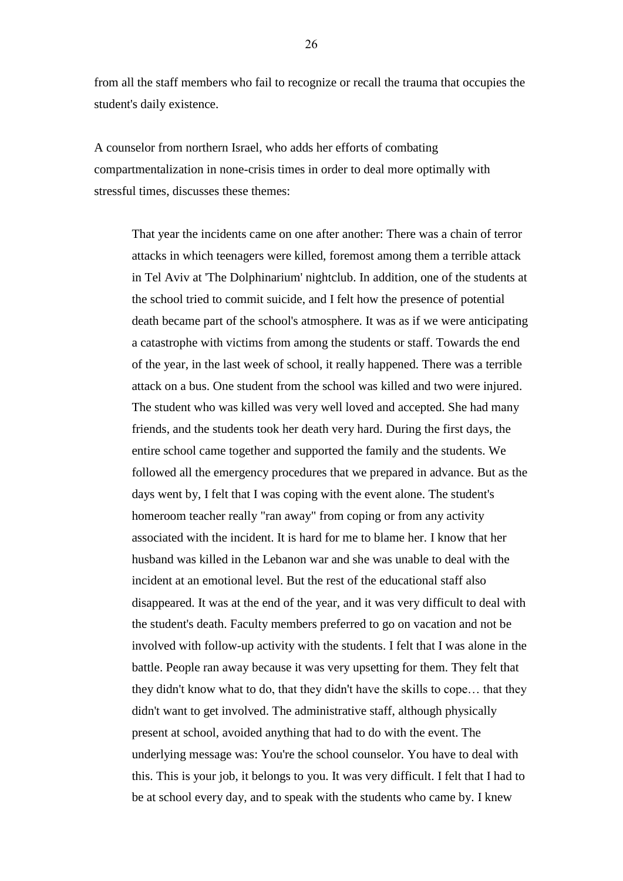from all the staff members who fail to recognize or recall the trauma that occupies the student's daily existence.

A counselor from northern Israel, who adds her efforts of combating compartmentalization in none-crisis times in order to deal more optimally with stressful times, discusses these themes:

> That year the incidents came on one after another: There was a chain of terror attacks in which teenagers were killed, foremost among them a terrible attack in Tel Aviv at 'The Dolphinarium' nightclub. In addition, one of the students at the school tried to commit suicide, and I felt how the presence of potential death became part of the school's atmosphere. It was as if we were anticipating a catastrophe with victims from among the students or staff. Towards the end of the year, in the last week of school, it really happened. There was a terrible attack on a bus. One student from the school was killed and two were injured. The student who was killed was very well loved and accepted. She had many friends, and the students took her death very hard. During the first days, the entire school came together and supported the family and the students. We followed all the emergency procedures that we prepared in advance. But as the days went by, I felt that I was coping with the event alone. The student's homeroom teacher really "ran away" from coping or from any activity associated with the incident. It is hard for me to blame her. I know that her husband was killed in the Lebanon war and she was unable to deal with the incident at an emotional level. But the rest of the educational staff also disappeared. It was at the end of the year, and it was very difficult to deal with the student's death. Faculty members preferred to go on vacation and not be involved with follow-up activity with the students. I felt that I was alone in the battle. People ran away because it was very upsetting for them. They felt that they didn't know what to do, that they didn't have the skills to cope… that they didn't want to get involved. The administrative staff, although physically present at school, avoided anything that had to do with the event. The underlying message was: You're the school counselor. You have to deal with this. This is your job, it belongs to you. It was very difficult. I felt that I had to be at school every day, and to speak with the students who came by. I knew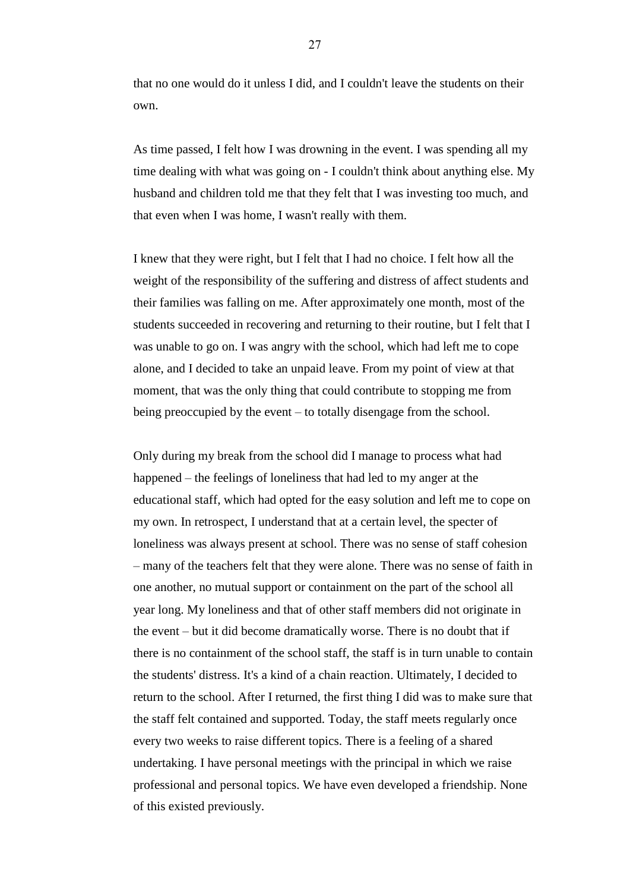that no one would do it unless I did, and I couldn't leave the students on their own.

As time passed, I felt how I was drowning in the event. I was spending all my time dealing with what was going on - I couldn't think about anything else. My husband and children told me that they felt that I was investing too much, and that even when I was home, I wasn't really with them.

I knew that they were right, but I felt that I had no choice. I felt how all the weight of the responsibility of the suffering and distress of affect students and their families was falling on me. After approximately one month, most of the students succeeded in recovering and returning to their routine, but I felt that I was unable to go on. I was angry with the school, which had left me to cope alone, and I decided to take an unpaid leave. From my point of view at that moment, that was the only thing that could contribute to stopping me from being preoccupied by the event – to totally disengage from the school.

Only during my break from the school did I manage to process what had happened – the feelings of loneliness that had led to my anger at the educational staff, which had opted for the easy solution and left me to cope on my own. In retrospect, I understand that at a certain level, the specter of loneliness was always present at school. There was no sense of staff cohesion – many of the teachers felt that they were alone. There was no sense of faith in one another, no mutual support or containment on the part of the school all year long. My loneliness and that of other staff members did not originate in the event – but it did become dramatically worse. There is no doubt that if there is no containment of the school staff, the staff is in turn unable to contain the students' distress. It's a kind of a chain reaction. Ultimately, I decided to return to the school. After I returned, the first thing I did was to make sure that the staff felt contained and supported. Today, the staff meets regularly once every two weeks to raise different topics. There is a feeling of a shared undertaking. I have personal meetings with the principal in which we raise professional and personal topics. We have even developed a friendship. None of this existed previously.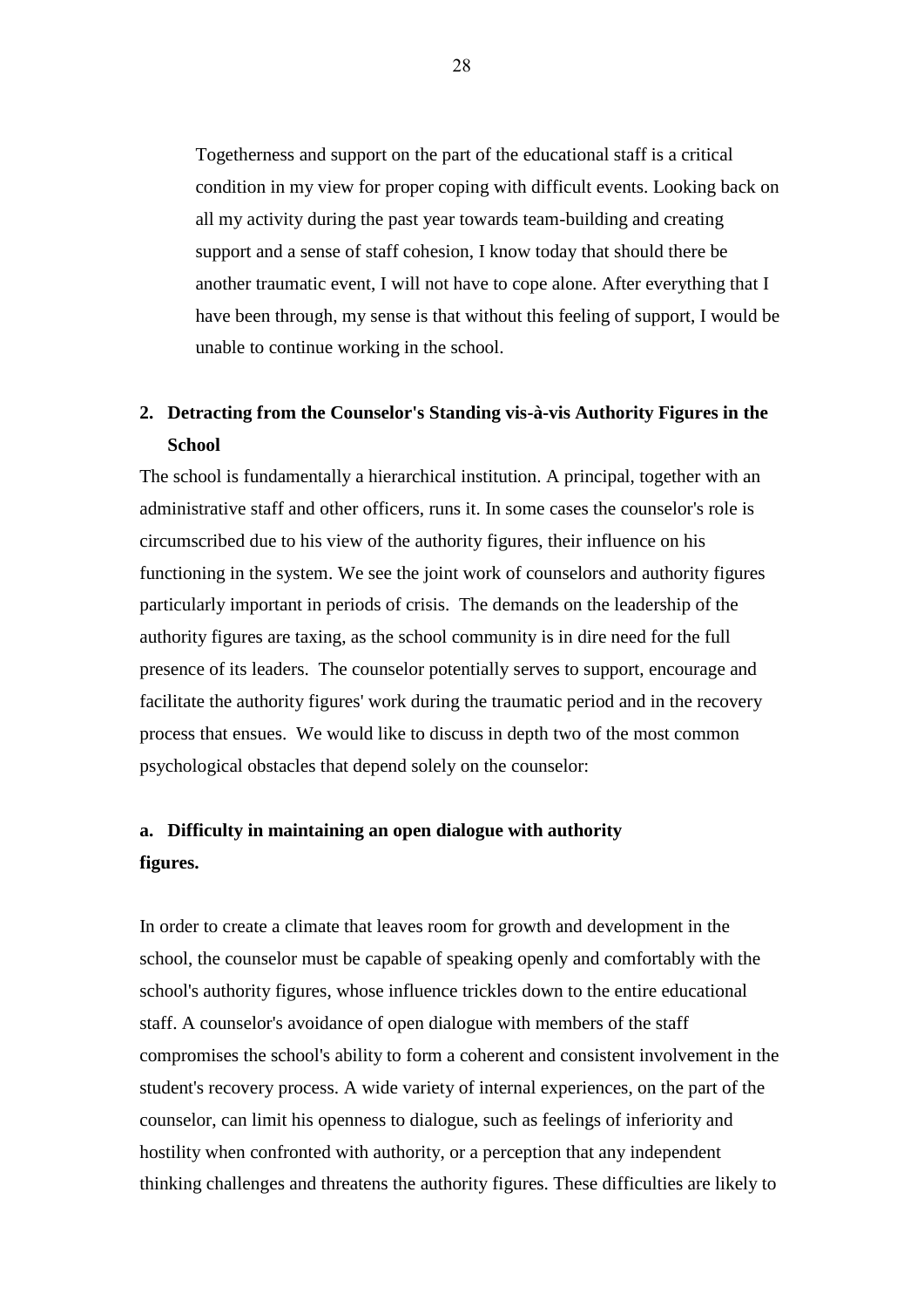> Togetherness and support on the part of the educational staff is a critical condition in my view for proper coping with difficult events. Looking back on all my activity during the past year towards team-building and creating support and a sense of staff cohesion, I know today that should there be another traumatic event, I will not have to cope alone. After everything that I have been through, my sense is that without this feeling of support, I would be unable to continue working in the school.

## 2. Detracting from the Counselor's Standing vis-à-vis Authority Figures in the School

The school is fundamentally a hierarchical institution. A principal, together with an administrative staff and other officers, runs it. In some cases the counselor's role is circumscribed due to his view of the authority figures, their influence on his functioning in the system. We see the joint work of counselors and authority figures particularly important in periods of crisis. The demands on the leadership of the authority figures are taxing, as the school community is in dire need for the full presence of its leaders. The counselor potentially serves to support, encourage and facilitate the authority figures' work during the traumatic period and in the recovery process that ensues. We would like to discuss in depth two of the most common psychological obstacles that depend solely on the counselor:

### a. Difficulty in maintaining an open dialogue with authority figures.

In order to create a climate that leaves room for growth and development in the school, the counselor must be capable of speaking openly and comfortably with the school's authority figures, whose influence trickles down to the entire educational staff. A counselor's avoidance of open dialogue with members of the staff compromises the school's ability to form a coherent and consistent involvement in the student's recovery process. A wide variety of internal experiences, on the part of the counselor, can limit his openness to dialogue, such as feelings of inferiority and hostility when confronted with authority, or a perception that any independent thinking challenges and threatens the authority figures. These difficulties are likely to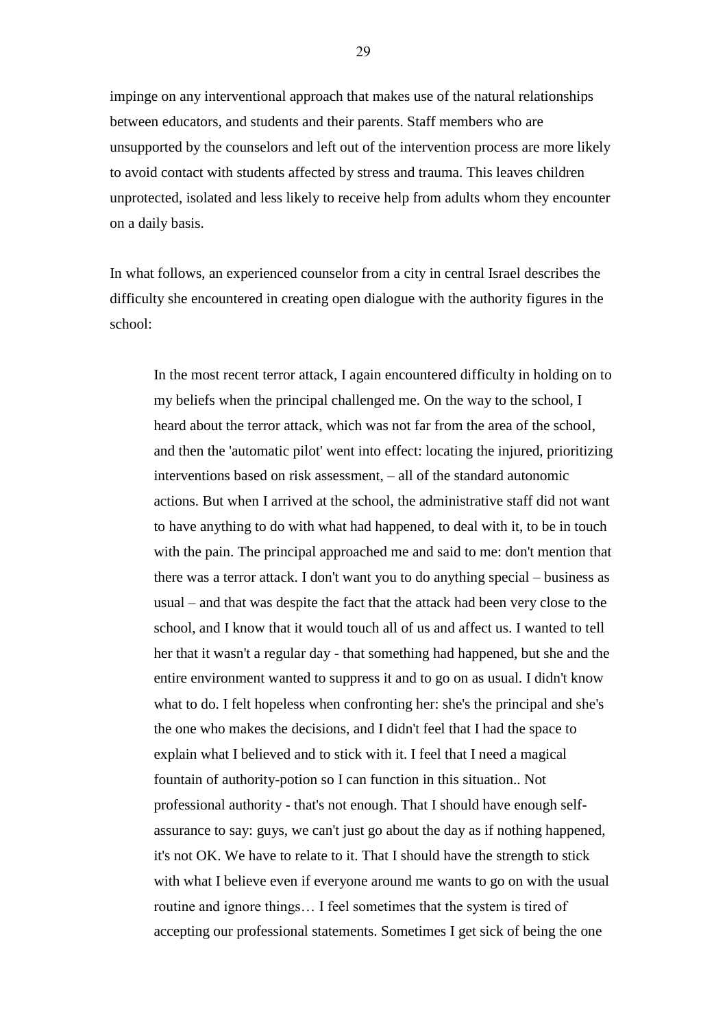impinge on any interventional approach that makes use of the natural relationships between educators, and students and their parents. Staff members who are unsupported by the counselors and left out of the intervention process are more likely to avoid contact with students affected by stress and trauma. This leaves children unprotected, isolated and less likely to receive help from adults whom they encounter on a daily basis.

In what follows, an experienced counselor from a city in central Israel describes the difficulty she encountered in creating open dialogue with the authority figures in the school:

> In the most recent terror attack, I again encountered difficulty in holding on to my beliefs when the principal challenged me. On the way to the school, I heard about the terror attack, which was not far from the area of the school, and then the 'automatic pilot' went into effect: locating the injured, prioritizing interventions based on risk assessment, – all of the standard autonomic actions. But when I arrived at the school, the administrative staff did not want to have anything to do with what had happened, to deal with it, to be in touch with the pain. The principal approached me and said to me: don't mention that there was a terror attack. I don't want you to do anything special – business as usual – and that was despite the fact that the attack had been very close to the school, and I know that it would touch all of us and affect us. I wanted to tell her that it wasn't a regular day - that something had happened, but she and the entire environment wanted to suppress it and to go on as usual. I didn't know what to do. I felt hopeless when confronting her: she's the principal and she's the one who makes the decisions, and I didn't feel that I had the space to explain what I believed and to stick with it. I feel that I need a magical fountain of authority-potion so I can function in this situation.. Not professional authority - that's not enough. That I should have enough self-assurance to say: guys, we can't just go about the day as if nothing happened, it's not OK. We have to relate to it. That I should have the strength to stick with what I believe even if everyone around me wants to go on with the usual routine and ignore things… I feel sometimes that the system is tired of accepting our professional statements. Sometimes I get sick of being the one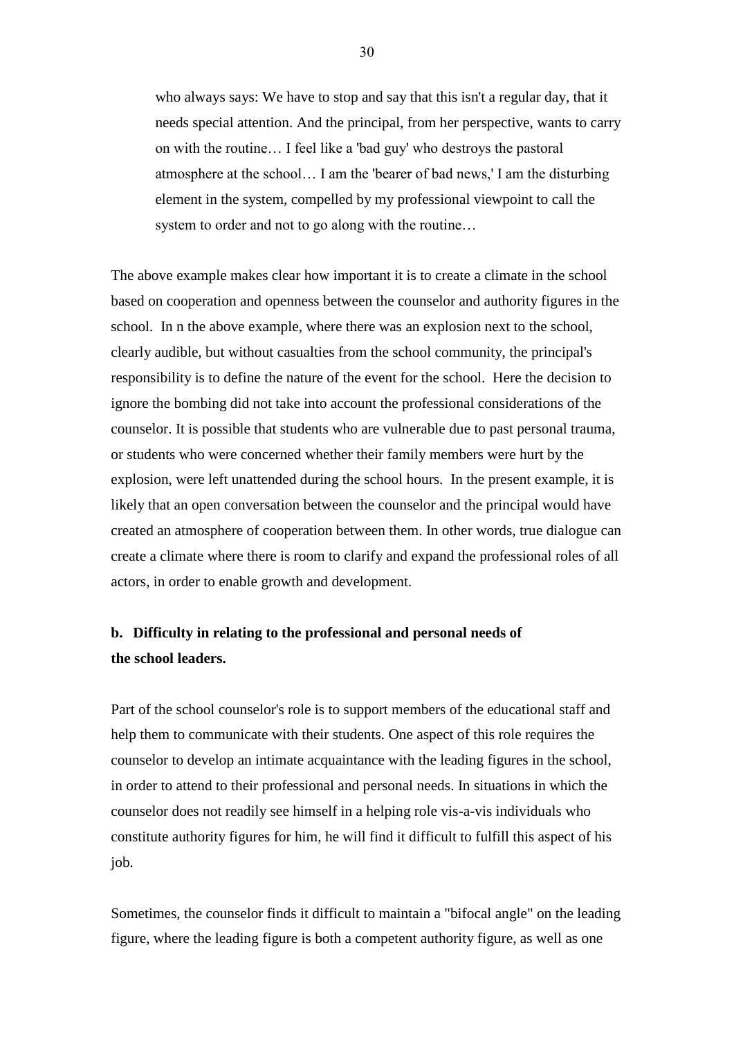> who always says: We have to stop and say that this isn't a regular day, that it needs special attention. And the principal, from her perspective, wants to carry on with the routine… I feel like a 'bad guy' who destroys the pastoral atmosphere at the school… I am the 'bearer of bad news,' I am the disturbing element in the system, compelled by my professional viewpoint to call the system to order and not to go along with the routine…

The above example makes clear how important it is to create a climate in the school based on cooperation and openness between the counselor and authority figures in the school. In n the above example, where there was an explosion next to the school, clearly audible, but without casualties from the school community, the principal's responsibility is to define the nature of the event for the school. Here the decision to ignore the bombing did not take into account the professional considerations of the counselor. It is possible that students who are vulnerable due to past personal trauma, or students who were concerned whether their family members were hurt by the explosion, were left unattended during the school hours. In the present example, it is likely that an open conversation between the counselor and the principal would have created an atmosphere of cooperation between them. In other words, true dialogue can create a climate where there is room to clarify and expand the professional roles of all actors, in order to enable growth and development.

**b. Difficulty in relating to the professional and personal needs of the school leaders.**

Part of the school counselor's role is to support members of the educational staff and help them to communicate with their students. One aspect of this role requires the counselor to develop an intimate acquaintance with the leading figures in the school, in order to attend to their professional and personal needs. In situations in which the counselor does not readily see himself in a helping role vis-a-vis individuals who constitute authority figures for him, he will find it difficult to fulfill this aspect of his job.

Sometimes, the counselor finds it difficult to maintain a "bifocal angle" on the leading figure, where the leading figure is both a competent authority figure, as well as one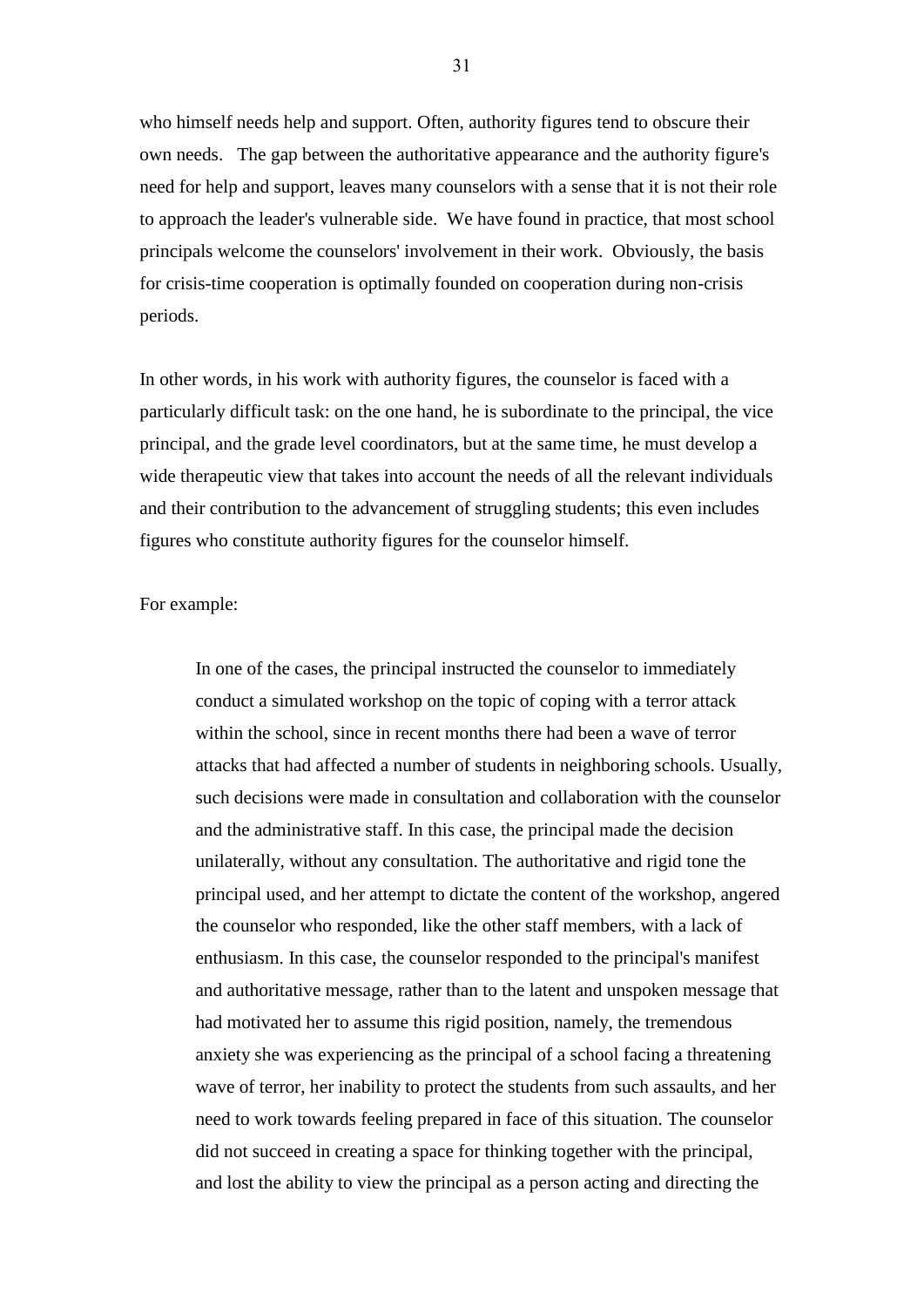who himself needs help and support. Often, authority figures tend to obscure their own needs. The gap between the authoritative appearance and the authority figure's need for help and support, leaves many counselors with a sense that it is not their role to approach the leader's vulnerable side. We have found in practice, that most school principals welcome the counselors' involvement in their work. Obviously, the basis for crisis-time cooperation is optimally founded on cooperation during non-crisis periods.

In other words, in his work with authority figures, the counselor is faced with a particularly difficult task: on the one hand, he is subordinate to the principal, the vice principal, and the grade level coordinators, but at the same time, he must develop a wide therapeutic view that takes into account the needs of all the relevant individuals and their contribution to the advancement of struggling students; this even includes figures who constitute authority figures for the counselor himself.

For example:

> In one of the cases, the principal instructed the counselor to immediately conduct a simulated workshop on the topic of coping with a terror attack within the school, since in recent months there had been a wave of terror attacks that had affected a number of students in neighboring schools. Usually, such decisions were made in consultation and collaboration with the counselor and the administrative staff. In this case, the principal made the decision unilaterally, without any consultation. The authoritative and rigid tone the principal used, and her attempt to dictate the content of the workshop, angered the counselor who responded, like the other staff members, with a lack of enthusiasm. In this case, the counselor responded to the principal's manifest and authoritative message, rather than to the latent and unspoken message that had motivated her to assume this rigid position, namely, the tremendous anxiety she was experiencing as the principal of a school facing a threatening wave of terror, her inability to protect the students from such assaults, and her need to work towards feeling prepared in face of this situation. The counselor did not succeed in creating a space for thinking together with the principal, and lost the ability to view the principal as a person acting and directing the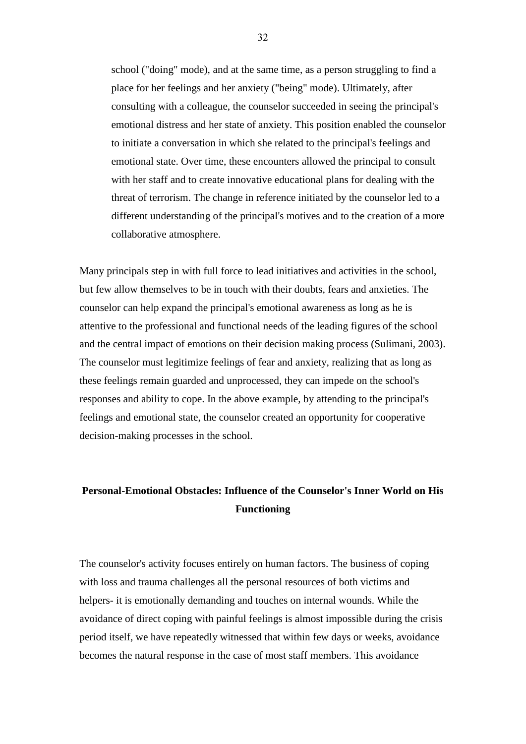> school ("doing" mode), and at the same time, as a person struggling to find a place for her feelings and her anxiety ("being" mode). Ultimately, after consulting with a colleague, the counselor succeeded in seeing the principal's emotional distress and her state of anxiety. This position enabled the counselor to initiate a conversation in which she related to the principal's feelings and emotional state. Over time, these encounters allowed the principal to consult with her staff and to create innovative educational plans for dealing with the threat of terrorism. The change in reference initiated by the counselor led to a different understanding of the principal's motives and to the creation of a more collaborative atmosphere.

Many principals step in with full force to lead initiatives and activities in the school, but few allow themselves to be in touch with their doubts, fears and anxieties. The counselor can help expand the principal's emotional awareness as long as he is attentive to the professional and functional needs of the leading figures of the school and the central impact of emotions on their decision making process (Sulimani, 2003). The counselor must legitimize feelings of fear and anxiety, realizing that as long as these feelings remain guarded and unprocessed, they can impede on the school's responses and ability to cope. In the above example, by attending to the principal's feelings and emotional state, the counselor created an opportunity for cooperative decision-making processes in the school.

## Personal-Emotional Obstacles: Influence of the Counselor's Inner World on His Functioning

The counselor's activity focuses entirely on human factors. The business of coping with loss and trauma challenges all the personal resources of both victims and helpers- it is emotionally demanding and touches on internal wounds. While the avoidance of direct coping with painful feelings is almost impossible during the crisis period itself, we have repeatedly witnessed that within few days or weeks, avoidance becomes the natural response in the case of most staff members. This avoidance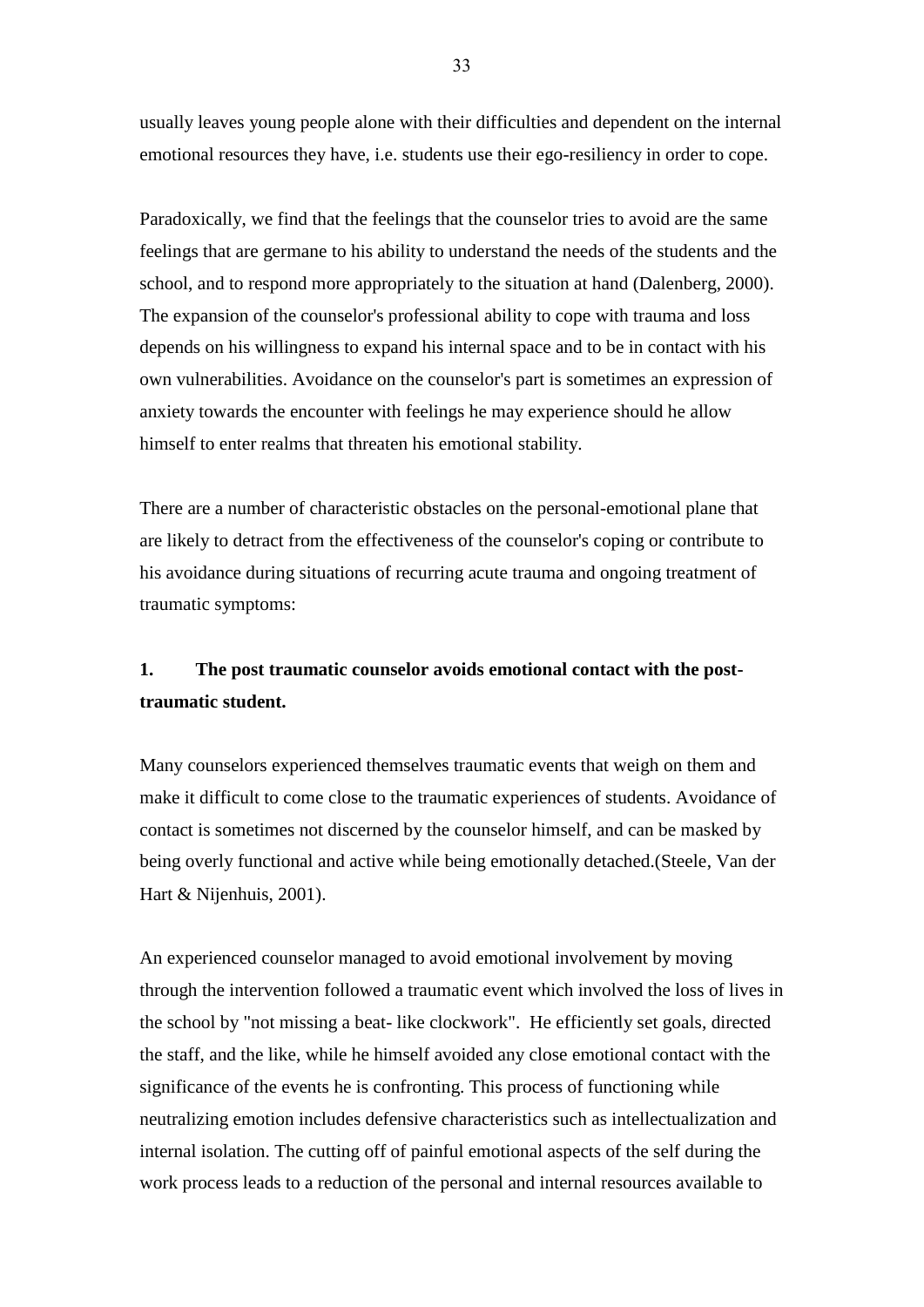usually leaves young people alone with their difficulties and dependent on the internal emotional resources they have, i.e. students use their ego-resiliency in order to cope.

Paradoxically, we find that the feelings that the counselor tries to avoid are the same feelings that are germane to his ability to understand the needs of the students and the school, and to respond more appropriately to the situation at hand (Dalenberg, 2000). The expansion of the counselor's professional ability to cope with trauma and loss depends on his willingness to expand his internal space and to be in contact with his own vulnerabilities. Avoidance on the counselor's part is sometimes an expression of anxiety towards the encounter with feelings he may experience should he allow himself to enter realms that threaten his emotional stability.

There are a number of characteristic obstacles on the personal-emotional plane that are likely to detract from the effectiveness of the counselor's coping or contribute to his avoidance during situations of recurring acute trauma and ongoing treatment of traumatic symptoms:

**1. The post traumatic counselor avoids emotional contact with the post-traumatic student.**

Many counselors experienced themselves traumatic events that weigh on them and make it difficult to come close to the traumatic experiences of students. Avoidance of contact is sometimes not discerned by the counselor himself, and can be masked by being overly functional and active while being emotionally detached.(Steele, Van der Hart & Nijenhuis, 2001).

An experienced counselor managed to avoid emotional involvement by moving through the intervention followed a traumatic event which involved the loss of lives in the school by "not missing a beat- like clockwork". He efficiently set goals, directed the staff, and the like, while he himself avoided any close emotional contact with the significance of the events he is confronting. This process of functioning while neutralizing emotion includes defensive characteristics such as intellectualization and internal isolation. The cutting off of painful emotional aspects of the self during the work process leads to a reduction of the personal and internal resources available to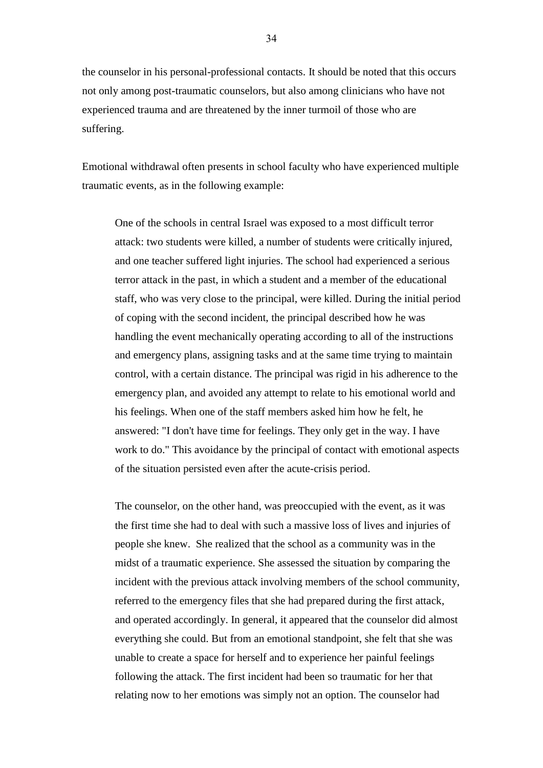the counselor in his personal-professional contacts. It should be noted that this occurs not only among post-traumatic counselors, but also among clinicians who have not experienced trauma and are threatened by the inner turmoil of those who are suffering.

Emotional withdrawal often presents in school faculty who have experienced multiple traumatic events, as in the following example:

> One of the schools in central Israel was exposed to a most difficult terror attack: two students were killed, a number of students were critically injured, and one teacher suffered light injuries. The school had experienced a serious terror attack in the past, in which a student and a member of the educational staff, who was very close to the principal, were killed. During the initial period of coping with the second incident, the principal described how he was handling the event mechanically operating according to all of the instructions and emergency plans, assigning tasks and at the same time trying to maintain control, with a certain distance. The principal was rigid in his adherence to the emergency plan, and avoided any attempt to relate to his emotional world and his feelings. When one of the staff members asked him how he felt, he answered: "I don't have time for feelings. They only get in the way. I have work to do." This avoidance by the principal of contact with emotional aspects of the situation persisted even after the acute-crisis period.
>
> The counselor, on the other hand, was preoccupied with the event, as it was the first time she had to deal with such a massive loss of lives and injuries of people she knew. She realized that the school as a community was in the midst of a traumatic experience. She assessed the situation by comparing the incident with the previous attack involving members of the school community, referred to the emergency files that she had prepared during the first attack, and operated accordingly. In general, it appeared that the counselor did almost everything she could. But from an emotional standpoint, she felt that she was unable to create a space for herself and to experience her painful feelings following the attack. The first incident had been so traumatic for her that relating now to her emotions was simply not an option. The counselor had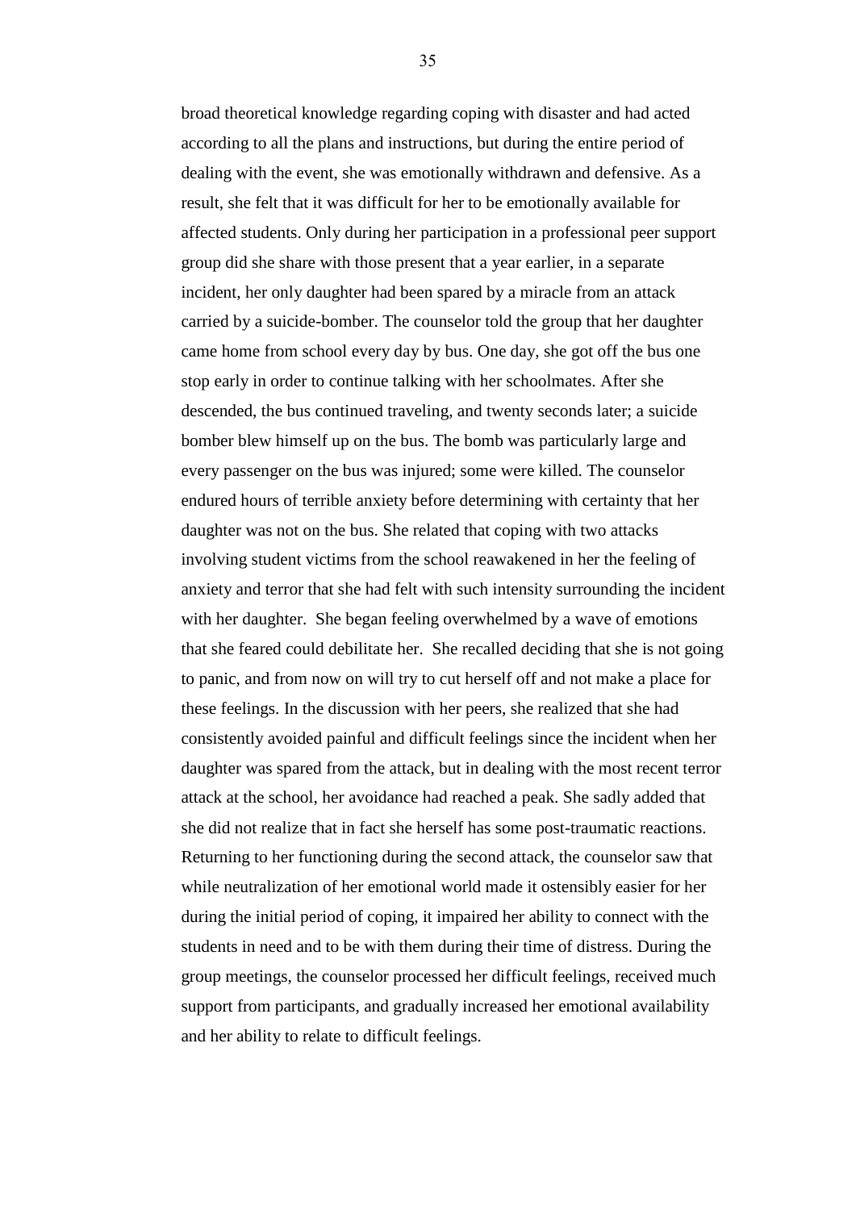broad theoretical knowledge regarding coping with disaster and had acted according to all the plans and instructions, but during the entire period of dealing with the event, she was emotionally withdrawn and defensive. As a result, she felt that it was difficult for her to be emotionally available for affected students. Only during her participation in a professional peer support group did she share with those present that a year earlier, in a separate incident, her only daughter had been spared by a miracle from an attack carried by a suicide-bomber. The counselor told the group that her daughter came home from school every day by bus. One day, she got off the bus one stop early in order to continue talking with her schoolmates. After she descended, the bus continued traveling, and twenty seconds later; a suicide bomber blew himself up on the bus. The bomb was particularly large and every passenger on the bus was injured; some were killed. The counselor endured hours of terrible anxiety before determining with certainty that her daughter was not on the bus. She related that coping with two attacks involving student victims from the school reawakened in her the feeling of anxiety and terror that she had felt with such intensity surrounding the incident with her daughter. She began feeling overwhelmed by a wave of emotions that she feared could debilitate her. She recalled deciding that she is not going to panic, and from now on will try to cut herself off and not make a place for these feelings. In the discussion with her peers, she realized that she had consistently avoided painful and difficult feelings since the incident when her daughter was spared from the attack, but in dealing with the most recent terror attack at the school, her avoidance had reached a peak. She sadly added that she did not realize that in fact she herself has some post-traumatic reactions. Returning to her functioning during the second attack, the counselor saw that while neutralization of her emotional world made it ostensibly easier for her during the initial period of coping, it impaired her ability to connect with the students in need and to be with them during their time of distress. During the group meetings, the counselor processed her difficult feelings, received much support from participants, and gradually increased her emotional availability and her ability to relate to difficult feelings.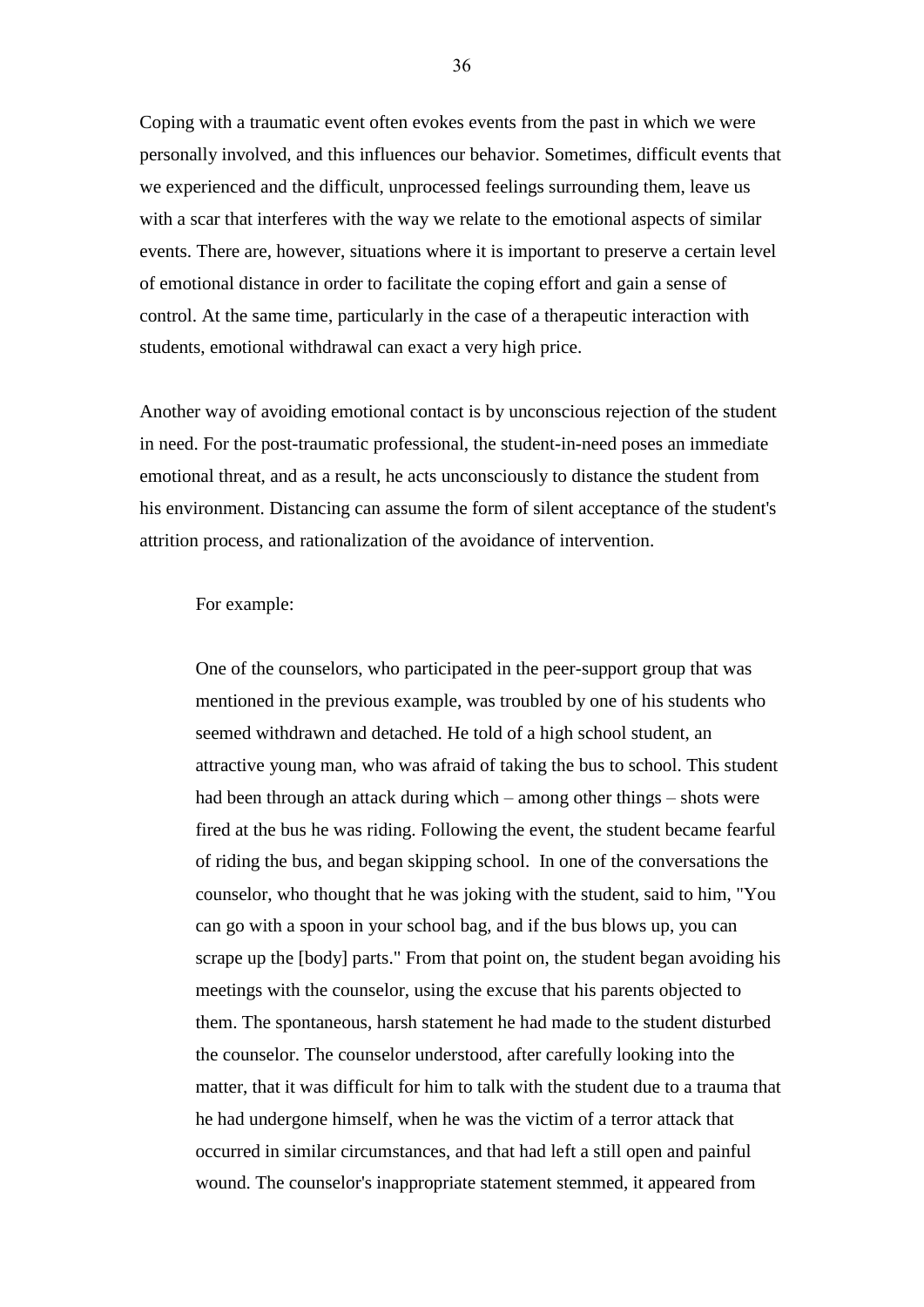Coping with a traumatic event often evokes events from the past in which we were personally involved, and this influences our behavior. Sometimes, difficult events that we experienced and the difficult, unprocessed feelings surrounding them, leave us with a scar that interferes with the way we relate to the emotional aspects of similar events. There are, however, situations where it is important to preserve a certain level of emotional distance in order to facilitate the coping effort and gain a sense of control. At the same time, particularly in the case of a therapeutic interaction with students, emotional withdrawal can exact a very high price.

Another way of avoiding emotional contact is by unconscious rejection of the student in need. For the post-traumatic professional, the student-in-need poses an immediate emotional threat, and as a result, he acts unconsciously to distance the student from his environment. Distancing can assume the form of silent acceptance of the student's attrition process, and rationalization of the avoidance of intervention.

> For example:
>
> One of the counselors, who participated in the peer-support group that was mentioned in the previous example, was troubled by one of his students who seemed withdrawn and detached. He told of a high school student, an attractive young man, who was afraid of taking the bus to school. This student had been through an attack during which – among other things – shots were fired at the bus he was riding. Following the event, the student became fearful of riding the bus, and began skipping school. In one of the conversations the counselor, who thought that he was joking with the student, said to him, "You can go with a spoon in your school bag, and if the bus blows up, you can scrape up the [body] parts." From that point on, the student began avoiding his meetings with the counselor, using the excuse that his parents objected to them. The spontaneous, harsh statement he had made to the student disturbed the counselor. The counselor understood, after carefully looking into the matter, that it was difficult for him to talk with the student due to a trauma that he had undergone himself, when he was the victim of a terror attack that occurred in similar circumstances, and that had left a still open and painful wound. The counselor's inappropriate statement stemmed, it appeared from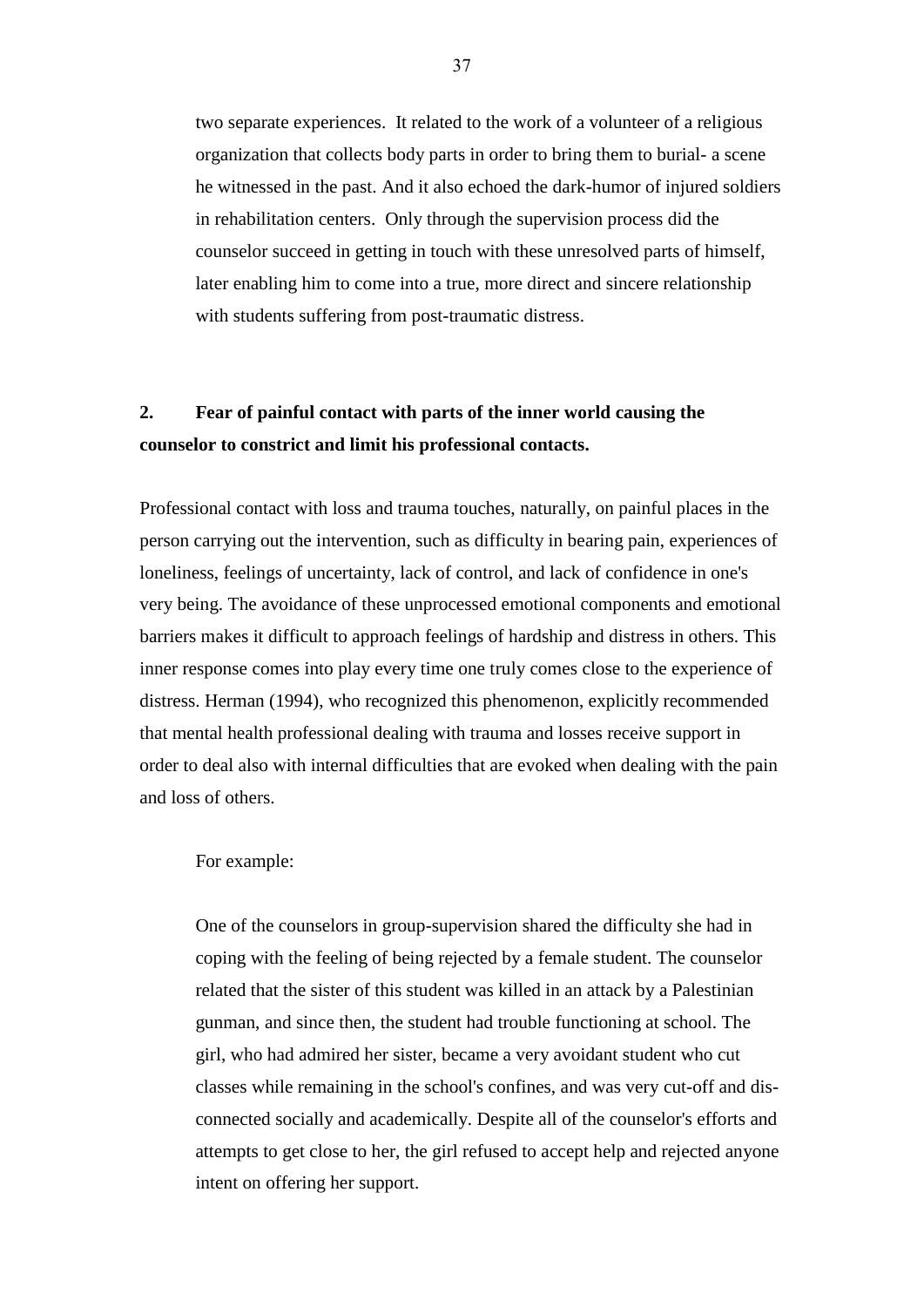two separate experiences. It related to the work of a volunteer of a religious organization that collects body parts in order to bring them to burial- a scene he witnessed in the past. And it also echoed the dark-humor of injured soldiers in rehabilitation centers. Only through the supervision process did the counselor succeed in getting in touch with these unresolved parts of himself, later enabling him to come into a true, more direct and sincere relationship with students suffering from post-traumatic distress.

**2. Fear of painful contact with parts of the inner world causing the counselor to constrict and limit his professional contacts.**

Professional contact with loss and trauma touches, naturally, on painful places in the person carrying out the intervention, such as difficulty in bearing pain, experiences of loneliness, feelings of uncertainty, lack of control, and lack of confidence in one's very being. The avoidance of these unprocessed emotional components and emotional barriers makes it difficult to approach feelings of hardship and distress in others. This inner response comes into play every time one truly comes close to the experience of distress. Herman (1994), who recognized this phenomenon, explicitly recommended that mental health professional dealing with trauma and losses receive support in order to deal also with internal difficulties that are evoked when dealing with the pain and loss of others.

For example:

One of the counselors in group-supervision shared the difficulty she had in coping with the feeling of being rejected by a female student. The counselor related that the sister of this student was killed in an attack by a Palestinian gunman, and since then, the student had trouble functioning at school. The girl, who had admired her sister, became a very avoidant student who cut classes while remaining in the school's confines, and was very cut-off and dis-connected socially and academically. Despite all of the counselor's efforts and attempts to get close to her, the girl refused to accept help and rejected anyone intent on offering her support.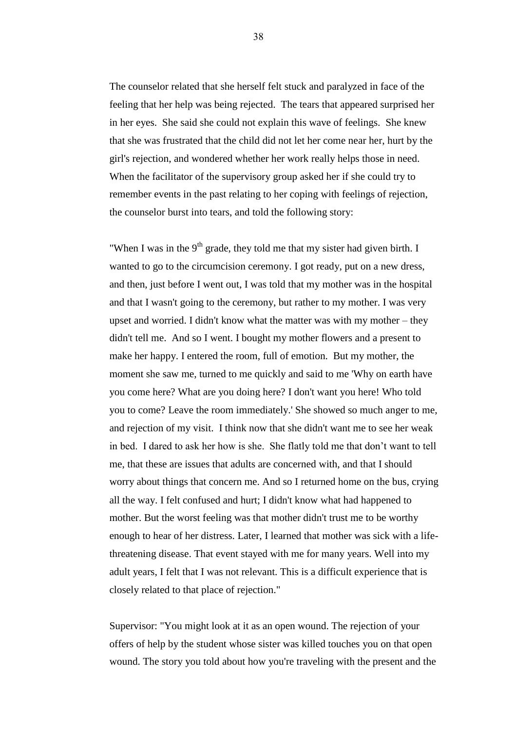The counselor related that she herself felt stuck and paralyzed in face of the feeling that her help was being rejected. The tears that appeared surprised her in her eyes. She said she could not explain this wave of feelings. She knew that she was frustrated that the child did not let her come near her, hurt by the girl's rejection, and wondered whether her work really helps those in need. When the facilitator of the supervisory group asked her if she could try to remember events in the past relating to her coping with feelings of rejection, the counselor burst into tears, and told the following story:

"When I was in the 9th grade, they told me that my sister had given birth. I wanted to go to the circumcision ceremony. I got ready, put on a new dress, and then, just before I went out, I was told that my mother was in the hospital and that I wasn't going to the ceremony, but rather to my mother. I was very upset and worried. I didn't know what the matter was with my mother – they didn't tell me. And so I went. I bought my mother flowers and a present to make her happy. I entered the room, full of emotion. But my mother, the moment she saw me, turned to me quickly and said to me 'Why on earth have you come here? What are you doing here? I don't want you here! Who told you to come? Leave the room immediately.' She showed so much anger to me, and rejection of my visit. I think now that she didn't want me to see her weak in bed. I dared to ask her how is she. She flatly told me that don't want to tell me, that these are issues that adults are concerned with, and that I should worry about things that concern me. And so I returned home on the bus, crying all the way. I felt confused and hurt; I didn't know what had happened to mother. But the worst feeling was that mother didn't trust me to be worthy enough to hear of her distress. Later, I learned that mother was sick with a life-threatening disease. That event stayed with me for many years. Well into my adult years, I felt that I was not relevant. This is a difficult experience that is closely related to that place of rejection."

Supervisor: "You might look at it as an open wound. The rejection of your offers of help by the student whose sister was killed touches you on that open wound. The story you told about how you're traveling with the present and the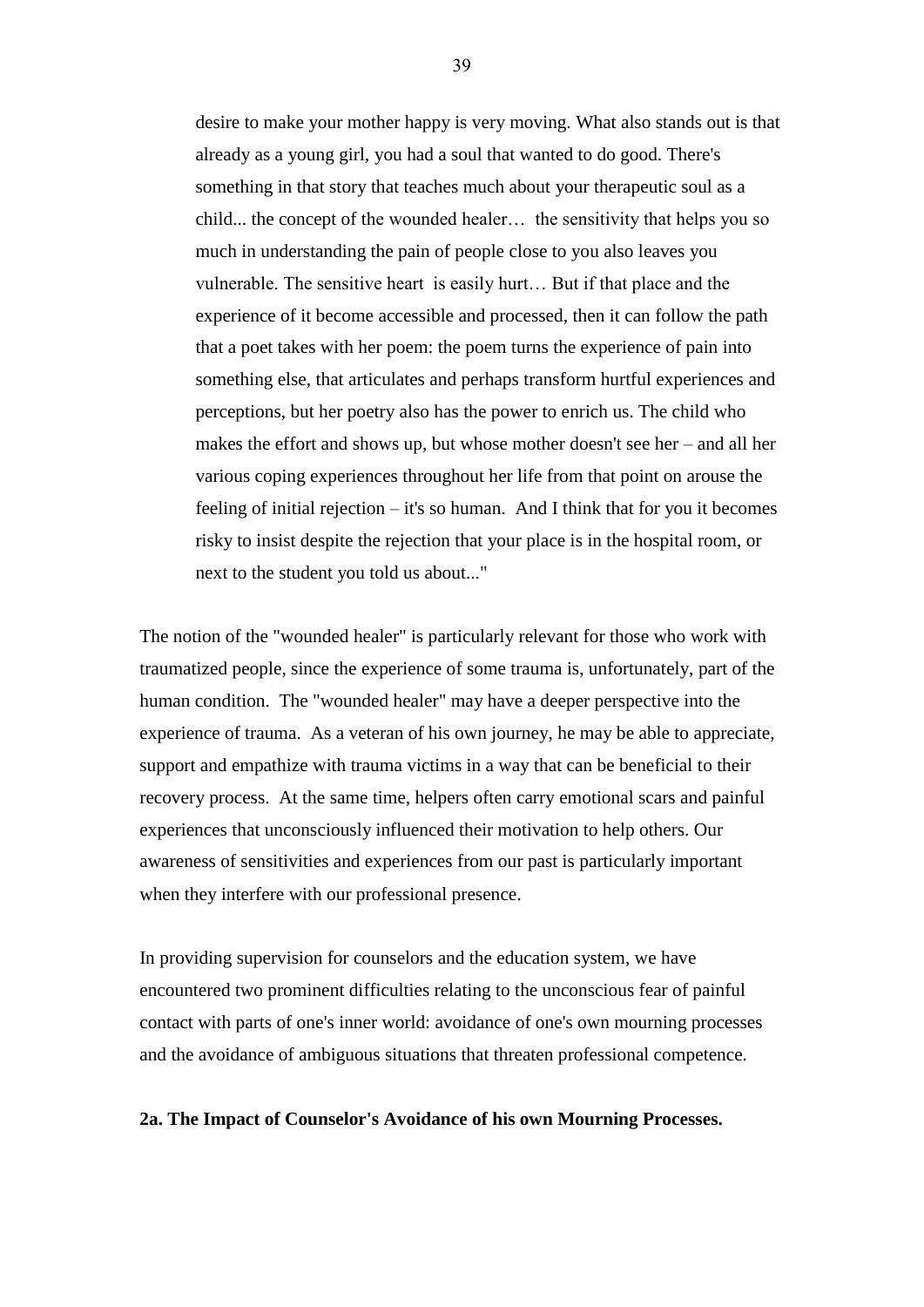> desire to make your mother happy is very moving. What also stands out is that already as a young girl, you had a soul that wanted to do good. There's something in that story that teaches much about your therapeutic soul as a child... the concept of the wounded healer… the sensitivity that helps you so much in understanding the pain of people close to you also leaves you vulnerable. The sensitive heart is easily hurt… But if that place and the experience of it become accessible and processed, then it can follow the path that a poet takes with her poem: the poem turns the experience of pain into something else, that articulates and perhaps transform hurtful experiences and perceptions, but her poetry also has the power to enrich us. The child who makes the effort and shows up, but whose mother doesn't see her – and all her various coping experiences throughout her life from that point on arouse the feeling of initial rejection – it's so human. And I think that for you it becomes risky to insist despite the rejection that your place is in the hospital room, or next to the student you told us about..."

The notion of the "wounded healer" is particularly relevant for those who work with traumatized people, since the experience of some trauma is, unfortunately, part of the human condition. The "wounded healer" may have a deeper perspective into the experience of trauma. As a veteran of his own journey, he may be able to appreciate, support and empathize with trauma victims in a way that can be beneficial to their recovery process. At the same time, helpers often carry emotional scars and painful experiences that unconsciously influenced their motivation to help others. Our awareness of sensitivities and experiences from our past is particularly important when they interfere with our professional presence.

In providing supervision for counselors and the education system, we have encountered two prominent difficulties relating to the unconscious fear of painful contact with parts of one's inner world: avoidance of one's own mourning processes and the avoidance of ambiguous situations that threaten professional competence.

**2a. The Impact of Counselor's Avoidance of his own Mourning Processes.**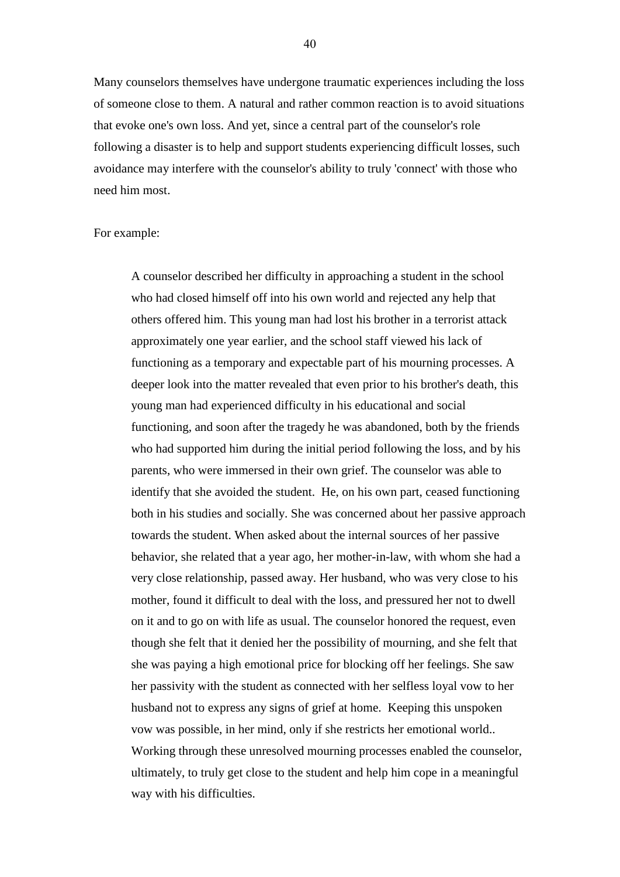Many counselors themselves have undergone traumatic experiences including the loss of someone close to them. A natural and rather common reaction is to avoid situations that evoke one's own loss. And yet, since a central part of the counselor's role following a disaster is to help and support students experiencing difficult losses, such avoidance may interfere with the counselor's ability to truly 'connect' with those who need him most.

For example:

> A counselor described her difficulty in approaching a student in the school who had closed himself off into his own world and rejected any help that others offered him. This young man had lost his brother in a terrorist attack approximately one year earlier, and the school staff viewed his lack of functioning as a temporary and expectable part of his mourning processes. A deeper look into the matter revealed that even prior to his brother's death, this young man had experienced difficulty in his educational and social functioning, and soon after the tragedy he was abandoned, both by the friends who had supported him during the initial period following the loss, and by his parents, who were immersed in their own grief. The counselor was able to identify that she avoided the student. He, on his own part, ceased functioning both in his studies and socially. She was concerned about her passive approach towards the student. When asked about the internal sources of her passive behavior, she related that a year ago, her mother-in-law, with whom she had a very close relationship, passed away. Her husband, who was very close to his mother, found it difficult to deal with the loss, and pressured her not to dwell on it and to go on with life as usual. The counselor honored the request, even though she felt that it denied her the possibility of mourning, and she felt that she was paying a high emotional price for blocking off her feelings. She saw her passivity with the student as connected with her selfless loyal vow to her husband not to express any signs of grief at home. Keeping this unspoken vow was possible, in her mind, only if she restricts her emotional world.. Working through these unresolved mourning processes enabled the counselor, ultimately, to truly get close to the student and help him cope in a meaningful way with his difficulties.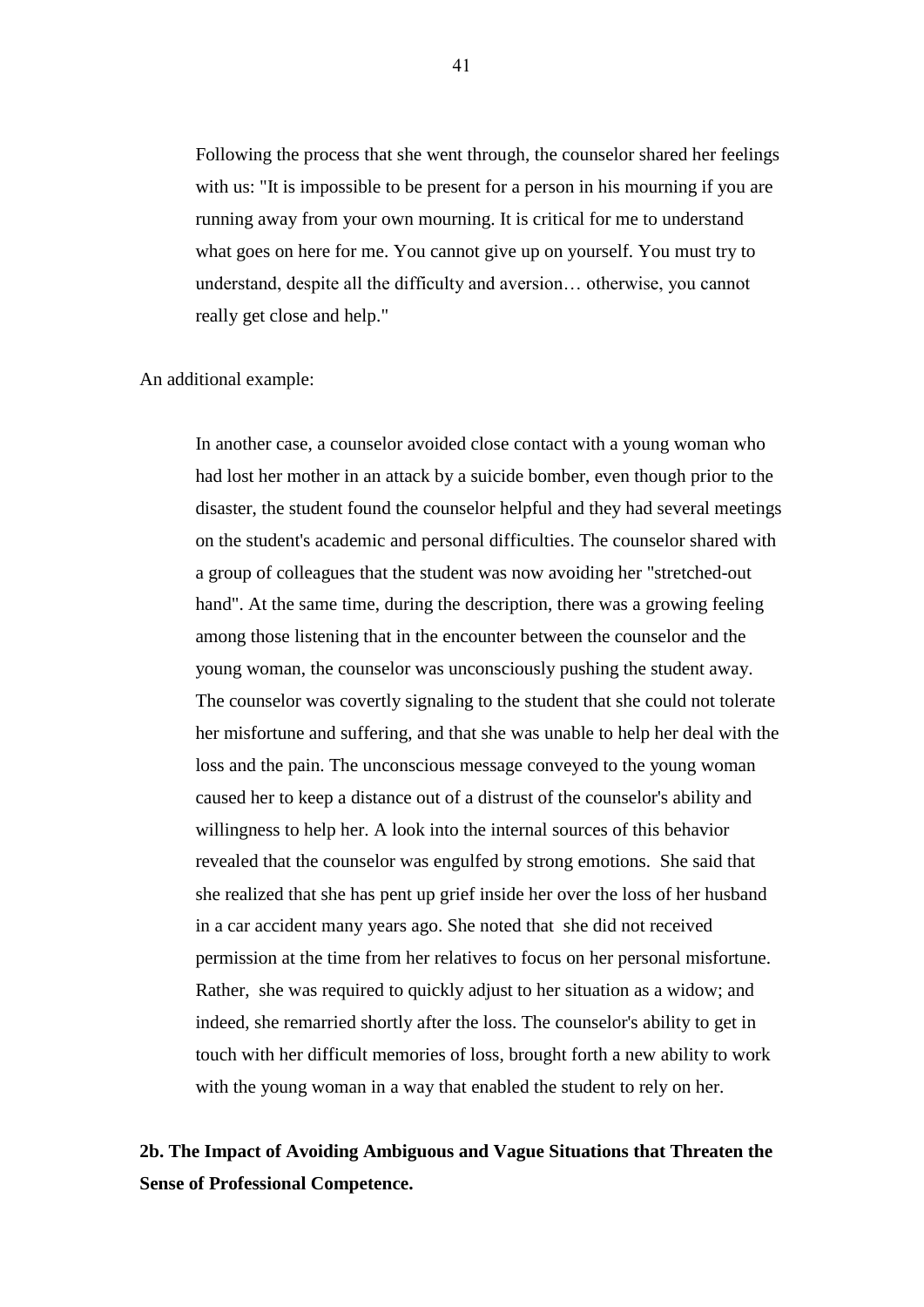> Following the process that she went through, the counselor shared her feelings with us: "It is impossible to be present for a person in his mourning if you are running away from your own mourning. It is critical for me to understand what goes on here for me. You cannot give up on yourself. You must try to understand, despite all the difficulty and aversion… otherwise, you cannot really get close and help."

An additional example:

> In another case, a counselor avoided close contact with a young woman who had lost her mother in an attack by a suicide bomber, even though prior to the disaster, the student found the counselor helpful and they had several meetings on the student's academic and personal difficulties. The counselor shared with a group of colleagues that the student was now avoiding her "stretched-out hand". At the same time, during the description, there was a growing feeling among those listening that in the encounter between the counselor and the young woman, the counselor was unconsciously pushing the student away. The counselor was covertly signaling to the student that she could not tolerate her misfortune and suffering, and that she was unable to help her deal with the loss and the pain. The unconscious message conveyed to the young woman caused her to keep a distance out of a distrust of the counselor's ability and willingness to help her. A look into the internal sources of this behavior revealed that the counselor was engulfed by strong emotions. She said that she realized that she has pent up grief inside her over the loss of her husband in a car accident many years ago. She noted that she did not received permission at the time from her relatives to focus on her personal misfortune. Rather, she was required to quickly adjust to her situation as a widow; and indeed, she remarried shortly after the loss. The counselor's ability to get in touch with her difficult memories of loss, brought forth a new ability to work with the young woman in a way that enabled the student to rely on her.

**2b. The Impact of Avoiding Ambiguous and Vague Situations that Threaten the Sense of Professional Competence.**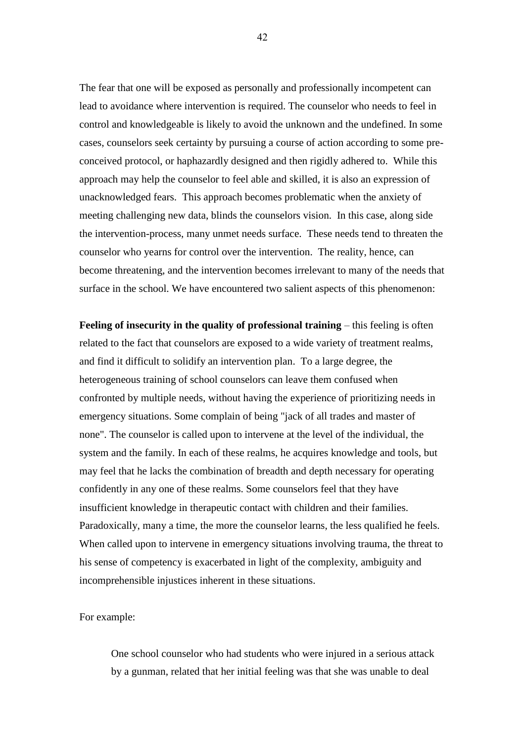The fear that one will be exposed as personally and professionally incompetent can lead to avoidance where intervention is required. The counselor who needs to feel in control and knowledgeable is likely to avoid the unknown and the undefined. In some cases, counselors seek certainty by pursuing a course of action according to some pre-conceived protocol, or haphazardly designed and then rigidly adhered to. While this approach may help the counselor to feel able and skilled, it is also an expression of unacknowledged fears. This approach becomes problematic when the anxiety of meeting challenging new data, blinds the counselors vision. In this case, along side the intervention-process, many unmet needs surface. These needs tend to threaten the counselor who yearns for control over the intervention. The reality, hence, can become threatening, and the intervention becomes irrelevant to many of the needs that surface in the school. We have encountered two salient aspects of this phenomenon:

**Feeling of insecurity in the quality of professional training** – this feeling is often related to the fact that counselors are exposed to a wide variety of treatment realms, and find it difficult to solidify an intervention plan. To a large degree, the heterogeneous training of school counselors can leave them confused when confronted by multiple needs, without having the experience of prioritizing needs in emergency situations. Some complain of being "jack of all trades and master of none". The counselor is called upon to intervene at the level of the individual, the system and the family. In each of these realms, he acquires knowledge and tools, but may feel that he lacks the combination of breadth and depth necessary for operating confidently in any one of these realms. Some counselors feel that they have insufficient knowledge in therapeutic contact with children and their families. Paradoxically, many a time, the more the counselor learns, the less qualified he feels. When called upon to intervene in emergency situations involving trauma, the threat to his sense of competency is exacerbated in light of the complexity, ambiguity and incomprehensible injustices inherent in these situations.

For example:

> One school counselor who had students who were injured in a serious attack by a gunman, related that her initial feeling was that she was unable to deal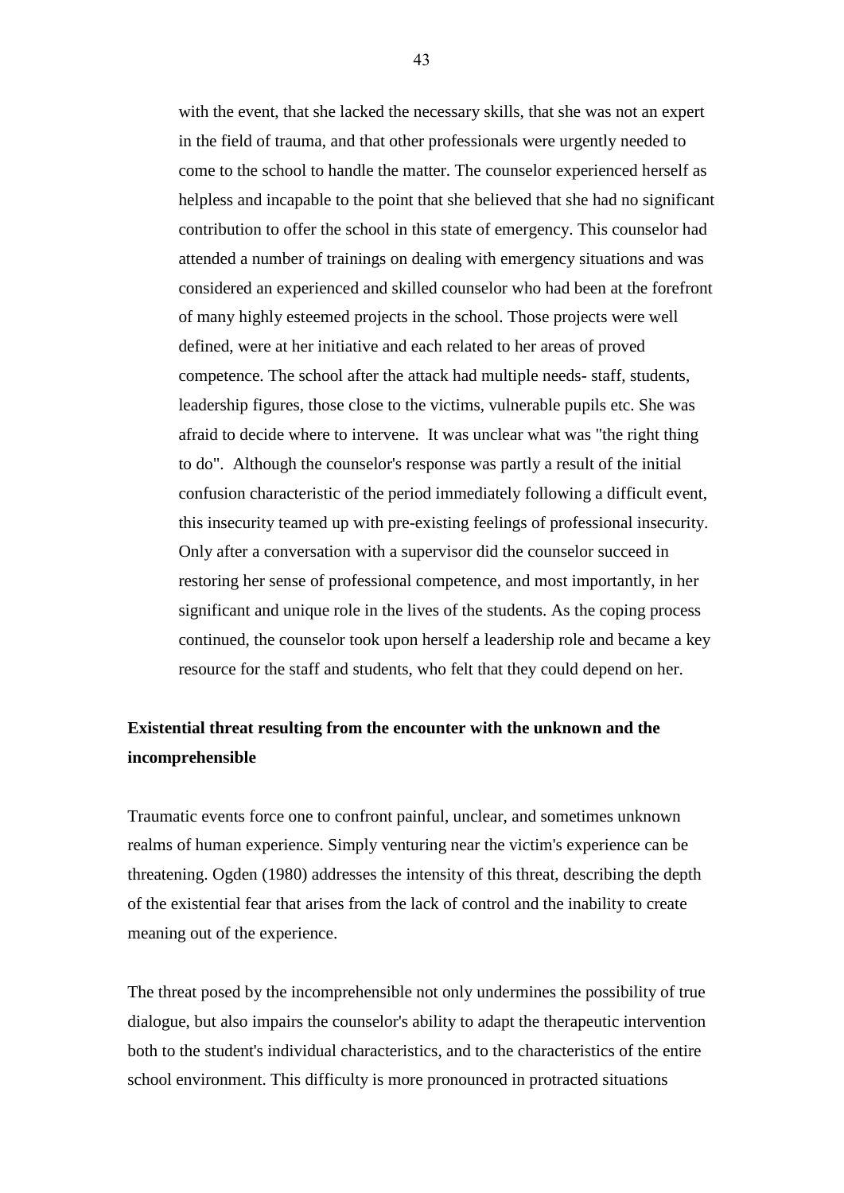with the event, that she lacked the necessary skills, that she was not an expert in the field of trauma, and that other professionals were urgently needed to come to the school to handle the matter. The counselor experienced herself as helpless and incapable to the point that she believed that she had no significant contribution to offer the school in this state of emergency. This counselor had attended a number of trainings on dealing with emergency situations and was considered an experienced and skilled counselor who had been at the forefront of many highly esteemed projects in the school. Those projects were well defined, were at her initiative and each related to her areas of proved competence. The school after the attack had multiple needs- staff, students, leadership figures, those close to the victims, vulnerable pupils etc. She was afraid to decide where to intervene. It was unclear what was "the right thing to do". Although the counselor's response was partly a result of the initial confusion characteristic of the period immediately following a difficult event, this insecurity teamed up with pre-existing feelings of professional insecurity. Only after a conversation with a supervisor did the counselor succeed in restoring her sense of professional competence, and most importantly, in her significant and unique role in the lives of the students. As the coping process continued, the counselor took upon herself a leadership role and became a key resource for the staff and students, who felt that they could depend on her.

**Existential threat resulting from the encounter with the unknown and the incomprehensible**

Traumatic events force one to confront painful, unclear, and sometimes unknown realms of human experience. Simply venturing near the victim's experience can be threatening. Ogden (1980) addresses the intensity of this threat, describing the depth of the existential fear that arises from the lack of control and the inability to create meaning out of the experience.

The threat posed by the incomprehensible not only undermines the possibility of true dialogue, but also impairs the counselor's ability to adapt the therapeutic intervention both to the student's individual characteristics, and to the characteristics of the entire school environment. This difficulty is more pronounced in protracted situations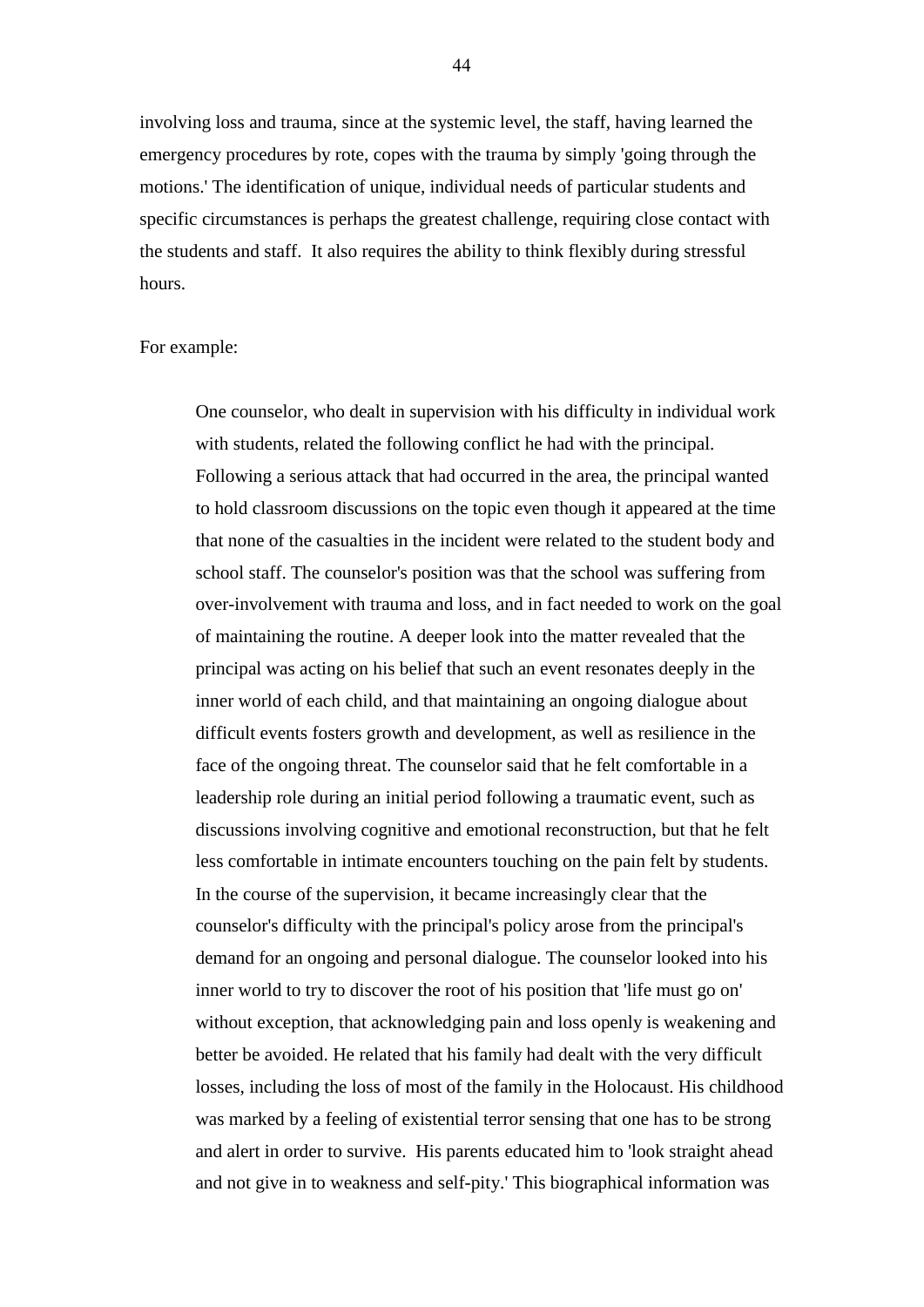involving loss and trauma, since at the systemic level, the staff, having learned the emergency procedures by rote, copes with the trauma by simply 'going through the motions.' The identification of unique, individual needs of particular students and specific circumstances is perhaps the greatest challenge, requiring close contact with the students and staff. It also requires the ability to think flexibly during stressful hours.

For example:

> One counselor, who dealt in supervision with his difficulty in individual work with students, related the following conflict he had with the principal. Following a serious attack that had occurred in the area, the principal wanted to hold classroom discussions on the topic even though it appeared at the time that none of the casualties in the incident were related to the student body and school staff. The counselor's position was that the school was suffering from over-involvement with trauma and loss, and in fact needed to work on the goal of maintaining the routine. A deeper look into the matter revealed that the principal was acting on his belief that such an event resonates deeply in the inner world of each child, and that maintaining an ongoing dialogue about difficult events fosters growth and development, as well as resilience in the face of the ongoing threat. The counselor said that he felt comfortable in a leadership role during an initial period following a traumatic event, such as discussions involving cognitive and emotional reconstruction, but that he felt less comfortable in intimate encounters touching on the pain felt by students. In the course of the supervision, it became increasingly clear that the counselor's difficulty with the principal's policy arose from the principal's demand for an ongoing and personal dialogue. The counselor looked into his inner world to try to discover the root of his position that 'life must go on' without exception, that acknowledging pain and loss openly is weakening and better be avoided. He related that his family had dealt with the very difficult losses, including the loss of most of the family in the Holocaust. His childhood was marked by a feeling of existential terror sensing that one has to be strong and alert in order to survive. His parents educated him to 'look straight ahead and not give in to weakness and self-pity.' This biographical information was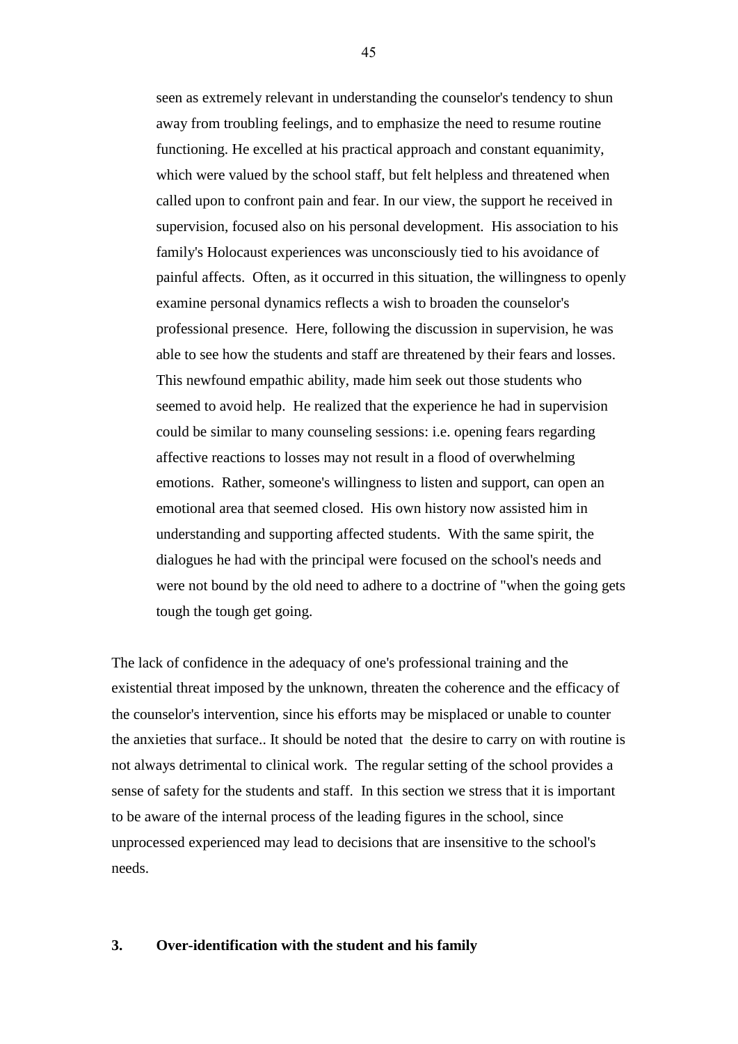seen as extremely relevant in understanding the counselor's tendency to shun away from troubling feelings, and to emphasize the need to resume routine functioning. He excelled at his practical approach and constant equanimity, which were valued by the school staff, but felt helpless and threatened when called upon to confront pain and fear. In our view, the support he received in supervision, focused also on his personal development. His association to his family's Holocaust experiences was unconsciously tied to his avoidance of painful affects. Often, as it occurred in this situation, the willingness to openly examine personal dynamics reflects a wish to broaden the counselor's professional presence. Here, following the discussion in supervision, he was able to see how the students and staff are threatened by their fears and losses. This newfound empathic ability, made him seek out those students who seemed to avoid help. He realized that the experience he had in supervision could be similar to many counseling sessions: i.e. opening fears regarding affective reactions to losses may not result in a flood of overwhelming emotions. Rather, someone's willingness to listen and support, can open an emotional area that seemed closed. His own history now assisted him in understanding and supporting affected students. With the same spirit, the dialogues he had with the principal were focused on the school's needs and were not bound by the old need to adhere to a doctrine of "when the going gets tough the tough get going.

The lack of confidence in the adequacy of one's professional training and the existential threat imposed by the unknown, threaten the coherence and the efficacy of the counselor's intervention, since his efforts may be misplaced or unable to counter the anxieties that surface.. It should be noted that the desire to carry on with routine is not always detrimental to clinical work. The regular setting of the school provides a sense of safety for the students and staff. In this section we stress that it is important to be aware of the internal process of the leading figures in the school, since unprocessed experienced may lead to decisions that are insensitive to the school's needs.

### 3. Over-identification with the student and his family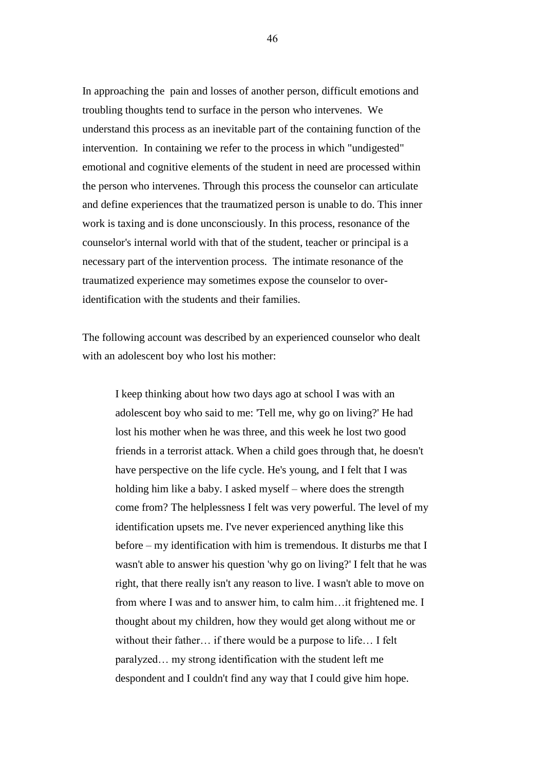In approaching the pain and losses of another person, difficult emotions and troubling thoughts tend to surface in the person who intervenes. We understand this process as an inevitable part of the containing function of the intervention. In containing we refer to the process in which "undigested" emotional and cognitive elements of the student in need are processed within the person who intervenes. Through this process the counselor can articulate and define experiences that the traumatized person is unable to do. This inner work is taxing and is done unconsciously. In this process, resonance of the counselor's internal world with that of the student, teacher or principal is a necessary part of the intervention process. The intimate resonance of the traumatized experience may sometimes expose the counselor to over-identification with the students and their families.

The following account was described by an experienced counselor who dealt with an adolescent boy who lost his mother:

> I keep thinking about how two days ago at school I was with an adolescent boy who said to me: 'Tell me, why go on living?' He had lost his mother when he was three, and this week he lost two good friends in a terrorist attack. When a child goes through that, he doesn't have perspective on the life cycle. He's young, and I felt that I was holding him like a baby. I asked myself – where does the strength come from? The helplessness I felt was very powerful. The level of my identification upsets me. I've never experienced anything like this before – my identification with him is tremendous. It disturbs me that I wasn't able to answer his question 'why go on living?' I felt that he was right, that there really isn't any reason to live. I wasn't able to move on from where I was and to answer him, to calm him…it frightened me. I thought about my children, how they would get along without me or without their father… if there would be a purpose to life… I felt paralyzed… my strong identification with the student left me despondent and I couldn't find any way that I could give him hope.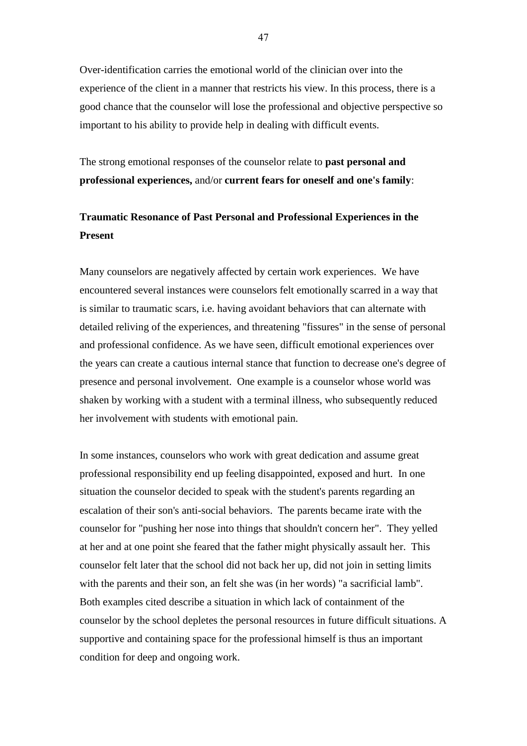Over-identification carries the emotional world of the clinician over into the experience of the client in a manner that restricts his view. In this process, there is a good chance that the counselor will lose the professional and objective perspective so important to his ability to provide help in dealing with difficult events.

The strong emotional responses of the counselor relate to **past personal and professional experiences,** and/or **current fears for oneself and one's family**:

### Traumatic Resonance of Past Personal and Professional Experiences in the Present

Many counselors are negatively affected by certain work experiences. We have encountered several instances were counselors felt emotionally scarred in a way that is similar to traumatic scars, i.e. having avoidant behaviors that can alternate with detailed reliving of the experiences, and threatening "fissures" in the sense of personal and professional confidence. As we have seen, difficult emotional experiences over the years can create a cautious internal stance that function to decrease one's degree of presence and personal involvement. One example is a counselor whose world was shaken by working with a student with a terminal illness, who subsequently reduced her involvement with students with emotional pain.

In some instances, counselors who work with great dedication and assume great professional responsibility end up feeling disappointed, exposed and hurt. In one situation the counselor decided to speak with the student's parents regarding an escalation of their son's anti-social behaviors. The parents became irate with the counselor for "pushing her nose into things that shouldn't concern her". They yelled at her and at one point she feared that the father might physically assault her. This counselor felt later that the school did not back her up, did not join in setting limits with the parents and their son, an felt she was (in her words) "a sacrificial lamb". Both examples cited describe a situation in which lack of containment of the counselor by the school depletes the personal resources in future difficult situations. A supportive and containing space for the professional himself is thus an important condition for deep and ongoing work.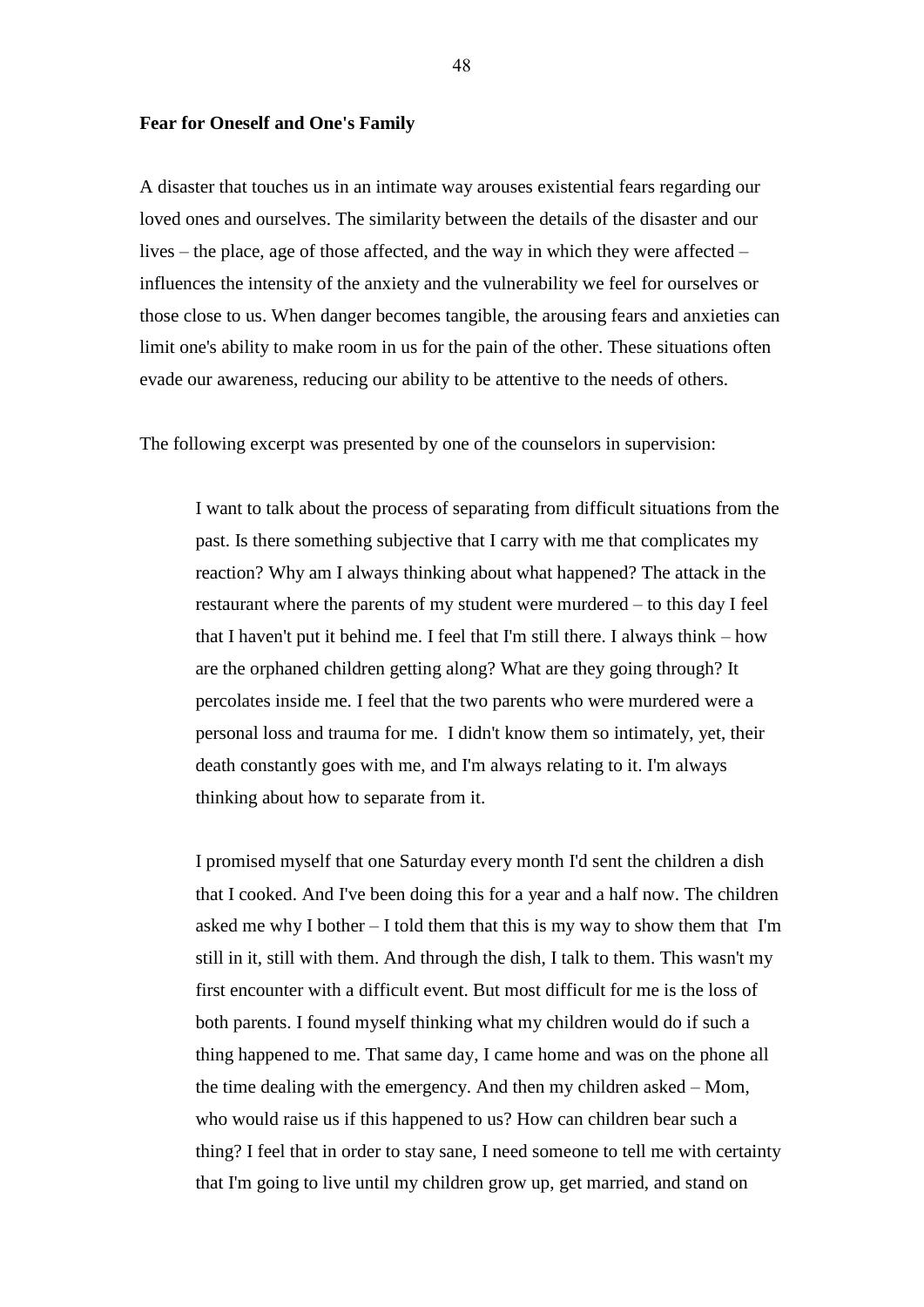**Fear for Oneself and One's Family**

A disaster that touches us in an intimate way arouses existential fears regarding our loved ones and ourselves. The similarity between the details of the disaster and our lives – the place, age of those affected, and the way in which they were affected – influences the intensity of the anxiety and the vulnerability we feel for ourselves or those close to us. When danger becomes tangible, the arousing fears and anxieties can limit one's ability to make room in us for the pain of the other. These situations often evade our awareness, reducing our ability to be attentive to the needs of others.

The following excerpt was presented by one of the counselors in supervision:

> I want to talk about the process of separating from difficult situations from the past. Is there something subjective that I carry with me that complicates my reaction? Why am I always thinking about what happened? The attack in the restaurant where the parents of my student were murdered – to this day I feel that I haven't put it behind me. I feel that I'm still there. I always think – how are the orphaned children getting along? What are they going through? It percolates inside me. I feel that the two parents who were murdered were a personal loss and trauma for me. I didn't know them so intimately, yet, their death constantly goes with me, and I'm always relating to it. I'm always thinking about how to separate from it.
>
> I promised myself that one Saturday every month I'd sent the children a dish that I cooked. And I've been doing this for a year and a half now. The children asked me why I bother – I told them that this is my way to show them that I'm still in it, still with them. And through the dish, I talk to them. This wasn't my first encounter with a difficult event. But most difficult for me is the loss of both parents. I found myself thinking what my children would do if such a thing happened to me. That same day, I came home and was on the phone all the time dealing with the emergency. And then my children asked – Mom, who would raise us if this happened to us? How can children bear such a thing? I feel that in order to stay sane, I need someone to tell me with certainty that I'm going to live until my children grow up, get married, and stand on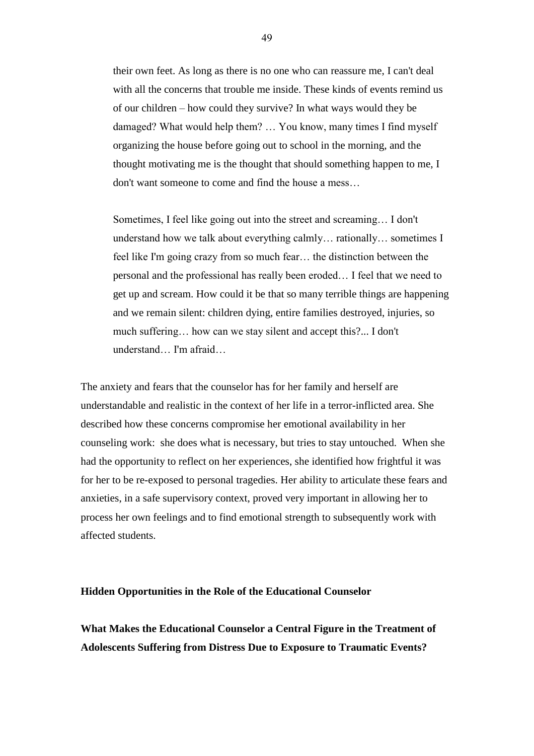> their own feet. As long as there is no one who can reassure me, I can't deal with all the concerns that trouble me inside. These kinds of events remind us of our children – how could they survive? In what ways would they be damaged? What would help them? … You know, many times I find myself organizing the house before going out to school in the morning, and the thought motivating me is the thought that should something happen to me, I don't want someone to come and find the house a mess…
>
> Sometimes, I feel like going out into the street and screaming… I don't understand how we talk about everything calmly… rationally… sometimes I feel like I'm going crazy from so much fear… the distinction between the personal and the professional has really been eroded… I feel that we need to get up and scream. How could it be that so many terrible things are happening and we remain silent: children dying, entire families destroyed, injuries, so much suffering… how can we stay silent and accept this?... I don't understand… I'm afraid…

The anxiety and fears that the counselor has for her family and herself are understandable and realistic in the context of her life in a terror-inflicted area. She described how these concerns compromise her emotional availability in her counseling work: she does what is necessary, but tries to stay untouched. When she had the opportunity to reflect on her experiences, she identified how frightful it was for her to be re-exposed to personal tragedies. Her ability to articulate these fears and anxieties, in a safe supervisory context, proved very important in allowing her to process her own feelings and to find emotional strength to subsequently work with affected students.

## Hidden Opportunities in the Role of the Educational Counselor

### What Makes the Educational Counselor a Central Figure in the Treatment of Adolescents Suffering from Distress Due to Exposure to Traumatic Events?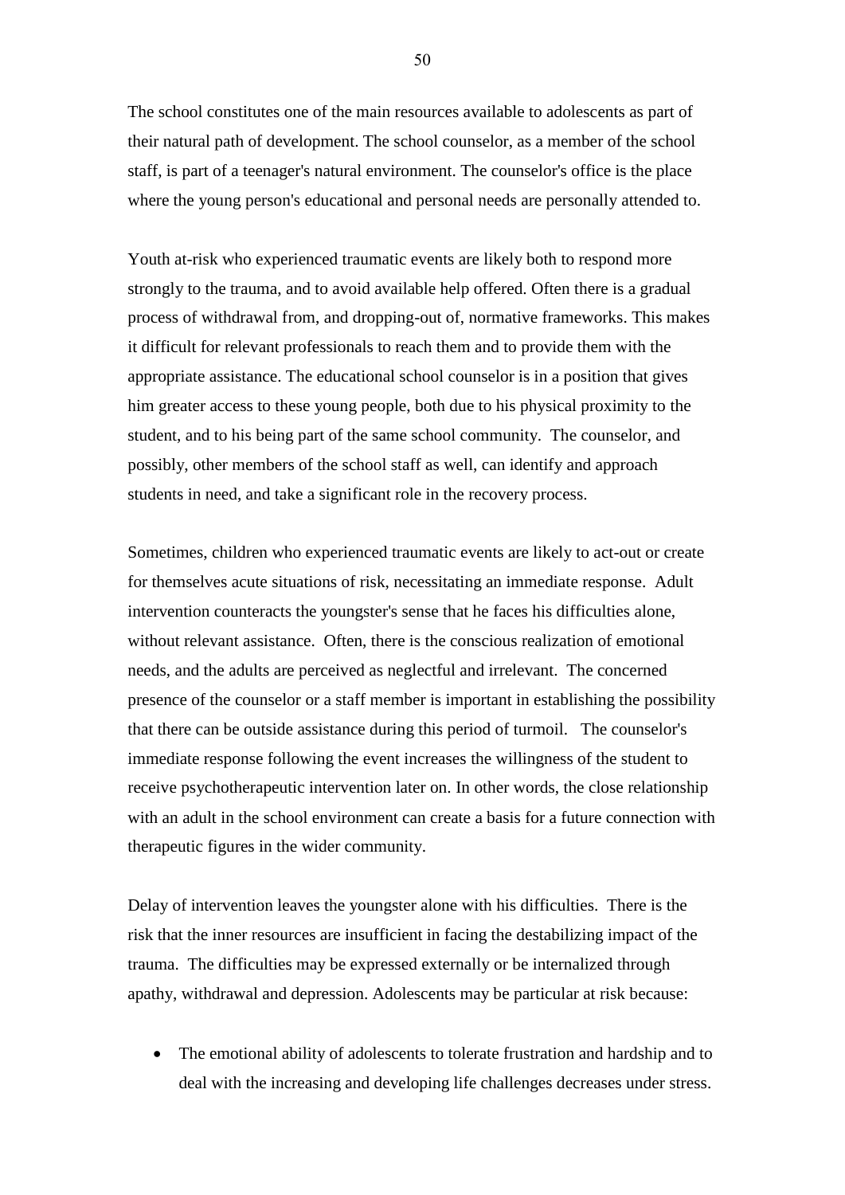The school constitutes one of the main resources available to adolescents as part of their natural path of development. The school counselor, as a member of the school staff, is part of a teenager's natural environment. The counselor's office is the place where the young person's educational and personal needs are personally attended to.

Youth at-risk who experienced traumatic events are likely both to respond more strongly to the trauma, and to avoid available help offered. Often there is a gradual process of withdrawal from, and dropping-out of, normative frameworks. This makes it difficult for relevant professionals to reach them and to provide them with the appropriate assistance. The educational school counselor is in a position that gives him greater access to these young people, both due to his physical proximity to the student, and to his being part of the same school community. The counselor, and possibly, other members of the school staff as well, can identify and approach students in need, and take a significant role in the recovery process.

Sometimes, children who experienced traumatic events are likely to act-out or create for themselves acute situations of risk, necessitating an immediate response. Adult intervention counteracts the youngster's sense that he faces his difficulties alone, without relevant assistance. Often, there is the conscious realization of emotional needs, and the adults are perceived as neglectful and irrelevant. The concerned presence of the counselor or a staff member is important in establishing the possibility that there can be outside assistance during this period of turmoil. The counselor's immediate response following the event increases the willingness of the student to receive psychotherapeutic intervention later on. In other words, the close relationship with an adult in the school environment can create a basis for a future connection with therapeutic figures in the wider community.

Delay of intervention leaves the youngster alone with his difficulties. There is the risk that the inner resources are insufficient in facing the destabilizing impact of the trauma. The difficulties may be expressed externally or be internalized through apathy, withdrawal and depression. Adolescents may be particular at risk because:

- The emotional ability of adolescents to tolerate frustration and hardship and to deal with the increasing and developing life challenges decreases under stress.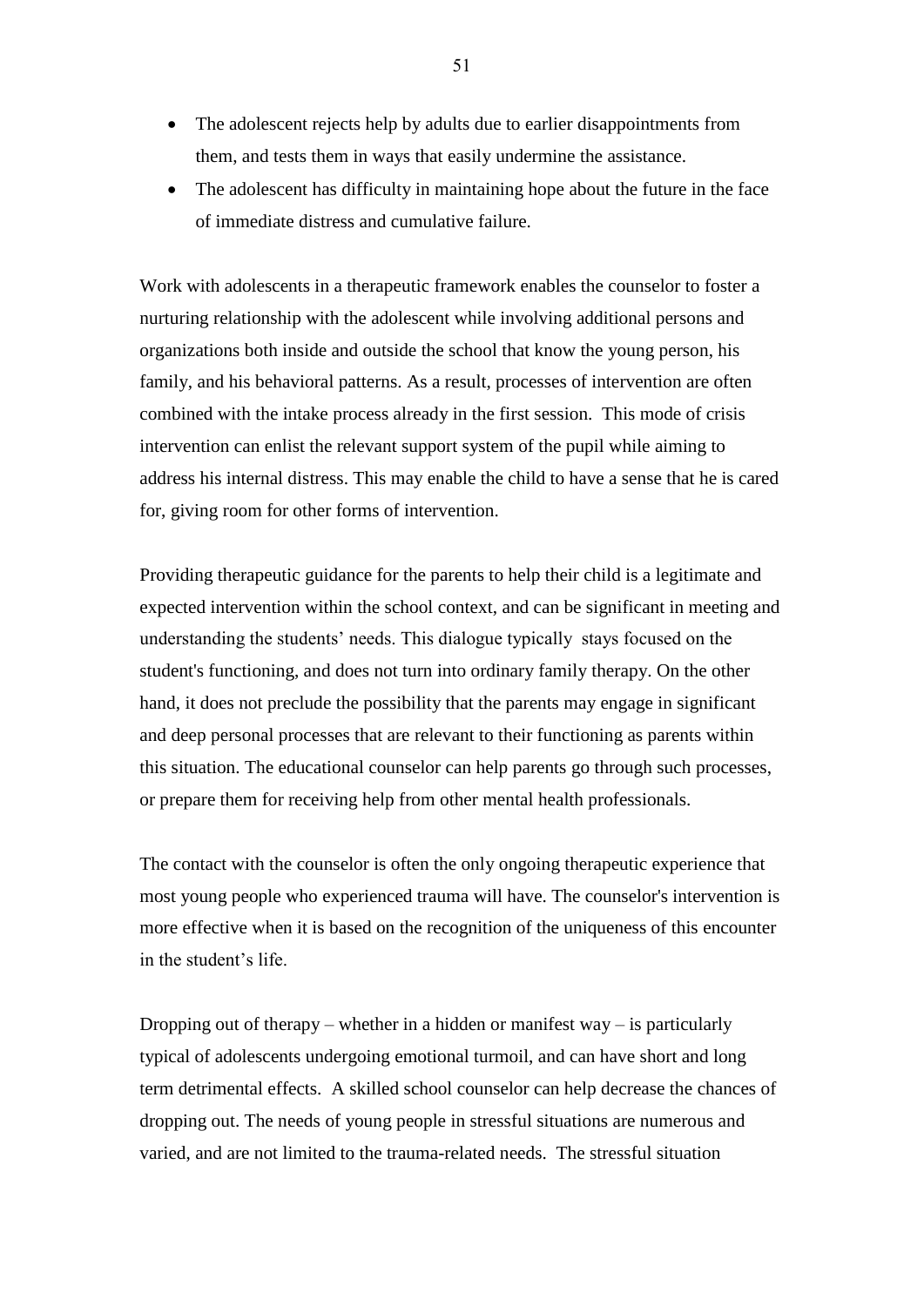- The adolescent rejects help by adults due to earlier disappointments from them, and tests them in ways that easily undermine the assistance.
- The adolescent has difficulty in maintaining hope about the future in the face of immediate distress and cumulative failure.

Work with adolescents in a therapeutic framework enables the counselor to foster a nurturing relationship with the adolescent while involving additional persons and organizations both inside and outside the school that know the young person, his family, and his behavioral patterns. As a result, processes of intervention are often combined with the intake process already in the first session. This mode of crisis intervention can enlist the relevant support system of the pupil while aiming to address his internal distress. This may enable the child to have a sense that he is cared for, giving room for other forms of intervention.

Providing therapeutic guidance for the parents to help their child is a legitimate and expected intervention within the school context, and can be significant in meeting and understanding the students' needs. This dialogue typically stays focused on the student's functioning, and does not turn into ordinary family therapy. On the other hand, it does not preclude the possibility that the parents may engage in significant and deep personal processes that are relevant to their functioning as parents within this situation. The educational counselor can help parents go through such processes, or prepare them for receiving help from other mental health professionals.

The contact with the counselor is often the only ongoing therapeutic experience that most young people who experienced trauma will have. The counselor's intervention is more effective when it is based on the recognition of the uniqueness of this encounter in the student's life.

Dropping out of therapy – whether in a hidden or manifest way – is particularly typical of adolescents undergoing emotional turmoil, and can have short and long term detrimental effects. A skilled school counselor can help decrease the chances of dropping out. The needs of young people in stressful situations are numerous and varied, and are not limited to the trauma-related needs. The stressful situation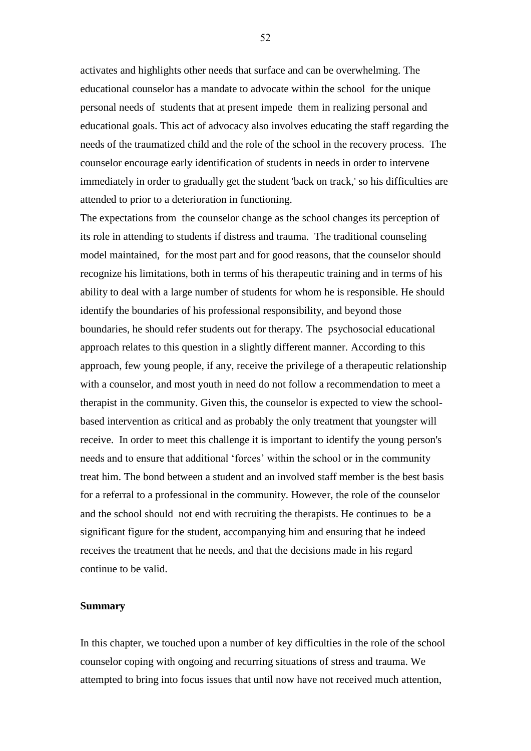activates and highlights other needs that surface and can be overwhelming. The educational counselor has a mandate to advocate within the school for the unique personal needs of students that at present impede them in realizing personal and educational goals. This act of advocacy also involves educating the staff regarding the needs of the traumatized child and the role of the school in the recovery process. The counselor encourage early identification of students in needs in order to intervene immediately in order to gradually get the student 'back on track,' so his difficulties are attended to prior to a deterioration in functioning.

The expectations from the counselor change as the school changes its perception of its role in attending to students if distress and trauma. The traditional counseling model maintained, for the most part and for good reasons, that the counselor should recognize his limitations, both in terms of his therapeutic training and in terms of his ability to deal with a large number of students for whom he is responsible. He should identify the boundaries of his professional responsibility, and beyond those boundaries, he should refer students out for therapy. The psychosocial educational approach relates to this question in a slightly different manner. According to this approach, few young people, if any, receive the privilege of a therapeutic relationship with a counselor, and most youth in need do not follow a recommendation to meet a therapist in the community. Given this, the counselor is expected to view the school-based intervention as critical and as probably the only treatment that youngster will receive. In order to meet this challenge it is important to identify the young person's needs and to ensure that additional 'forces' within the school or in the community treat him. The bond between a student and an involved staff member is the best basis for a referral to a professional in the community. However, the role of the counselor and the school should not end with recruiting the therapists. He continues to be a significant figure for the student, accompanying him and ensuring that he indeed receives the treatment that he needs, and that the decisions made in his regard continue to be valid.

**Summary**

In this chapter, we touched upon a number of key difficulties in the role of the school counselor coping with ongoing and recurring situations of stress and trauma. We attempted to bring into focus issues that until now have not received much attention,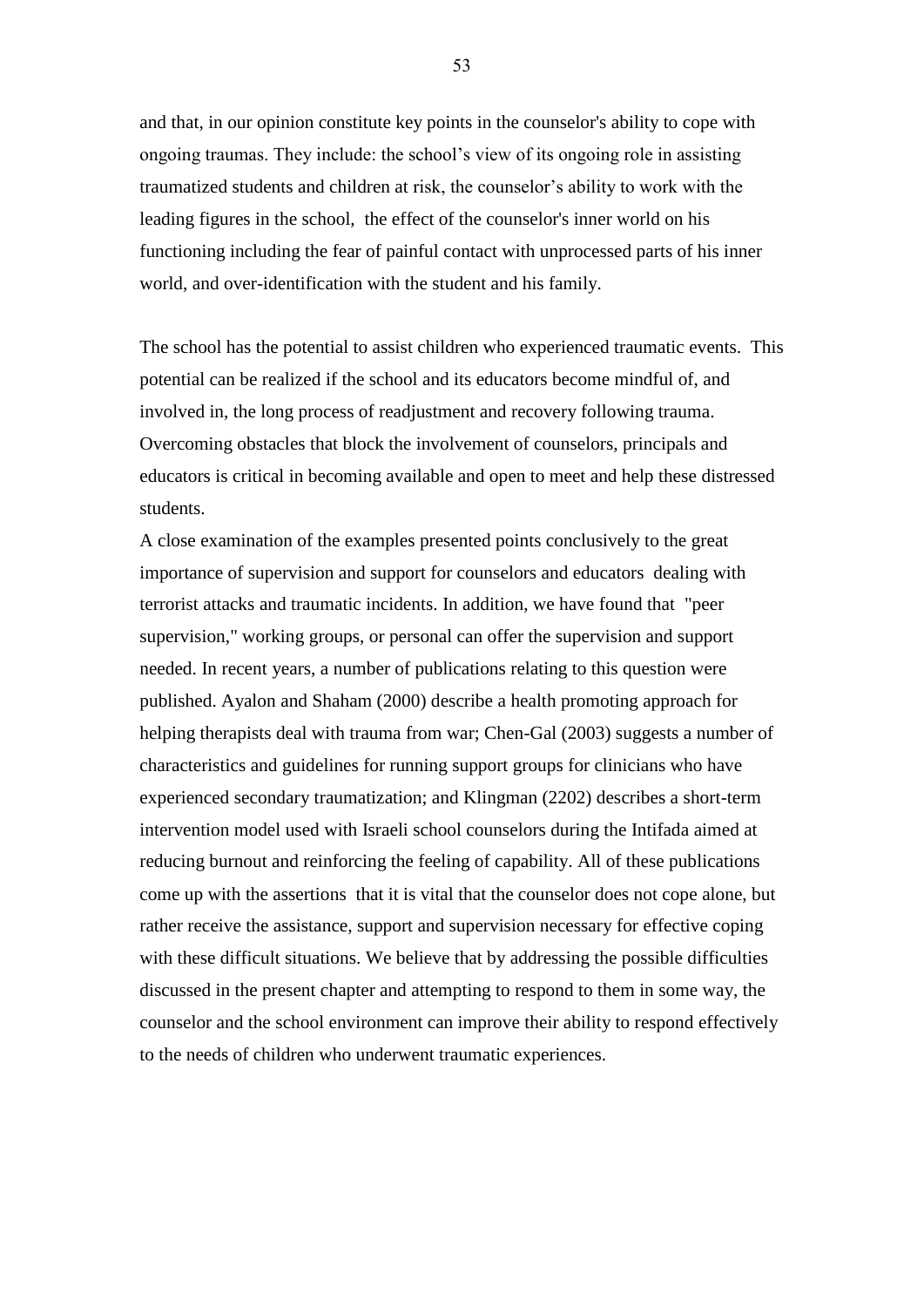and that, in our opinion constitute key points in the counselor's ability to cope with ongoing traumas. They include: the school's view of its ongoing role in assisting traumatized students and children at risk, the counselor's ability to work with the leading figures in the school, the effect of the counselor's inner world on his functioning including the fear of painful contact with unprocessed parts of his inner world, and over-identification with the student and his family.

The school has the potential to assist children who experienced traumatic events. This potential can be realized if the school and its educators become mindful of, and involved in, the long process of readjustment and recovery following trauma. Overcoming obstacles that block the involvement of counselors, principals and educators is critical in becoming available and open to meet and help these distressed students.

A close examination of the examples presented points conclusively to the great importance of supervision and support for counselors and educators dealing with terrorist attacks and traumatic incidents. In addition, we have found that "peer supervision," working groups, or personal can offer the supervision and support needed. In recent years, a number of publications relating to this question were published. Ayalon and Shaham (2000) describe a health promoting approach for helping therapists deal with trauma from war; Chen-Gal (2003) suggests a number of characteristics and guidelines for running support groups for clinicians who have experienced secondary traumatization; and Klingman (2202) describes a short-term intervention model used with Israeli school counselors during the Intifada aimed at reducing burnout and reinforcing the feeling of capability. All of these publications come up with the assertions that it is vital that the counselor does not cope alone, but rather receive the assistance, support and supervision necessary for effective coping with these difficult situations. We believe that by addressing the possible difficulties discussed in the present chapter and attempting to respond to them in some way, the counselor and the school environment can improve their ability to respond effectively to the needs of children who underwent traumatic experiences.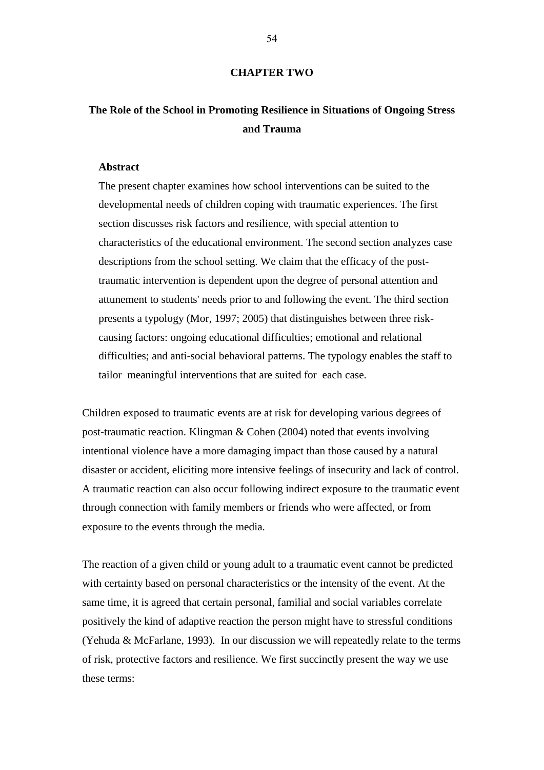# CHAPTER TWO

## The Role of the School in Promoting Resilience in Situations of Ongoing Stress and Trauma

**Abstract**

The present chapter examines how school interventions can be suited to the developmental needs of children coping with traumatic experiences. The first section discusses risk factors and resilience, with special attention to characteristics of the educational environment. The second section analyzes case descriptions from the school setting. We claim that the efficacy of the post-traumatic intervention is dependent upon the degree of personal attention and attunement to students' needs prior to and following the event. The third section presents a typology (Mor, 1997; 2005) that distinguishes between three risk-causing factors: ongoing educational difficulties; emotional and relational difficulties; and anti-social behavioral patterns. The typology enables the staff to tailor meaningful interventions that are suited for each case.

Children exposed to traumatic events are at risk for developing various degrees of post-traumatic reaction. Klingman & Cohen (2004) noted that events involving intentional violence have a more damaging impact than those caused by a natural disaster or accident, eliciting more intensive feelings of insecurity and lack of control. A traumatic reaction can also occur following indirect exposure to the traumatic event through connection with family members or friends who were affected, or from exposure to the events through the media.

The reaction of a given child or young adult to a traumatic event cannot be predicted with certainty based on personal characteristics or the intensity of the event. At the same time, it is agreed that certain personal, familial and social variables correlate positively the kind of adaptive reaction the person might have to stressful conditions (Yehuda & McFarlane, 1993). In our discussion we will repeatedly relate to the terms of risk, protective factors and resilience. We first succinctly present the way we use these terms: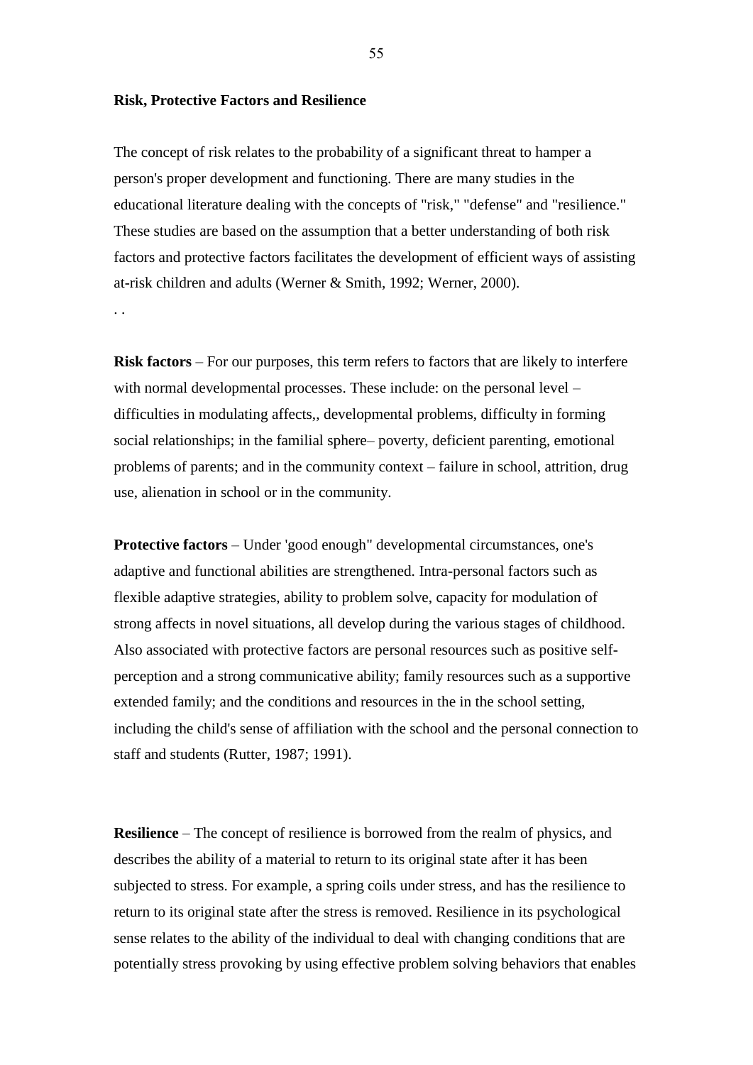**Risk, Protective Factors and Resilience**

The concept of risk relates to the probability of a significant threat to hamper a person's proper development and functioning. There are many studies in the educational literature dealing with the concepts of "risk," "defense" and "resilience." These studies are based on the assumption that a better understanding of both risk factors and protective factors facilitates the development of efficient ways of assisting at-risk children and adults (Werner & Smith, 1992; Werner, 2000).

. .

**Risk factors** – For our purposes, this term refers to factors that are likely to interfere with normal developmental processes. These include: on the personal level – difficulties in modulating affects,, developmental problems, difficulty in forming social relationships; in the familial sphere– poverty, deficient parenting, emotional problems of parents; and in the community context – failure in school, attrition, drug use, alienation in school or in the community.

**Protective factors** – Under 'good enough" developmental circumstances, one's adaptive and functional abilities are strengthened. Intra-personal factors such as flexible adaptive strategies, ability to problem solve, capacity for modulation of strong affects in novel situations, all develop during the various stages of childhood. Also associated with protective factors are personal resources such as positive self-perception and a strong communicative ability; family resources such as a supportive extended family; and the conditions and resources in the in the school setting, including the child's sense of affiliation with the school and the personal connection to staff and students (Rutter, 1987; 1991).

**Resilience** – The concept of resilience is borrowed from the realm of physics, and describes the ability of a material to return to its original state after it has been subjected to stress. For example, a spring coils under stress, and has the resilience to return to its original state after the stress is removed. Resilience in its psychological sense relates to the ability of the individual to deal with changing conditions that are potentially stress provoking by using effective problem solving behaviors that enables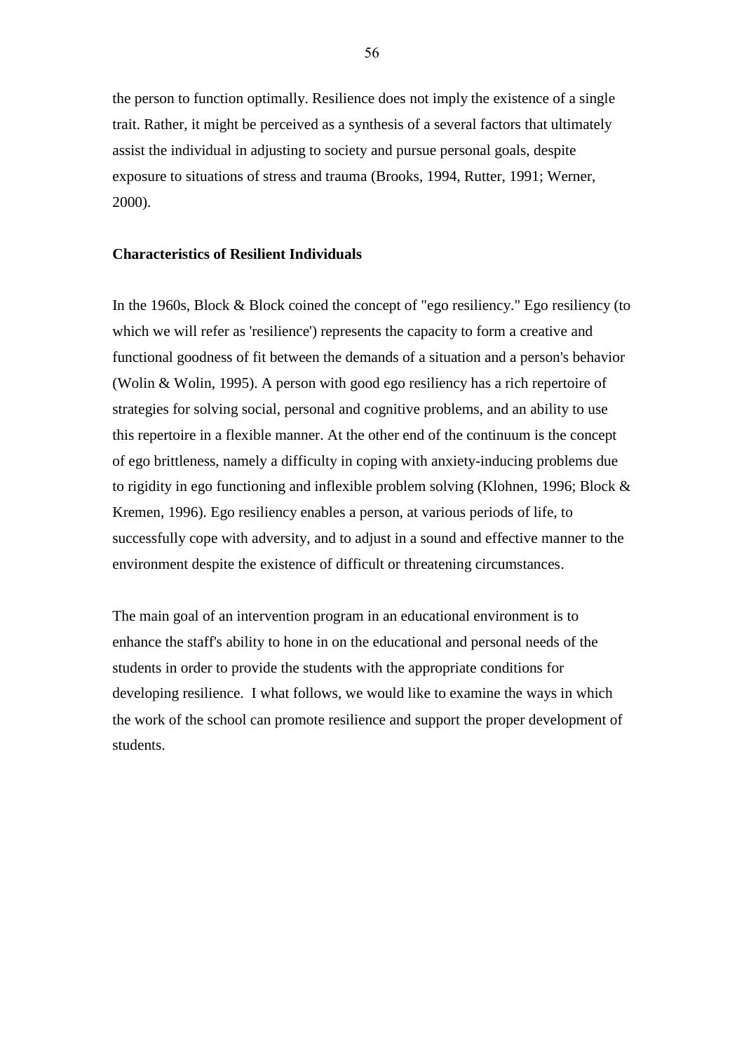the person to function optimally. Resilience does not imply the existence of a single trait. Rather, it might be perceived as a synthesis of a several factors that ultimately assist the individual in adjusting to society and pursue personal goals, despite exposure to situations of stress and trauma (Brooks, 1994, Rutter, 1991; Werner, 2000).

**Characteristics of Resilient Individuals**

In the 1960s, Block & Block coined the concept of "ego resiliency." Ego resiliency (to which we will refer as 'resilience') represents the capacity to form a creative and functional goodness of fit between the demands of a situation and a person's behavior (Wolin & Wolin, 1995). A person with good ego resiliency has a rich repertoire of strategies for solving social, personal and cognitive problems, and an ability to use this repertoire in a flexible manner. At the other end of the continuum is the concept of ego brittleness, namely a difficulty in coping with anxiety-inducing problems due to rigidity in ego functioning and inflexible problem solving (Klohnen, 1996; Block & Kremen, 1996). Ego resiliency enables a person, at various periods of life, to successfully cope with adversity, and to adjust in a sound and effective manner to the environment despite the existence of difficult or threatening circumstances.

The main goal of an intervention program in an educational environment is to enhance the staff's ability to hone in on the educational and personal needs of the students in order to provide the students with the appropriate conditions for developing resilience. I what follows, we would like to examine the ways in which the work of the school can promote resilience and support the proper development of students.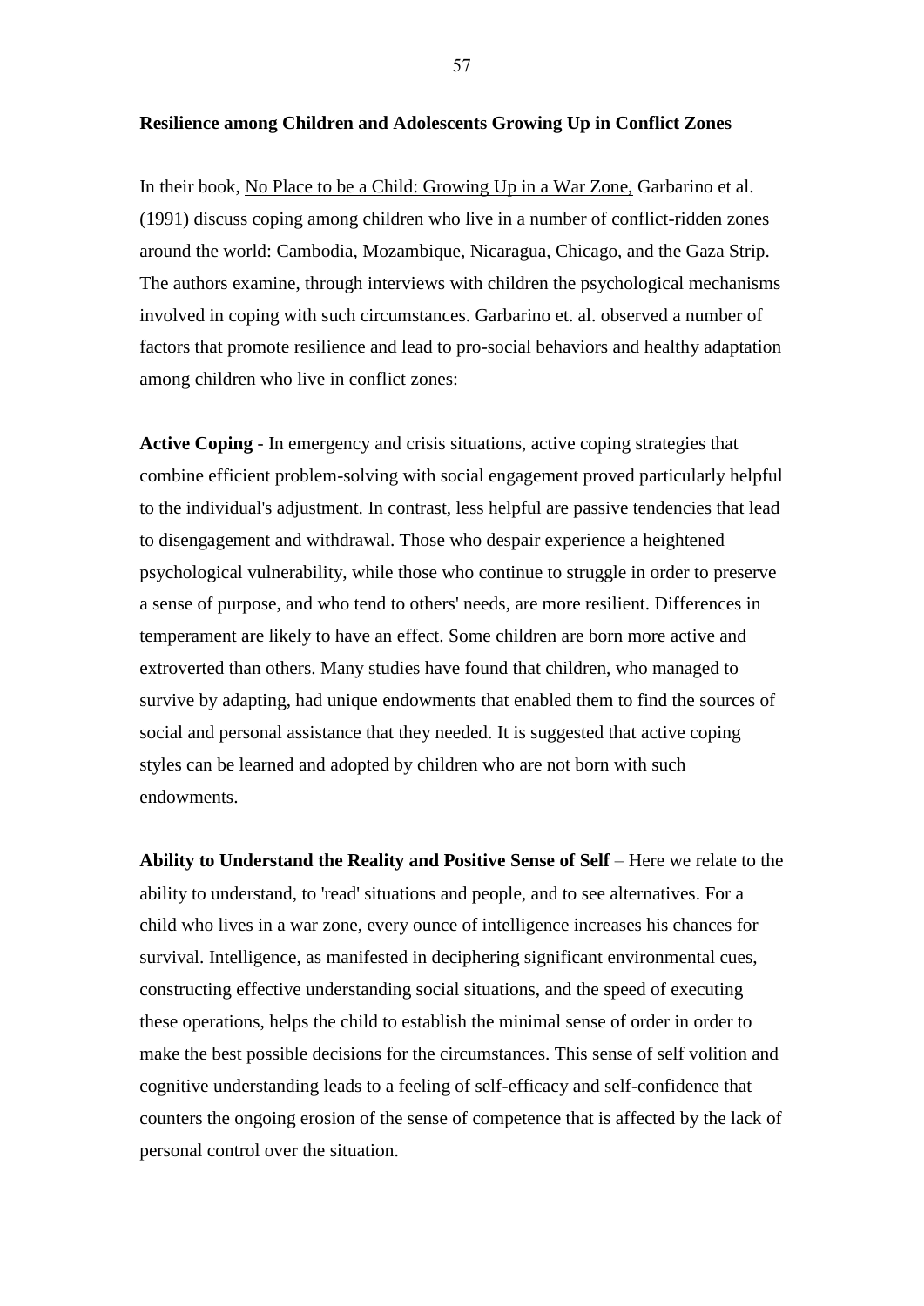**Resilience among Children and Adolescents Growing Up in Conflict Zones**

In their book, No Place to be a Child: Growing Up in a War Zone, Garbarino et al. (1991) discuss coping among children who live in a number of conflict-ridden zones around the world: Cambodia, Mozambique, Nicaragua, Chicago, and the Gaza Strip. The authors examine, through interviews with children the psychological mechanisms involved in coping with such circumstances. Garbarino et. al. observed a number of factors that promote resilience and lead to pro-social behaviors and healthy adaptation among children who live in conflict zones:

**Active Coping** - In emergency and crisis situations, active coping strategies that combine efficient problem-solving with social engagement proved particularly helpful to the individual's adjustment. In contrast, less helpful are passive tendencies that lead to disengagement and withdrawal. Those who despair experience a heightened psychological vulnerability, while those who continue to struggle in order to preserve a sense of purpose, and who tend to others' needs, are more resilient. Differences in temperament are likely to have an effect. Some children are born more active and extroverted than others. Many studies have found that children, who managed to survive by adapting, had unique endowments that enabled them to find the sources of social and personal assistance that they needed. It is suggested that active coping styles can be learned and adopted by children who are not born with such endowments.

**Ability to Understand the Reality and Positive Sense of Self** – Here we relate to the ability to understand, to 'read' situations and people, and to see alternatives. For a child who lives in a war zone, every ounce of intelligence increases his chances for survival. Intelligence, as manifested in deciphering significant environmental cues, constructing effective understanding social situations, and the speed of executing these operations, helps the child to establish the minimal sense of order in order to make the best possible decisions for the circumstances. This sense of self volition and cognitive understanding leads to a feeling of self-efficacy and self-confidence that counters the ongoing erosion of the sense of competence that is affected by the lack of personal control over the situation.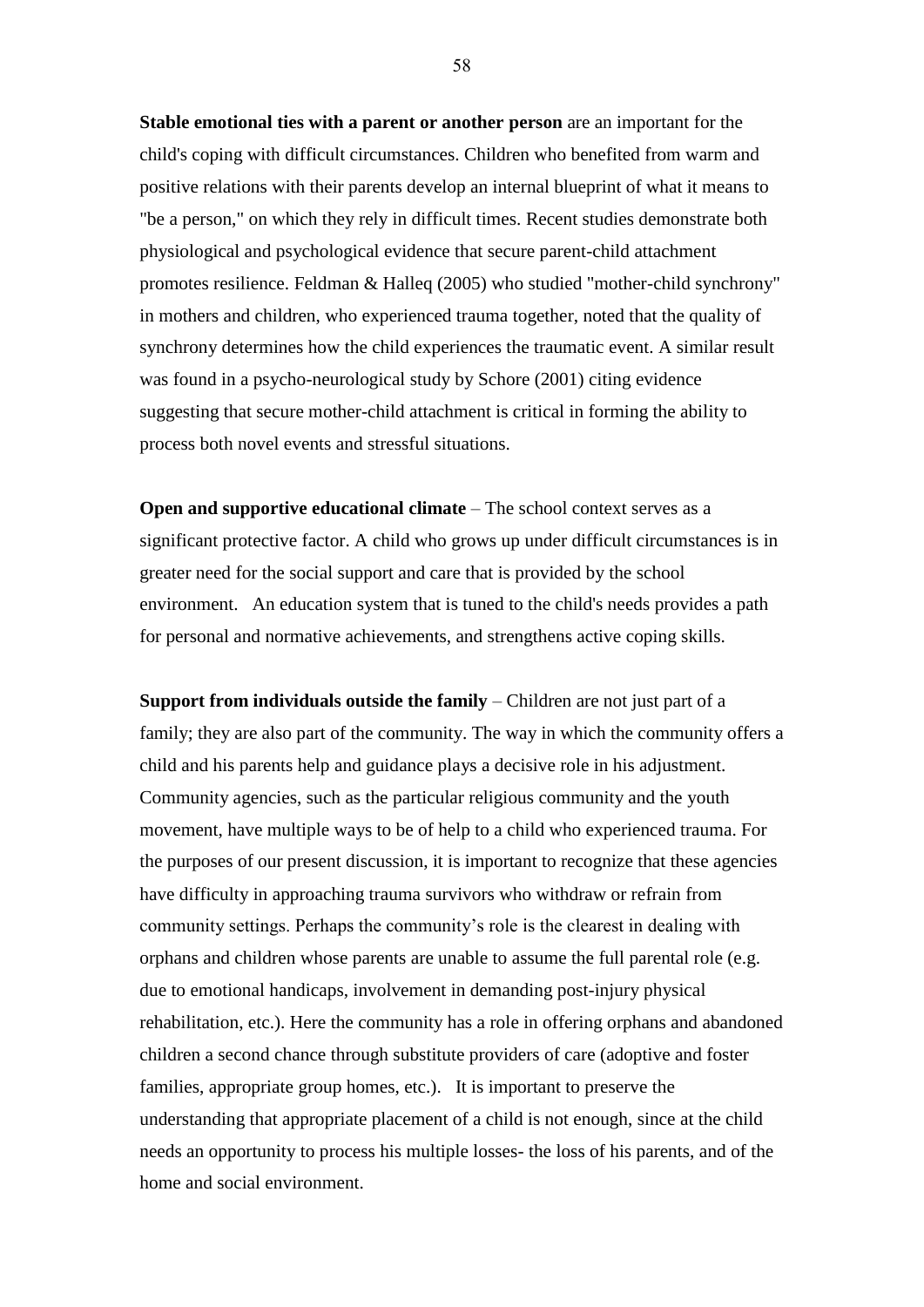**Stable emotional ties with a parent or another person** are an important for the child's coping with difficult circumstances. Children who benefited from warm and positive relations with their parents develop an internal blueprint of what it means to "be a person," on which they rely in difficult times. Recent studies demonstrate both physiological and psychological evidence that secure parent-child attachment promotes resilience. Feldman & Halleq (2005) who studied "mother-child synchrony" in mothers and children, who experienced trauma together, noted that the quality of synchrony determines how the child experiences the traumatic event. A similar result was found in a psycho-neurological study by Schore (2001) citing evidence suggesting that secure mother-child attachment is critical in forming the ability to process both novel events and stressful situations.

**Open and supportive educational climate** – The school context serves as a significant protective factor. A child who grows up under difficult circumstances is in greater need for the social support and care that is provided by the school environment. An education system that is tuned to the child's needs provides a path for personal and normative achievements, and strengthens active coping skills.

**Support from individuals outside the family** – Children are not just part of a family; they are also part of the community. The way in which the community offers a child and his parents help and guidance plays a decisive role in his adjustment. Community agencies, such as the particular religious community and the youth movement, have multiple ways to be of help to a child who experienced trauma. For the purposes of our present discussion, it is important to recognize that these agencies have difficulty in approaching trauma survivors who withdraw or refrain from community settings. Perhaps the community's role is the clearest in dealing with orphans and children whose parents are unable to assume the full parental role (e.g. due to emotional handicaps, involvement in demanding post-injury physical rehabilitation, etc.). Here the community has a role in offering orphans and abandoned children a second chance through substitute providers of care (adoptive and foster families, appropriate group homes, etc.). It is important to preserve the understanding that appropriate placement of a child is not enough, since at the child needs an opportunity to process his multiple losses- the loss of his parents, and of the home and social environment.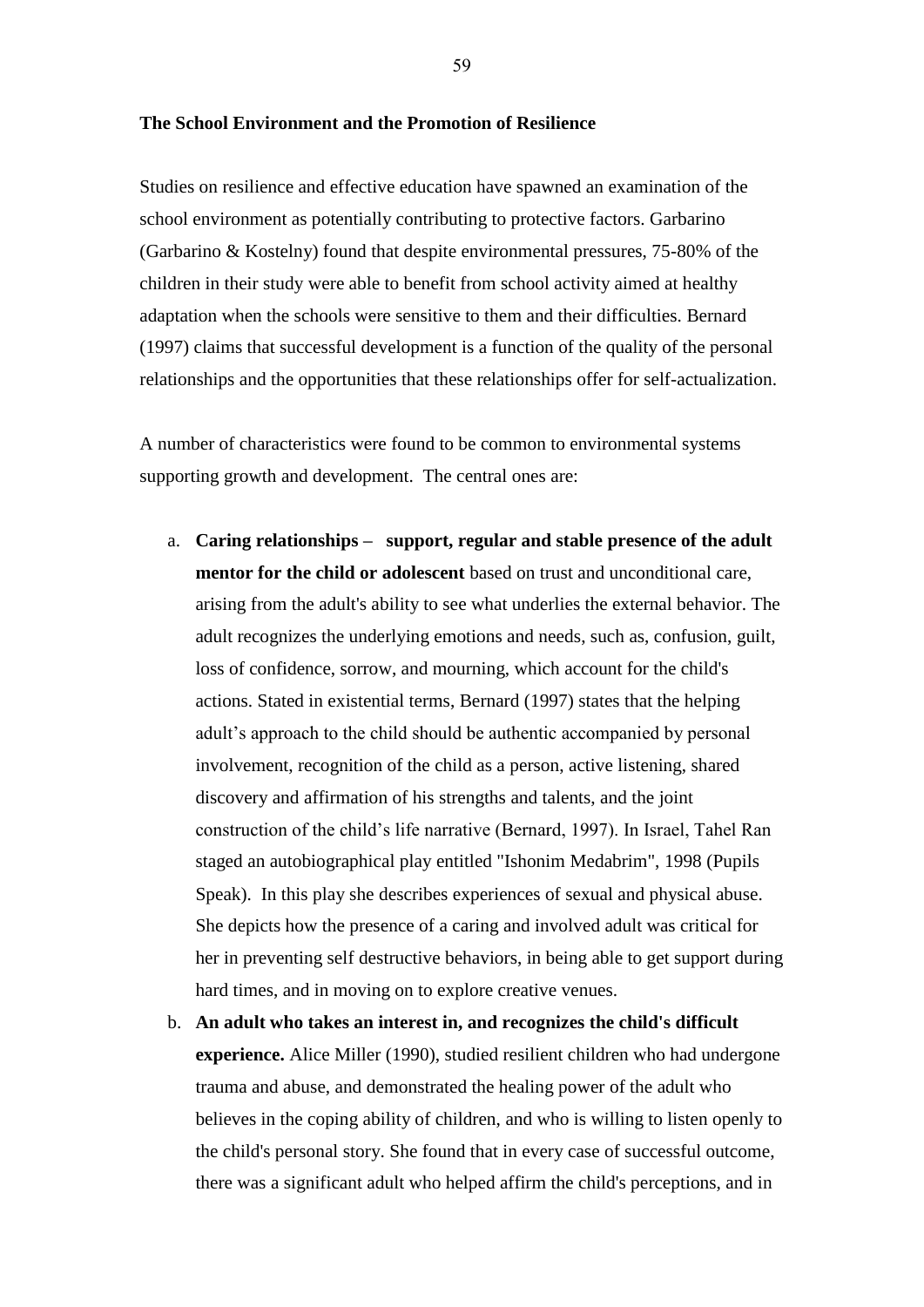**The School Environment and the Promotion of Resilience**

Studies on resilience and effective education have spawned an examination of the school environment as potentially contributing to protective factors. Garbarino (Garbarino & Kostelny) found that despite environmental pressures, 75-80% of the children in their study were able to benefit from school activity aimed at healthy adaptation when the schools were sensitive to them and their difficulties. Bernard (1997) claims that successful development is a function of the quality of the personal relationships and the opportunities that these relationships offer for self-actualization.

A number of characteristics were found to be common to environmental systems supporting growth and development. The central ones are:

a. **Caring relationships – support, regular and stable presence of the adult mentor for the child or adolescent** based on trust and unconditional care, arising from the adult's ability to see what underlies the external behavior. The adult recognizes the underlying emotions and needs, such as, confusion, guilt, loss of confidence, sorrow, and mourning, which account for the child's actions. Stated in existential terms, Bernard (1997) states that the helping adult's approach to the child should be authentic accompanied by personal involvement, recognition of the child as a person, active listening, shared discovery and affirmation of his strengths and talents, and the joint construction of the child's life narrative (Bernard, 1997). In Israel, Tahel Ran staged an autobiographical play entitled "Ishonim Medabrim", 1998 (Pupils Speak). In this play she describes experiences of sexual and physical abuse. She depicts how the presence of a caring and involved adult was critical for her in preventing self destructive behaviors, in being able to get support during hard times, and in moving on to explore creative venues.

b. **An adult who takes an interest in, and recognizes the child's difficult experience.** Alice Miller (1990), studied resilient children who had undergone trauma and abuse, and demonstrated the healing power of the adult who believes in the coping ability of children, and who is willing to listen openly to the child's personal story. She found that in every case of successful outcome, there was a significant adult who helped affirm the child's perceptions, and in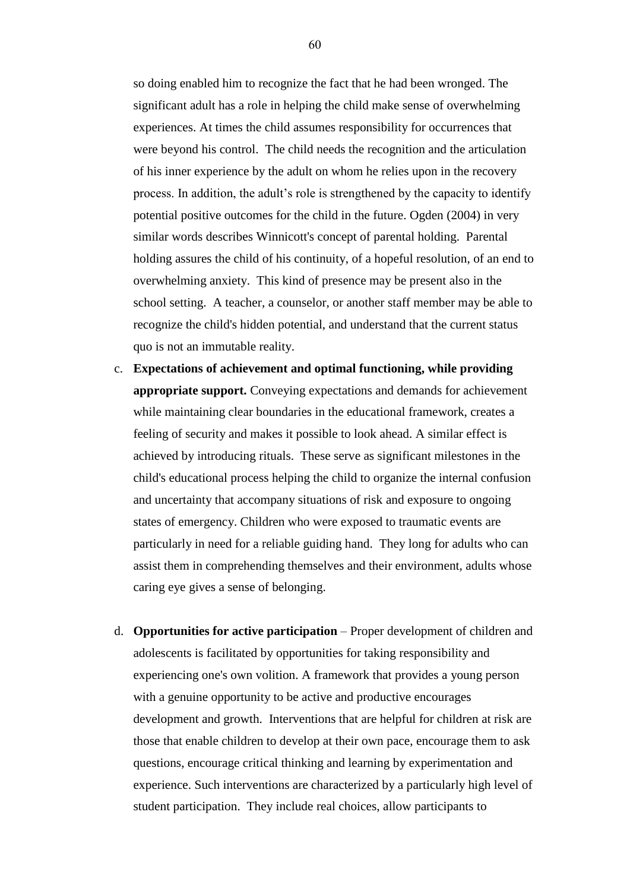so doing enabled him to recognize the fact that he had been wronged. The significant adult has a role in helping the child make sense of overwhelming experiences. At times the child assumes responsibility for occurrences that were beyond his control. The child needs the recognition and the articulation of his inner experience by the adult on whom he relies upon in the recovery process. In addition, the adult's role is strengthened by the capacity to identify potential positive outcomes for the child in the future. Ogden (2004) in very similar words describes Winnicott's concept of parental holding. Parental holding assures the child of his continuity, of a hopeful resolution, of an end to overwhelming anxiety. This kind of presence may be present also in the school setting. A teacher, a counselor, or another staff member may be able to recognize the child's hidden potential, and understand that the current status quo is not an immutable reality.

c. **Expectations of achievement and optimal functioning, while providing appropriate support.** Conveying expectations and demands for achievement while maintaining clear boundaries in the educational framework, creates a feeling of security and makes it possible to look ahead. A similar effect is achieved by introducing rituals. These serve as significant milestones in the child's educational process helping the child to organize the internal confusion and uncertainty that accompany situations of risk and exposure to ongoing states of emergency. Children who were exposed to traumatic events are particularly in need for a reliable guiding hand. They long for adults who can assist them in comprehending themselves and their environment, adults whose caring eye gives a sense of belonging.

d. **Opportunities for active participation** – Proper development of children and adolescents is facilitated by opportunities for taking responsibility and experiencing one's own volition. A framework that provides a young person with a genuine opportunity to be active and productive encourages development and growth. Interventions that are helpful for children at risk are those that enable children to develop at their own pace, encourage them to ask questions, encourage critical thinking and learning by experimentation and experience. Such interventions are characterized by a particularly high level of student participation. They include real choices, allow participants to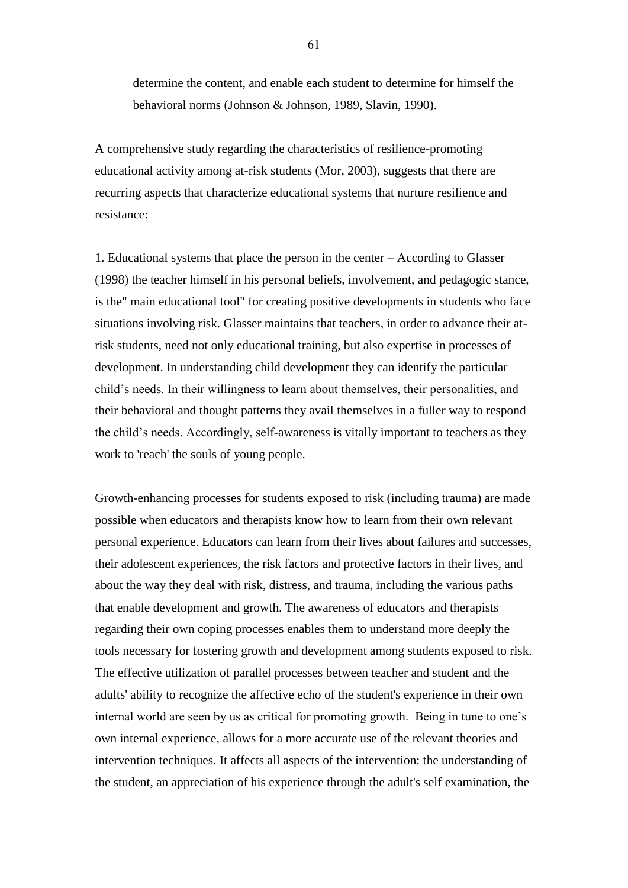determine the content, and enable each student to determine for himself the behavioral norms (Johnson & Johnson, 1989, Slavin, 1990).

A comprehensive study regarding the characteristics of resilience-promoting educational activity among at-risk students (Mor, 2003), suggests that there are recurring aspects that characterize educational systems that nurture resilience and resistance:

1. Educational systems that place the person in the center – According to Glasser (1998) the teacher himself in his personal beliefs, involvement, and pedagogic stance, is the" main educational tool" for creating positive developments in students who face situations involving risk. Glasser maintains that teachers, in order to advance their at-risk students, need not only educational training, but also expertise in processes of development. In understanding child development they can identify the particular child's needs. In their willingness to learn about themselves, their personalities, and their behavioral and thought patterns they avail themselves in a fuller way to respond the child's needs. Accordingly, self-awareness is vitally important to teachers as they work to 'reach' the souls of young people.

Growth-enhancing processes for students exposed to risk (including trauma) are made possible when educators and therapists know how to learn from their own relevant personal experience. Educators can learn from their lives about failures and successes, their adolescent experiences, the risk factors and protective factors in their lives, and about the way they deal with risk, distress, and trauma, including the various paths that enable development and growth. The awareness of educators and therapists regarding their own coping processes enables them to understand more deeply the tools necessary for fostering growth and development among students exposed to risk. The effective utilization of parallel processes between teacher and student and the adults' ability to recognize the affective echo of the student's experience in their own internal world are seen by us as critical for promoting growth. Being in tune to one's own internal experience, allows for a more accurate use of the relevant theories and intervention techniques. It affects all aspects of the intervention: the understanding of the student, an appreciation of his experience through the adult's self examination, the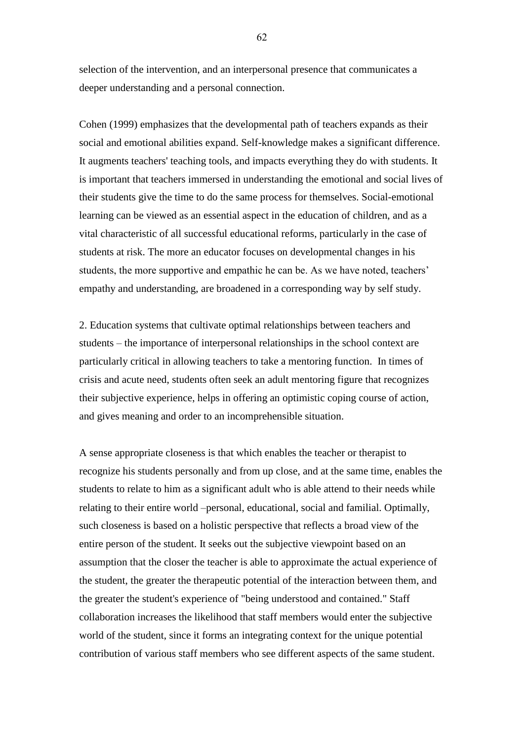selection of the intervention, and an interpersonal presence that communicates a deeper understanding and a personal connection.

Cohen (1999) emphasizes that the developmental path of teachers expands as their social and emotional abilities expand. Self-knowledge makes a significant difference. It augments teachers' teaching tools, and impacts everything they do with students. It is important that teachers immersed in understanding the emotional and social lives of their students give the time to do the same process for themselves. Social-emotional learning can be viewed as an essential aspect in the education of children, and as a vital characteristic of all successful educational reforms, particularly in the case of students at risk. The more an educator focuses on developmental changes in his students, the more supportive and empathic he can be. As we have noted, teachers' empathy and understanding, are broadened in a corresponding way by self study.

2. Education systems that cultivate optimal relationships between teachers and students – the importance of interpersonal relationships in the school context are particularly critical in allowing teachers to take a mentoring function. In times of crisis and acute need, students often seek an adult mentoring figure that recognizes their subjective experience, helps in offering an optimistic coping course of action, and gives meaning and order to an incomprehensible situation.

A sense appropriate closeness is that which enables the teacher or therapist to recognize his students personally and from up close, and at the same time, enables the students to relate to him as a significant adult who is able attend to their needs while relating to their entire world –personal, educational, social and familial. Optimally, such closeness is based on a holistic perspective that reflects a broad view of the entire person of the student. It seeks out the subjective viewpoint based on an assumption that the closer the teacher is able to approximate the actual experience of the student, the greater the therapeutic potential of the interaction between them, and the greater the student's experience of "being understood and contained." Staff collaboration increases the likelihood that staff members would enter the subjective world of the student, since it forms an integrating context for the unique potential contribution of various staff members who see different aspects of the same student.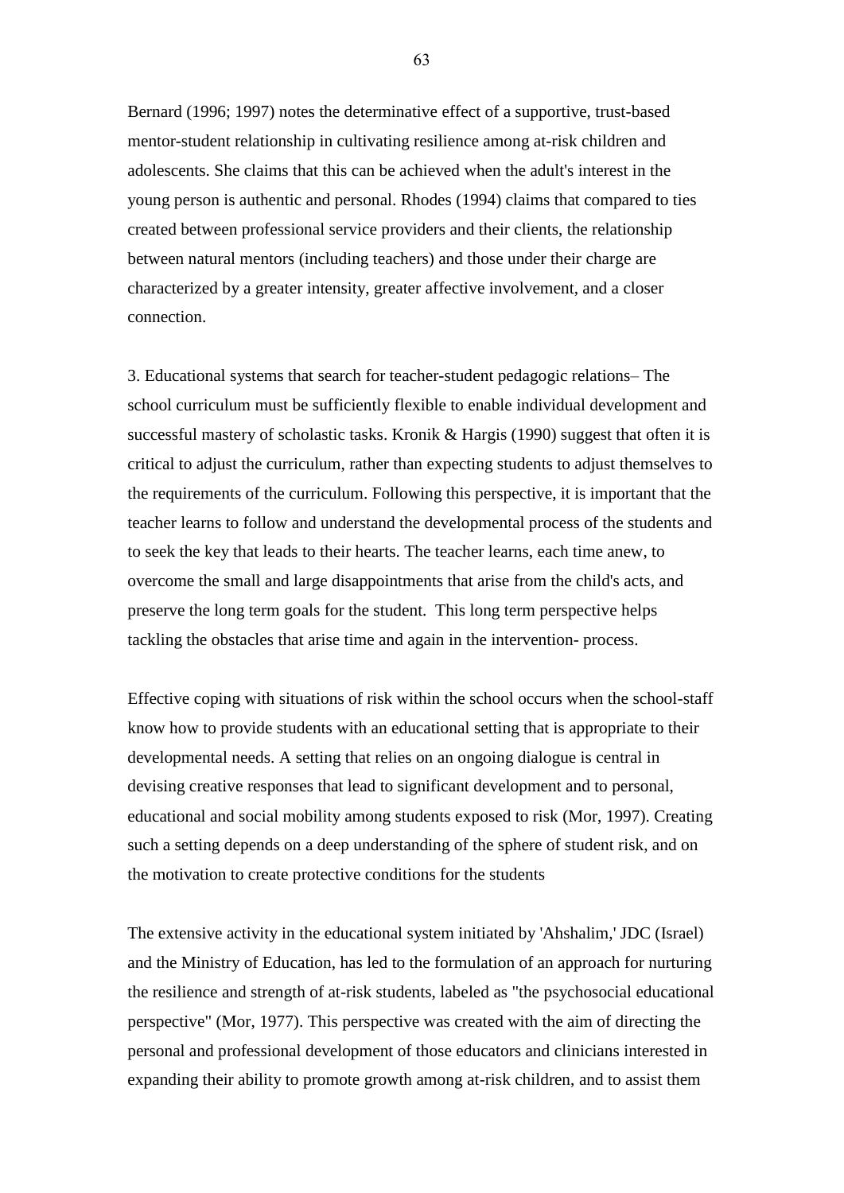Bernard (1996; 1997) notes the determinative effect of a supportive, trust-based mentor-student relationship in cultivating resilience among at-risk children and adolescents. She claims that this can be achieved when the adult's interest in the young person is authentic and personal. Rhodes (1994) claims that compared to ties created between professional service providers and their clients, the relationship between natural mentors (including teachers) and those under their charge are characterized by a greater intensity, greater affective involvement, and a closer connection.

3. Educational systems that search for teacher-student pedagogic relations– The school curriculum must be sufficiently flexible to enable individual development and successful mastery of scholastic tasks. Kronik & Hargis (1990) suggest that often it is critical to adjust the curriculum, rather than expecting students to adjust themselves to the requirements of the curriculum. Following this perspective, it is important that the teacher learns to follow and understand the developmental process of the students and to seek the key that leads to their hearts. The teacher learns, each time anew, to overcome the small and large disappointments that arise from the child's acts, and preserve the long term goals for the student. This long term perspective helps tackling the obstacles that arise time and again in the intervention- process.

Effective coping with situations of risk within the school occurs when the school-staff know how to provide students with an educational setting that is appropriate to their developmental needs. A setting that relies on an ongoing dialogue is central in devising creative responses that lead to significant development and to personal, educational and social mobility among students exposed to risk (Mor, 1997). Creating such a setting depends on a deep understanding of the sphere of student risk, and on the motivation to create protective conditions for the students

The extensive activity in the educational system initiated by 'Ahshalim,' JDC (Israel) and the Ministry of Education, has led to the formulation of an approach for nurturing the resilience and strength of at-risk students, labeled as "the psychosocial educational perspective" (Mor, 1977). This perspective was created with the aim of directing the personal and professional development of those educators and clinicians interested in expanding their ability to promote growth among at-risk children, and to assist them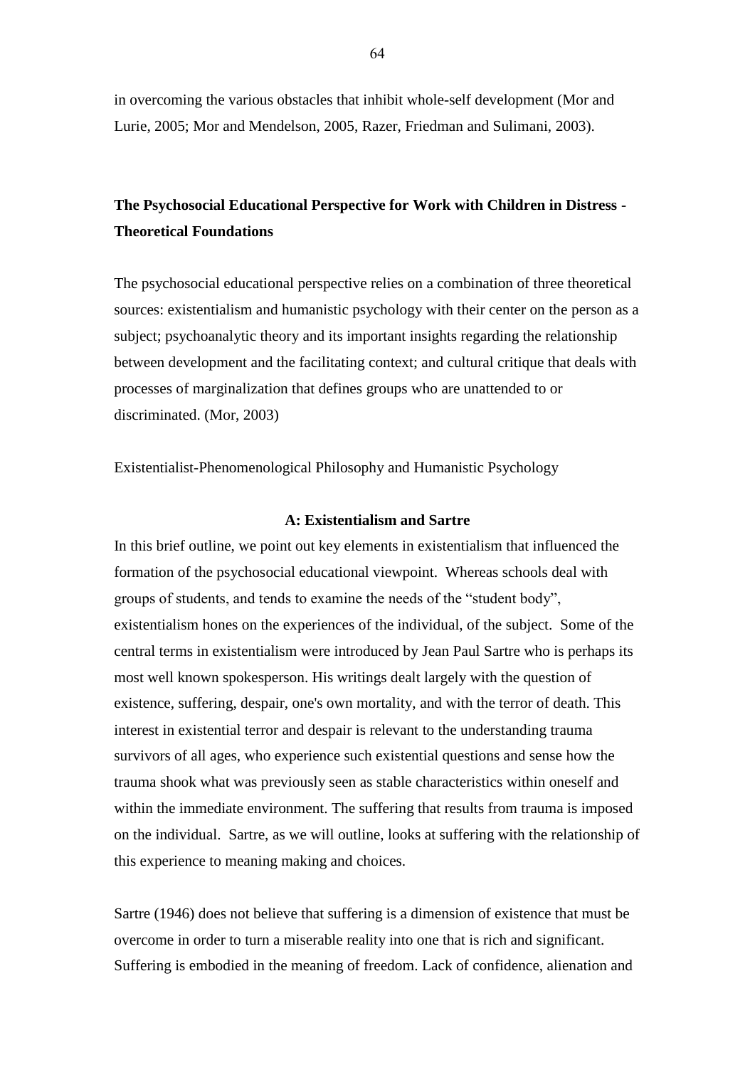in overcoming the various obstacles that inhibit whole-self development (Mor and Lurie, 2005; Mor and Mendelson, 2005, Razer, Friedman and Sulimani, 2003).

## The Psychosocial Educational Perspective for Work with Children in Distress - Theoretical Foundations

The psychosocial educational perspective relies on a combination of three theoretical sources: existentialism and humanistic psychology with their center on the person as a subject; psychoanalytic theory and its important insights regarding the relationship between development and the facilitating context; and cultural critique that deals with processes of marginalization that defines groups who are unattended to or discriminated. (Mor, 2003)

Existentialist-Phenomenological Philosophy and Humanistic Psychology

### A: Existentialism and Sartre

In this brief outline, we point out key elements in existentialism that influenced the formation of the psychosocial educational viewpoint. Whereas schools deal with groups of students, and tends to examine the needs of the "student body", existentialism hones on the experiences of the individual, of the subject. Some of the central terms in existentialism were introduced by Jean Paul Sartre who is perhaps its most well known spokesperson. His writings dealt largely with the question of existence, suffering, despair, one's own mortality, and with the terror of death. This interest in existential terror and despair is relevant to the understanding trauma survivors of all ages, who experience such existential questions and sense how the trauma shook what was previously seen as stable characteristics within oneself and within the immediate environment. The suffering that results from trauma is imposed on the individual. Sartre, as we will outline, looks at suffering with the relationship of this experience to meaning making and choices.

Sartre (1946) does not believe that suffering is a dimension of existence that must be overcome in order to turn a miserable reality into one that is rich and significant. Suffering is embodied in the meaning of freedom. Lack of confidence, alienation and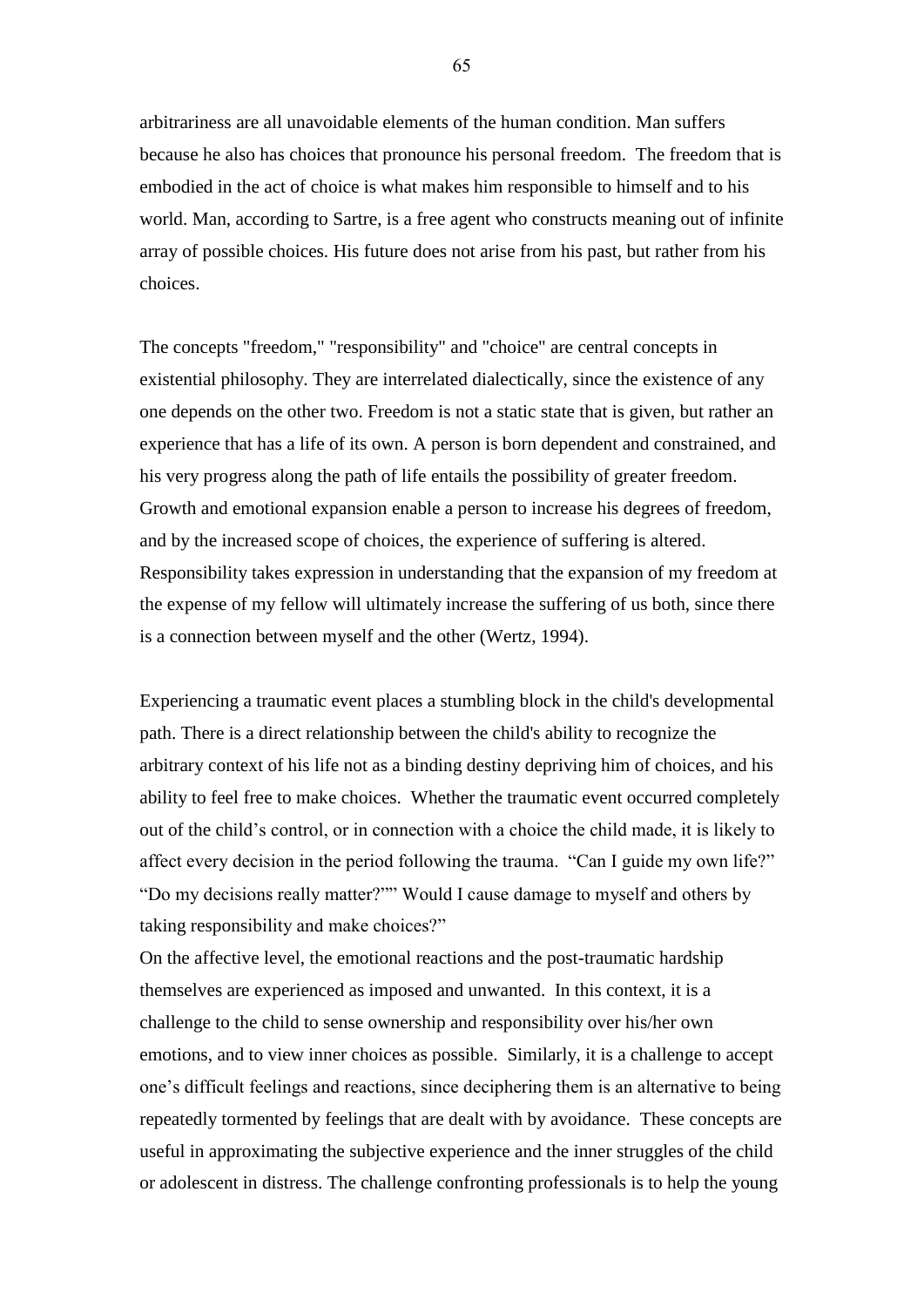arbitrariness are all unavoidable elements of the human condition. Man suffers because he also has choices that pronounce his personal freedom. The freedom that is embodied in the act of choice is what makes him responsible to himself and to his world. Man, according to Sartre, is a free agent who constructs meaning out of infinite array of possible choices. His future does not arise from his past, but rather from his choices.

The concepts "freedom," "responsibility" and "choice" are central concepts in existential philosophy. They are interrelated dialectically, since the existence of any one depends on the other two. Freedom is not a static state that is given, but rather an experience that has a life of its own. A person is born dependent and constrained, and his very progress along the path of life entails the possibility of greater freedom. Growth and emotional expansion enable a person to increase his degrees of freedom, and by the increased scope of choices, the experience of suffering is altered. Responsibility takes expression in understanding that the expansion of my freedom at the expense of my fellow will ultimately increase the suffering of us both, since there is a connection between myself and the other (Wertz, 1994).

Experiencing a traumatic event places a stumbling block in the child's developmental path. There is a direct relationship between the child's ability to recognize the arbitrary context of his life not as a binding destiny depriving him of choices, and his ability to feel free to make choices. Whether the traumatic event occurred completely out of the child's control, or in connection with a choice the child made, it is likely to affect every decision in the period following the trauma. "Can I guide my own life?" "Do my decisions really matter?"" Would I cause damage to myself and others by taking responsibility and make choices?"

On the affective level, the emotional reactions and the post-traumatic hardship themselves are experienced as imposed and unwanted. In this context, it is a challenge to the child to sense ownership and responsibility over his/her own emotions, and to view inner choices as possible. Similarly, it is a challenge to accept one's difficult feelings and reactions, since deciphering them is an alternative to being repeatedly tormented by feelings that are dealt with by avoidance. These concepts are useful in approximating the subjective experience and the inner struggles of the child or adolescent in distress. The challenge confronting professionals is to help the young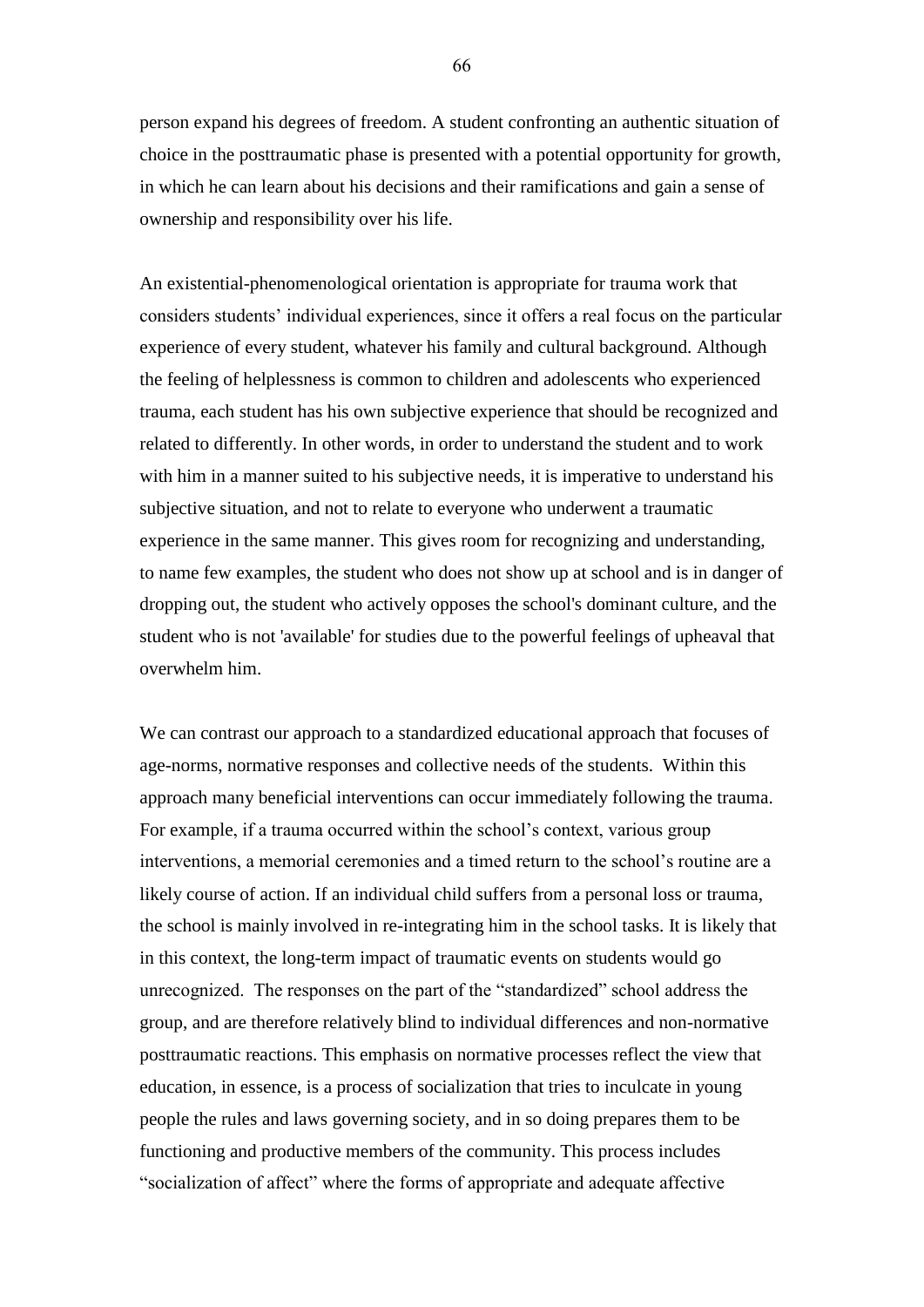person expand his degrees of freedom. A student confronting an authentic situation of choice in the posttraumatic phase is presented with a potential opportunity for growth, in which he can learn about his decisions and their ramifications and gain a sense of ownership and responsibility over his life.

An existential-phenomenological orientation is appropriate for trauma work that considers students' individual experiences, since it offers a real focus on the particular experience of every student, whatever his family and cultural background. Although the feeling of helplessness is common to children and adolescents who experienced trauma, each student has his own subjective experience that should be recognized and related to differently. In other words, in order to understand the student and to work with him in a manner suited to his subjective needs, it is imperative to understand his subjective situation, and not to relate to everyone who underwent a traumatic experience in the same manner. This gives room for recognizing and understanding, to name few examples, the student who does not show up at school and is in danger of dropping out, the student who actively opposes the school's dominant culture, and the student who is not 'available' for studies due to the powerful feelings of upheaval that overwhelm him.

We can contrast our approach to a standardized educational approach that focuses of age-norms, normative responses and collective needs of the students. Within this approach many beneficial interventions can occur immediately following the trauma. For example, if a trauma occurred within the school's context, various group interventions, a memorial ceremonies and a timed return to the school's routine are a likely course of action. If an individual child suffers from a personal loss or trauma, the school is mainly involved in re-integrating him in the school tasks. It is likely that in this context, the long-term impact of traumatic events on students would go unrecognized. The responses on the part of the "standardized" school address the group, and are therefore relatively blind to individual differences and non-normative posttraumatic reactions. This emphasis on normative processes reflect the view that education, in essence, is a process of socialization that tries to inculcate in young people the rules and laws governing society, and in so doing prepares them to be functioning and productive members of the community. This process includes "socialization of affect" where the forms of appropriate and adequate affective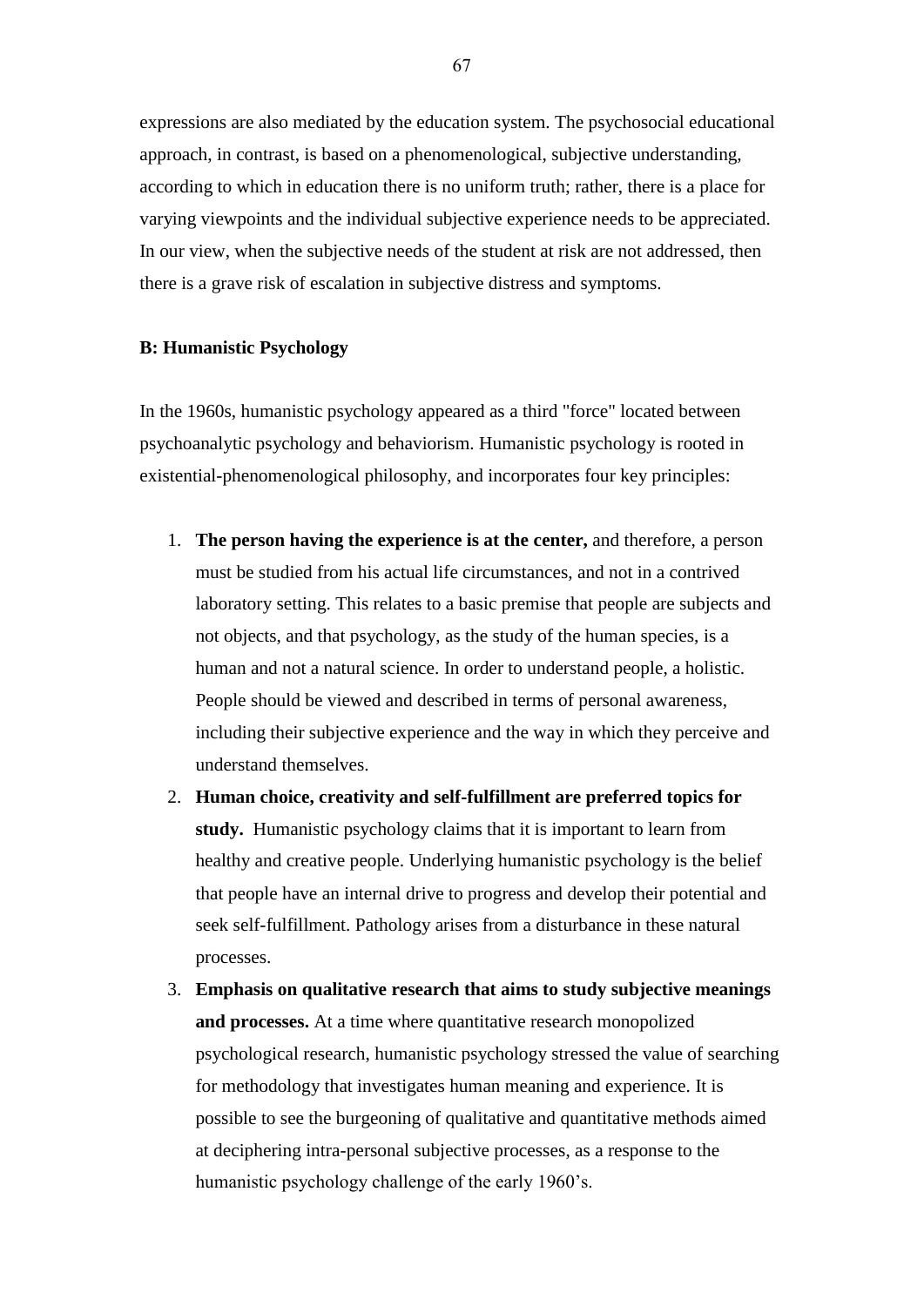expressions are also mediated by the education system. The psychosocial educational approach, in contrast, is based on a phenomenological, subjective understanding, according to which in education there is no uniform truth; rather, there is a place for varying viewpoints and the individual subjective experience needs to be appreciated. In our view, when the subjective needs of the student at risk are not addressed, then there is a grave risk of escalation in subjective distress and symptoms.

**B: Humanistic Psychology**

In the 1960s, humanistic psychology appeared as a third "force" located between psychoanalytic psychology and behaviorism. Humanistic psychology is rooted in existential-phenomenological philosophy, and incorporates four key principles:

1. **The person having the experience is at the center,** and therefore, a person must be studied from his actual life circumstances, and not in a contrived laboratory setting. This relates to a basic premise that people are subjects and not objects, and that psychology, as the study of the human species, is a human and not a natural science. In order to understand people, a holistic. People should be viewed and described in terms of personal awareness, including their subjective experience and the way in which they perceive and understand themselves.
2. **Human choice, creativity and self-fulfillment are preferred topics for study.** Humanistic psychology claims that it is important to learn from healthy and creative people. Underlying humanistic psychology is the belief that people have an internal drive to progress and develop their potential and seek self-fulfillment. Pathology arises from a disturbance in these natural processes.
3. **Emphasis on qualitative research that aims to study subjective meanings and processes.** At a time where quantitative research monopolized psychological research, humanistic psychology stressed the value of searching for methodology that investigates human meaning and experience. It is possible to see the burgeoning of qualitative and quantitative methods aimed at deciphering intra-personal subjective processes, as a response to the humanistic psychology challenge of the early 1960's.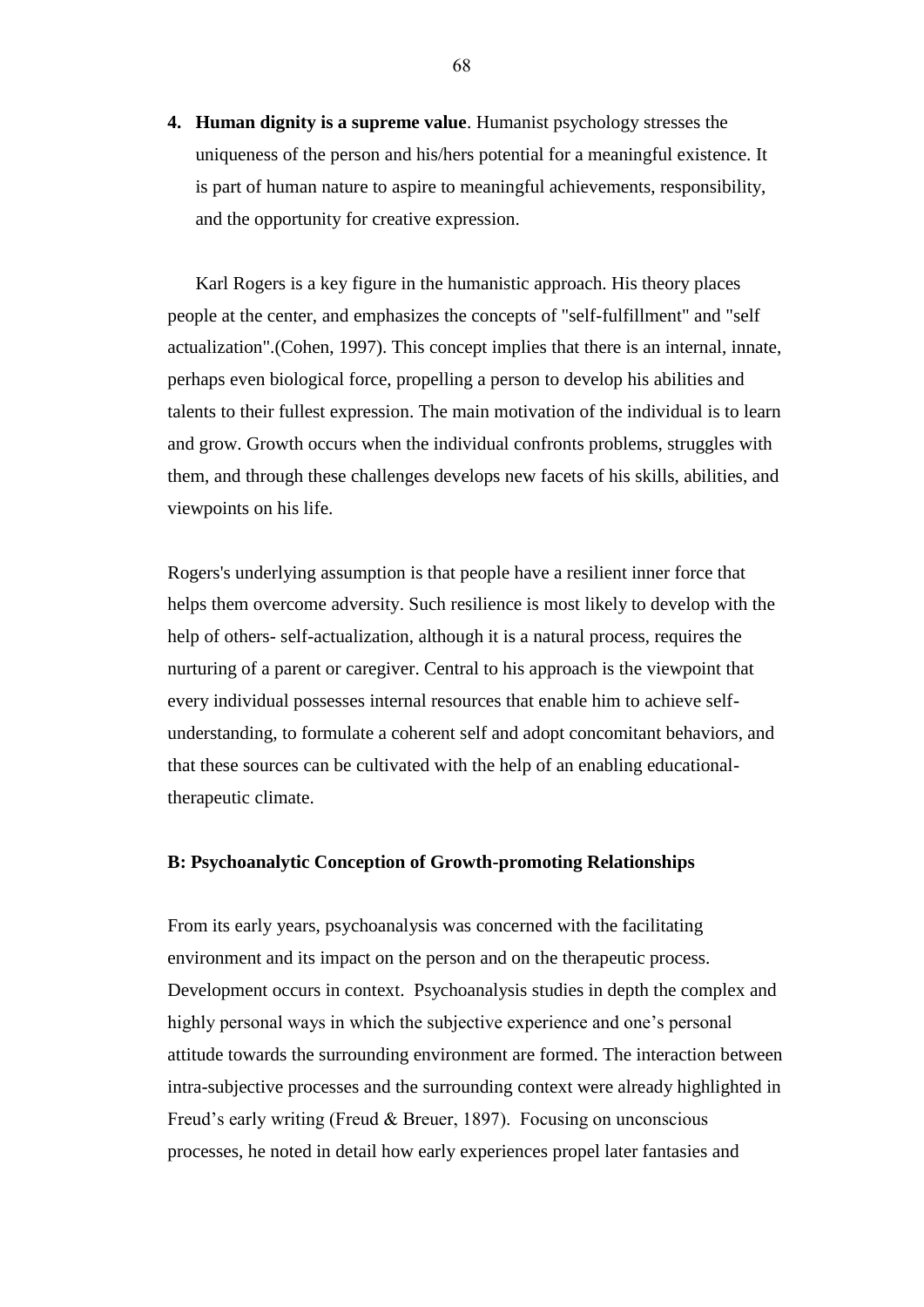4. **Human dignity is a supreme value**. Humanist psychology stresses the uniqueness of the person and his/hers potential for a meaningful existence. It is part of human nature to aspire to meaningful achievements, responsibility, and the opportunity for creative expression.

Karl Rogers is a key figure in the humanistic approach. His theory places people at the center, and emphasizes the concepts of "self-fulfillment" and "self actualization".(Cohen, 1997). This concept implies that there is an internal, innate, perhaps even biological force, propelling a person to develop his abilities and talents to their fullest expression. The main motivation of the individual is to learn and grow. Growth occurs when the individual confronts problems, struggles with them, and through these challenges develops new facets of his skills, abilities, and viewpoints on his life.

Rogers's underlying assumption is that people have a resilient inner force that helps them overcome adversity. Such resilience is most likely to develop with the help of others- self-actualization, although it is a natural process, requires the nurturing of a parent or caregiver. Central to his approach is the viewpoint that every individual possesses internal resources that enable him to achieve self-understanding, to formulate a coherent self and adopt concomitant behaviors, and that these sources can be cultivated with the help of an enabling educational-therapeutic climate.

**B: Psychoanalytic Conception of Growth-promoting Relationships**

From its early years, psychoanalysis was concerned with the facilitating environment and its impact on the person and on the therapeutic process. Development occurs in context. Psychoanalysis studies in depth the complex and highly personal ways in which the subjective experience and one's personal attitude towards the surrounding environment are formed. The interaction between intra-subjective processes and the surrounding context were already highlighted in Freud's early writing (Freud & Breuer, 1897). Focusing on unconscious processes, he noted in detail how early experiences propel later fantasies and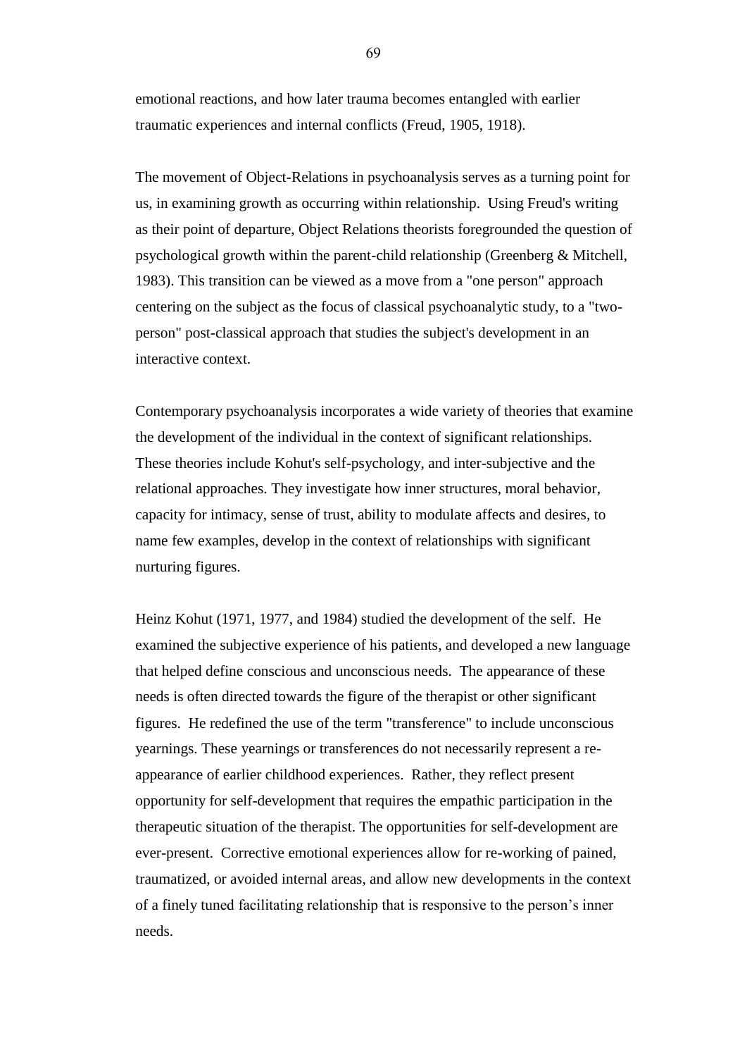emotional reactions, and how later trauma becomes entangled with earlier traumatic experiences and internal conflicts (Freud, 1905, 1918).

The movement of Object-Relations in psychoanalysis serves as a turning point for us, in examining growth as occurring within relationship. Using Freud's writing as their point of departure, Object Relations theorists foregrounded the question of psychological growth within the parent-child relationship (Greenberg & Mitchell, 1983). This transition can be viewed as a move from a "one person" approach centering on the subject as the focus of classical psychoanalytic study, to a "two-person" post-classical approach that studies the subject's development in an interactive context.

Contemporary psychoanalysis incorporates a wide variety of theories that examine the development of the individual in the context of significant relationships. These theories include Kohut's self-psychology, and inter-subjective and the relational approaches. They investigate how inner structures, moral behavior, capacity for intimacy, sense of trust, ability to modulate affects and desires, to name few examples, develop in the context of relationships with significant nurturing figures.

Heinz Kohut (1971, 1977, and 1984) studied the development of the self. He examined the subjective experience of his patients, and developed a new language that helped define conscious and unconscious needs. The appearance of these needs is often directed towards the figure of the therapist or other significant figures. He redefined the use of the term "transference" to include unconscious yearnings. These yearnings or transferences do not necessarily represent a re-appearance of earlier childhood experiences. Rather, they reflect present opportunity for self-development that requires the empathic participation in the therapeutic situation of the therapist. The opportunities for self-development are ever-present. Corrective emotional experiences allow for re-working of pained, traumatized, or avoided internal areas, and allow new developments in the context of a finely tuned facilitating relationship that is responsive to the person's inner needs.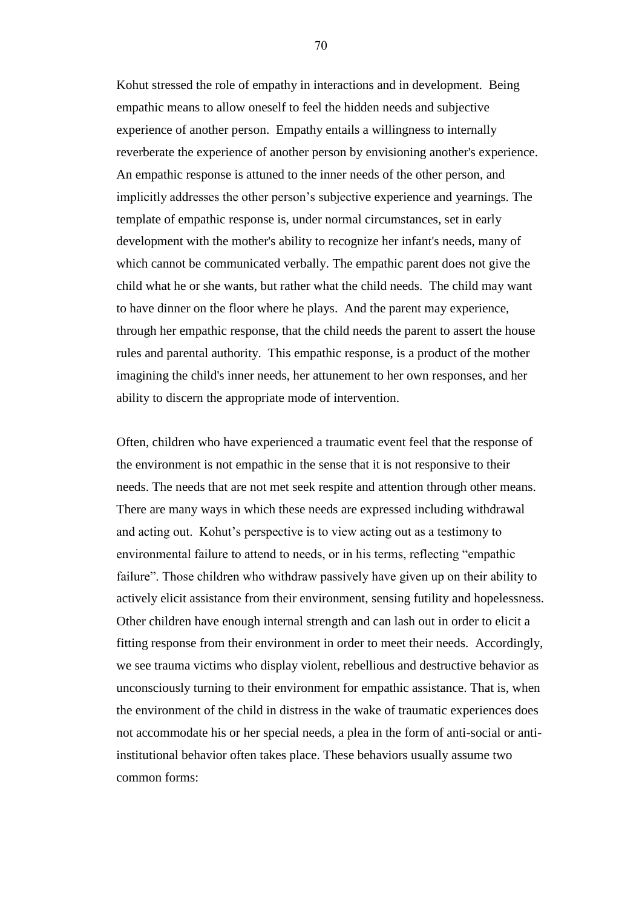Kohut stressed the role of empathy in interactions and in development. Being empathic means to allow oneself to feel the hidden needs and subjective experience of another person. Empathy entails a willingness to internally reverberate the experience of another person by envisioning another's experience. An empathic response is attuned to the inner needs of the other person, and implicitly addresses the other person's subjective experience and yearnings. The template of empathic response is, under normal circumstances, set in early development with the mother's ability to recognize her infant's needs, many of which cannot be communicated verbally. The empathic parent does not give the child what he or she wants, but rather what the child needs. The child may want to have dinner on the floor where he plays. And the parent may experience, through her empathic response, that the child needs the parent to assert the house rules and parental authority. This empathic response, is a product of the mother imagining the child's inner needs, her attunement to her own responses, and her ability to discern the appropriate mode of intervention.

Often, children who have experienced a traumatic event feel that the response of the environment is not empathic in the sense that it is not responsive to their needs. The needs that are not met seek respite and attention through other means. There are many ways in which these needs are expressed including withdrawal and acting out. Kohut's perspective is to view acting out as a testimony to environmental failure to attend to needs, or in his terms, reflecting "empathic failure". Those children who withdraw passively have given up on their ability to actively elicit assistance from their environment, sensing futility and hopelessness. Other children have enough internal strength and can lash out in order to elicit a fitting response from their environment in order to meet their needs. Accordingly, we see trauma victims who display violent, rebellious and destructive behavior as unconsciously turning to their environment for empathic assistance. That is, when the environment of the child in distress in the wake of traumatic experiences does not accommodate his or her special needs, a plea in the form of anti-social or anti-institutional behavior often takes place. These behaviors usually assume two common forms: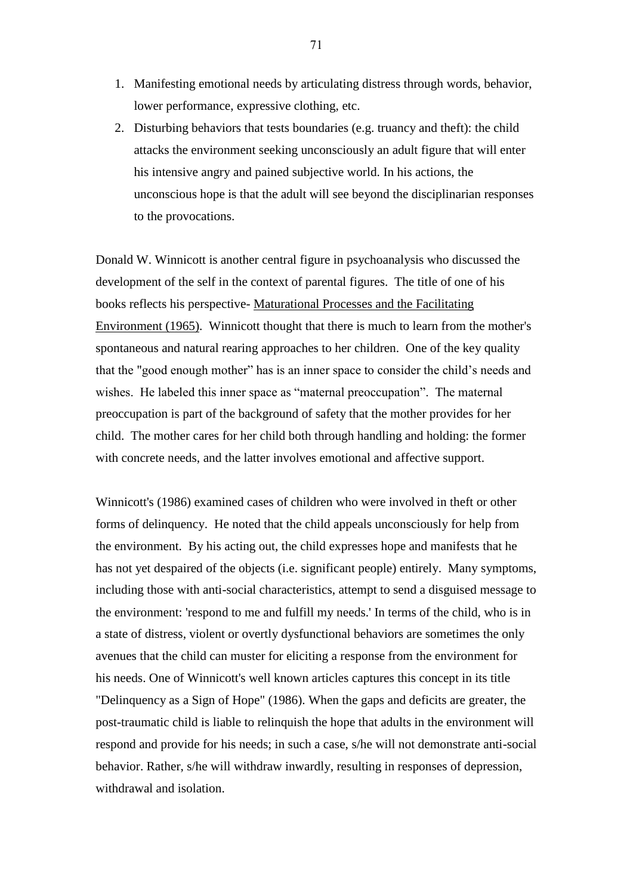1. Manifesting emotional needs by articulating distress through words, behavior, lower performance, expressive clothing, etc.
2. Disturbing behaviors that tests boundaries (e.g. truancy and theft): the child attacks the environment seeking unconsciously an adult figure that will enter his intensive angry and pained subjective world. In his actions, the unconscious hope is that the adult will see beyond the disciplinarian responses to the provocations.

Donald W. Winnicott is another central figure in psychoanalysis who discussed the development of the self in the context of parental figures. The title of one of his books reflects his perspective- Maturational Processes and the Facilitating Environment (1965). Winnicott thought that there is much to learn from the mother's spontaneous and natural rearing approaches to her children. One of the key quality that the "good enough mother" has is an inner space to consider the child's needs and wishes. He labeled this inner space as "maternal preoccupation". The maternal preoccupation is part of the background of safety that the mother provides for her child. The mother cares for her child both through handling and holding: the former with concrete needs, and the latter involves emotional and affective support.

Winnicott's (1986) examined cases of children who were involved in theft or other forms of delinquency. He noted that the child appeals unconsciously for help from the environment. By his acting out, the child expresses hope and manifests that he has not yet despaired of the objects (i.e. significant people) entirely. Many symptoms, including those with anti-social characteristics, attempt to send a disguised message to the environment: 'respond to me and fulfill my needs.' In terms of the child, who is in a state of distress, violent or overtly dysfunctional behaviors are sometimes the only avenues that the child can muster for eliciting a response from the environment for his needs. One of Winnicott's well known articles captures this concept in its title "Delinquency as a Sign of Hope" (1986). When the gaps and deficits are greater, the post-traumatic child is liable to relinquish the hope that adults in the environment will respond and provide for his needs; in such a case, s/he will not demonstrate anti-social behavior. Rather, s/he will withdraw inwardly, resulting in responses of depression, withdrawal and isolation.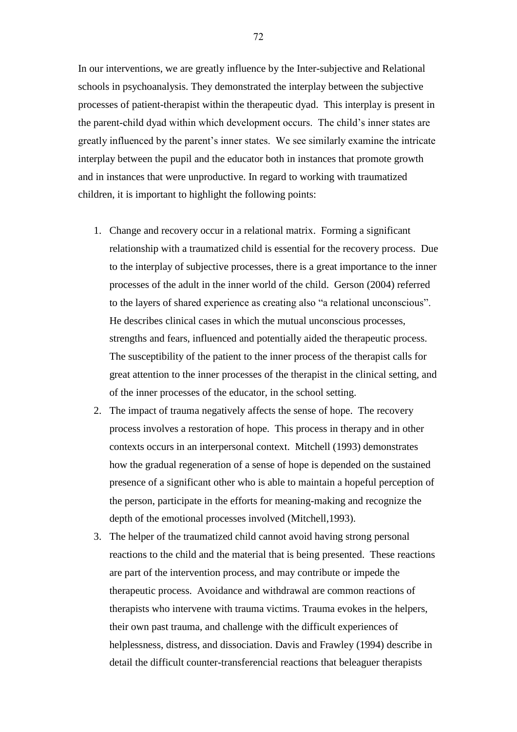In our interventions, we are greatly influence by the Inter-subjective and Relational schools in psychoanalysis. They demonstrated the interplay between the subjective processes of patient-therapist within the therapeutic dyad. This interplay is present in the parent-child dyad within which development occurs. The child's inner states are greatly influenced by the parent's inner states. We see similarly examine the intricate interplay between the pupil and the educator both in instances that promote growth and in instances that were unproductive. In regard to working with traumatized children, it is important to highlight the following points:

1. Change and recovery occur in a relational matrix. Forming a significant relationship with a traumatized child is essential for the recovery process. Due to the interplay of subjective processes, there is a great importance to the inner processes of the adult in the inner world of the child. Gerson (2004) referred to the layers of shared experience as creating also "a relational unconscious". He describes clinical cases in which the mutual unconscious processes, strengths and fears, influenced and potentially aided the therapeutic process. The susceptibility of the patient to the inner process of the therapist calls for great attention to the inner processes of the therapist in the clinical setting, and of the inner processes of the educator, in the school setting.
2. The impact of trauma negatively affects the sense of hope. The recovery process involves a restoration of hope. This process in therapy and in other contexts occurs in an interpersonal context. Mitchell (1993) demonstrates how the gradual regeneration of a sense of hope is depended on the sustained presence of a significant other who is able to maintain a hopeful perception of the person, participate in the efforts for meaning-making and recognize the depth of the emotional processes involved (Mitchell,1993).
3. The helper of the traumatized child cannot avoid having strong personal reactions to the child and the material that is being presented. These reactions are part of the intervention process, and may contribute or impede the therapeutic process. Avoidance and withdrawal are common reactions of therapists who intervene with trauma victims. Trauma evokes in the helpers, their own past trauma, and challenge with the difficult experiences of helplessness, distress, and dissociation. Davis and Frawley (1994) describe in detail the difficult counter-transferencial reactions that beleaguer therapists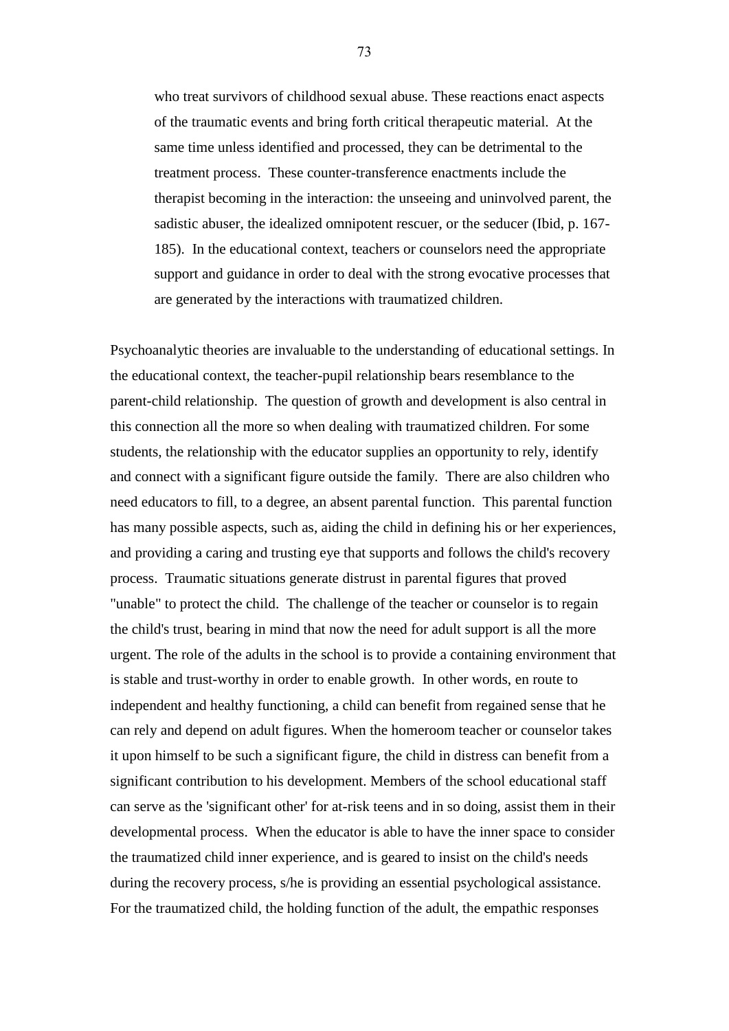> who treat survivors of childhood sexual abuse. These reactions enact aspects of the traumatic events and bring forth critical therapeutic material. At the same time unless identified and processed, they can be detrimental to the treatment process. These counter-transference enactments include the therapist becoming in the interaction: the unseeing and uninvolved parent, the sadistic abuser, the idealized omnipotent rescuer, or the seducer (Ibid, p. 167-185). In the educational context, teachers or counselors need the appropriate support and guidance in order to deal with the strong evocative processes that are generated by the interactions with traumatized children.

Psychoanalytic theories are invaluable to the understanding of educational settings. In the educational context, the teacher-pupil relationship bears resemblance to the parent-child relationship. The question of growth and development is also central in this connection all the more so when dealing with traumatized children. For some students, the relationship with the educator supplies an opportunity to rely, identify and connect with a significant figure outside the family. There are also children who need educators to fill, to a degree, an absent parental function. This parental function has many possible aspects, such as, aiding the child in defining his or her experiences, and providing a caring and trusting eye that supports and follows the child's recovery process. Traumatic situations generate distrust in parental figures that proved "unable" to protect the child. The challenge of the teacher or counselor is to regain the child's trust, bearing in mind that now the need for adult support is all the more urgent. The role of the adults in the school is to provide a containing environment that is stable and trust-worthy in order to enable growth. In other words, en route to independent and healthy functioning, a child can benefit from regained sense that he can rely and depend on adult figures. When the homeroom teacher or counselor takes it upon himself to be such a significant figure, the child in distress can benefit from a significant contribution to his development. Members of the school educational staff can serve as the 'significant other' for at-risk teens and in so doing, assist them in their developmental process. When the educator is able to have the inner space to consider the traumatized child inner experience, and is geared to insist on the child's needs during the recovery process, s/he is providing an essential psychological assistance. For the traumatized child, the holding function of the adult, the empathic responses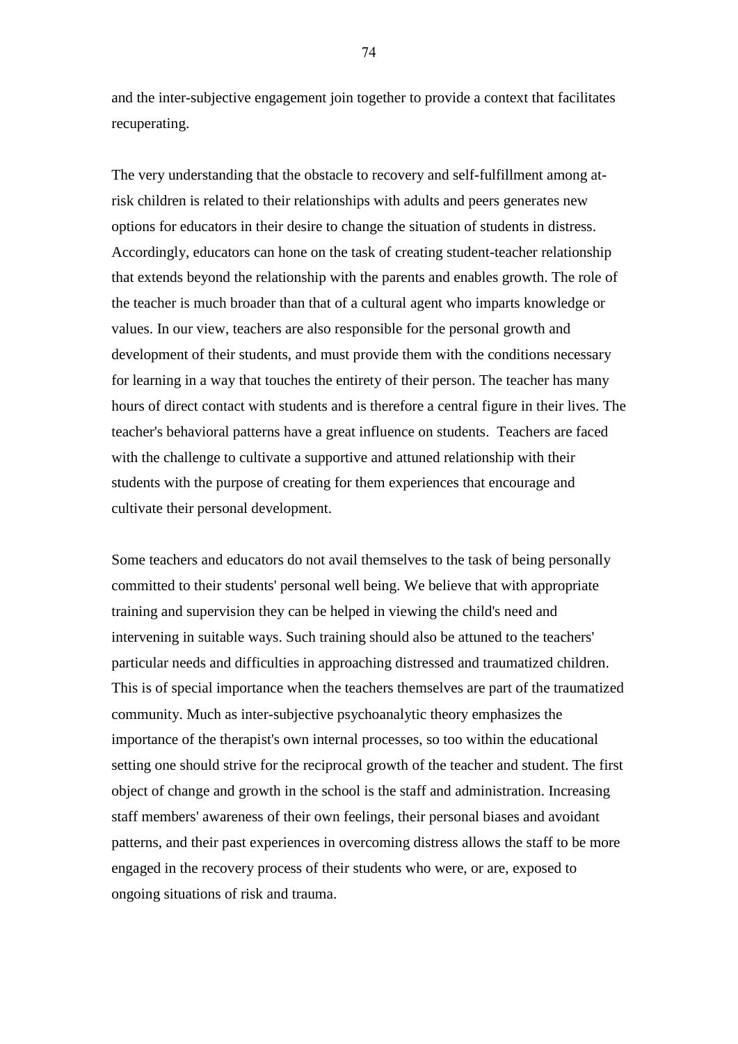and the inter-subjective engagement join together to provide a context that facilitates recuperating.

The very understanding that the obstacle to recovery and self-fulfillment among at-risk children is related to their relationships with adults and peers generates new options for educators in their desire to change the situation of students in distress. Accordingly, educators can hone on the task of creating student-teacher relationship that extends beyond the relationship with the parents and enables growth. The role of the teacher is much broader than that of a cultural agent who imparts knowledge or values. In our view, teachers are also responsible for the personal growth and development of their students, and must provide them with the conditions necessary for learning in a way that touches the entirety of their person. The teacher has many hours of direct contact with students and is therefore a central figure in their lives. The teacher's behavioral patterns have a great influence on students. Teachers are faced with the challenge to cultivate a supportive and attuned relationship with their students with the purpose of creating for them experiences that encourage and cultivate their personal development.

Some teachers and educators do not avail themselves to the task of being personally committed to their students' personal well being. We believe that with appropriate training and supervision they can be helped in viewing the child's need and intervening in suitable ways. Such training should also be attuned to the teachers' particular needs and difficulties in approaching distressed and traumatized children. This is of special importance when the teachers themselves are part of the traumatized community. Much as inter-subjective psychoanalytic theory emphasizes the importance of the therapist's own internal processes, so too within the educational setting one should strive for the reciprocal growth of the teacher and student. The first object of change and growth in the school is the staff and administration. Increasing staff members' awareness of their own feelings, their personal biases and avoidant patterns, and their past experiences in overcoming distress allows the staff to be more engaged in the recovery process of their students who were, or are, exposed to ongoing situations of risk and trauma.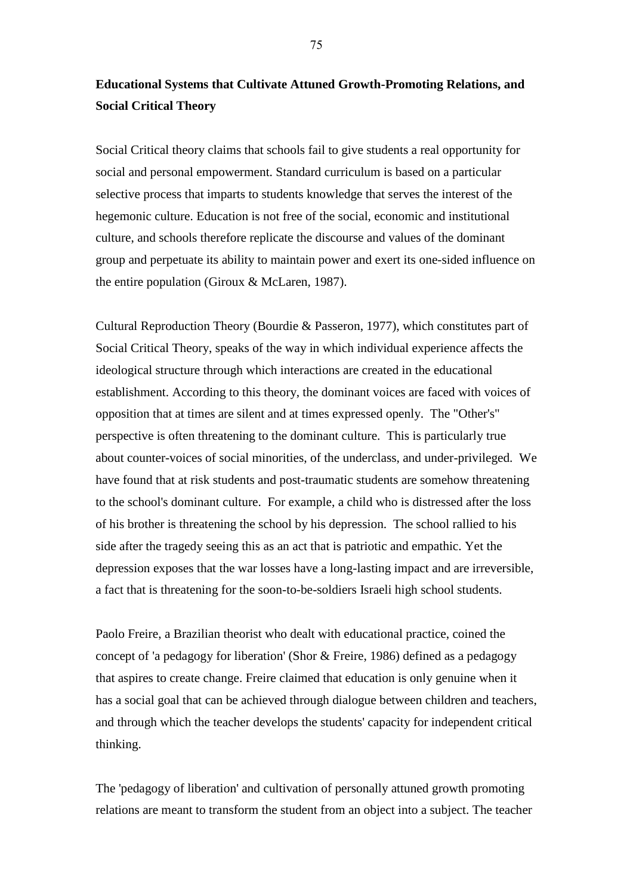**Educational Systems that Cultivate Attuned Growth-Promoting Relations, and Social Critical Theory**

Social Critical theory claims that schools fail to give students a real opportunity for social and personal empowerment. Standard curriculum is based on a particular selective process that imparts to students knowledge that serves the interest of the hegemonic culture. Education is not free of the social, economic and institutional culture, and schools therefore replicate the discourse and values of the dominant group and perpetuate its ability to maintain power and exert its one-sided influence on the entire population (Giroux & McLaren, 1987).

Cultural Reproduction Theory (Bourdie & Passeron, 1977), which constitutes part of Social Critical Theory, speaks of the way in which individual experience affects the ideological structure through which interactions are created in the educational establishment. According to this theory, the dominant voices are faced with voices of opposition that at times are silent and at times expressed openly. The "Other's" perspective is often threatening to the dominant culture. This is particularly true about counter-voices of social minorities, of the underclass, and under-privileged. We have found that at risk students and post-traumatic students are somehow threatening to the school's dominant culture. For example, a child who is distressed after the loss of his brother is threatening the school by his depression. The school rallied to his side after the tragedy seeing this as an act that is patriotic and empathic. Yet the depression exposes that the war losses have a long-lasting impact and are irreversible, a fact that is threatening for the soon-to-be-soldiers Israeli high school students.

Paolo Freire, a Brazilian theorist who dealt with educational practice, coined the concept of 'a pedagogy for liberation' (Shor & Freire, 1986) defined as a pedagogy that aspires to create change. Freire claimed that education is only genuine when it has a social goal that can be achieved through dialogue between children and teachers, and through which the teacher develops the students' capacity for independent critical thinking.

The 'pedagogy of liberation' and cultivation of personally attuned growth promoting relations are meant to transform the student from an object into a subject. The teacher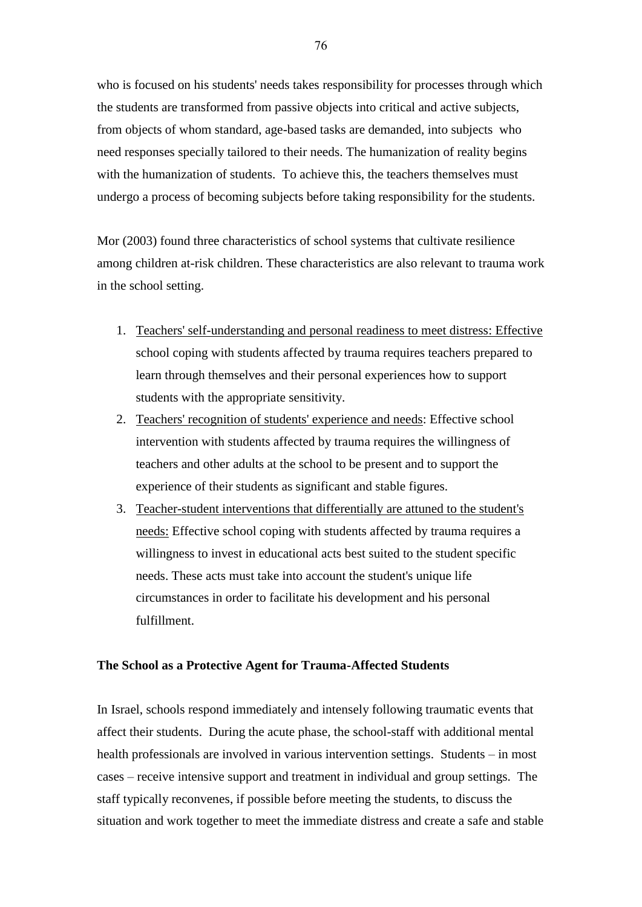who is focused on his students' needs takes responsibility for processes through which the students are transformed from passive objects into critical and active subjects, from objects of whom standard, age-based tasks are demanded, into subjects who need responses specially tailored to their needs. The humanization of reality begins with the humanization of students. To achieve this, the teachers themselves must undergo a process of becoming subjects before taking responsibility for the students.

Mor (2003) found three characteristics of school systems that cultivate resilience among children at-risk children. These characteristics are also relevant to trauma work in the school setting.

1. <u>Teachers' self-understanding and personal readiness to meet distress: Effective</u> school coping with students affected by trauma requires teachers prepared to learn through themselves and their personal experiences how to support students with the appropriate sensitivity.
2. <u>Teachers' recognition of students' experience and needs</u>: Effective school intervention with students affected by trauma requires the willingness of teachers and other adults at the school to be present and to support the experience of their students as significant and stable figures.
3. <u>Teacher-student interventions that differentially are attuned to the student's needs:</u> Effective school coping with students affected by trauma requires a willingness to invest in educational acts best suited to the student specific needs. These acts must take into account the student's unique life circumstances in order to facilitate his development and his personal fulfillment.

**The School as a Protective Agent for Trauma-Affected Students**

In Israel, schools respond immediately and intensely following traumatic events that affect their students. During the acute phase, the school-staff with additional mental health professionals are involved in various intervention settings. Students – in most cases – receive intensive support and treatment in individual and group settings. The staff typically reconvenes, if possible before meeting the students, to discuss the situation and work together to meet the immediate distress and create a safe and stable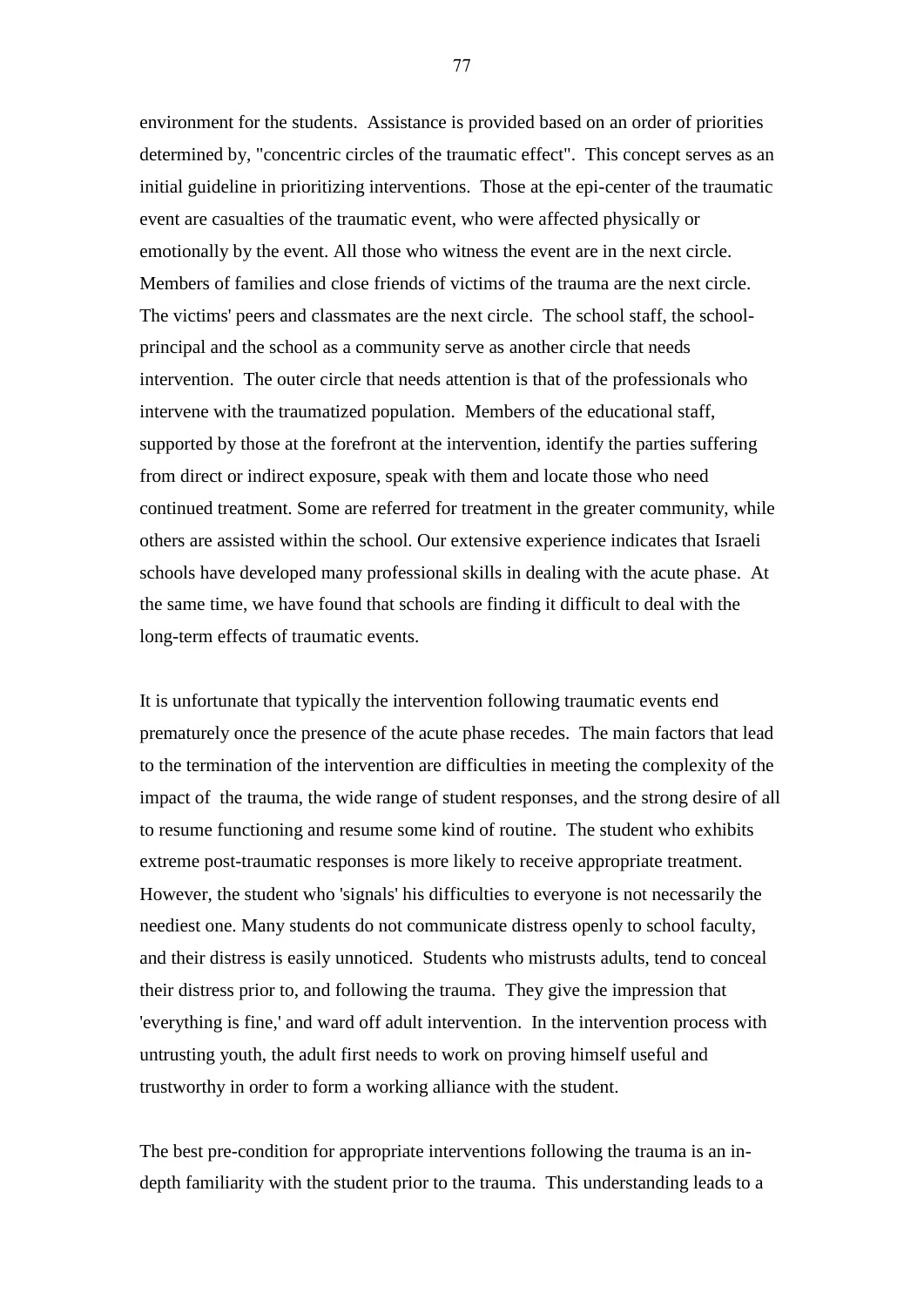environment for the students. Assistance is provided based on an order of priorities determined by, "concentric circles of the traumatic effect". This concept serves as an initial guideline in prioritizing interventions. Those at the epi-center of the traumatic event are casualties of the traumatic event, who were affected physically or emotionally by the event. All those who witness the event are in the next circle. Members of families and close friends of victims of the trauma are the next circle. The victims' peers and classmates are the next circle. The school staff, the school-principal and the school as a community serve as another circle that needs intervention. The outer circle that needs attention is that of the professionals who intervene with the traumatized population. Members of the educational staff, supported by those at the forefront at the intervention, identify the parties suffering from direct or indirect exposure, speak with them and locate those who need continued treatment. Some are referred for treatment in the greater community, while others are assisted within the school. Our extensive experience indicates that Israeli schools have developed many professional skills in dealing with the acute phase. At the same time, we have found that schools are finding it difficult to deal with the long-term effects of traumatic events.

It is unfortunate that typically the intervention following traumatic events end prematurely once the presence of the acute phase recedes. The main factors that lead to the termination of the intervention are difficulties in meeting the complexity of the impact of the trauma, the wide range of student responses, and the strong desire of all to resume functioning and resume some kind of routine. The student who exhibits extreme post-traumatic responses is more likely to receive appropriate treatment. However, the student who 'signals' his difficulties to everyone is not necessarily the neediest one. Many students do not communicate distress openly to school faculty, and their distress is easily unnoticed. Students who mistrusts adults, tend to conceal their distress prior to, and following the trauma. They give the impression that 'everything is fine,' and ward off adult intervention. In the intervention process with untrusting youth, the adult first needs to work on proving himself useful and trustworthy in order to form a working alliance with the student.

The best pre-condition for appropriate interventions following the trauma is an in-depth familiarity with the student prior to the trauma. This understanding leads to a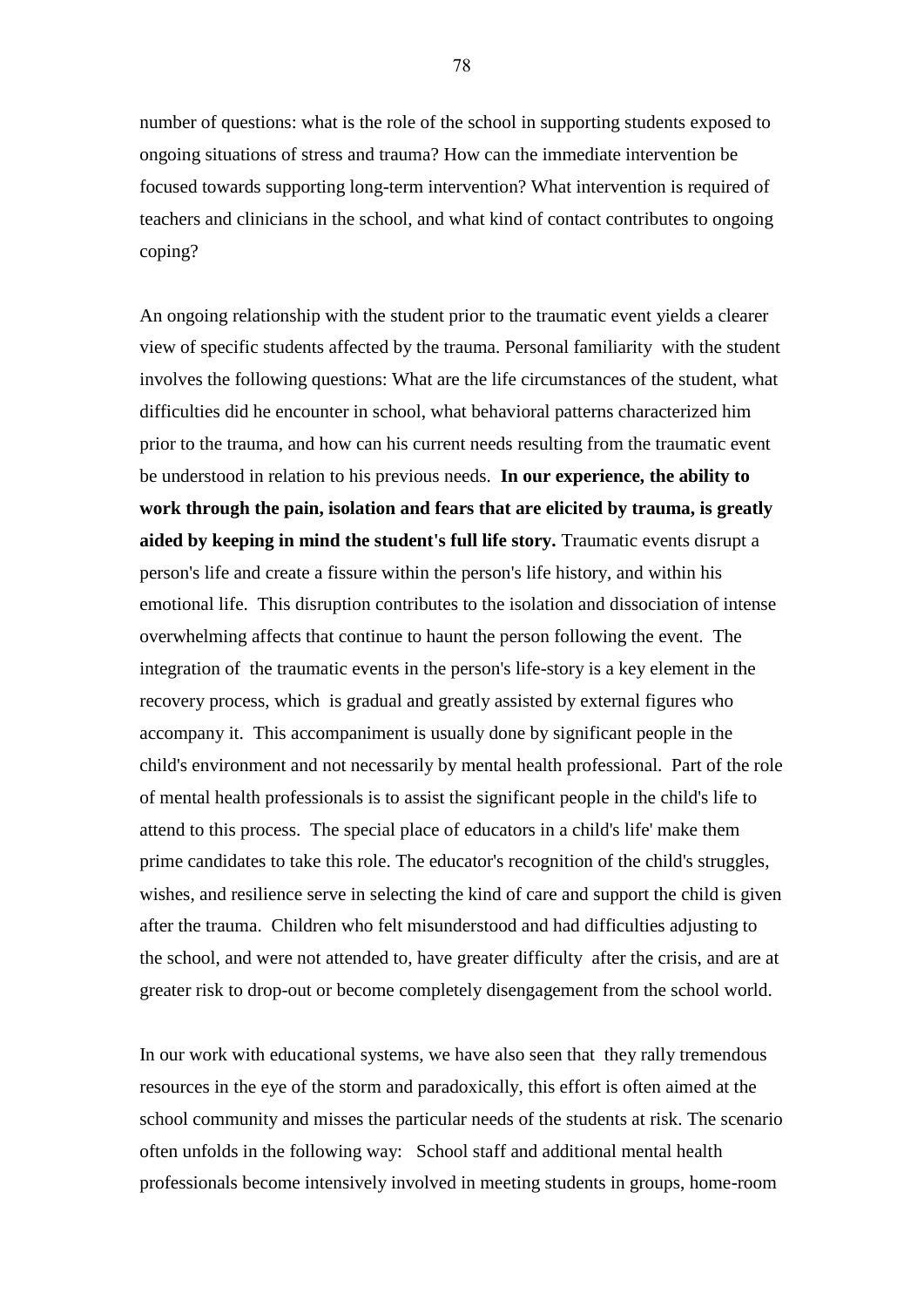number of questions: what is the role of the school in supporting students exposed to ongoing situations of stress and trauma? How can the immediate intervention be focused towards supporting long-term intervention? What intervention is required of teachers and clinicians in the school, and what kind of contact contributes to ongoing coping?

An ongoing relationship with the student prior to the traumatic event yields a clearer view of specific students affected by the trauma. Personal familiarity with the student involves the following questions: What are the life circumstances of the student, what difficulties did he encounter in school, what behavioral patterns characterized him prior to the trauma, and how can his current needs resulting from the traumatic event be understood in relation to his previous needs. **In our experience, the ability to work through the pain, isolation and fears that are elicited by trauma, is greatly aided by keeping in mind the student's full life story.** Traumatic events disrupt a person's life and create a fissure within the person's life history, and within his emotional life. This disruption contributes to the isolation and dissociation of intense overwhelming affects that continue to haunt the person following the event. The integration of the traumatic events in the person's life-story is a key element in the recovery process, which is gradual and greatly assisted by external figures who accompany it. This accompaniment is usually done by significant people in the child's environment and not necessarily by mental health professional. Part of the role of mental health professionals is to assist the significant people in the child's life to attend to this process. The special place of educators in a child's life' make them prime candidates to take this role. The educator's recognition of the child's struggles, wishes, and resilience serve in selecting the kind of care and support the child is given after the trauma. Children who felt misunderstood and had difficulties adjusting to the school, and were not attended to, have greater difficulty after the crisis, and are at greater risk to drop-out or become completely disengagement from the school world.

In our work with educational systems, we have also seen that they rally tremendous resources in the eye of the storm and paradoxically, this effort is often aimed at the school community and misses the particular needs of the students at risk. The scenario often unfolds in the following way: School staff and additional mental health professionals become intensively involved in meeting students in groups, home-room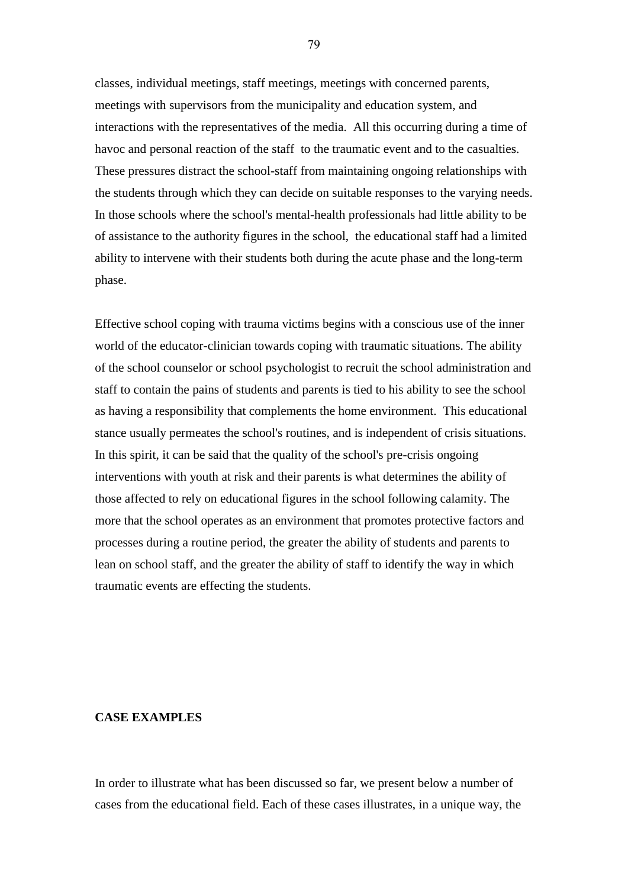classes, individual meetings, staff meetings, meetings with concerned parents, meetings with supervisors from the municipality and education system, and interactions with the representatives of the media. All this occurring during a time of havoc and personal reaction of the staff to the traumatic event and to the casualties. These pressures distract the school-staff from maintaining ongoing relationships with the students through which they can decide on suitable responses to the varying needs. In those schools where the school's mental-health professionals had little ability to be of assistance to the authority figures in the school, the educational staff had a limited ability to intervene with their students both during the acute phase and the long-term phase.

Effective school coping with trauma victims begins with a conscious use of the inner world of the educator-clinician towards coping with traumatic situations. The ability of the school counselor or school psychologist to recruit the school administration and staff to contain the pains of students and parents is tied to his ability to see the school as having a responsibility that complements the home environment. This educational stance usually permeates the school's routines, and is independent of crisis situations. In this spirit, it can be said that the quality of the school's pre-crisis ongoing interventions with youth at risk and their parents is what determines the ability of those affected to rely on educational figures in the school following calamity. The more that the school operates as an environment that promotes protective factors and processes during a routine period, the greater the ability of students and parents to lean on school staff, and the greater the ability of staff to identify the way in which traumatic events are effecting the students.

## CASE EXAMPLES

In order to illustrate what has been discussed so far, we present below a number of cases from the educational field. Each of these cases illustrates, in a unique way, the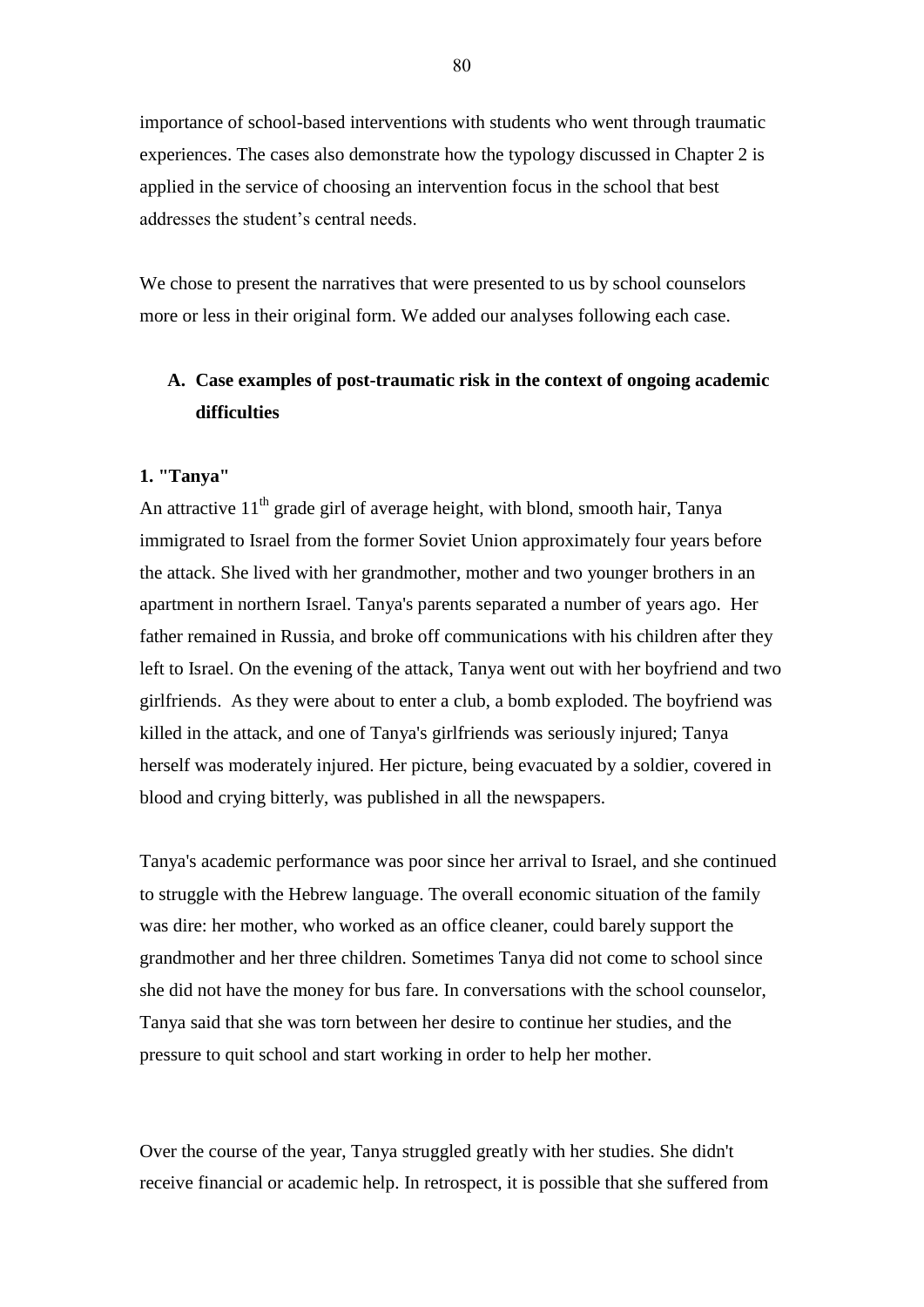importance of school-based interventions with students who went through traumatic experiences. The cases also demonstrate how the typology discussed in Chapter 2 is applied in the service of choosing an intervention focus in the school that best addresses the student's central needs.

We chose to present the narratives that were presented to us by school counselors more or less in their original form. We added our analyses following each case.

## A. Case examples of post-traumatic risk in the context of ongoing academic difficulties

### 1. "Tanya"

An attractive 11th grade girl of average height, with blond, smooth hair, Tanya immigrated to Israel from the former Soviet Union approximately four years before the attack. She lived with her grandmother, mother and two younger brothers in an apartment in northern Israel. Tanya's parents separated a number of years ago. Her father remained in Russia, and broke off communications with his children after they left to Israel. On the evening of the attack, Tanya went out with her boyfriend and two girlfriends. As they were about to enter a club, a bomb exploded. The boyfriend was killed in the attack, and one of Tanya's girlfriends was seriously injured; Tanya herself was moderately injured. Her picture, being evacuated by a soldier, covered in blood and crying bitterly, was published in all the newspapers.

Tanya's academic performance was poor since her arrival to Israel, and she continued to struggle with the Hebrew language. The overall economic situation of the family was dire: her mother, who worked as an office cleaner, could barely support the grandmother and her three children. Sometimes Tanya did not come to school since she did not have the money for bus fare. In conversations with the school counselor, Tanya said that she was torn between her desire to continue her studies, and the pressure to quit school and start working in order to help her mother.

Over the course of the year, Tanya struggled greatly with her studies. She didn't receive financial or academic help. In retrospect, it is possible that she suffered from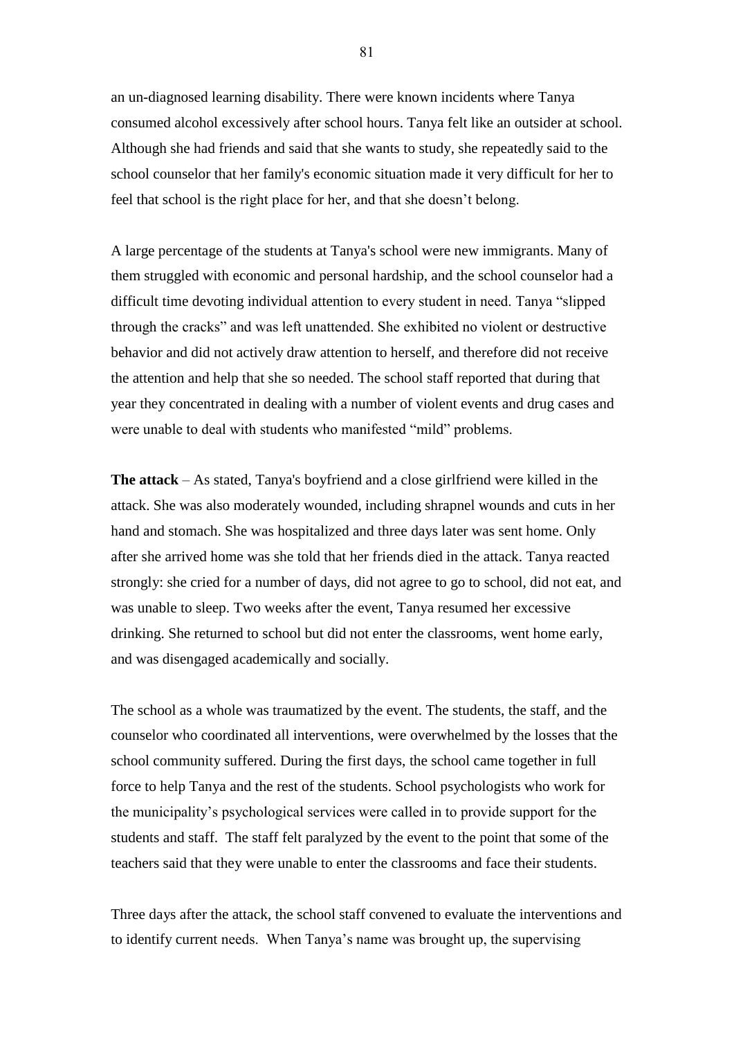an un-diagnosed learning disability. There were known incidents where Tanya consumed alcohol excessively after school hours. Tanya felt like an outsider at school. Although she had friends and said that she wants to study, she repeatedly said to the school counselor that her family's economic situation made it very difficult for her to feel that school is the right place for her, and that she doesn't belong.

A large percentage of the students at Tanya's school were new immigrants. Many of them struggled with economic and personal hardship, and the school counselor had a difficult time devoting individual attention to every student in need. Tanya "slipped through the cracks" and was left unattended. She exhibited no violent or destructive behavior and did not actively draw attention to herself, and therefore did not receive the attention and help that she so needed. The school staff reported that during that year they concentrated in dealing with a number of violent events and drug cases and were unable to deal with students who manifested "mild" problems.

**The attack** – As stated, Tanya's boyfriend and a close girlfriend were killed in the attack. She was also moderately wounded, including shrapnel wounds and cuts in her hand and stomach. She was hospitalized and three days later was sent home. Only after she arrived home was she told that her friends died in the attack. Tanya reacted strongly: she cried for a number of days, did not agree to go to school, did not eat, and was unable to sleep. Two weeks after the event, Tanya resumed her excessive drinking. She returned to school but did not enter the classrooms, went home early, and was disengaged academically and socially.

The school as a whole was traumatized by the event. The students, the staff, and the counselor who coordinated all interventions, were overwhelmed by the losses that the school community suffered. During the first days, the school came together in full force to help Tanya and the rest of the students. School psychologists who work for the municipality's psychological services were called in to provide support for the students and staff. The staff felt paralyzed by the event to the point that some of the teachers said that they were unable to enter the classrooms and face their students.

Three days after the attack, the school staff convened to evaluate the interventions and to identify current needs. When Tanya's name was brought up, the supervising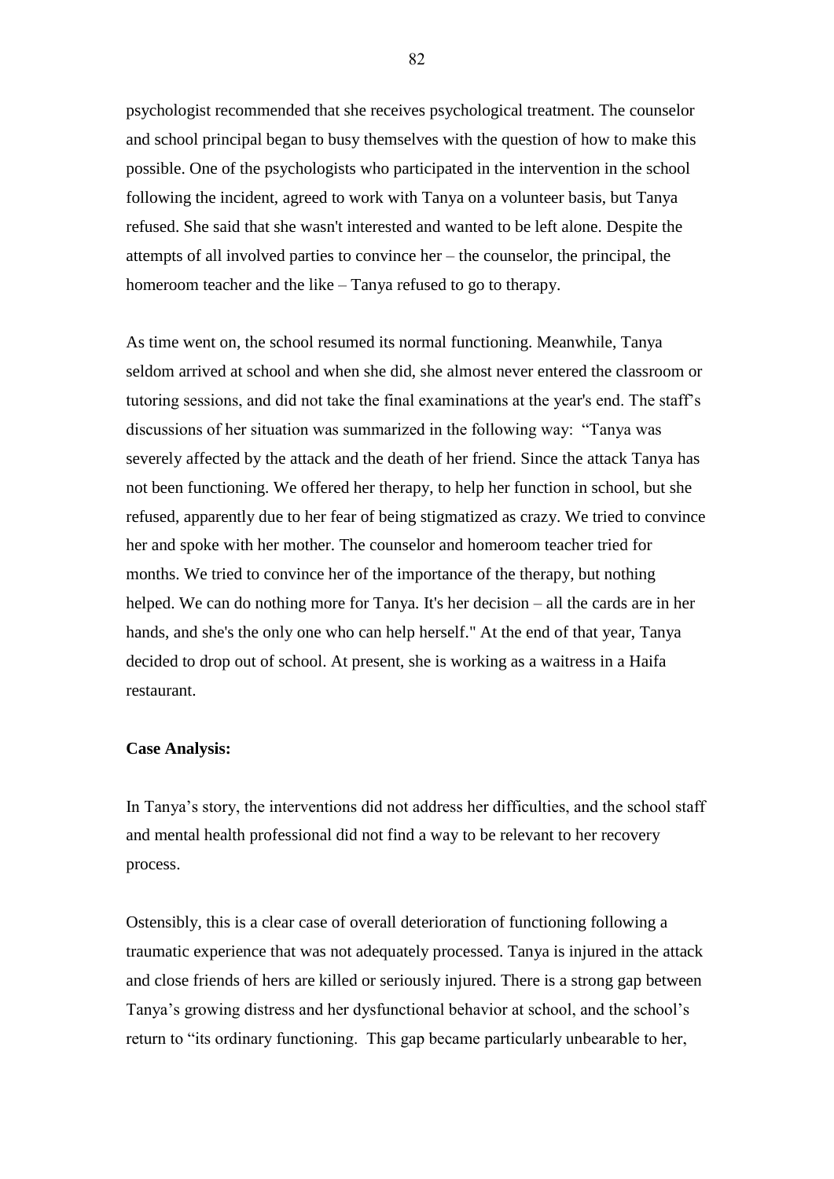psychologist recommended that she receives psychological treatment. The counselor and school principal began to busy themselves with the question of how to make this possible. One of the psychologists who participated in the intervention in the school following the incident, agreed to work with Tanya on a volunteer basis, but Tanya refused. She said that she wasn't interested and wanted to be left alone. Despite the attempts of all involved parties to convince her – the counselor, the principal, the homeroom teacher and the like – Tanya refused to go to therapy.

As time went on, the school resumed its normal functioning. Meanwhile, Tanya seldom arrived at school and when she did, she almost never entered the classroom or tutoring sessions, and did not take the final examinations at the year's end. The staff's discussions of her situation was summarized in the following way: "Tanya was severely affected by the attack and the death of her friend. Since the attack Tanya has not been functioning. We offered her therapy, to help her function in school, but she refused, apparently due to her fear of being stigmatized as crazy. We tried to convince her and spoke with her mother. The counselor and homeroom teacher tried for months. We tried to convince her of the importance of the therapy, but nothing helped. We can do nothing more for Tanya. It's her decision – all the cards are in her hands, and she's the only one who can help herself." At the end of that year, Tanya decided to drop out of school. At present, she is working as a waitress in a Haifa restaurant.

**Case Analysis:**

In Tanya's story, the interventions did not address her difficulties, and the school staff and mental health professional did not find a way to be relevant to her recovery process.

Ostensibly, this is a clear case of overall deterioration of functioning following a traumatic experience that was not adequately processed. Tanya is injured in the attack and close friends of hers are killed or seriously injured. There is a strong gap between Tanya's growing distress and her dysfunctional behavior at school, and the school's return to "its ordinary functioning. This gap became particularly unbearable to her,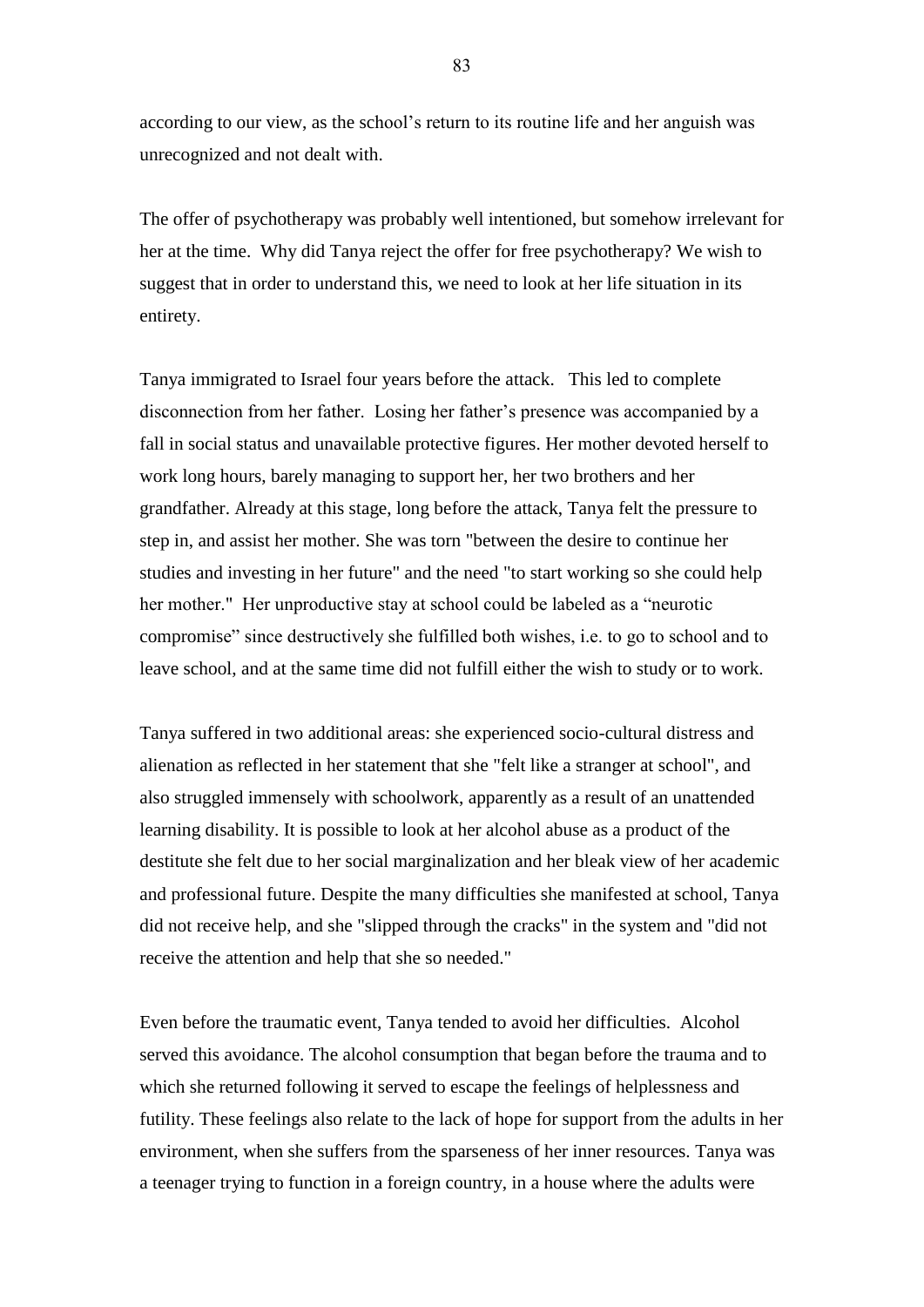according to our view, as the school's return to its routine life and her anguish was unrecognized and not dealt with.

The offer of psychotherapy was probably well intentioned, but somehow irrelevant for her at the time. Why did Tanya reject the offer for free psychotherapy? We wish to suggest that in order to understand this, we need to look at her life situation in its entirety.

Tanya immigrated to Israel four years before the attack. This led to complete disconnection from her father. Losing her father's presence was accompanied by a fall in social status and unavailable protective figures. Her mother devoted herself to work long hours, barely managing to support her, her two brothers and her grandfather. Already at this stage, long before the attack, Tanya felt the pressure to step in, and assist her mother. She was torn "between the desire to continue her studies and investing in her future" and the need "to start working so she could help her mother." Her unproductive stay at school could be labeled as a "neurotic compromise" since destructively she fulfilled both wishes, i.e. to go to school and to leave school, and at the same time did not fulfill either the wish to study or to work.

Tanya suffered in two additional areas: she experienced socio-cultural distress and alienation as reflected in her statement that she "felt like a stranger at school", and also struggled immensely with schoolwork, apparently as a result of an unattended learning disability. It is possible to look at her alcohol abuse as a product of the destitute she felt due to her social marginalization and her bleak view of her academic and professional future. Despite the many difficulties she manifested at school, Tanya did not receive help, and she "slipped through the cracks" in the system and "did not receive the attention and help that she so needed."

Even before the traumatic event, Tanya tended to avoid her difficulties. Alcohol served this avoidance. The alcohol consumption that began before the trauma and to which she returned following it served to escape the feelings of helplessness and futility. These feelings also relate to the lack of hope for support from the adults in her environment, when she suffers from the sparseness of her inner resources. Tanya was a teenager trying to function in a foreign country, in a house where the adults were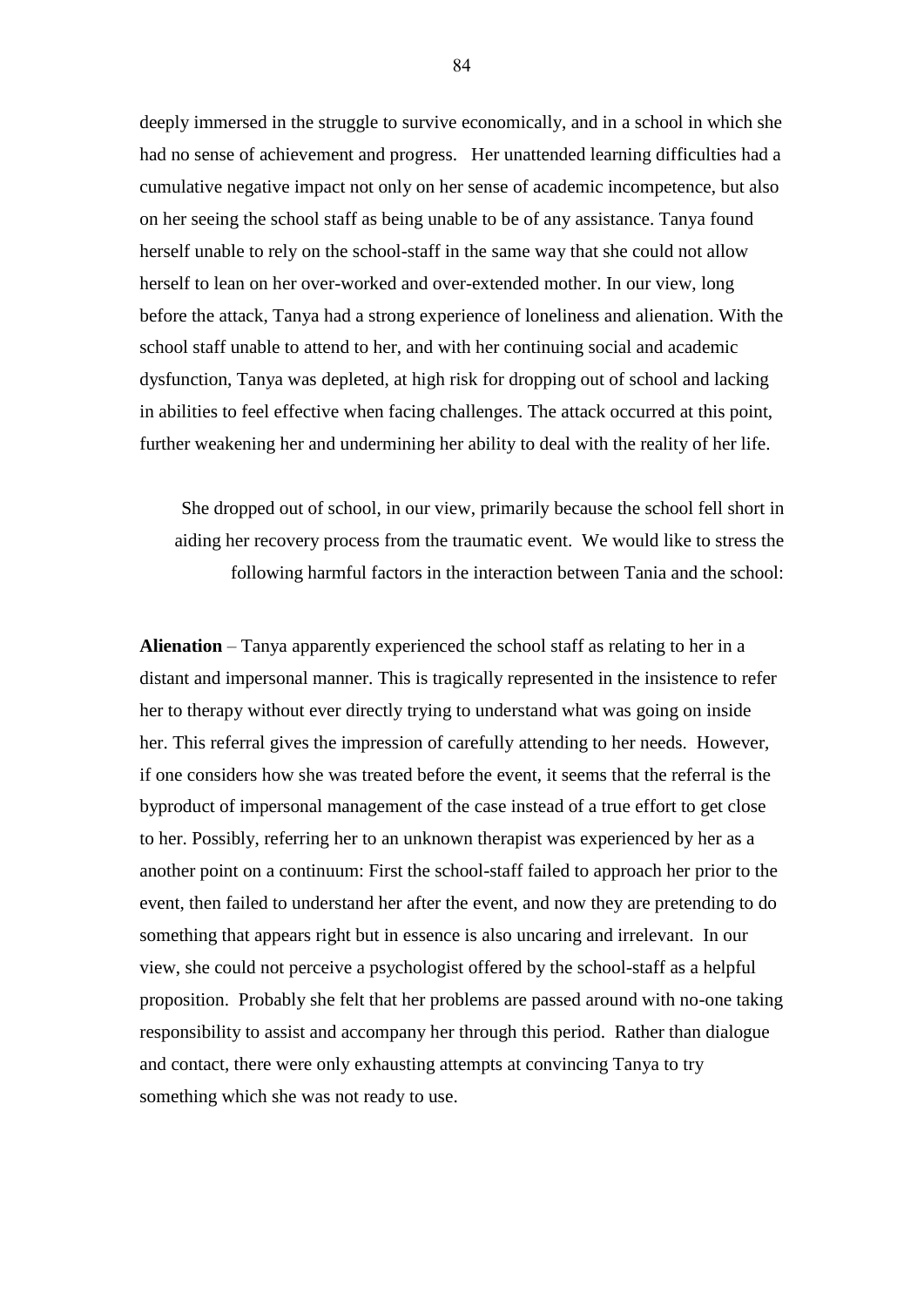deeply immersed in the struggle to survive economically, and in a school in which she had no sense of achievement and progress. Her unattended learning difficulties had a cumulative negative impact not only on her sense of academic incompetence, but also on her seeing the school staff as being unable to be of any assistance. Tanya found herself unable to rely on the school-staff in the same way that she could not allow herself to lean on her over-worked and over-extended mother. In our view, long before the attack, Tanya had a strong experience of loneliness and alienation. With the school staff unable to attend to her, and with her continuing social and academic dysfunction, Tanya was depleted, at high risk for dropping out of school and lacking in abilities to feel effective when facing challenges. The attack occurred at this point, further weakening her and undermining her ability to deal with the reality of her life.

She dropped out of school, in our view, primarily because the school fell short in aiding her recovery process from the traumatic event. We would like to stress the following harmful factors in the interaction between Tania and the school:

**Alienation** – Tanya apparently experienced the school staff as relating to her in a distant and impersonal manner. This is tragically represented in the insistence to refer her to therapy without ever directly trying to understand what was going on inside her. This referral gives the impression of carefully attending to her needs. However, if one considers how she was treated before the event, it seems that the referral is the byproduct of impersonal management of the case instead of a true effort to get close to her. Possibly, referring her to an unknown therapist was experienced by her as a another point on a continuum: First the school-staff failed to approach her prior to the event, then failed to understand her after the event, and now they are pretending to do something that appears right but in essence is also uncaring and irrelevant. In our view, she could not perceive a psychologist offered by the school-staff as a helpful proposition. Probably she felt that her problems are passed around with no-one taking responsibility to assist and accompany her through this period. Rather than dialogue and contact, there were only exhausting attempts at convincing Tanya to try something which she was not ready to use.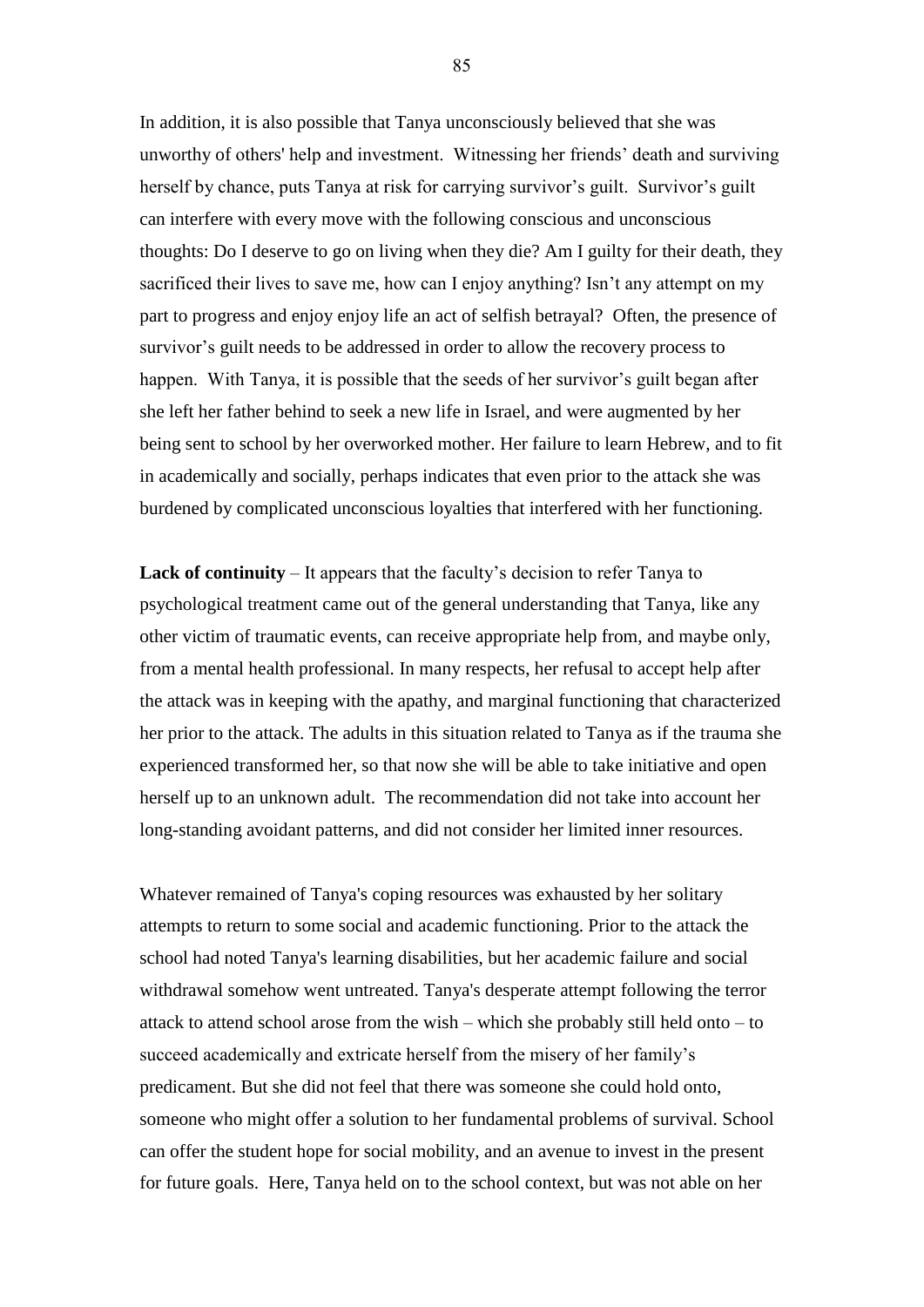In addition, it is also possible that Tanya unconsciously believed that she was unworthy of others' help and investment. Witnessing her friends' death and surviving herself by chance, puts Tanya at risk for carrying survivor's guilt. Survivor's guilt can interfere with every move with the following conscious and unconscious thoughts: Do I deserve to go on living when they die? Am I guilty for their death, they sacrificed their lives to save me, how can I enjoy anything? Isn't any attempt on my part to progress and enjoy enjoy life an act of selfish betrayal? Often, the presence of survivor's guilt needs to be addressed in order to allow the recovery process to happen. With Tanya, it is possible that the seeds of her survivor's guilt began after she left her father behind to seek a new life in Israel, and were augmented by her being sent to school by her overworked mother. Her failure to learn Hebrew, and to fit in academically and socially, perhaps indicates that even prior to the attack she was burdened by complicated unconscious loyalties that interfered with her functioning.

**Lack of continuity** – It appears that the faculty's decision to refer Tanya to psychological treatment came out of the general understanding that Tanya, like any other victim of traumatic events, can receive appropriate help from, and maybe only, from a mental health professional. In many respects, her refusal to accept help after the attack was in keeping with the apathy, and marginal functioning that characterized her prior to the attack. The adults in this situation related to Tanya as if the trauma she experienced transformed her, so that now she will be able to take initiative and open herself up to an unknown adult. The recommendation did not take into account her long-standing avoidant patterns, and did not consider her limited inner resources.

Whatever remained of Tanya's coping resources was exhausted by her solitary attempts to return to some social and academic functioning. Prior to the attack the school had noted Tanya's learning disabilities, but her academic failure and social withdrawal somehow went untreated. Tanya's desperate attempt following the terror attack to attend school arose from the wish – which she probably still held onto – to succeed academically and extricate herself from the misery of her family's predicament. But she did not feel that there was someone she could hold onto, someone who might offer a solution to her fundamental problems of survival. School can offer the student hope for social mobility, and an avenue to invest in the present for future goals. Here, Tanya held on to the school context, but was not able on her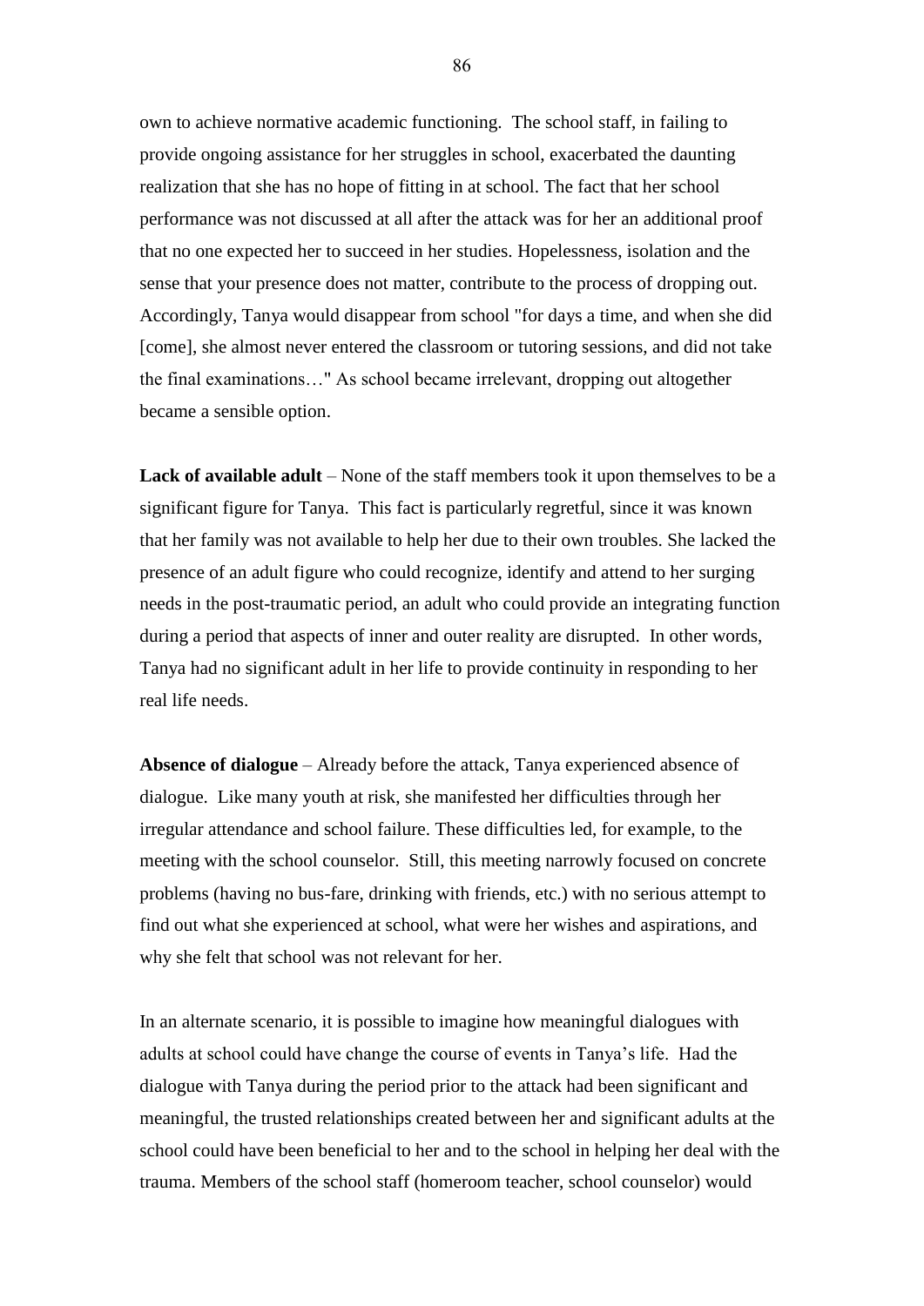own to achieve normative academic functioning. The school staff, in failing to provide ongoing assistance for her struggles in school, exacerbated the daunting realization that she has no hope of fitting in at school. The fact that her school performance was not discussed at all after the attack was for her an additional proof that no one expected her to succeed in her studies. Hopelessness, isolation and the sense that your presence does not matter, contribute to the process of dropping out. Accordingly, Tanya would disappear from school "for days a time, and when she did [come], she almost never entered the classroom or tutoring sessions, and did not take the final examinations…" As school became irrelevant, dropping out altogether became a sensible option.

**Lack of available adult** – None of the staff members took it upon themselves to be a significant figure for Tanya. This fact is particularly regretful, since it was known that her family was not available to help her due to their own troubles. She lacked the presence of an adult figure who could recognize, identify and attend to her surging needs in the post-traumatic period, an adult who could provide an integrating function during a period that aspects of inner and outer reality are disrupted. In other words, Tanya had no significant adult in her life to provide continuity in responding to her real life needs.

**Absence of dialogue** – Already before the attack, Tanya experienced absence of dialogue. Like many youth at risk, she manifested her difficulties through her irregular attendance and school failure. These difficulties led, for example, to the meeting with the school counselor. Still, this meeting narrowly focused on concrete problems (having no bus-fare, drinking with friends, etc.) with no serious attempt to find out what she experienced at school, what were her wishes and aspirations, and why she felt that school was not relevant for her.

In an alternate scenario, it is possible to imagine how meaningful dialogues with adults at school could have change the course of events in Tanya's life. Had the dialogue with Tanya during the period prior to the attack had been significant and meaningful, the trusted relationships created between her and significant adults at the school could have been beneficial to her and to the school in helping her deal with the trauma. Members of the school staff (homeroom teacher, school counselor) would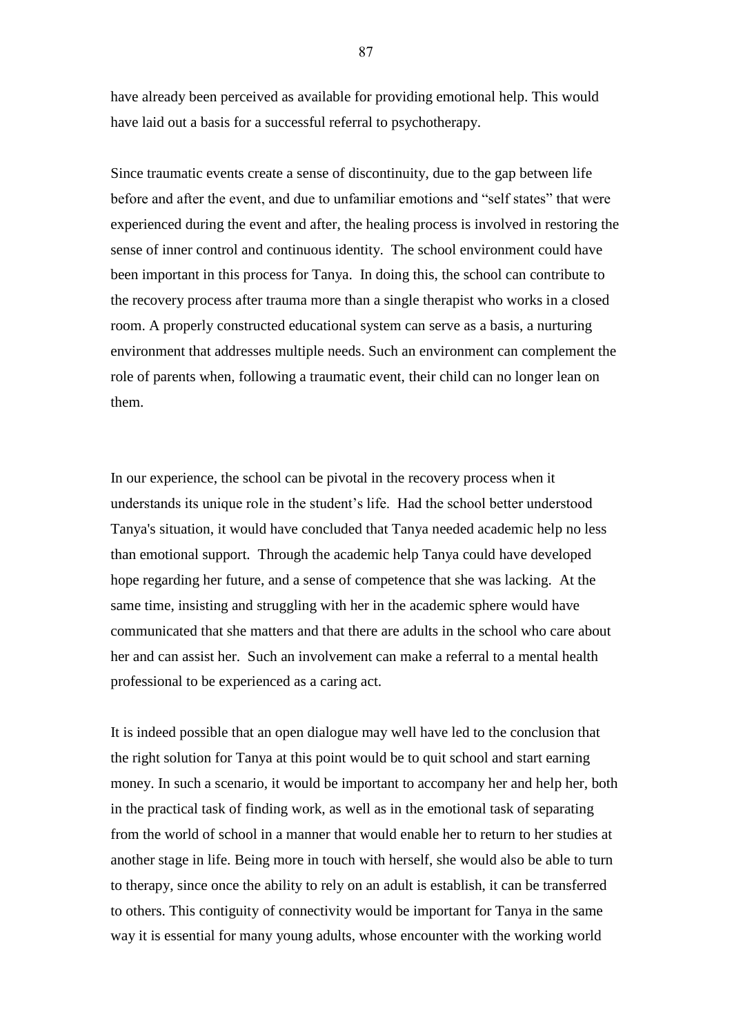have already been perceived as available for providing emotional help. This would have laid out a basis for a successful referral to psychotherapy.

Since traumatic events create a sense of discontinuity, due to the gap between life before and after the event, and due to unfamiliar emotions and "self states" that were experienced during the event and after, the healing process is involved in restoring the sense of inner control and continuous identity. The school environment could have been important in this process for Tanya. In doing this, the school can contribute to the recovery process after trauma more than a single therapist who works in a closed room. A properly constructed educational system can serve as a basis, a nurturing environment that addresses multiple needs. Such an environment can complement the role of parents when, following a traumatic event, their child can no longer lean on them.

In our experience, the school can be pivotal in the recovery process when it understands its unique role in the student's life. Had the school better understood Tanya's situation, it would have concluded that Tanya needed academic help no less than emotional support. Through the academic help Tanya could have developed hope regarding her future, and a sense of competence that she was lacking. At the same time, insisting and struggling with her in the academic sphere would have communicated that she matters and that there are adults in the school who care about her and can assist her. Such an involvement can make a referral to a mental health professional to be experienced as a caring act.

It is indeed possible that an open dialogue may well have led to the conclusion that the right solution for Tanya at this point would be to quit school and start earning money. In such a scenario, it would be important to accompany her and help her, both in the practical task of finding work, as well as in the emotional task of separating from the world of school in a manner that would enable her to return to her studies at another stage in life. Being more in touch with herself, she would also be able to turn to therapy, since once the ability to rely on an adult is establish, it can be transferred to others. This contiguity of connectivity would be important for Tanya in the same way it is essential for many young adults, whose encounter with the working world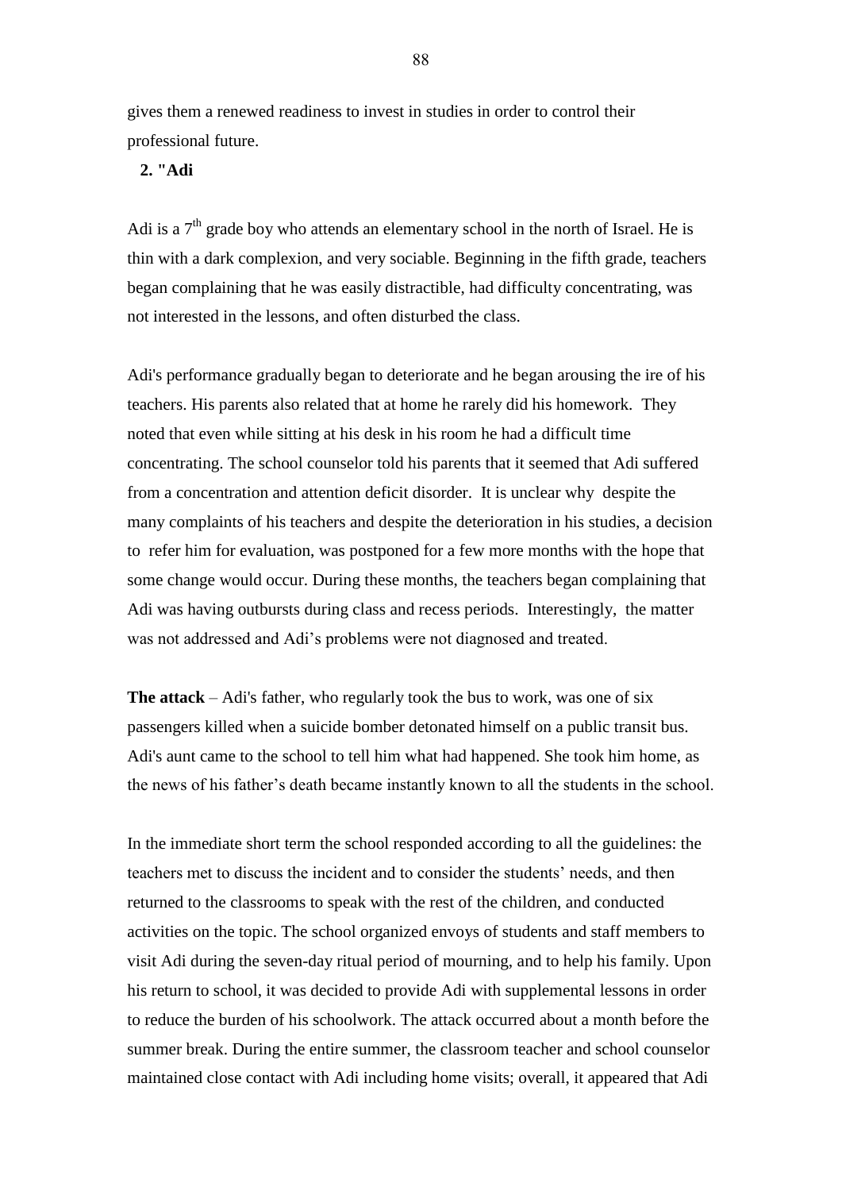gives them a renewed readiness to invest in studies in order to control their professional future.

**2. "Adi**

Adi is a 7th grade boy who attends an elementary school in the north of Israel. He is thin with a dark complexion, and very sociable. Beginning in the fifth grade, teachers began complaining that he was easily distractible, had difficulty concentrating, was not interested in the lessons, and often disturbed the class.

Adi's performance gradually began to deteriorate and he began arousing the ire of his teachers. His parents also related that at home he rarely did his homework. They noted that even while sitting at his desk in his room he had a difficult time concentrating. The school counselor told his parents that it seemed that Adi suffered from a concentration and attention deficit disorder. It is unclear why despite the many complaints of his teachers and despite the deterioration in his studies, a decision to refer him for evaluation, was postponed for a few more months with the hope that some change would occur. During these months, the teachers began complaining that Adi was having outbursts during class and recess periods. Interestingly, the matter was not addressed and Adi's problems were not diagnosed and treated.

**The attack** – Adi's father, who regularly took the bus to work, was one of six passengers killed when a suicide bomber detonated himself on a public transit bus. Adi's aunt came to the school to tell him what had happened. She took him home, as the news of his father's death became instantly known to all the students in the school.

In the immediate short term the school responded according to all the guidelines: the teachers met to discuss the incident and to consider the students' needs, and then returned to the classrooms to speak with the rest of the children, and conducted activities on the topic. The school organized envoys of students and staff members to visit Adi during the seven-day ritual period of mourning, and to help his family. Upon his return to school, it was decided to provide Adi with supplemental lessons in order to reduce the burden of his schoolwork. The attack occurred about a month before the summer break. During the entire summer, the classroom teacher and school counselor maintained close contact with Adi including home visits; overall, it appeared that Adi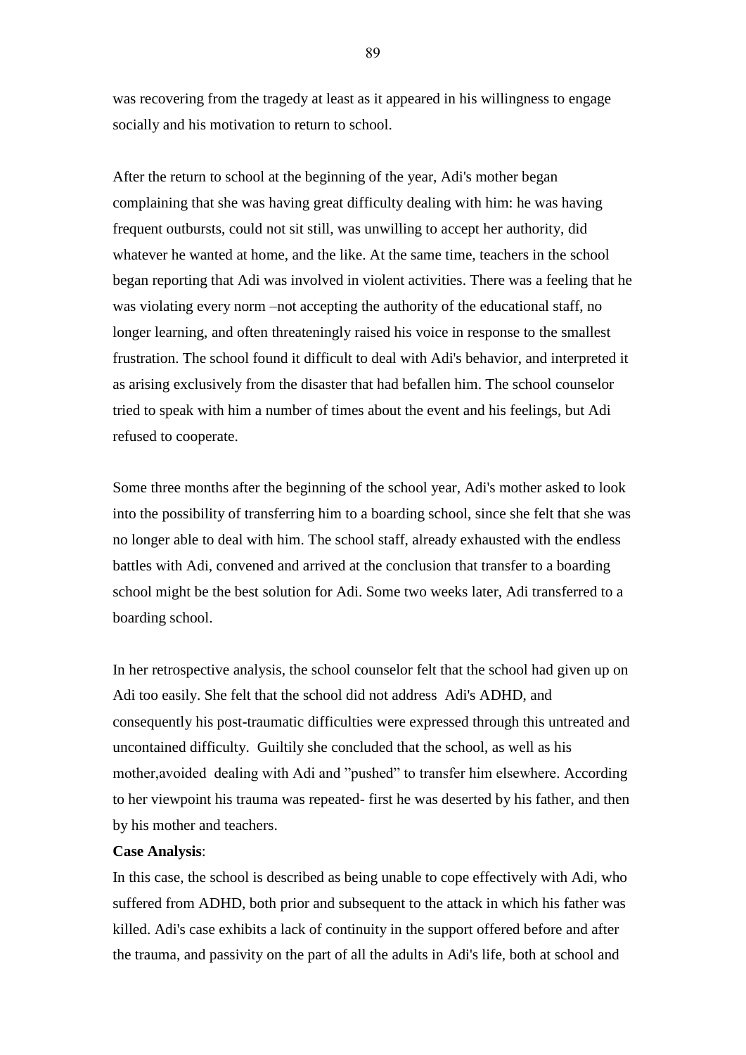was recovering from the tragedy at least as it appeared in his willingness to engage socially and his motivation to return to school.

After the return to school at the beginning of the year, Adi's mother began complaining that she was having great difficulty dealing with him: he was having frequent outbursts, could not sit still, was unwilling to accept her authority, did whatever he wanted at home, and the like. At the same time, teachers in the school began reporting that Adi was involved in violent activities. There was a feeling that he was violating every norm –not accepting the authority of the educational staff, no longer learning, and often threateningly raised his voice in response to the smallest frustration. The school found it difficult to deal with Adi's behavior, and interpreted it as arising exclusively from the disaster that had befallen him. The school counselor tried to speak with him a number of times about the event and his feelings, but Adi refused to cooperate.

Some three months after the beginning of the school year, Adi's mother asked to look into the possibility of transferring him to a boarding school, since she felt that she was no longer able to deal with him. The school staff, already exhausted with the endless battles with Adi, convened and arrived at the conclusion that transfer to a boarding school might be the best solution for Adi. Some two weeks later, Adi transferred to a boarding school.

In her retrospective analysis, the school counselor felt that the school had given up on Adi too easily. She felt that the school did not address Adi's ADHD, and consequently his post-traumatic difficulties were expressed through this untreated and uncontained difficulty. Guiltily she concluded that the school, as well as his mother,avoided dealing with Adi and "pushed" to transfer him elsewhere. According to her viewpoint his trauma was repeated- first he was deserted by his father, and then by his mother and teachers.

**Case Analysis**:

In this case, the school is described as being unable to cope effectively with Adi, who suffered from ADHD, both prior and subsequent to the attack in which his father was killed. Adi's case exhibits a lack of continuity in the support offered before and after the trauma, and passivity on the part of all the adults in Adi's life, both at school and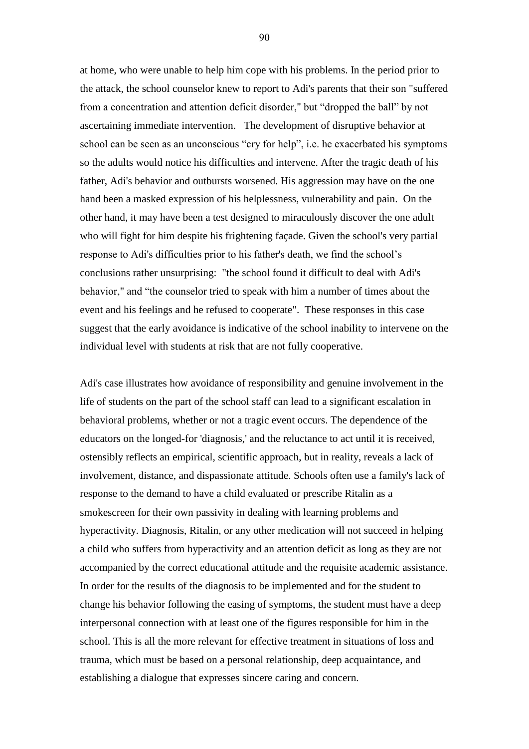at home, who were unable to help him cope with his problems. In the period prior to the attack, the school counselor knew to report to Adi's parents that their son "suffered from a concentration and attention deficit disorder," but "dropped the ball" by not ascertaining immediate intervention.  The development of disruptive behavior at school can be seen as an unconscious "cry for help", i.e. he exacerbated his symptoms so the adults would notice his difficulties and intervene. After the tragic death of his father, Adi's behavior and outbursts worsened. His aggression may have on the one hand been a masked expression of his helplessness, vulnerability and pain.  On the other hand, it may have been a test designed to miraculously discover the one adult who will fight for him despite his frightening façade. Given the school's very partial response to Adi's difficulties prior to his father's death, we find the school's conclusions rather unsurprising:  "the school found it difficult to deal with Adi's behavior," and "the counselor tried to speak with him a number of times about the event and his feelings and he refused to cooperate".  These responses in this case suggest that the early avoidance is indicative of the school inability to intervene on the individual level with students at risk that are not fully cooperative.

Adi's case illustrates how avoidance of responsibility and genuine involvement in the life of students on the part of the school staff can lead to a significant escalation in behavioral problems, whether or not a tragic event occurs. The dependence of the educators on the longed-for 'diagnosis,' and the reluctance to act until it is received, ostensibly reflects an empirical, scientific approach, but in reality, reveals a lack of involvement, distance, and dispassionate attitude. Schools often use a family's lack of response to the demand to have a child evaluated or prescribe Ritalin as a smokescreen for their own passivity in dealing with learning problems and hyperactivity. Diagnosis, Ritalin, or any other medication will not succeed in helping a child who suffers from hyperactivity and an attention deficit as long as they are not accompanied by the correct educational attitude and the requisite academic assistance. In order for the results of the diagnosis to be implemented and for the student to change his behavior following the easing of symptoms, the student must have a deep interpersonal connection with at least one of the figures responsible for him in the school. This is all the more relevant for effective treatment in situations of loss and trauma, which must be based on a personal relationship, deep acquaintance, and establishing a dialogue that expresses sincere caring and concern.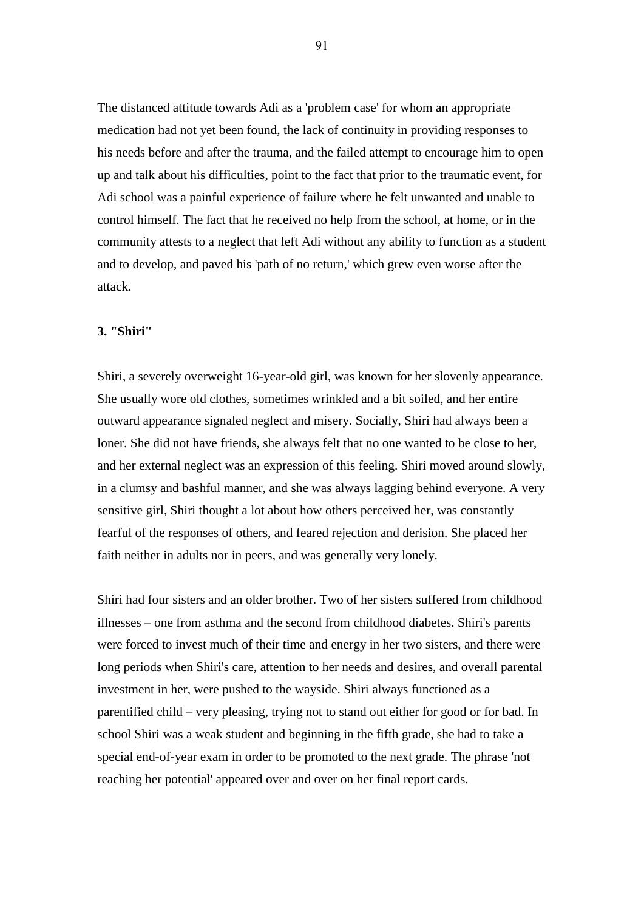The distanced attitude towards Adi as a 'problem case' for whom an appropriate medication had not yet been found, the lack of continuity in providing responses to his needs before and after the trauma, and the failed attempt to encourage him to open up and talk about his difficulties, point to the fact that prior to the traumatic event, for Adi school was a painful experience of failure where he felt unwanted and unable to control himself. The fact that he received no help from the school, at home, or in the community attests to a neglect that left Adi without any ability to function as a student and to develop, and paved his 'path of no return,' which grew even worse after the attack.

### 3. "Shiri"

Shiri, a severely overweight 16-year-old girl, was known for her slovenly appearance. She usually wore old clothes, sometimes wrinkled and a bit soiled, and her entire outward appearance signaled neglect and misery. Socially, Shiri had always been a loner. She did not have friends, she always felt that no one wanted to be close to her, and her external neglect was an expression of this feeling. Shiri moved around slowly, in a clumsy and bashful manner, and she was always lagging behind everyone. A very sensitive girl, Shiri thought a lot about how others perceived her, was constantly fearful of the responses of others, and feared rejection and derision. She placed her faith neither in adults nor in peers, and was generally very lonely.

Shiri had four sisters and an older brother. Two of her sisters suffered from childhood illnesses – one from asthma and the second from childhood diabetes. Shiri's parents were forced to invest much of their time and energy in her two sisters, and there were long periods when Shiri's care, attention to her needs and desires, and overall parental investment in her, were pushed to the wayside. Shiri always functioned as a parentified child – very pleasing, trying not to stand out either for good or for bad. In school Shiri was a weak student and beginning in the fifth grade, she had to take a special end-of-year exam in order to be promoted to the next grade. The phrase 'not reaching her potential' appeared over and over on her final report cards.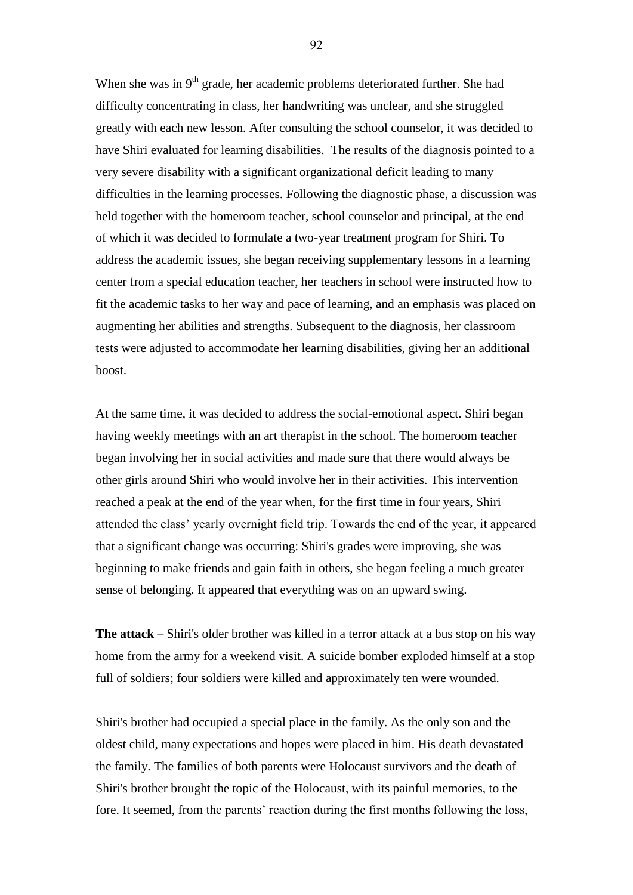When she was in 9th grade, her academic problems deteriorated further. She had difficulty concentrating in class, her handwriting was unclear, and she struggled greatly with each new lesson. After consulting the school counselor, it was decided to have Shiri evaluated for learning disabilities. The results of the diagnosis pointed to a very severe disability with a significant organizational deficit leading to many difficulties in the learning processes. Following the diagnostic phase, a discussion was held together with the homeroom teacher, school counselor and principal, at the end of which it was decided to formulate a two-year treatment program for Shiri. To address the academic issues, she began receiving supplementary lessons in a learning center from a special education teacher, her teachers in school were instructed how to fit the academic tasks to her way and pace of learning, and an emphasis was placed on augmenting her abilities and strengths. Subsequent to the diagnosis, her classroom tests were adjusted to accommodate her learning disabilities, giving her an additional boost.

At the same time, it was decided to address the social-emotional aspect. Shiri began having weekly meetings with an art therapist in the school. The homeroom teacher began involving her in social activities and made sure that there would always be other girls around Shiri who would involve her in their activities. This intervention reached a peak at the end of the year when, for the first time in four years, Shiri attended the class' yearly overnight field trip. Towards the end of the year, it appeared that a significant change was occurring: Shiri's grades were improving, she was beginning to make friends and gain faith in others, she began feeling a much greater sense of belonging. It appeared that everything was on an upward swing.

**The attack** – Shiri's older brother was killed in a terror attack at a bus stop on his way home from the army for a weekend visit. A suicide bomber exploded himself at a stop full of soldiers; four soldiers were killed and approximately ten were wounded.

Shiri's brother had occupied a special place in the family. As the only son and the oldest child, many expectations and hopes were placed in him. His death devastated the family. The families of both parents were Holocaust survivors and the death of Shiri's brother brought the topic of the Holocaust, with its painful memories, to the fore. It seemed, from the parents' reaction during the first months following the loss,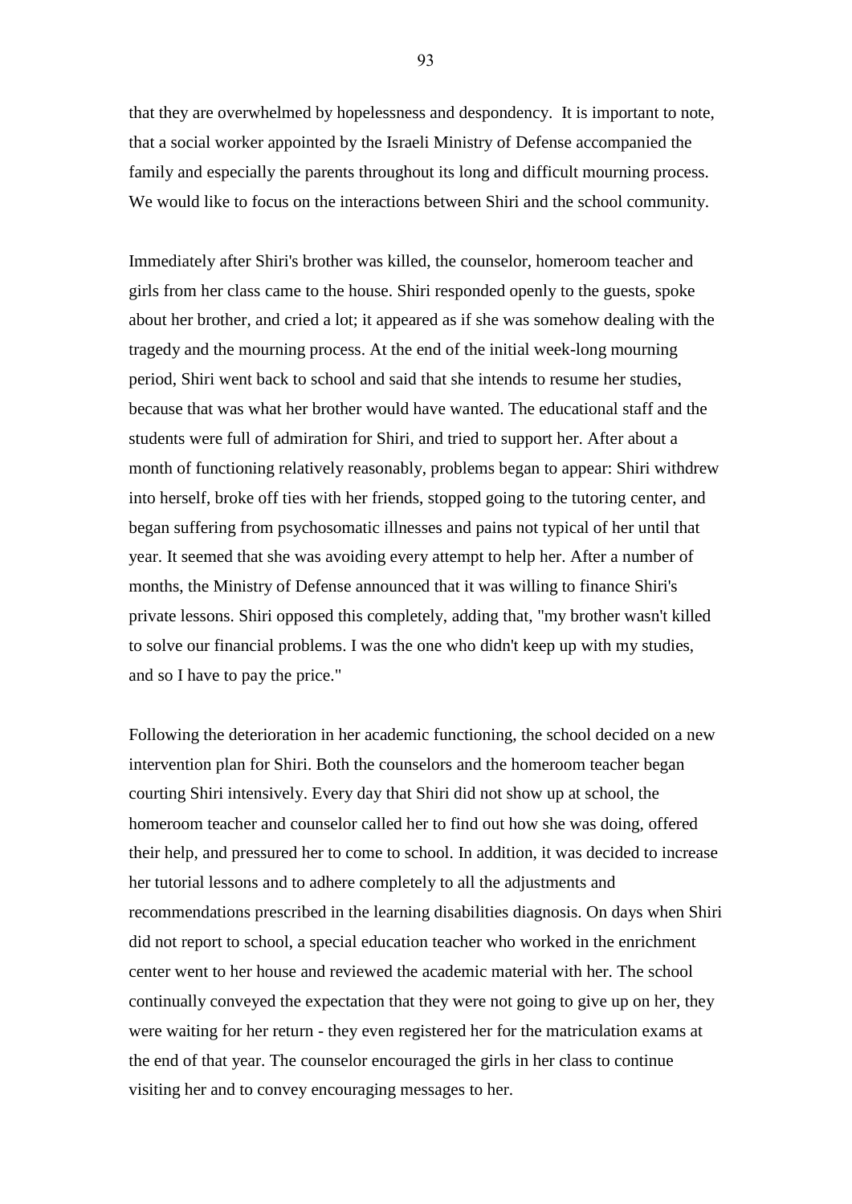that they are overwhelmed by hopelessness and despondency. It is important to note, that a social worker appointed by the Israeli Ministry of Defense accompanied the family and especially the parents throughout its long and difficult mourning process. We would like to focus on the interactions between Shiri and the school community.

Immediately after Shiri's brother was killed, the counselor, homeroom teacher and girls from her class came to the house. Shiri responded openly to the guests, spoke about her brother, and cried a lot; it appeared as if she was somehow dealing with the tragedy and the mourning process. At the end of the initial week-long mourning period, Shiri went back to school and said that she intends to resume her studies, because that was what her brother would have wanted. The educational staff and the students were full of admiration for Shiri, and tried to support her. After about a month of functioning relatively reasonably, problems began to appear: Shiri withdrew into herself, broke off ties with her friends, stopped going to the tutoring center, and began suffering from psychosomatic illnesses and pains not typical of her until that year. It seemed that she was avoiding every attempt to help her. After a number of months, the Ministry of Defense announced that it was willing to finance Shiri's private lessons. Shiri opposed this completely, adding that, "my brother wasn't killed to solve our financial problems. I was the one who didn't keep up with my studies, and so I have to pay the price."

Following the deterioration in her academic functioning, the school decided on a new intervention plan for Shiri. Both the counselors and the homeroom teacher began courting Shiri intensively. Every day that Shiri did not show up at school, the homeroom teacher and counselor called her to find out how she was doing, offered their help, and pressured her to come to school. In addition, it was decided to increase her tutorial lessons and to adhere completely to all the adjustments and recommendations prescribed in the learning disabilities diagnosis. On days when Shiri did not report to school, a special education teacher who worked in the enrichment center went to her house and reviewed the academic material with her. The school continually conveyed the expectation that they were not going to give up on her, they were waiting for her return - they even registered her for the matriculation exams at the end of that year. The counselor encouraged the girls in her class to continue visiting her and to convey encouraging messages to her.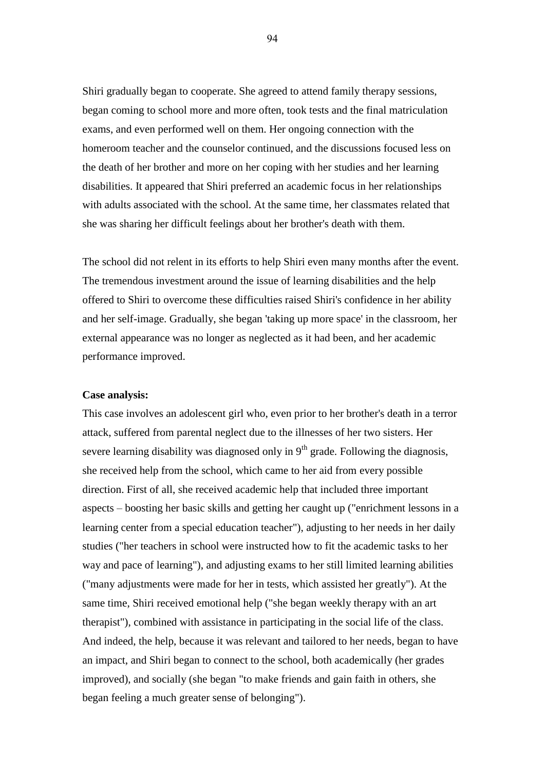Shiri gradually began to cooperate. She agreed to attend family therapy sessions, began coming to school more and more often, took tests and the final matriculation exams, and even performed well on them. Her ongoing connection with the homeroom teacher and the counselor continued, and the discussions focused less on the death of her brother and more on her coping with her studies and her learning disabilities. It appeared that Shiri preferred an academic focus in her relationships with adults associated with the school. At the same time, her classmates related that she was sharing her difficult feelings about her brother's death with them.

The school did not relent in its efforts to help Shiri even many months after the event. The tremendous investment around the issue of learning disabilities and the help offered to Shiri to overcome these difficulties raised Shiri's confidence in her ability and her self-image. Gradually, she began 'taking up more space' in the classroom, her external appearance was no longer as neglected as it had been, and her academic performance improved.

**Case analysis:**

This case involves an adolescent girl who, even prior to her brother's death in a terror attack, suffered from parental neglect due to the illnesses of her two sisters. Her severe learning disability was diagnosed only in 9th grade. Following the diagnosis, she received help from the school, which came to her aid from every possible direction. First of all, she received academic help that included three important aspects – boosting her basic skills and getting her caught up ("enrichment lessons in a learning center from a special education teacher"), adjusting to her needs in her daily studies ("her teachers in school were instructed how to fit the academic tasks to her way and pace of learning"), and adjusting exams to her still limited learning abilities ("many adjustments were made for her in tests, which assisted her greatly"). At the same time, Shiri received emotional help ("she began weekly therapy with an art therapist"), combined with assistance in participating in the social life of the class. And indeed, the help, because it was relevant and tailored to her needs, began to have an impact, and Shiri began to connect to the school, both academically (her grades improved), and socially (she began "to make friends and gain faith in others, she began feeling a much greater sense of belonging").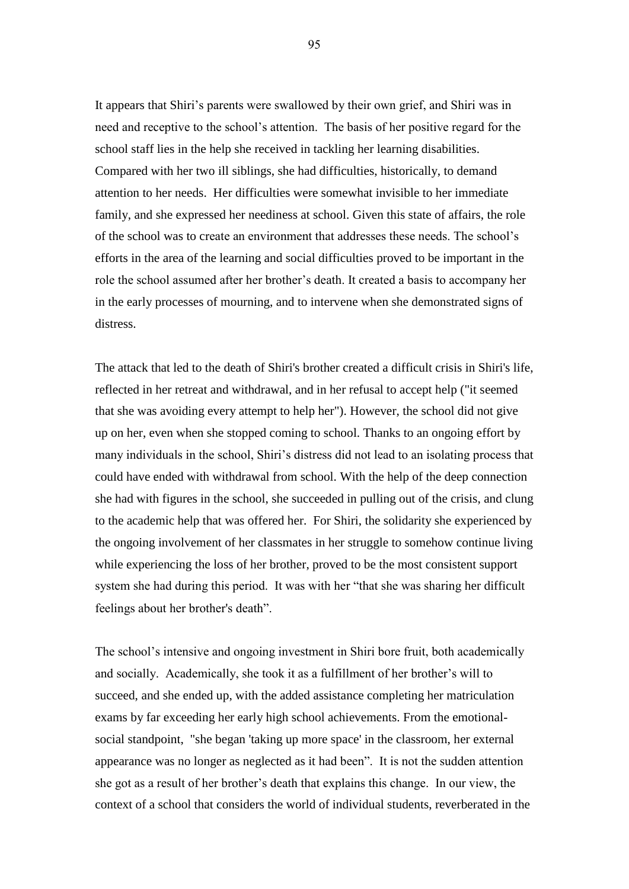It appears that Shiri’s parents were swallowed by their own grief, and Shiri was in need and receptive to the school’s attention. The basis of her positive regard for the school staff lies in the help she received in tackling her learning disabilities. Compared with her two ill siblings, she had difficulties, historically, to demand attention to her needs. Her difficulties were somewhat invisible to her immediate family, and she expressed her neediness at school. Given this state of affairs, the role of the school was to create an environment that addresses these needs. The school’s efforts in the area of the learning and social difficulties proved to be important in the role the school assumed after her brother’s death. It created a basis to accompany her in the early processes of mourning, and to intervene when she demonstrated signs of distress.

The attack that led to the death of Shiri's brother created a difficult crisis in Shiri's life, reflected in her retreat and withdrawal, and in her refusal to accept help ("it seemed that she was avoiding every attempt to help her"). However, the school did not give up on her, even when she stopped coming to school. Thanks to an ongoing effort by many individuals in the school, Shiri’s distress did not lead to an isolating process that could have ended with withdrawal from school. With the help of the deep connection she had with figures in the school, she succeeded in pulling out of the crisis, and clung to the academic help that was offered her. For Shiri, the solidarity she experienced by the ongoing involvement of her classmates in her struggle to somehow continue living while experiencing the loss of her brother, proved to be the most consistent support system she had during this period. It was with her “that she was sharing her difficult feelings about her brother's death”.

The school’s intensive and ongoing investment in Shiri bore fruit, both academically and socially. Academically, she took it as a fulfillment of her brother’s will to succeed, and she ended up, with the added assistance completing her matriculation exams by far exceeding her early high school achievements. From the emotional-social standpoint, "she began 'taking up more space' in the classroom, her external appearance was no longer as neglected as it had been”. It is not the sudden attention she got as a result of her brother’s death that explains this change. In our view, the context of a school that considers the world of individual students, reverberated in the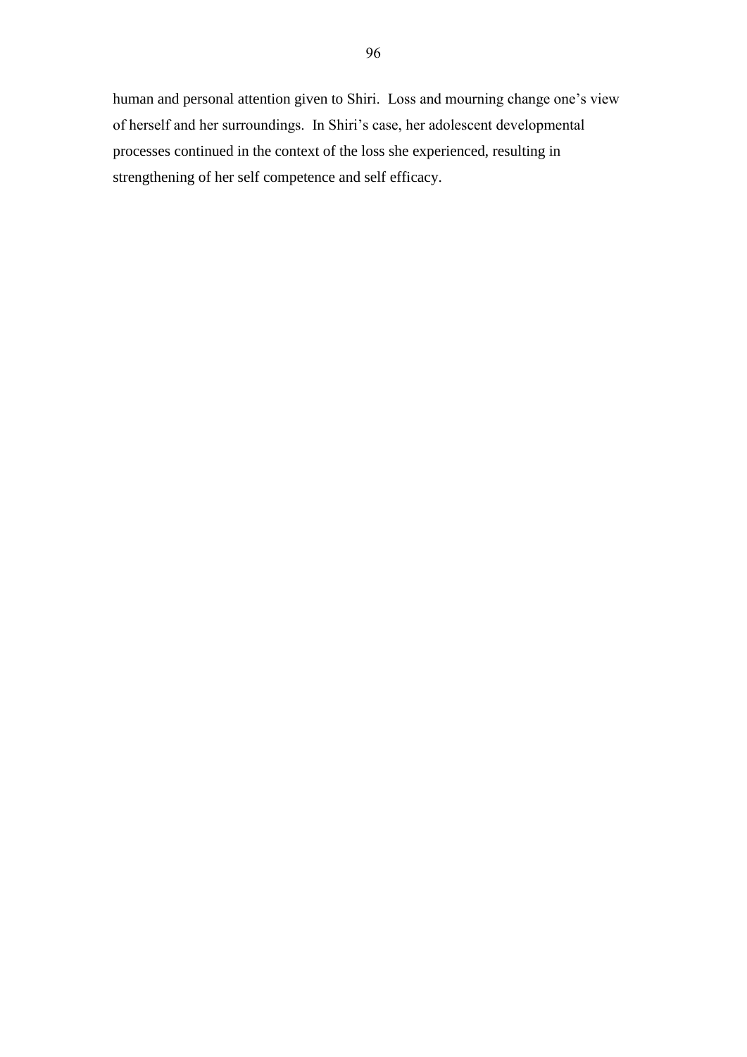human and personal attention given to Shiri. Loss and mourning change one's view of herself and her surroundings. In Shiri's case, her adolescent developmental processes continued in the context of the loss she experienced, resulting in strengthening of her self competence and self efficacy.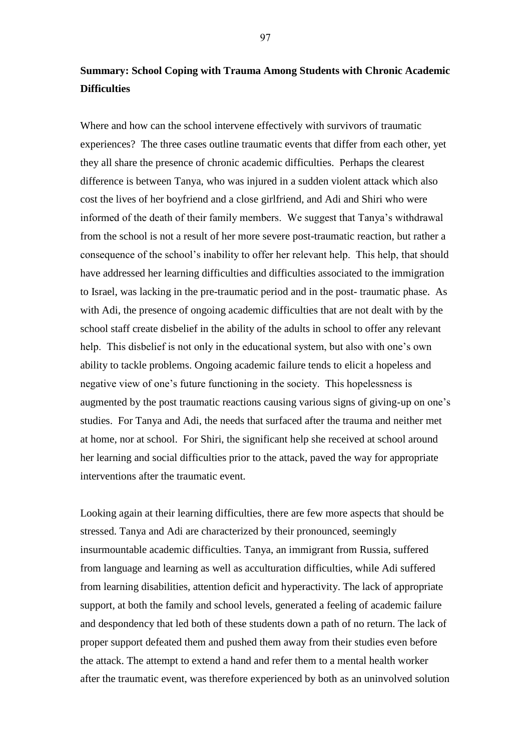**Summary: School Coping with Trauma Among Students with Chronic Academic Difficulties**

Where and how can the school intervene effectively with survivors of traumatic experiences? The three cases outline traumatic events that differ from each other, yet they all share the presence of chronic academic difficulties. Perhaps the clearest difference is between Tanya, who was injured in a sudden violent attack which also cost the lives of her boyfriend and a close girlfriend, and Adi and Shiri who were informed of the death of their family members. We suggest that Tanya's withdrawal from the school is not a result of her more severe post-traumatic reaction, but rather a consequence of the school's inability to offer her relevant help. This help, that should have addressed her learning difficulties and difficulties associated to the immigration to Israel, was lacking in the pre-traumatic period and in the post- traumatic phase. As with Adi, the presence of ongoing academic difficulties that are not dealt with by the school staff create disbelief in the ability of the adults in school to offer any relevant help. This disbelief is not only in the educational system, but also with one's own ability to tackle problems. Ongoing academic failure tends to elicit a hopeless and negative view of one's future functioning in the society. This hopelessness is augmented by the post traumatic reactions causing various signs of giving-up on one's studies. For Tanya and Adi, the needs that surfaced after the trauma and neither met at home, nor at school. For Shiri, the significant help she received at school around her learning and social difficulties prior to the attack, paved the way for appropriate interventions after the traumatic event.

Looking again at their learning difficulties, there are few more aspects that should be stressed. Tanya and Adi are characterized by their pronounced, seemingly insurmountable academic difficulties. Tanya, an immigrant from Russia, suffered from language and learning as well as acculturation difficulties, while Adi suffered from learning disabilities, attention deficit and hyperactivity. The lack of appropriate support, at both the family and school levels, generated a feeling of academic failure and despondency that led both of these students down a path of no return. The lack of proper support defeated them and pushed them away from their studies even before the attack. The attempt to extend a hand and refer them to a mental health worker after the traumatic event, was therefore experienced by both as an uninvolved solution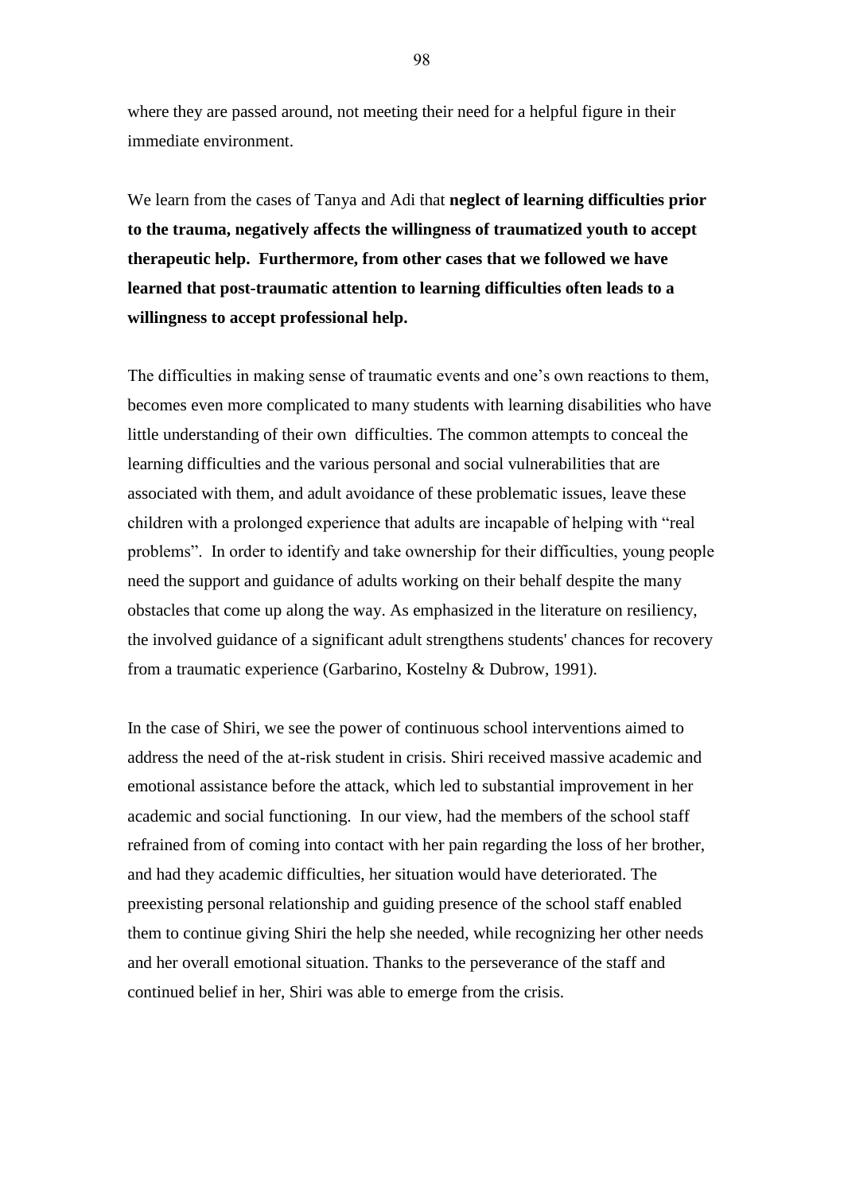where they are passed around, not meeting their need for a helpful figure in their immediate environment.

We learn from the cases of Tanya and Adi that **neglect of learning difficulties prior to the trauma, negatively affects the willingness of traumatized youth to accept therapeutic help. Furthermore, from other cases that we followed we have learned that post-traumatic attention to learning difficulties often leads to a willingness to accept professional help.**

The difficulties in making sense of traumatic events and one's own reactions to them, becomes even more complicated to many students with learning disabilities who have little understanding of their own difficulties. The common attempts to conceal the learning difficulties and the various personal and social vulnerabilities that are associated with them, and adult avoidance of these problematic issues, leave these children with a prolonged experience that adults are incapable of helping with "real problems". In order to identify and take ownership for their difficulties, young people need the support and guidance of adults working on their behalf despite the many obstacles that come up along the way. As emphasized in the literature on resiliency, the involved guidance of a significant adult strengthens students' chances for recovery from a traumatic experience (Garbarino, Kostelny & Dubrow, 1991).

In the case of Shiri, we see the power of continuous school interventions aimed to address the need of the at-risk student in crisis. Shiri received massive academic and emotional assistance before the attack, which led to substantial improvement in her academic and social functioning. In our view, had the members of the school staff refrained from of coming into contact with her pain regarding the loss of her brother, and had they academic difficulties, her situation would have deteriorated. The preexisting personal relationship and guiding presence of the school staff enabled them to continue giving Shiri the help she needed, while recognizing her other needs and her overall emotional situation. Thanks to the perseverance of the staff and continued belief in her, Shiri was able to emerge from the crisis.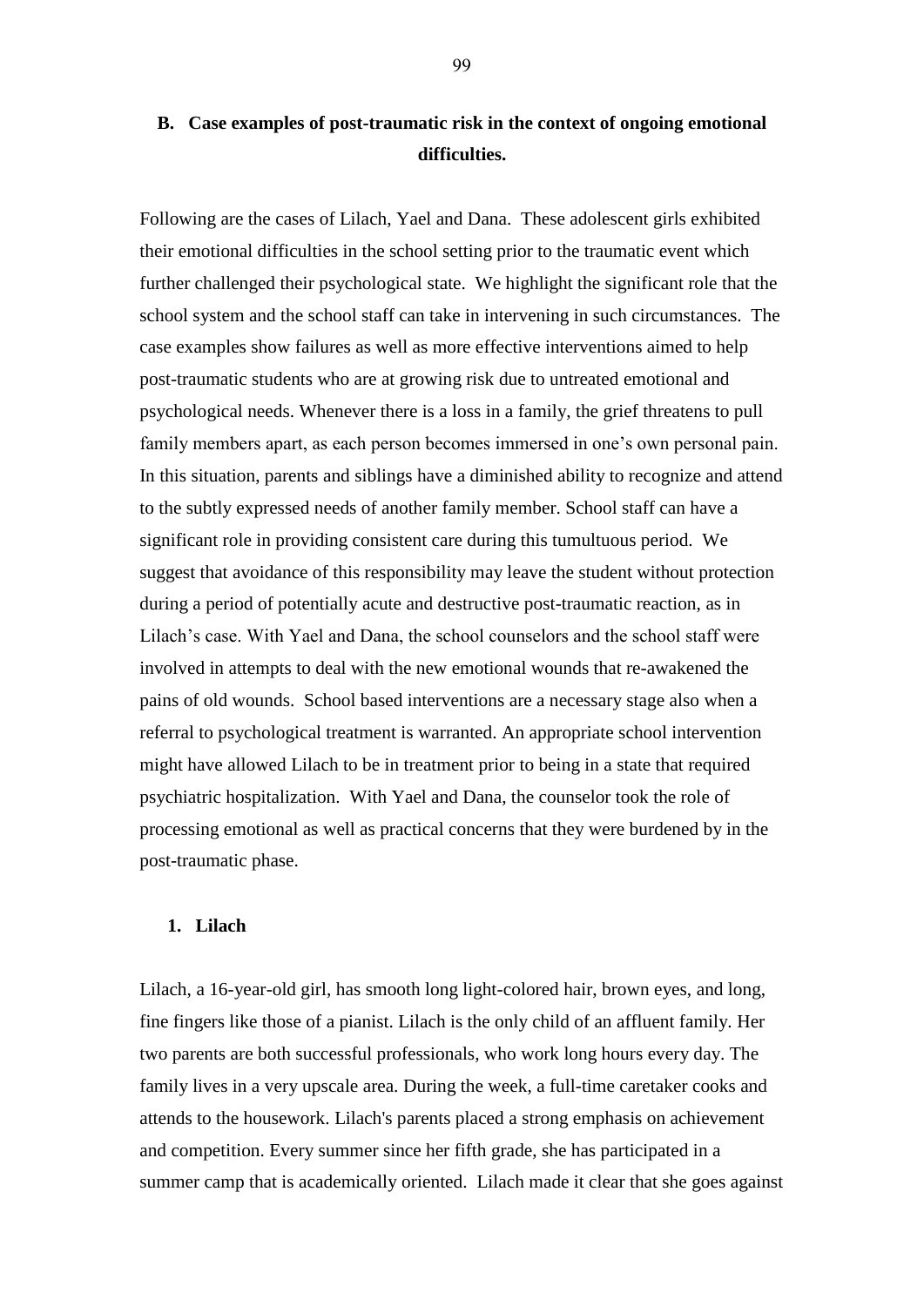## B. Case examples of post-traumatic risk in the context of ongoing emotional difficulties.

Following are the cases of Lilach, Yael and Dana. These adolescent girls exhibited their emotional difficulties in the school setting prior to the traumatic event which further challenged their psychological state. We highlight the significant role that the school system and the school staff can take in intervening in such circumstances. The case examples show failures as well as more effective interventions aimed to help post-traumatic students who are at growing risk due to untreated emotional and psychological needs. Whenever there is a loss in a family, the grief threatens to pull family members apart, as each person becomes immersed in one's own personal pain. In this situation, parents and siblings have a diminished ability to recognize and attend to the subtly expressed needs of another family member. School staff can have a significant role in providing consistent care during this tumultuous period. We suggest that avoidance of this responsibility may leave the student without protection during a period of potentially acute and destructive post-traumatic reaction, as in Lilach's case. With Yael and Dana, the school counselors and the school staff were involved in attempts to deal with the new emotional wounds that re-awakened the pains of old wounds. School based interventions are a necessary stage also when a referral to psychological treatment is warranted. An appropriate school intervention might have allowed Lilach to be in treatment prior to being in a state that required psychiatric hospitalization. With Yael and Dana, the counselor took the role of processing emotional as well as practical concerns that they were burdened by in the post-traumatic phase.

### 1. Lilach

Lilach, a 16-year-old girl, has smooth long light-colored hair, brown eyes, and long, fine fingers like those of a pianist. Lilach is the only child of an affluent family. Her two parents are both successful professionals, who work long hours every day. The family lives in a very upscale area. During the week, a full-time caretaker cooks and attends to the housework. Lilach's parents placed a strong emphasis on achievement and competition. Every summer since her fifth grade, she has participated in a summer camp that is academically oriented. Lilach made it clear that she goes against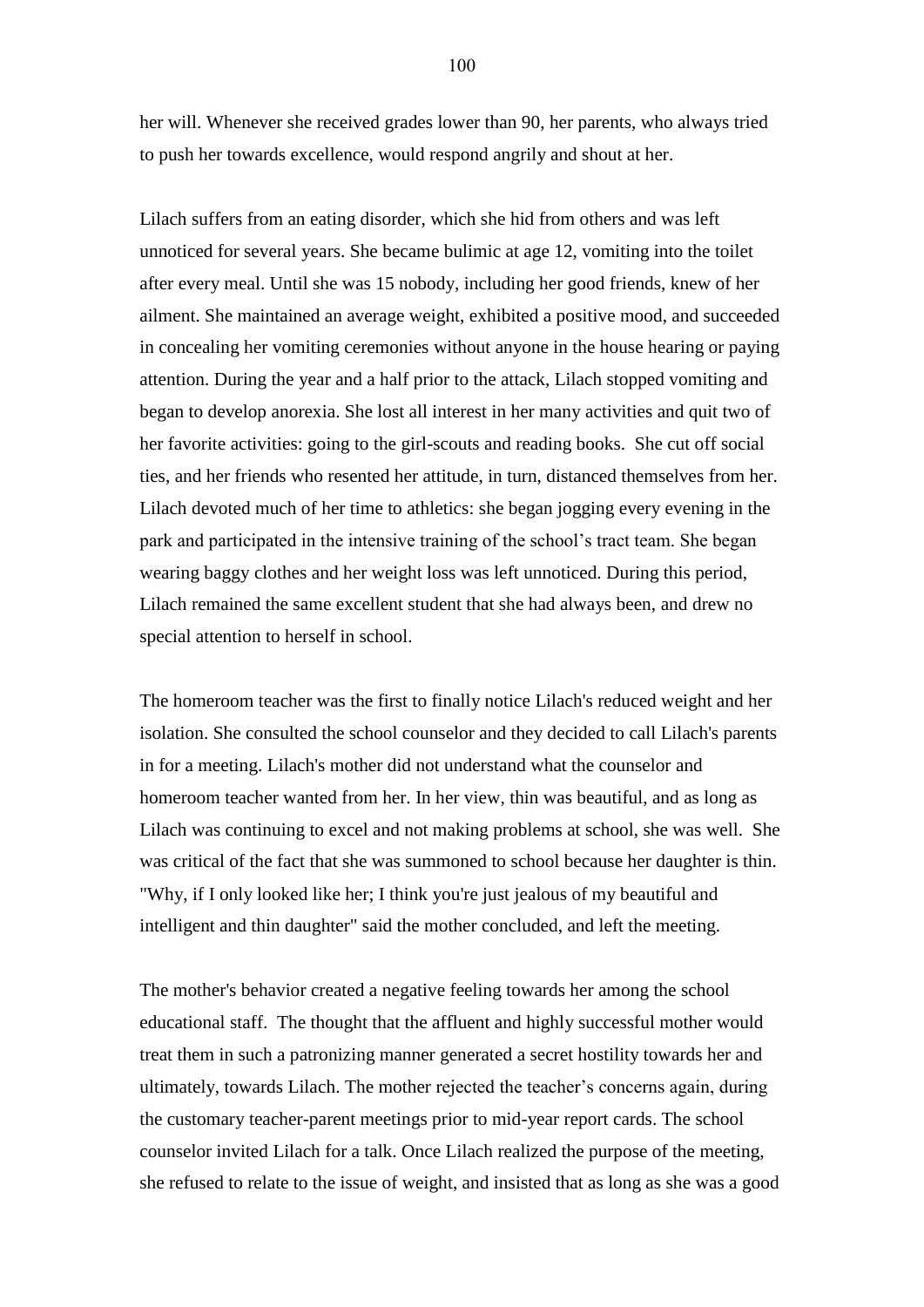her will. Whenever she received grades lower than 90, her parents, who always tried to push her towards excellence, would respond angrily and shout at her.

Lilach suffers from an eating disorder, which she hid from others and was left unnoticed for several years. She became bulimic at age 12, vomiting into the toilet after every meal. Until she was 15 nobody, including her good friends, knew of her ailment. She maintained an average weight, exhibited a positive mood, and succeeded in concealing her vomiting ceremonies without anyone in the house hearing or paying attention. During the year and a half prior to the attack, Lilach stopped vomiting and began to develop anorexia. She lost all interest in her many activities and quit two of her favorite activities: going to the girl-scouts and reading books. She cut off social ties, and her friends who resented her attitude, in turn, distanced themselves from her. Lilach devoted much of her time to athletics: she began jogging every evening in the park and participated in the intensive training of the school's tract team. She began wearing baggy clothes and her weight loss was left unnoticed. During this period, Lilach remained the same excellent student that she had always been, and drew no special attention to herself in school.

The homeroom teacher was the first to finally notice Lilach's reduced weight and her isolation. She consulted the school counselor and they decided to call Lilach's parents in for a meeting. Lilach's mother did not understand what the counselor and homeroom teacher wanted from her. In her view, thin was beautiful, and as long as Lilach was continuing to excel and not making problems at school, she was well. She was critical of the fact that she was summoned to school because her daughter is thin. "Why, if I only looked like her; I think you're just jealous of my beautiful and intelligent and thin daughter" said the mother concluded, and left the meeting.

The mother's behavior created a negative feeling towards her among the school educational staff. The thought that the affluent and highly successful mother would treat them in such a patronizing manner generated a secret hostility towards her and ultimately, towards Lilach. The mother rejected the teacher's concerns again, during the customary teacher-parent meetings prior to mid-year report cards. The school counselor invited Lilach for a talk. Once Lilach realized the purpose of the meeting, she refused to relate to the issue of weight, and insisted that as long as she was a good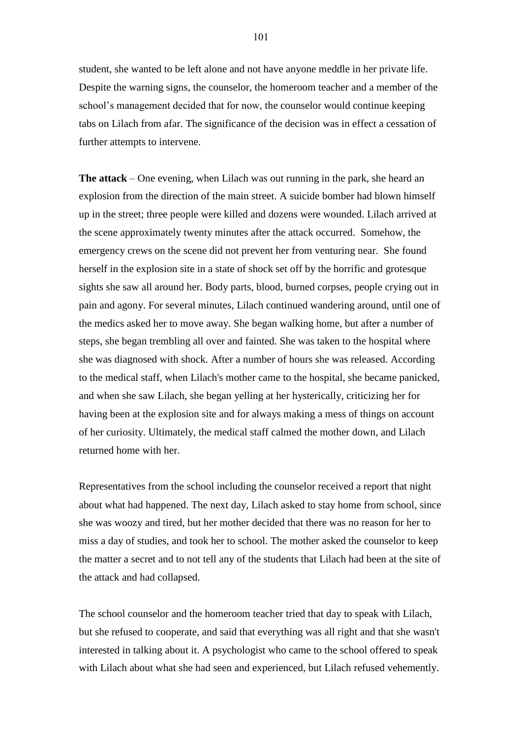student, she wanted to be left alone and not have anyone meddle in her private life. Despite the warning signs, the counselor, the homeroom teacher and a member of the school's management decided that for now, the counselor would continue keeping tabs on Lilach from afar. The significance of the decision was in effect a cessation of further attempts to intervene.

**The attack** – One evening, when Lilach was out running in the park, she heard an explosion from the direction of the main street. A suicide bomber had blown himself up in the street; three people were killed and dozens were wounded. Lilach arrived at the scene approximately twenty minutes after the attack occurred. Somehow, the emergency crews on the scene did not prevent her from venturing near. She found herself in the explosion site in a state of shock set off by the horrific and grotesque sights she saw all around her. Body parts, blood, burned corpses, people crying out in pain and agony. For several minutes, Lilach continued wandering around, until one of the medics asked her to move away. She began walking home, but after a number of steps, she began trembling all over and fainted. She was taken to the hospital where she was diagnosed with shock. After a number of hours she was released. According to the medical staff, when Lilach's mother came to the hospital, she became panicked, and when she saw Lilach, she began yelling at her hysterically, criticizing her for having been at the explosion site and for always making a mess of things on account of her curiosity. Ultimately, the medical staff calmed the mother down, and Lilach returned home with her.

Representatives from the school including the counselor received a report that night about what had happened. The next day, Lilach asked to stay home from school, since she was woozy and tired, but her mother decided that there was no reason for her to miss a day of studies, and took her to school. The mother asked the counselor to keep the matter a secret and to not tell any of the students that Lilach had been at the site of the attack and had collapsed.

The school counselor and the homeroom teacher tried that day to speak with Lilach, but she refused to cooperate, and said that everything was all right and that she wasn't interested in talking about it. A psychologist who came to the school offered to speak with Lilach about what she had seen and experienced, but Lilach refused vehemently.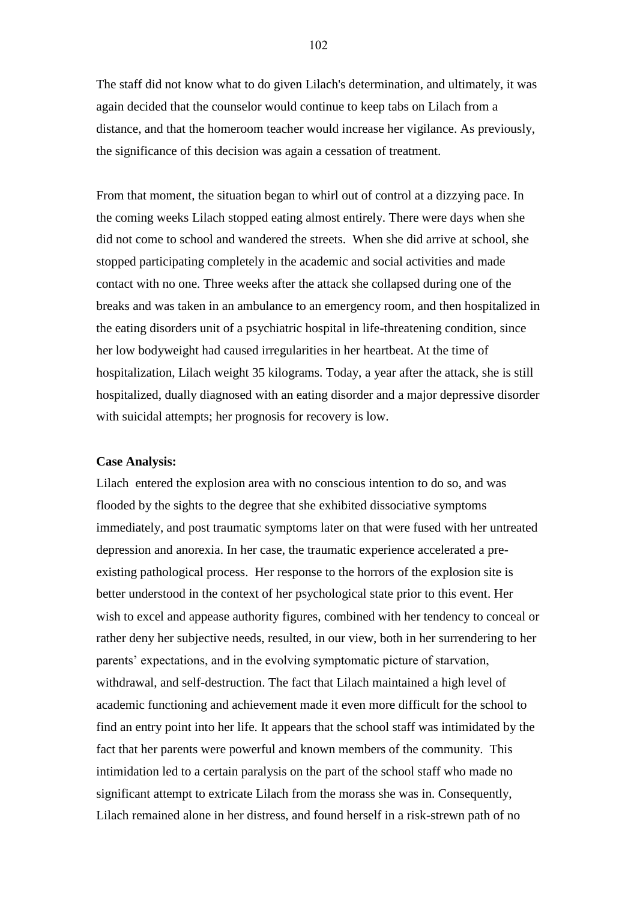The staff did not know what to do given Lilach's determination, and ultimately, it was again decided that the counselor would continue to keep tabs on Lilach from a distance, and that the homeroom teacher would increase her vigilance. As previously, the significance of this decision was again a cessation of treatment.

From that moment, the situation began to whirl out of control at a dizzying pace. In the coming weeks Lilach stopped eating almost entirely. There were days when she did not come to school and wandered the streets. When she did arrive at school, she stopped participating completely in the academic and social activities and made contact with no one. Three weeks after the attack she collapsed during one of the breaks and was taken in an ambulance to an emergency room, and then hospitalized in the eating disorders unit of a psychiatric hospital in life-threatening condition, since her low bodyweight had caused irregularities in her heartbeat. At the time of hospitalization, Lilach weight 35 kilograms. Today, a year after the attack, she is still hospitalized, dually diagnosed with an eating disorder and a major depressive disorder with suicidal attempts; her prognosis for recovery is low.

**Case Analysis:**

Lilach entered the explosion area with no conscious intention to do so, and was flooded by the sights to the degree that she exhibited dissociative symptoms immediately, and post traumatic symptoms later on that were fused with her untreated depression and anorexia. In her case, the traumatic experience accelerated a pre-existing pathological process. Her response to the horrors of the explosion site is better understood in the context of her psychological state prior to this event. Her wish to excel and appease authority figures, combined with her tendency to conceal or rather deny her subjective needs, resulted, in our view, both in her surrendering to her parents' expectations, and in the evolving symptomatic picture of starvation, withdrawal, and self-destruction. The fact that Lilach maintained a high level of academic functioning and achievement made it even more difficult for the school to find an entry point into her life. It appears that the school staff was intimidated by the fact that her parents were powerful and known members of the community. This intimidation led to a certain paralysis on the part of the school staff who made no significant attempt to extricate Lilach from the morass she was in. Consequently, Lilach remained alone in her distress, and found herself in a risk-strewn path of no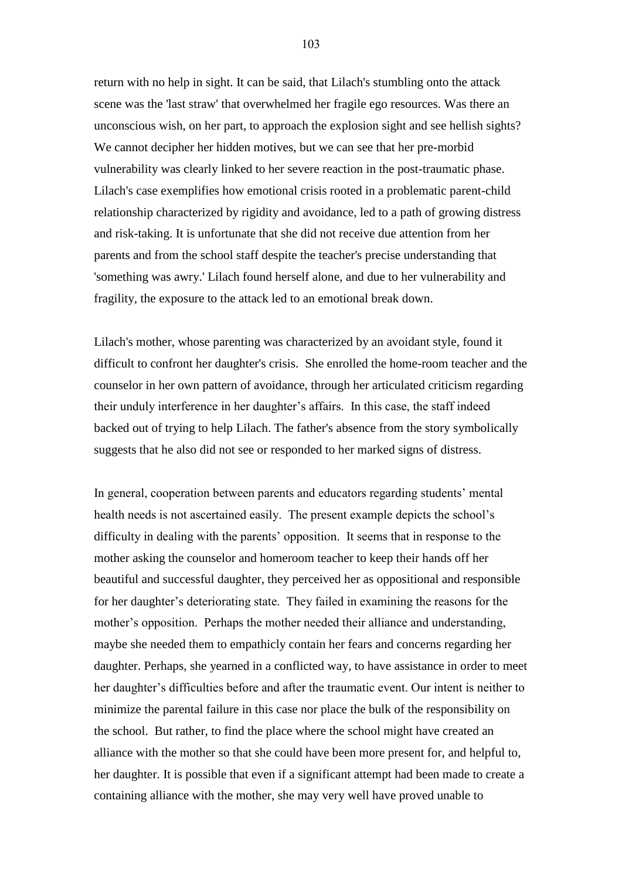return with no help in sight. It can be said, that Lilach's stumbling onto the attack scene was the 'last straw' that overwhelmed her fragile ego resources. Was there an unconscious wish, on her part, to approach the explosion sight and see hellish sights? We cannot decipher her hidden motives, but we can see that her pre-morbid vulnerability was clearly linked to her severe reaction in the post-traumatic phase. Lilach's case exemplifies how emotional crisis rooted in a problematic parent-child relationship characterized by rigidity and avoidance, led to a path of growing distress and risk-taking. It is unfortunate that she did not receive due attention from her parents and from the school staff despite the teacher's precise understanding that 'something was awry.' Lilach found herself alone, and due to her vulnerability and fragility, the exposure to the attack led to an emotional break down.

Lilach's mother, whose parenting was characterized by an avoidant style, found it difficult to confront her daughter's crisis. She enrolled the home-room teacher and the counselor in her own pattern of avoidance, through her articulated criticism regarding their unduly interference in her daughter's affairs. In this case, the staff indeed backed out of trying to help Lilach. The father's absence from the story symbolically suggests that he also did not see or responded to her marked signs of distress.

In general, cooperation between parents and educators regarding students' mental health needs is not ascertained easily. The present example depicts the school's difficulty in dealing with the parents' opposition. It seems that in response to the mother asking the counselor and homeroom teacher to keep their hands off her beautiful and successful daughter, they perceived her as oppositional and responsible for her daughter's deteriorating state. They failed in examining the reasons for the mother's opposition. Perhaps the mother needed their alliance and understanding, maybe she needed them to empathicly contain her fears and concerns regarding her daughter. Perhaps, she yearned in a conflicted way, to have assistance in order to meet her daughter's difficulties before and after the traumatic event. Our intent is neither to minimize the parental failure in this case nor place the bulk of the responsibility on the school. But rather, to find the place where the school might have created an alliance with the mother so that she could have been more present for, and helpful to, her daughter. It is possible that even if a significant attempt had been made to create a containing alliance with the mother, she may very well have proved unable to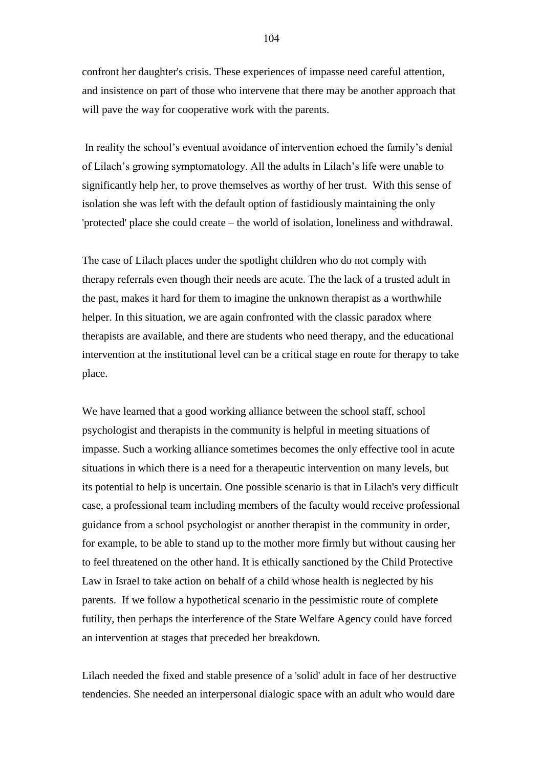confront her daughter's crisis. These experiences of impasse need careful attention, and insistence on part of those who intervene that there may be another approach that will pave the way for cooperative work with the parents.

In reality the school's eventual avoidance of intervention echoed the family's denial of Lilach's growing symptomatology. All the adults in Lilach's life were unable to significantly help her, to prove themselves as worthy of her trust. With this sense of isolation she was left with the default option of fastidiously maintaining the only 'protected' place she could create – the world of isolation, loneliness and withdrawal.

The case of Lilach places under the spotlight children who do not comply with therapy referrals even though their needs are acute. The the lack of a trusted adult in the past, makes it hard for them to imagine the unknown therapist as a worthwhile helper. In this situation, we are again confronted with the classic paradox where therapists are available, and there are students who need therapy, and the educational intervention at the institutional level can be a critical stage en route for therapy to take place.

We have learned that a good working alliance between the school staff, school psychologist and therapists in the community is helpful in meeting situations of impasse. Such a working alliance sometimes becomes the only effective tool in acute situations in which there is a need for a therapeutic intervention on many levels, but its potential to help is uncertain. One possible scenario is that in Lilach's very difficult case, a professional team including members of the faculty would receive professional guidance from a school psychologist or another therapist in the community in order, for example, to be able to stand up to the mother more firmly but without causing her to feel threatened on the other hand. It is ethically sanctioned by the Child Protective Law in Israel to take action on behalf of a child whose health is neglected by his parents. If we follow a hypothetical scenario in the pessimistic route of complete futility, then perhaps the interference of the State Welfare Agency could have forced an intervention at stages that preceded her breakdown.

Lilach needed the fixed and stable presence of a 'solid' adult in face of her destructive tendencies. She needed an interpersonal dialogic space with an adult who would dare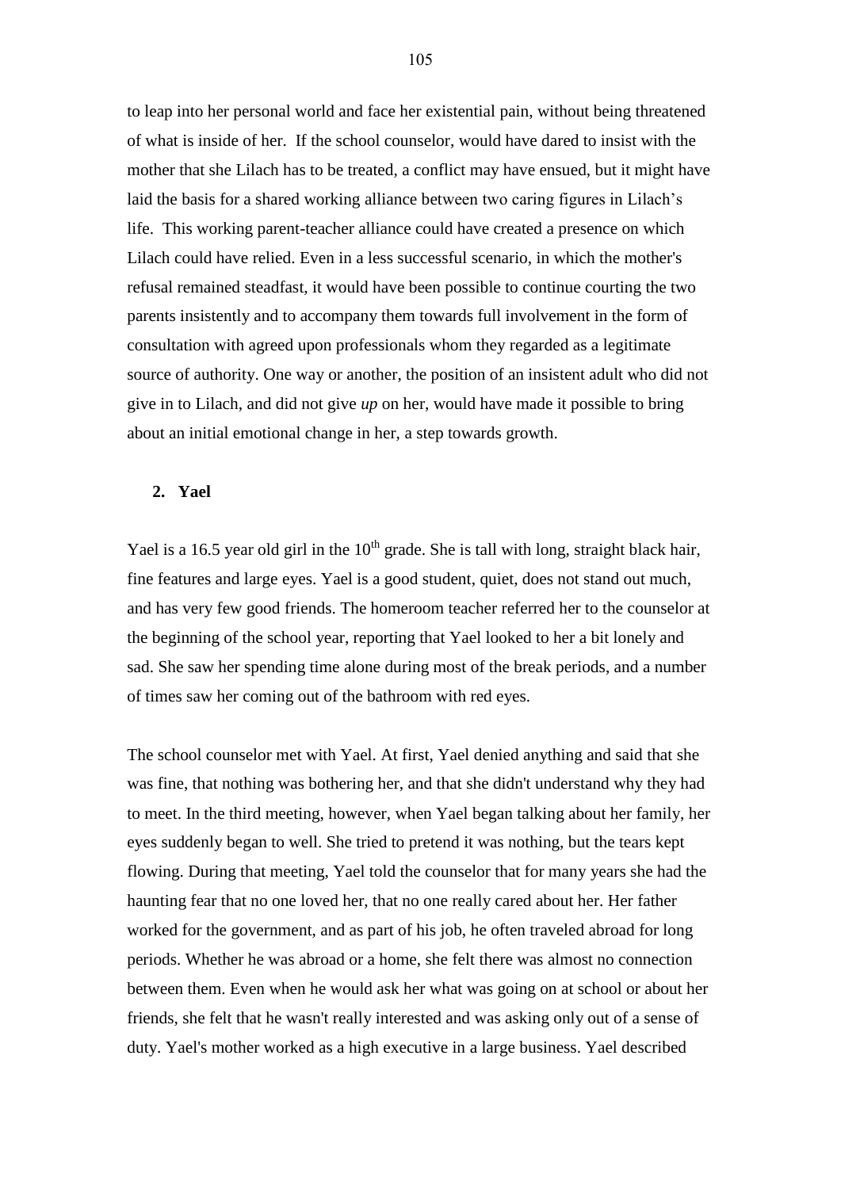to leap into her personal world and face her existential pain, without being threatened of what is inside of her. If the school counselor, would have dared to insist with the mother that she Lilach has to be treated, a conflict may have ensued, but it might have laid the basis for a shared working alliance between two caring figures in Lilach's life. This working parent-teacher alliance could have created a presence on which Lilach could have relied. Even in a less successful scenario, in which the mother's refusal remained steadfast, it would have been possible to continue courting the two parents insistently and to accompany them towards full involvement in the form of consultation with agreed upon professionals whom they regarded as a legitimate source of authority. One way or another, the position of an insistent adult who did not give in to Lilach, and did not give *up* on her, would have made it possible to bring about an initial emotional change in her, a step towards growth.

## 2. Yael

Yael is a 16.5 year old girl in the $10^{th}$ grade. She is tall with long, straight black hair, fine features and large eyes. Yael is a good student, quiet, does not stand out much, and has very few good friends. The homeroom teacher referred her to the counselor at the beginning of the school year, reporting that Yael looked to her a bit lonely and sad. She saw her spending time alone during most of the break periods, and a number of times saw her coming out of the bathroom with red eyes.

The school counselor met with Yael. At first, Yael denied anything and said that she was fine, that nothing was bothering her, and that she didn't understand why they had to meet. In the third meeting, however, when Yael began talking about her family, her eyes suddenly began to well. She tried to pretend it was nothing, but the tears kept flowing. During that meeting, Yael told the counselor that for many years she had the haunting fear that no one loved her, that no one really cared about her. Her father worked for the government, and as part of his job, he often traveled abroad for long periods. Whether he was abroad or a home, she felt there was almost no connection between them. Even when he would ask her what was going on at school or about her friends, she felt that he wasn't really interested and was asking only out of a sense of duty. Yael's mother worked as a high executive in a large business. Yael described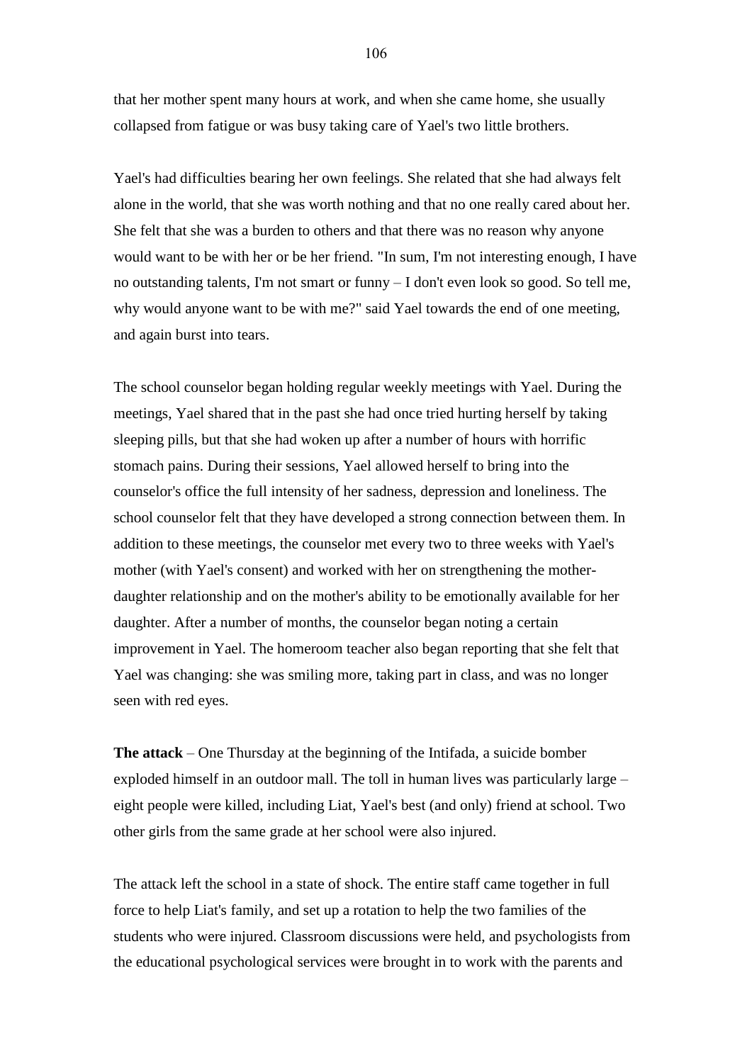that her mother spent many hours at work, and when she came home, she usually collapsed from fatigue or was busy taking care of Yael's two little brothers.

Yael's had difficulties bearing her own feelings. She related that she had always felt alone in the world, that she was worth nothing and that no one really cared about her. She felt that she was a burden to others and that there was no reason why anyone would want to be with her or be her friend. "In sum, I'm not interesting enough, I have no outstanding talents, I'm not smart or funny – I don't even look so good. So tell me, why would anyone want to be with me?" said Yael towards the end of one meeting, and again burst into tears.

The school counselor began holding regular weekly meetings with Yael. During the meetings, Yael shared that in the past she had once tried hurting herself by taking sleeping pills, but that she had woken up after a number of hours with horrific stomach pains. During their sessions, Yael allowed herself to bring into the counselor's office the full intensity of her sadness, depression and loneliness. The school counselor felt that they have developed a strong connection between them. In addition to these meetings, the counselor met every two to three weeks with Yael's mother (with Yael's consent) and worked with her on strengthening the mother-daughter relationship and on the mother's ability to be emotionally available for her daughter. After a number of months, the counselor began noting a certain improvement in Yael. The homeroom teacher also began reporting that she felt that Yael was changing: she was smiling more, taking part in class, and was no longer seen with red eyes.

**The attack** – One Thursday at the beginning of the Intifada, a suicide bomber exploded himself in an outdoor mall. The toll in human lives was particularly large – eight people were killed, including Liat, Yael's best (and only) friend at school. Two other girls from the same grade at her school were also injured.

The attack left the school in a state of shock. The entire staff came together in full force to help Liat's family, and set up a rotation to help the two families of the students who were injured. Classroom discussions were held, and psychologists from the educational psychological services were brought in to work with the parents and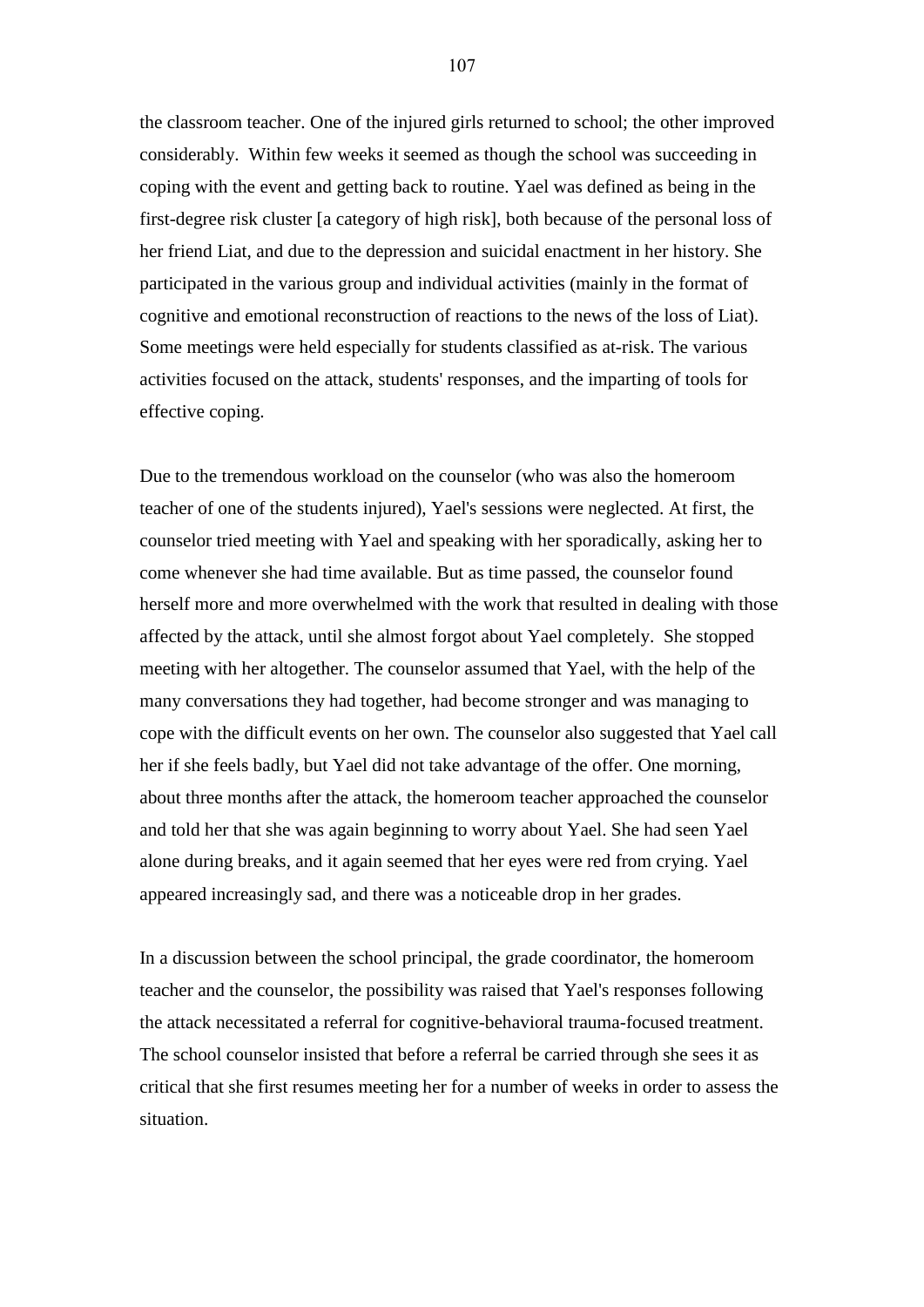the classroom teacher. One of the injured girls returned to school; the other improved considerably. Within few weeks it seemed as though the school was succeeding in coping with the event and getting back to routine. Yael was defined as being in the first-degree risk cluster [a category of high risk], both because of the personal loss of her friend Liat, and due to the depression and suicidal enactment in her history. She participated in the various group and individual activities (mainly in the format of cognitive and emotional reconstruction of reactions to the news of the loss of Liat). Some meetings were held especially for students classified as at-risk. The various activities focused on the attack, students' responses, and the imparting of tools for effective coping.

Due to the tremendous workload on the counselor (who was also the homeroom teacher of one of the students injured), Yael's sessions were neglected. At first, the counselor tried meeting with Yael and speaking with her sporadically, asking her to come whenever she had time available. But as time passed, the counselor found herself more and more overwhelmed with the work that resulted in dealing with those affected by the attack, until she almost forgot about Yael completely. She stopped meeting with her altogether. The counselor assumed that Yael, with the help of the many conversations they had together, had become stronger and was managing to cope with the difficult events on her own. The counselor also suggested that Yael call her if she feels badly, but Yael did not take advantage of the offer. One morning, about three months after the attack, the homeroom teacher approached the counselor and told her that she was again beginning to worry about Yael. She had seen Yael alone during breaks, and it again seemed that her eyes were red from crying. Yael appeared increasingly sad, and there was a noticeable drop in her grades.

In a discussion between the school principal, the grade coordinator, the homeroom teacher and the counselor, the possibility was raised that Yael's responses following the attack necessitated a referral for cognitive-behavioral trauma-focused treatment. The school counselor insisted that before a referral be carried through she sees it as critical that she first resumes meeting her for a number of weeks in order to assess the situation.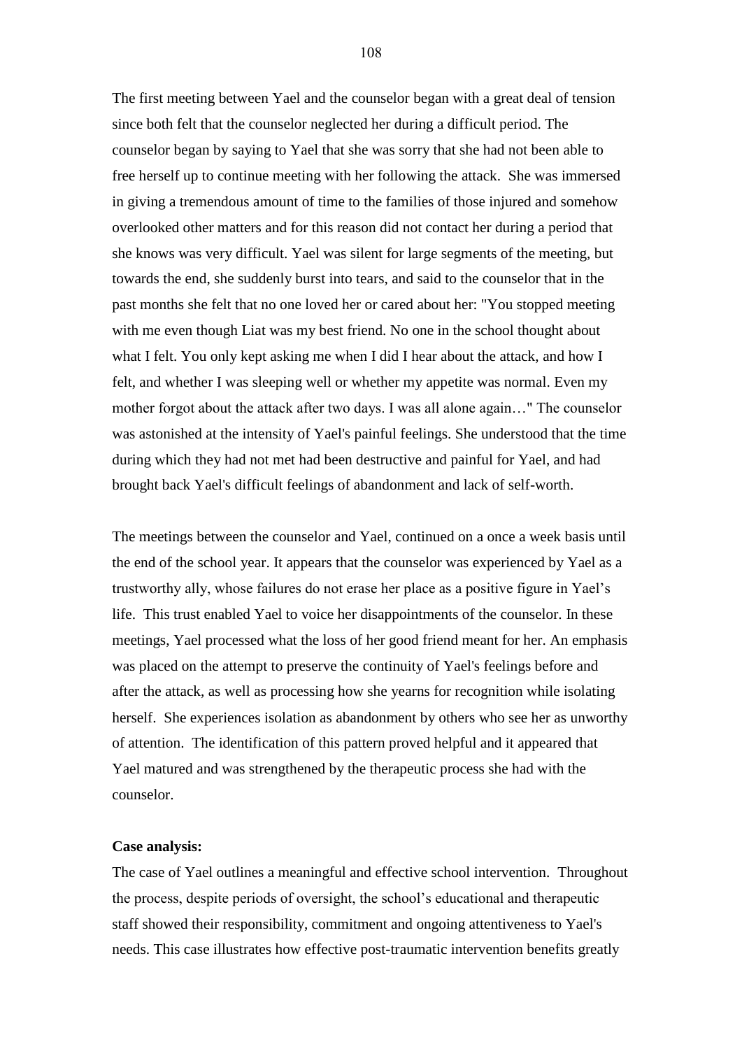The first meeting between Yael and the counselor began with a great deal of tension since both felt that the counselor neglected her during a difficult period. The counselor began by saying to Yael that she was sorry that she had not been able to free herself up to continue meeting with her following the attack. She was immersed in giving a tremendous amount of time to the families of those injured and somehow overlooked other matters and for this reason did not contact her during a period that she knows was very difficult. Yael was silent for large segments of the meeting, but towards the end, she suddenly burst into tears, and said to the counselor that in the past months she felt that no one loved her or cared about her: "You stopped meeting with me even though Liat was my best friend. No one in the school thought about what I felt. You only kept asking me when I did I hear about the attack, and how I felt, and whether I was sleeping well or whether my appetite was normal. Even my mother forgot about the attack after two days. I was all alone again…" The counselor was astonished at the intensity of Yael's painful feelings. She understood that the time during which they had not met had been destructive and painful for Yael, and had brought back Yael's difficult feelings of abandonment and lack of self-worth.

The meetings between the counselor and Yael, continued on a once a week basis until the end of the school year. It appears that the counselor was experienced by Yael as a trustworthy ally, whose failures do not erase her place as a positive figure in Yael's life. This trust enabled Yael to voice her disappointments of the counselor. In these meetings, Yael processed what the loss of her good friend meant for her. An emphasis was placed on the attempt to preserve the continuity of Yael's feelings before and after the attack, as well as processing how she yearns for recognition while isolating herself. She experiences isolation as abandonment by others who see her as unworthy of attention. The identification of this pattern proved helpful and it appeared that Yael matured and was strengthened by the therapeutic process she had with the counselor.

**Case analysis:**

The case of Yael outlines a meaningful and effective school intervention. Throughout the process, despite periods of oversight, the school's educational and therapeutic staff showed their responsibility, commitment and ongoing attentiveness to Yael's needs. This case illustrates how effective post-traumatic intervention benefits greatly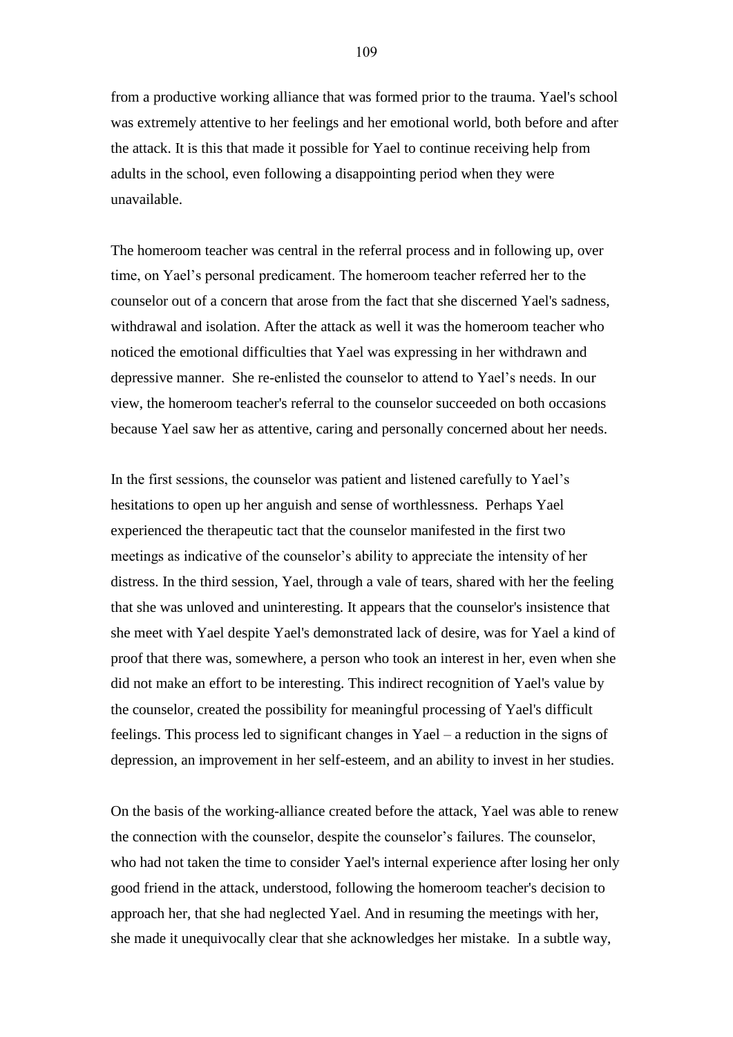from a productive working alliance that was formed prior to the trauma. Yael's school was extremely attentive to her feelings and her emotional world, both before and after the attack. It is this that made it possible for Yael to continue receiving help from adults in the school, even following a disappointing period when they were unavailable.

The homeroom teacher was central in the referral process and in following up, over time, on Yael's personal predicament. The homeroom teacher referred her to the counselor out of a concern that arose from the fact that she discerned Yael's sadness, withdrawal and isolation. After the attack as well it was the homeroom teacher who noticed the emotional difficulties that Yael was expressing in her withdrawn and depressive manner. She re-enlisted the counselor to attend to Yael's needs. In our view, the homeroom teacher's referral to the counselor succeeded on both occasions because Yael saw her as attentive, caring and personally concerned about her needs.

In the first sessions, the counselor was patient and listened carefully to Yael's hesitations to open up her anguish and sense of worthlessness. Perhaps Yael experienced the therapeutic tact that the counselor manifested in the first two meetings as indicative of the counselor's ability to appreciate the intensity of her distress. In the third session, Yael, through a vale of tears, shared with her the feeling that she was unloved and uninteresting. It appears that the counselor's insistence that she meet with Yael despite Yael's demonstrated lack of desire, was for Yael a kind of proof that there was, somewhere, a person who took an interest in her, even when she did not make an effort to be interesting. This indirect recognition of Yael's value by the counselor, created the possibility for meaningful processing of Yael's difficult feelings. This process led to significant changes in Yael – a reduction in the signs of depression, an improvement in her self-esteem, and an ability to invest in her studies.

On the basis of the working-alliance created before the attack, Yael was able to renew the connection with the counselor, despite the counselor's failures. The counselor, who had not taken the time to consider Yael's internal experience after losing her only good friend in the attack, understood, following the homeroom teacher's decision to approach her, that she had neglected Yael. And in resuming the meetings with her, she made it unequivocally clear that she acknowledges her mistake. In a subtle way,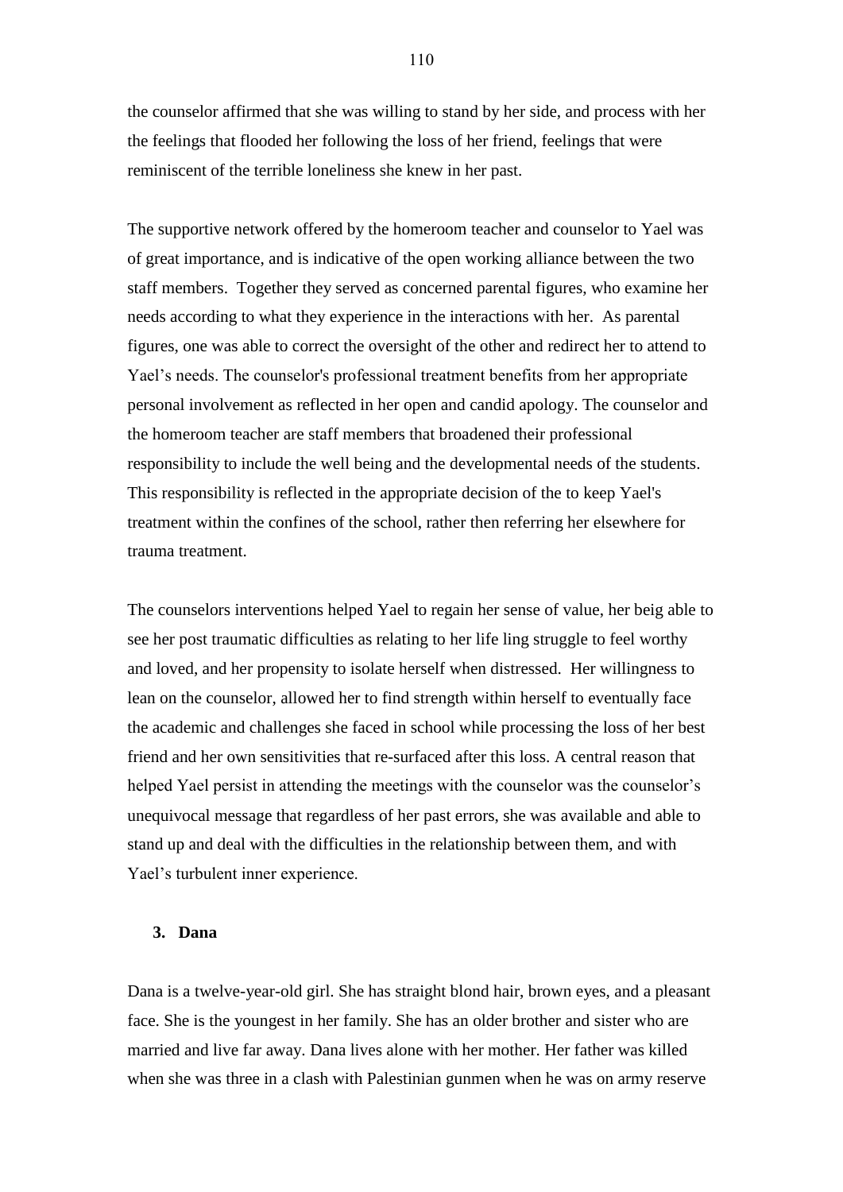the counselor affirmed that she was willing to stand by her side, and process with her the feelings that flooded her following the loss of her friend, feelings that were reminiscent of the terrible loneliness she knew in her past.

The supportive network offered by the homeroom teacher and counselor to Yael was of great importance, and is indicative of the open working alliance between the two staff members. Together they served as concerned parental figures, who examine her needs according to what they experience in the interactions with her. As parental figures, one was able to correct the oversight of the other and redirect her to attend to Yael's needs. The counselor's professional treatment benefits from her appropriate personal involvement as reflected in her open and candid apology. The counselor and the homeroom teacher are staff members that broadened their professional responsibility to include the well being and the developmental needs of the students. This responsibility is reflected in the appropriate decision of the to keep Yael's treatment within the confines of the school, rather then referring her elsewhere for trauma treatment.

The counselors interventions helped Yael to regain her sense of value, her beig able to see her post traumatic difficulties as relating to her life ling struggle to feel worthy and loved, and her propensity to isolate herself when distressed. Her willingness to lean on the counselor, allowed her to find strength within herself to eventually face the academic and challenges she faced in school while processing the loss of her best friend and her own sensitivities that re-surfaced after this loss. A central reason that helped Yael persist in attending the meetings with the counselor was the counselor's unequivocal message that regardless of her past errors, she was available and able to stand up and deal with the difficulties in the relationship between them, and with Yael's turbulent inner experience.

### 3. Dana

Dana is a twelve-year-old girl. She has straight blond hair, brown eyes, and a pleasant face. She is the youngest in her family. She has an older brother and sister who are married and live far away. Dana lives alone with her mother. Her father was killed when she was three in a clash with Palestinian gunmen when he was on army reserve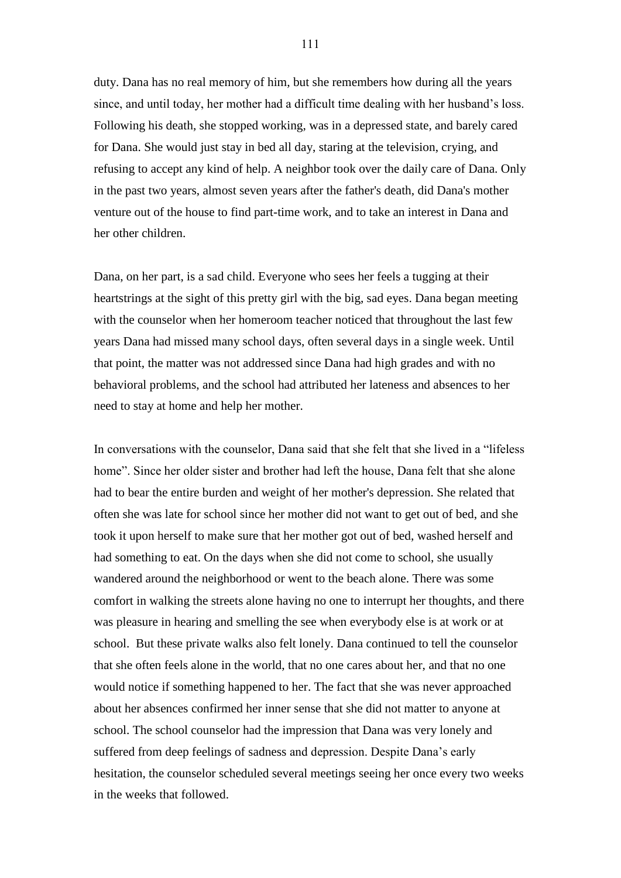duty. Dana has no real memory of him, but she remembers how during all the years since, and until today, her mother had a difficult time dealing with her husband's loss. Following his death, she stopped working, was in a depressed state, and barely cared for Dana. She would just stay in bed all day, staring at the television, crying, and refusing to accept any kind of help. A neighbor took over the daily care of Dana. Only in the past two years, almost seven years after the father's death, did Dana's mother venture out of the house to find part-time work, and to take an interest in Dana and her other children.

Dana, on her part, is a sad child. Everyone who sees her feels a tugging at their heartstrings at the sight of this pretty girl with the big, sad eyes. Dana began meeting with the counselor when her homeroom teacher noticed that throughout the last few years Dana had missed many school days, often several days in a single week. Until that point, the matter was not addressed since Dana had high grades and with no behavioral problems, and the school had attributed her lateness and absences to her need to stay at home and help her mother.

In conversations with the counselor, Dana said that she felt that she lived in a "lifeless home". Since her older sister and brother had left the house, Dana felt that she alone had to bear the entire burden and weight of her mother's depression. She related that often she was late for school since her mother did not want to get out of bed, and she took it upon herself to make sure that her mother got out of bed, washed herself and had something to eat. On the days when she did not come to school, she usually wandered around the neighborhood or went to the beach alone. There was some comfort in walking the streets alone having no one to interrupt her thoughts, and there was pleasure in hearing and smelling the see when everybody else is at work or at school.  But these private walks also felt lonely. Dana continued to tell the counselor that she often feels alone in the world, that no one cares about her, and that no one would notice if something happened to her. The fact that she was never approached about her absences confirmed her inner sense that she did not matter to anyone at school. The school counselor had the impression that Dana was very lonely and suffered from deep feelings of sadness and depression. Despite Dana's early hesitation, the counselor scheduled several meetings seeing her once every two weeks in the weeks that followed.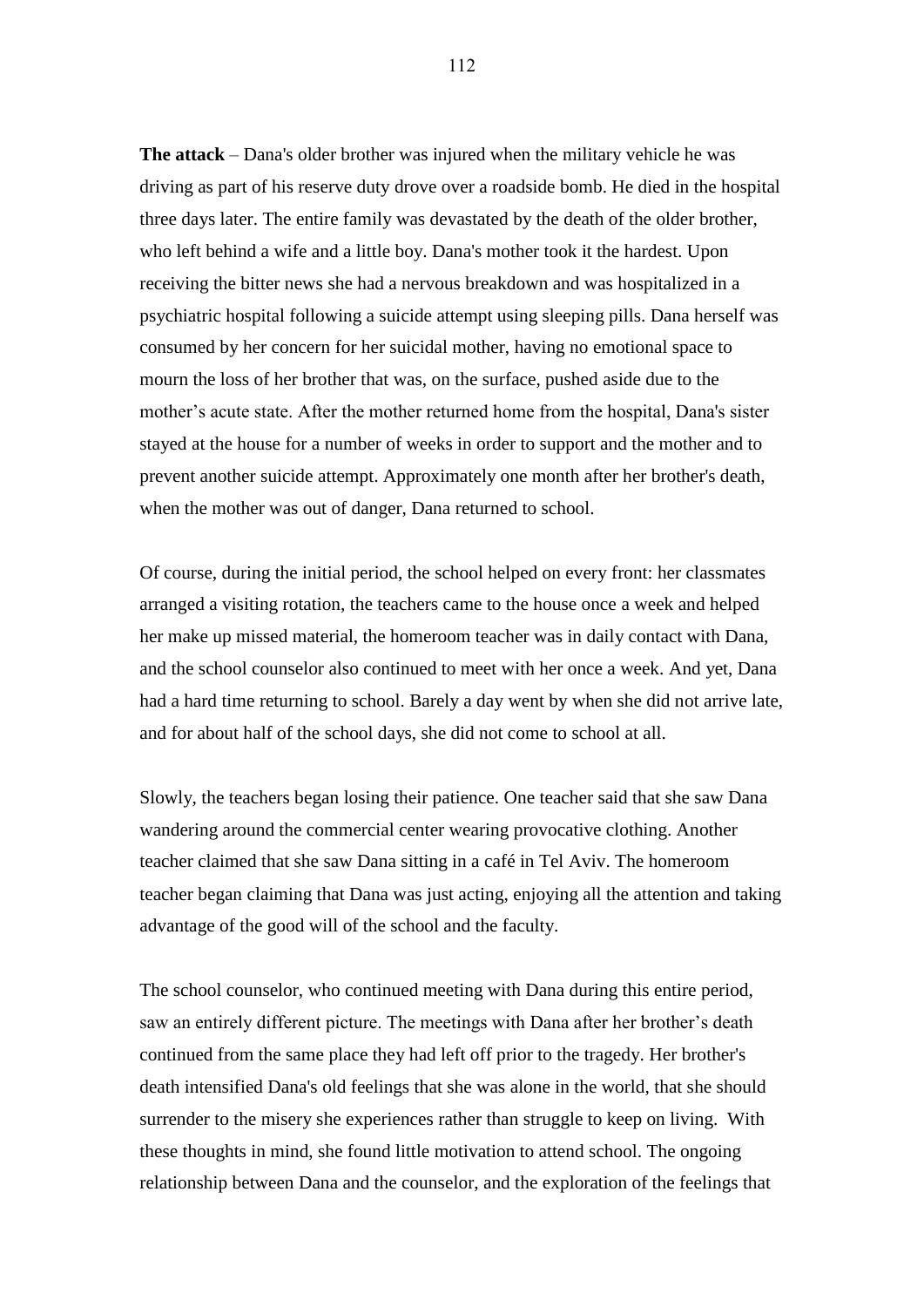**The attack** – Dana's older brother was injured when the military vehicle he was driving as part of his reserve duty drove over a roadside bomb. He died in the hospital three days later. The entire family was devastated by the death of the older brother, who left behind a wife and a little boy. Dana's mother took it the hardest. Upon receiving the bitter news she had a nervous breakdown and was hospitalized in a psychiatric hospital following a suicide attempt using sleeping pills. Dana herself was consumed by her concern for her suicidal mother, having no emotional space to mourn the loss of her brother that was, on the surface, pushed aside due to the mother's acute state. After the mother returned home from the hospital, Dana's sister stayed at the house for a number of weeks in order to support and the mother and to prevent another suicide attempt. Approximately one month after her brother's death, when the mother was out of danger, Dana returned to school.

Of course, during the initial period, the school helped on every front: her classmates arranged a visiting rotation, the teachers came to the house once a week and helped her make up missed material, the homeroom teacher was in daily contact with Dana, and the school counselor also continued to meet with her once a week. And yet, Dana had a hard time returning to school. Barely a day went by when she did not arrive late, and for about half of the school days, she did not come to school at all.

Slowly, the teachers began losing their patience. One teacher said that she saw Dana wandering around the commercial center wearing provocative clothing. Another teacher claimed that she saw Dana sitting in a café in Tel Aviv. The homeroom teacher began claiming that Dana was just acting, enjoying all the attention and taking advantage of the good will of the school and the faculty.

The school counselor, who continued meeting with Dana during this entire period, saw an entirely different picture. The meetings with Dana after her brother's death continued from the same place they had left off prior to the tragedy. Her brother's death intensified Dana's old feelings that she was alone in the world, that she should surrender to the misery she experiences rather than struggle to keep on living. With these thoughts in mind, she found little motivation to attend school. The ongoing relationship between Dana and the counselor, and the exploration of the feelings that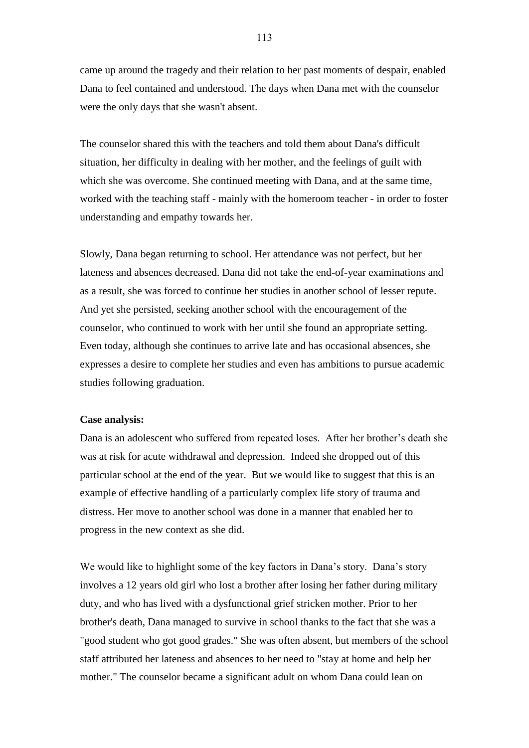came up around the tragedy and their relation to her past moments of despair, enabled Dana to feel contained and understood. The days when Dana met with the counselor were the only days that she wasn't absent.

The counselor shared this with the teachers and told them about Dana's difficult situation, her difficulty in dealing with her mother, and the feelings of guilt with which she was overcome. She continued meeting with Dana, and at the same time, worked with the teaching staff - mainly with the homeroom teacher - in order to foster understanding and empathy towards her.

Slowly, Dana began returning to school. Her attendance was not perfect, but her lateness and absences decreased. Dana did not take the end-of-year examinations and as a result, she was forced to continue her studies in another school of lesser repute. And yet she persisted, seeking another school with the encouragement of the counselor, who continued to work with her until she found an appropriate setting. Even today, although she continues to arrive late and has occasional absences, she expresses a desire to complete her studies and even has ambitions to pursue academic studies following graduation.

**Case analysis:**

Dana is an adolescent who suffered from repeated loses. After her brother's death she was at risk for acute withdrawal and depression. Indeed she dropped out of this particular school at the end of the year. But we would like to suggest that this is an example of effective handling of a particularly complex life story of trauma and distress. Her move to another school was done in a manner that enabled her to progress in the new context as she did.

We would like to highlight some of the key factors in Dana's story. Dana's story involves a 12 years old girl who lost a brother after losing her father during military duty, and who has lived with a dysfunctional grief stricken mother. Prior to her brother's death, Dana managed to survive in school thanks to the fact that she was a "good student who got good grades." She was often absent, but members of the school staff attributed her lateness and absences to her need to "stay at home and help her mother." The counselor became a significant adult on whom Dana could lean on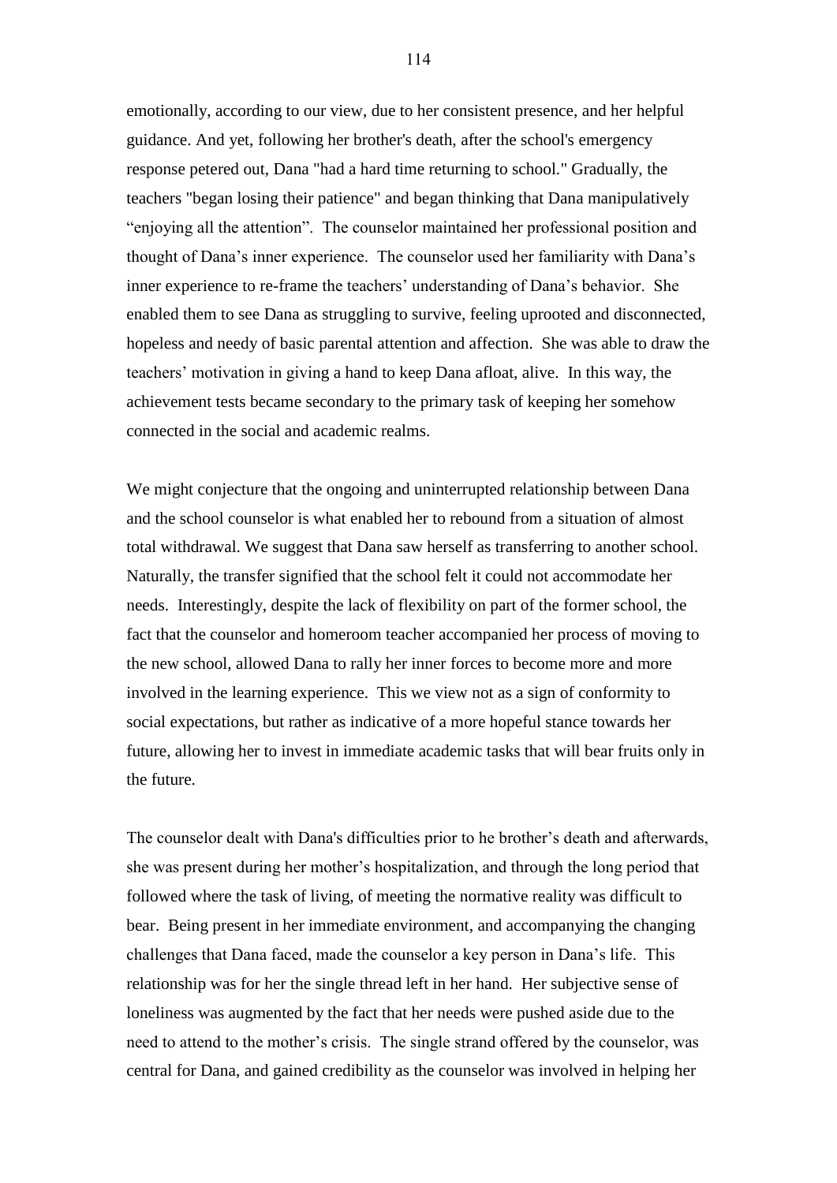emotionally, according to our view, due to her consistent presence, and her helpful guidance. And yet, following her brother's death, after the school's emergency response petered out, Dana "had a hard time returning to school." Gradually, the teachers "began losing their patience" and began thinking that Dana manipulatively “enjoying all the attention”. The counselor maintained her professional position and thought of Dana’s inner experience. The counselor used her familiarity with Dana’s inner experience to re-frame the teachers’ understanding of Dana’s behavior. She enabled them to see Dana as struggling to survive, feeling uprooted and disconnected, hopeless and needy of basic parental attention and affection. She was able to draw the teachers’ motivation in giving a hand to keep Dana afloat, alive. In this way, the achievement tests became secondary to the primary task of keeping her somehow connected in the social and academic realms.

We might conjecture that the ongoing and uninterrupted relationship between Dana and the school counselor is what enabled her to rebound from a situation of almost total withdrawal. We suggest that Dana saw herself as transferring to another school. Naturally, the transfer signified that the school felt it could not accommodate her needs. Interestingly, despite the lack of flexibility on part of the former school, the fact that the counselor and homeroom teacher accompanied her process of moving to the new school, allowed Dana to rally her inner forces to become more and more involved in the learning experience. This we view not as a sign of conformity to social expectations, but rather as indicative of a more hopeful stance towards her future, allowing her to invest in immediate academic tasks that will bear fruits only in the future.

The counselor dealt with Dana's difficulties prior to he brother’s death and afterwards, she was present during her mother’s hospitalization, and through the long period that followed where the task of living, of meeting the normative reality was difficult to bear. Being present in her immediate environment, and accompanying the changing challenges that Dana faced, made the counselor a key person in Dana’s life. This relationship was for her the single thread left in her hand. Her subjective sense of loneliness was augmented by the fact that her needs were pushed aside due to the need to attend to the mother’s crisis. The single strand offered by the counselor, was central for Dana, and gained credibility as the counselor was involved in helping her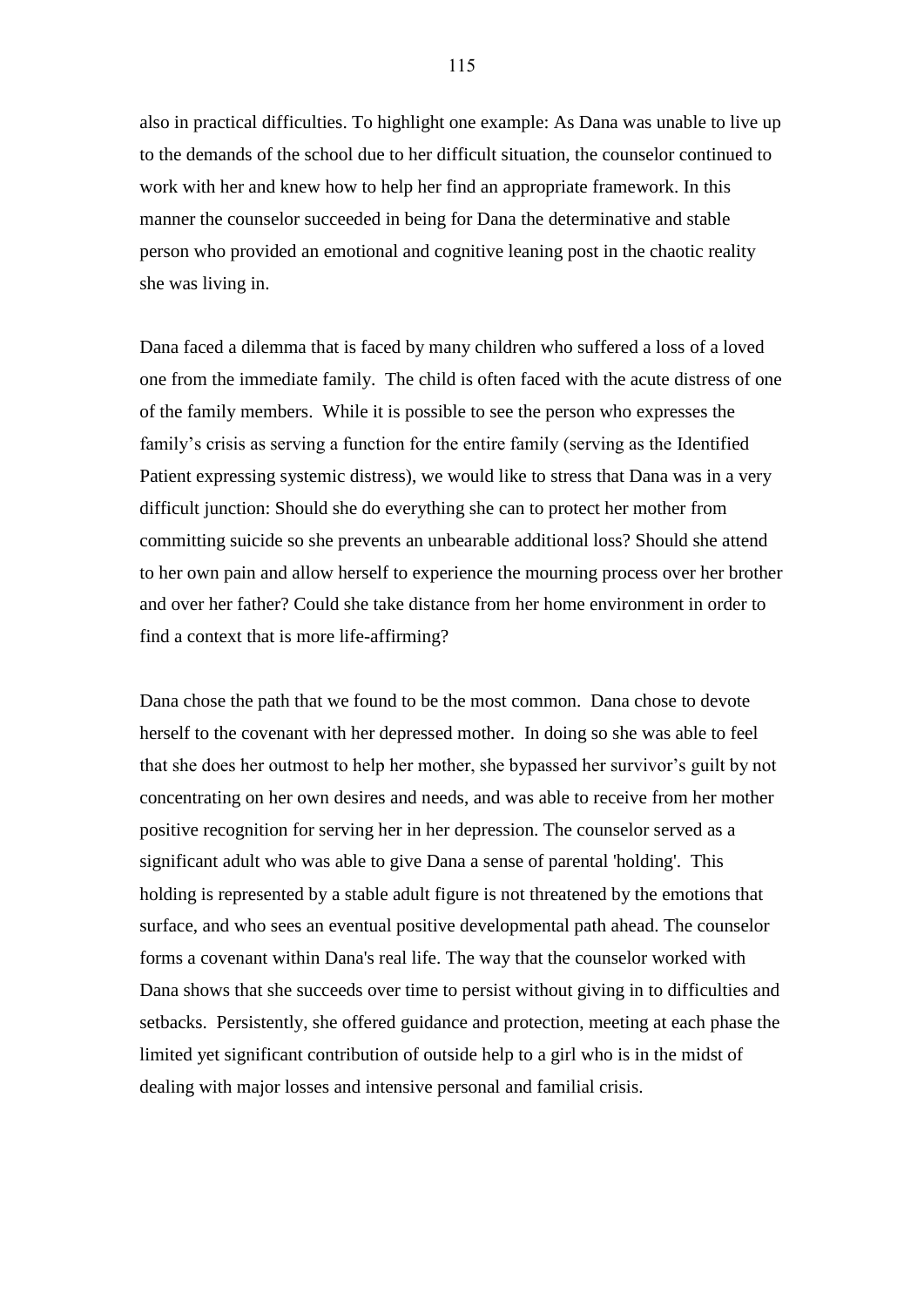also in practical difficulties. To highlight one example: As Dana was unable to live up to the demands of the school due to her difficult situation, the counselor continued to work with her and knew how to help her find an appropriate framework. In this manner the counselor succeeded in being for Dana the determinative and stable person who provided an emotional and cognitive leaning post in the chaotic reality she was living in.

Dana faced a dilemma that is faced by many children who suffered a loss of a loved one from the immediate family. The child is often faced with the acute distress of one of the family members. While it is possible to see the person who expresses the family's crisis as serving a function for the entire family (serving as the Identified Patient expressing systemic distress), we would like to stress that Dana was in a very difficult junction: Should she do everything she can to protect her mother from committing suicide so she prevents an unbearable additional loss? Should she attend to her own pain and allow herself to experience the mourning process over her brother and over her father? Could she take distance from her home environment in order to find a context that is more life-affirming?

Dana chose the path that we found to be the most common. Dana chose to devote herself to the covenant with her depressed mother. In doing so she was able to feel that she does her outmost to help her mother, she bypassed her survivor's guilt by not concentrating on her own desires and needs, and was able to receive from her mother positive recognition for serving her in her depression. The counselor served as a significant adult who was able to give Dana a sense of parental 'holding'. This holding is represented by a stable adult figure is not threatened by the emotions that surface, and who sees an eventual positive developmental path ahead. The counselor forms a covenant within Dana's real life. The way that the counselor worked with Dana shows that she succeeds over time to persist without giving in to difficulties and setbacks. Persistently, she offered guidance and protection, meeting at each phase the limited yet significant contribution of outside help to a girl who is in the midst of dealing with major losses and intensive personal and familial crisis.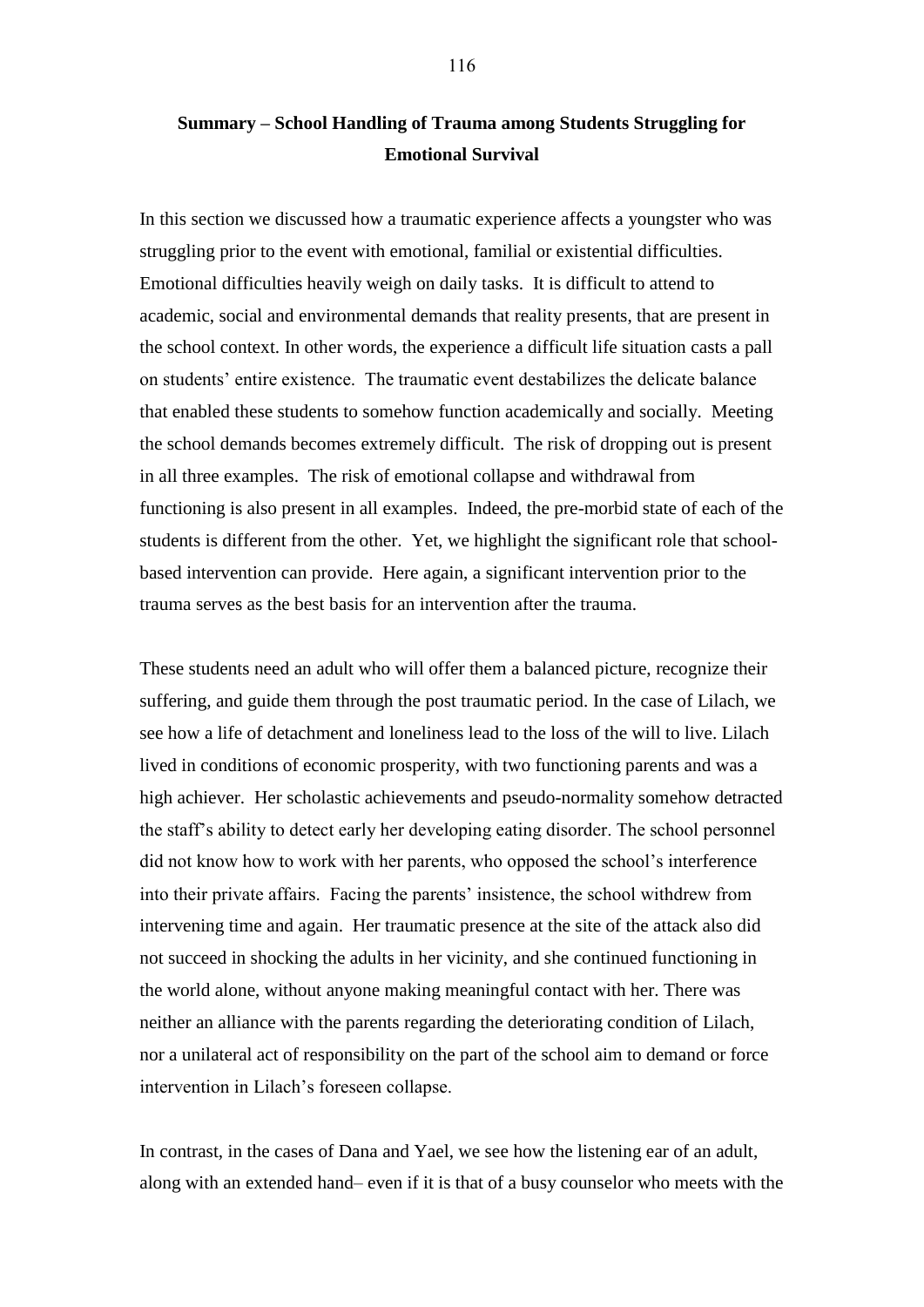## Summary – School Handling of Trauma among Students Struggling for Emotional Survival

In this section we discussed how a traumatic experience affects a youngster who was struggling prior to the event with emotional, familial or existential difficulties. Emotional difficulties heavily weigh on daily tasks. It is difficult to attend to academic, social and environmental demands that reality presents, that are present in the school context. In other words, the experience a difficult life situation casts a pall on students' entire existence. The traumatic event destabilizes the delicate balance that enabled these students to somehow function academically and socially. Meeting the school demands becomes extremely difficult. The risk of dropping out is present in all three examples. The risk of emotional collapse and withdrawal from functioning is also present in all examples. Indeed, the pre-morbid state of each of the students is different from the other. Yet, we highlight the significant role that school-based intervention can provide. Here again, a significant intervention prior to the trauma serves as the best basis for an intervention after the trauma.

These students need an adult who will offer them a balanced picture, recognize their suffering, and guide them through the post traumatic period. In the case of Lilach, we see how a life of detachment and loneliness lead to the loss of the will to live. Lilach lived in conditions of economic prosperity, with two functioning parents and was a high achiever. Her scholastic achievements and pseudo-normality somehow detracted the staff's ability to detect early her developing eating disorder. The school personnel did not know how to work with her parents, who opposed the school's interference into their private affairs. Facing the parents' insistence, the school withdrew from intervening time and again. Her traumatic presence at the site of the attack also did not succeed in shocking the adults in her vicinity, and she continued functioning in the world alone, without anyone making meaningful contact with her. There was neither an alliance with the parents regarding the deteriorating condition of Lilach, nor a unilateral act of responsibility on the part of the school aim to demand or force intervention in Lilach's foreseen collapse.

In contrast, in the cases of Dana and Yael, we see how the listening ear of an adult, along with an extended hand– even if it is that of a busy counselor who meets with the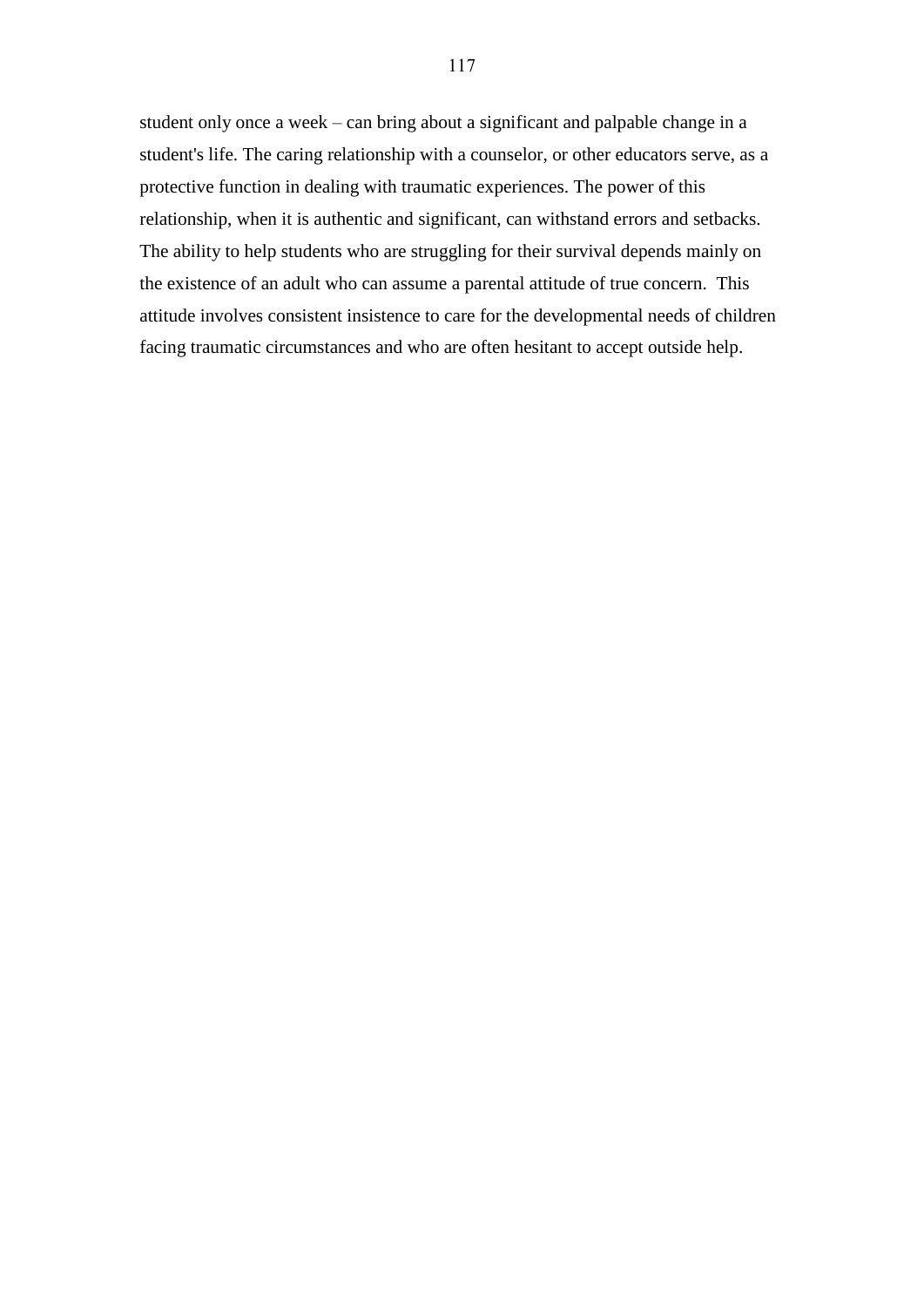student only once a week – can bring about a significant and palpable change in a student's life. The caring relationship with a counselor, or other educators serve, as a protective function in dealing with traumatic experiences. The power of this relationship, when it is authentic and significant, can withstand errors and setbacks. The ability to help students who are struggling for their survival depends mainly on the existence of an adult who can assume a parental attitude of true concern. This attitude involves consistent insistence to care for the developmental needs of children facing traumatic circumstances and who are often hesitant to accept outside help.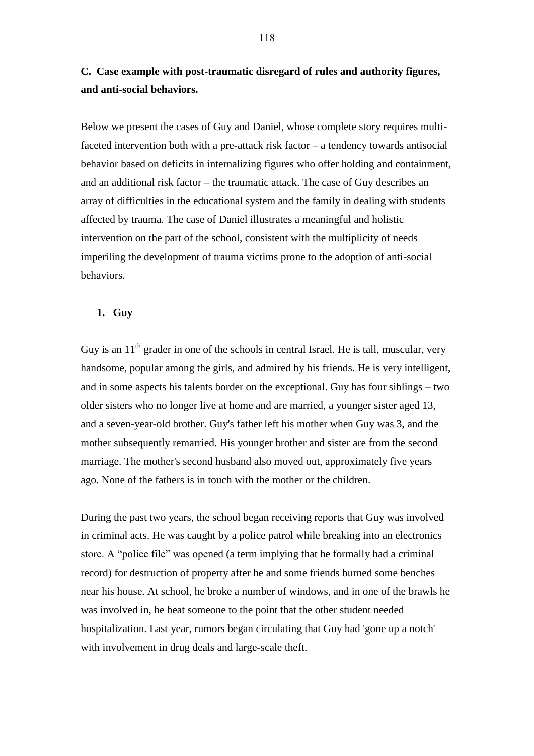### C. Case example with post-traumatic disregard of rules and authority figures, and anti-social behaviors.

Below we present the cases of Guy and Daniel, whose complete story requires multi-faceted intervention both with a pre-attack risk factor – a tendency towards antisocial behavior based on deficits in internalizing figures who offer holding and containment, and an additional risk factor – the traumatic attack. The case of Guy describes an array of difficulties in the educational system and the family in dealing with students affected by trauma. The case of Daniel illustrates a meaningful and holistic intervention on the part of the school, consistent with the multiplicity of needs imperiling the development of trauma victims prone to the adoption of anti-social behaviors.

#### 1. Guy

Guy is an 11th grader in one of the schools in central Israel. He is tall, muscular, very handsome, popular among the girls, and admired by his friends. He is very intelligent, and in some aspects his talents border on the exceptional. Guy has four siblings – two older sisters who no longer live at home and are married, a younger sister aged 13, and a seven-year-old brother. Guy's father left his mother when Guy was 3, and the mother subsequently remarried. His younger brother and sister are from the second marriage. The mother's second husband also moved out, approximately five years ago. None of the fathers is in touch with the mother or the children.

During the past two years, the school began receiving reports that Guy was involved in criminal acts. He was caught by a police patrol while breaking into an electronics store. A "police file" was opened (a term implying that he formally had a criminal record) for destruction of property after he and some friends burned some benches near his house. At school, he broke a number of windows, and in one of the brawls he was involved in, he beat someone to the point that the other student needed hospitalization. Last year, rumors began circulating that Guy had 'gone up a notch' with involvement in drug deals and large-scale theft.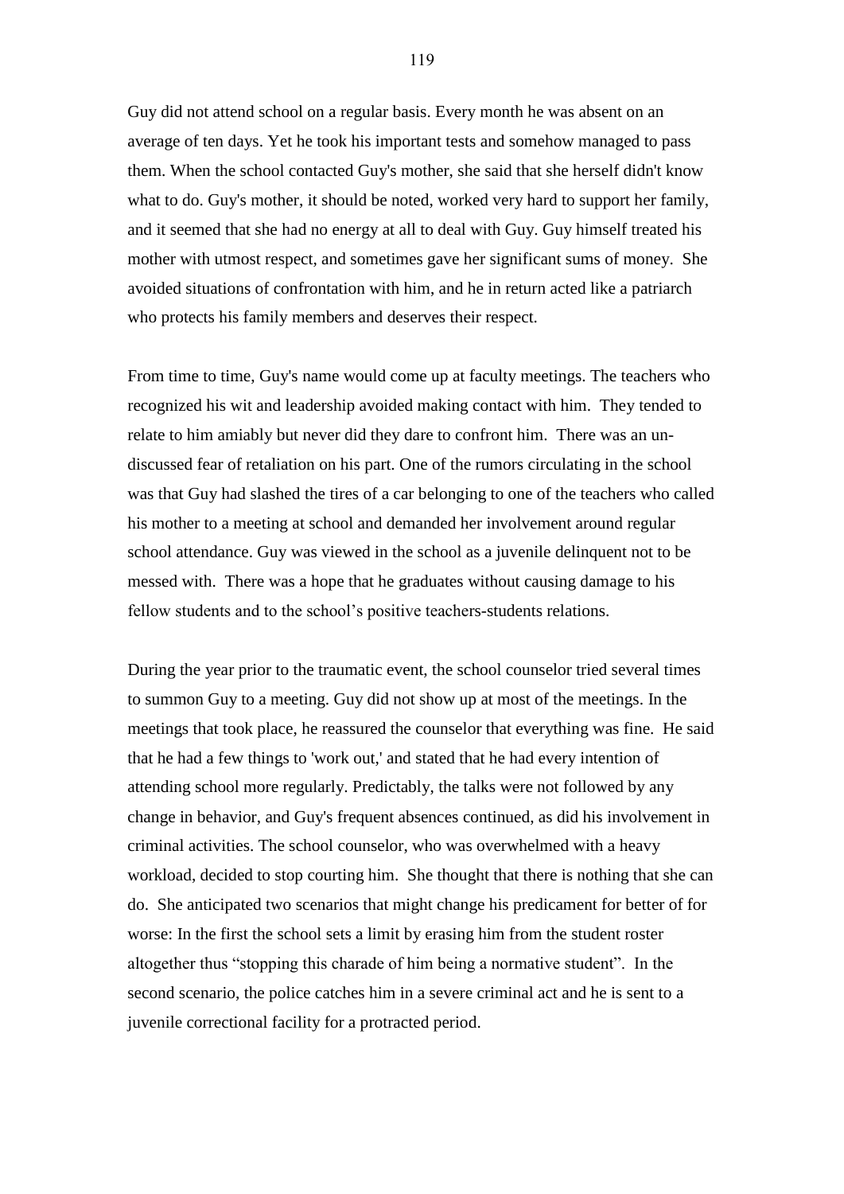Guy did not attend school on a regular basis. Every month he was absent on an average of ten days. Yet he took his important tests and somehow managed to pass them. When the school contacted Guy's mother, she said that she herself didn't know what to do. Guy's mother, it should be noted, worked very hard to support her family, and it seemed that she had no energy at all to deal with Guy. Guy himself treated his mother with utmost respect, and sometimes gave her significant sums of money. She avoided situations of confrontation with him, and he in return acted like a patriarch who protects his family members and deserves their respect.

From time to time, Guy's name would come up at faculty meetings. The teachers who recognized his wit and leadership avoided making contact with him. They tended to relate to him amiably but never did they dare to confront him. There was an un-discussed fear of retaliation on his part. One of the rumors circulating in the school was that Guy had slashed the tires of a car belonging to one of the teachers who called his mother to a meeting at school and demanded her involvement around regular school attendance. Guy was viewed in the school as a juvenile delinquent not to be messed with. There was a hope that he graduates without causing damage to his fellow students and to the school's positive teachers-students relations.

During the year prior to the traumatic event, the school counselor tried several times to summon Guy to a meeting. Guy did not show up at most of the meetings. In the meetings that took place, he reassured the counselor that everything was fine. He said that he had a few things to 'work out,' and stated that he had every intention of attending school more regularly. Predictably, the talks were not followed by any change in behavior, and Guy's frequent absences continued, as did his involvement in criminal activities. The school counselor, who was overwhelmed with a heavy workload, decided to stop courting him. She thought that there is nothing that she can do. She anticipated two scenarios that might change his predicament for better of for worse: In the first the school sets a limit by erasing him from the student roster altogether thus "stopping this charade of him being a normative student". In the second scenario, the police catches him in a severe criminal act and he is sent to a juvenile correctional facility for a protracted period.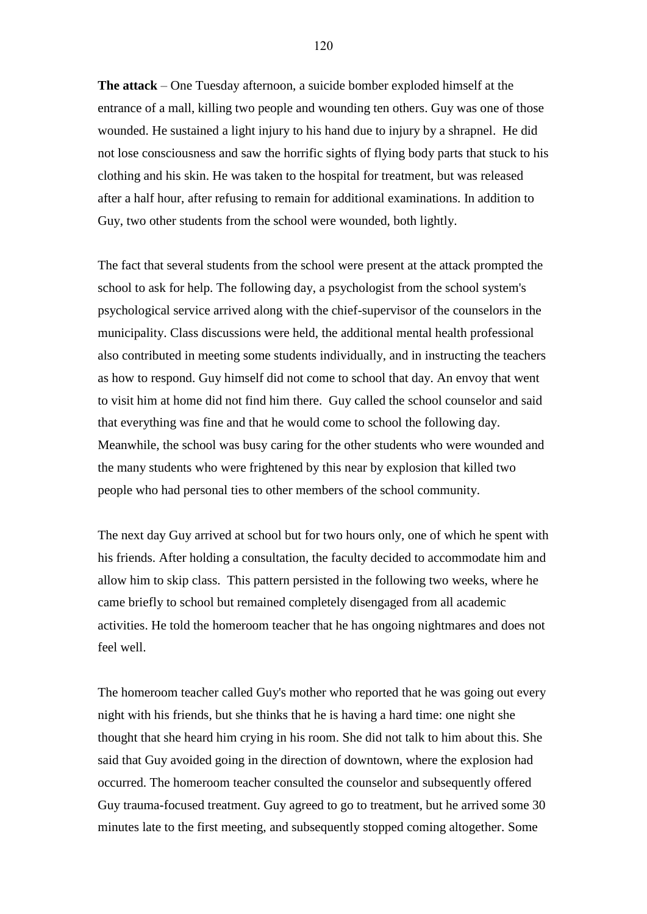**The attack** – One Tuesday afternoon, a suicide bomber exploded himself at the entrance of a mall, killing two people and wounding ten others. Guy was one of those wounded. He sustained a light injury to his hand due to injury by a shrapnel. He did not lose consciousness and saw the horrific sights of flying body parts that stuck to his clothing and his skin. He was taken to the hospital for treatment, but was released after a half hour, after refusing to remain for additional examinations. In addition to Guy, two other students from the school were wounded, both lightly.

The fact that several students from the school were present at the attack prompted the school to ask for help. The following day, a psychologist from the school system's psychological service arrived along with the chief-supervisor of the counselors in the municipality. Class discussions were held, the additional mental health professional also contributed in meeting some students individually, and in instructing the teachers as how to respond. Guy himself did not come to school that day. An envoy that went to visit him at home did not find him there. Guy called the school counselor and said that everything was fine and that he would come to school the following day. Meanwhile, the school was busy caring for the other students who were wounded and the many students who were frightened by this near by explosion that killed two people who had personal ties to other members of the school community.

The next day Guy arrived at school but for two hours only, one of which he spent with his friends. After holding a consultation, the faculty decided to accommodate him and allow him to skip class. This pattern persisted in the following two weeks, where he came briefly to school but remained completely disengaged from all academic activities. He told the homeroom teacher that he has ongoing nightmares and does not feel well.

The homeroom teacher called Guy's mother who reported that he was going out every night with his friends, but she thinks that he is having a hard time: one night she thought that she heard him crying in his room. She did not talk to him about this. She said that Guy avoided going in the direction of downtown, where the explosion had occurred. The homeroom teacher consulted the counselor and subsequently offered Guy trauma-focused treatment. Guy agreed to go to treatment, but he arrived some 30 minutes late to the first meeting, and subsequently stopped coming altogether. Some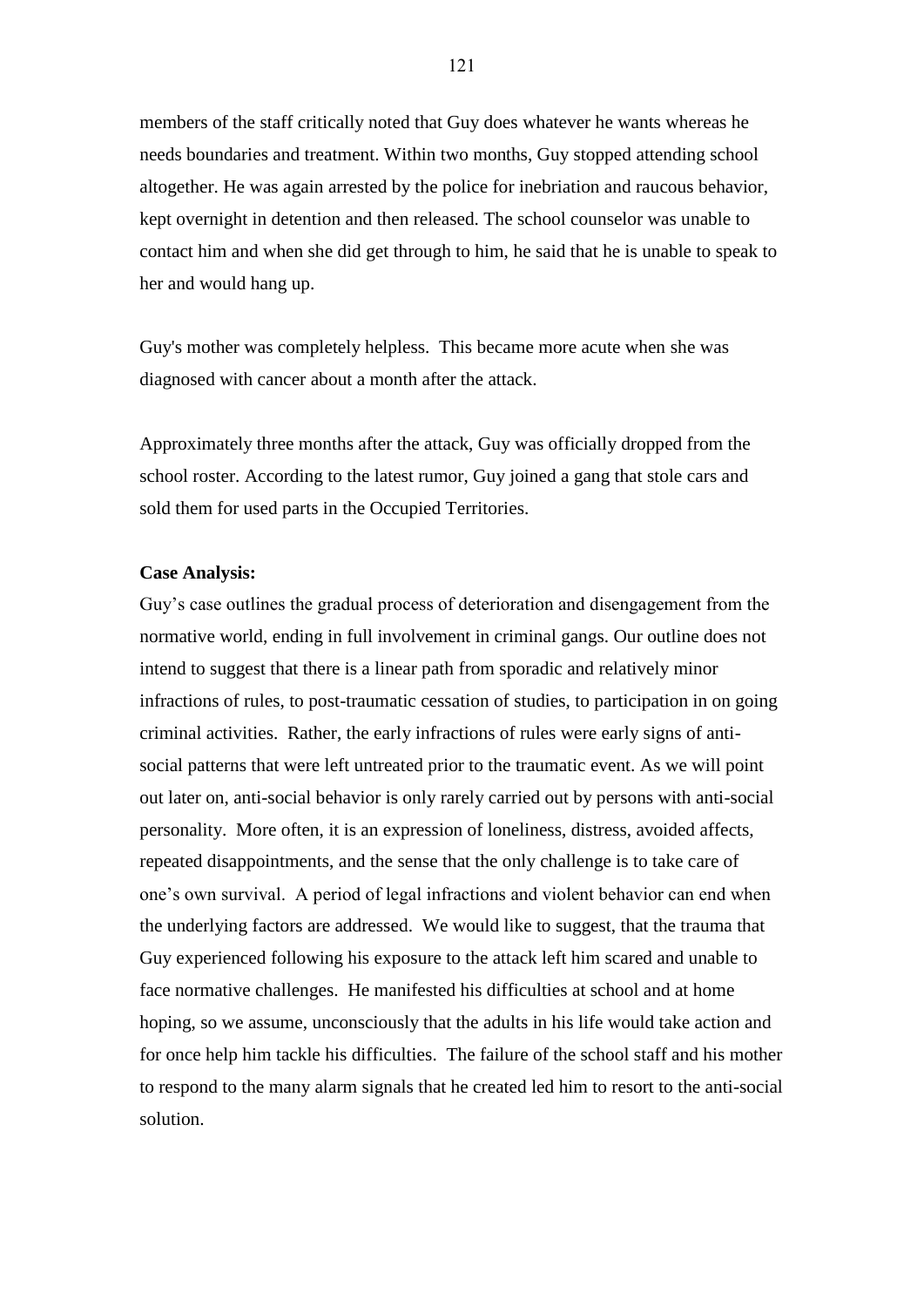members of the staff critically noted that Guy does whatever he wants whereas he needs boundaries and treatment. Within two months, Guy stopped attending school altogether. He was again arrested by the police for inebriation and raucous behavior, kept overnight in detention and then released. The school counselor was unable to contact him and when she did get through to him, he said that he is unable to speak to her and would hang up.

Guy's mother was completely helpless. This became more acute when she was diagnosed with cancer about a month after the attack.

Approximately three months after the attack, Guy was officially dropped from the school roster. According to the latest rumor, Guy joined a gang that stole cars and sold them for used parts in the Occupied Territories.

**Case Analysis:**

Guy's case outlines the gradual process of deterioration and disengagement from the normative world, ending in full involvement in criminal gangs. Our outline does not intend to suggest that there is a linear path from sporadic and relatively minor infractions of rules, to post-traumatic cessation of studies, to participation in on going criminal activities. Rather, the early infractions of rules were early signs of anti-social patterns that were left untreated prior to the traumatic event. As we will point out later on, anti-social behavior is only rarely carried out by persons with anti-social personality. More often, it is an expression of loneliness, distress, avoided affects, repeated disappointments, and the sense that the only challenge is to take care of one's own survival. A period of legal infractions and violent behavior can end when the underlying factors are addressed. We would like to suggest, that the trauma that Guy experienced following his exposure to the attack left him scared and unable to face normative challenges. He manifested his difficulties at school and at home hoping, so we assume, unconsciously that the adults in his life would take action and for once help him tackle his difficulties. The failure of the school staff and his mother to respond to the many alarm signals that he created led him to resort to the anti-social solution.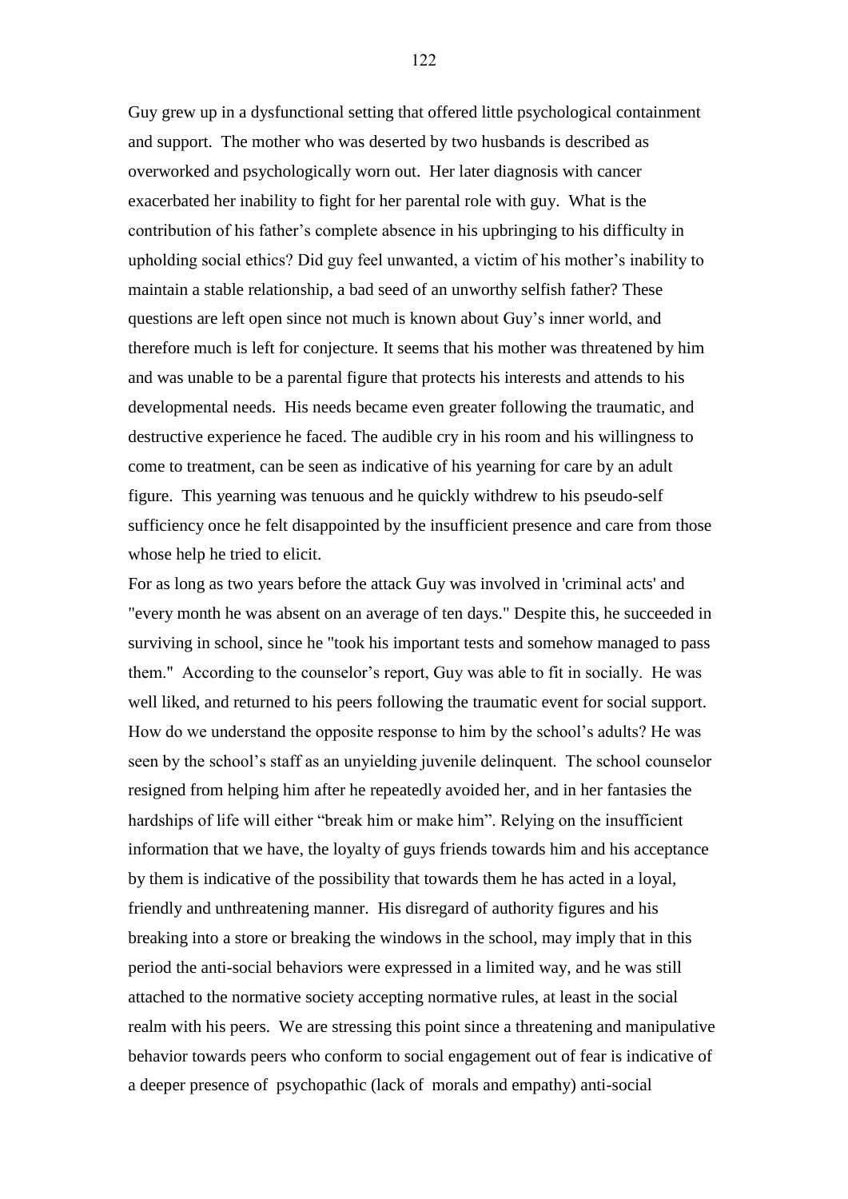Guy grew up in a dysfunctional setting that offered little psychological containment and support. The mother who was deserted by two husbands is described as overworked and psychologically worn out. Her later diagnosis with cancer exacerbated her inability to fight for her parental role with guy. What is the contribution of his father's complete absence in his upbringing to his difficulty in upholding social ethics? Did guy feel unwanted, a victim of his mother's inability to maintain a stable relationship, a bad seed of an unworthy selfish father? These questions are left open since not much is known about Guy's inner world, and therefore much is left for conjecture. It seems that his mother was threatened by him and was unable to be a parental figure that protects his interests and attends to his developmental needs. His needs became even greater following the traumatic, and destructive experience he faced. The audible cry in his room and his willingness to come to treatment, can be seen as indicative of his yearning for care by an adult figure. This yearning was tenuous and he quickly withdrew to his pseudo-self sufficiency once he felt disappointed by the insufficient presence and care from those whose help he tried to elicit.

For as long as two years before the attack Guy was involved in 'criminal acts' and "every month he was absent on an average of ten days." Despite this, he succeeded in surviving in school, since he "took his important tests and somehow managed to pass them." According to the counselor's report, Guy was able to fit in socially. He was well liked, and returned to his peers following the traumatic event for social support. How do we understand the opposite response to him by the school's adults? He was seen by the school's staff as an unyielding juvenile delinquent. The school counselor resigned from helping him after he repeatedly avoided her, and in her fantasies the hardships of life will either "break him or make him". Relying on the insufficient information that we have, the loyalty of guys friends towards him and his acceptance by them is indicative of the possibility that towards them he has acted in a loyal, friendly and unthreatening manner. His disregard of authority figures and his breaking into a store or breaking the windows in the school, may imply that in this period the anti-social behaviors were expressed in a limited way, and he was still attached to the normative society accepting normative rules, at least in the social realm with his peers. We are stressing this point since a threatening and manipulative behavior towards peers who conform to social engagement out of fear is indicative of a deeper presence of psychopathic (lack of morals and empathy) anti-social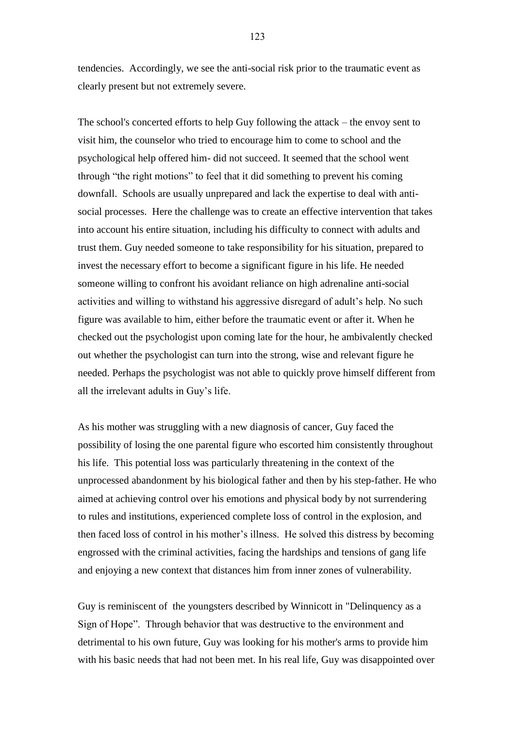tendencies. Accordingly, we see the anti-social risk prior to the traumatic event as clearly present but not extremely severe.

The school's concerted efforts to help Guy following the attack – the envoy sent to visit him, the counselor who tried to encourage him to come to school and the psychological help offered him- did not succeed. It seemed that the school went through "the right motions" to feel that it did something to prevent his coming downfall. Schools are usually unprepared and lack the expertise to deal with anti-social processes. Here the challenge was to create an effective intervention that takes into account his entire situation, including his difficulty to connect with adults and trust them. Guy needed someone to take responsibility for his situation, prepared to invest the necessary effort to become a significant figure in his life. He needed someone willing to confront his avoidant reliance on high adrenaline anti-social activities and willing to withstand his aggressive disregard of adult's help. No such figure was available to him, either before the traumatic event or after it. When he checked out the psychologist upon coming late for the hour, he ambivalently checked out whether the psychologist can turn into the strong, wise and relevant figure he needed. Perhaps the psychologist was not able to quickly prove himself different from all the irrelevant adults in Guy's life.

As his mother was struggling with a new diagnosis of cancer, Guy faced the possibility of losing the one parental figure who escorted him consistently throughout his life. This potential loss was particularly threatening in the context of the unprocessed abandonment by his biological father and then by his step-father. He who aimed at achieving control over his emotions and physical body by not surrendering to rules and institutions, experienced complete loss of control in the explosion, and then faced loss of control in his mother's illness. He solved this distress by becoming engrossed with the criminal activities, facing the hardships and tensions of gang life and enjoying a new context that distances him from inner zones of vulnerability.

Guy is reminiscent of the youngsters described by Winnicott in "Delinquency as a Sign of Hope". Through behavior that was destructive to the environment and detrimental to his own future, Guy was looking for his mother's arms to provide him with his basic needs that had not been met. In his real life, Guy was disappointed over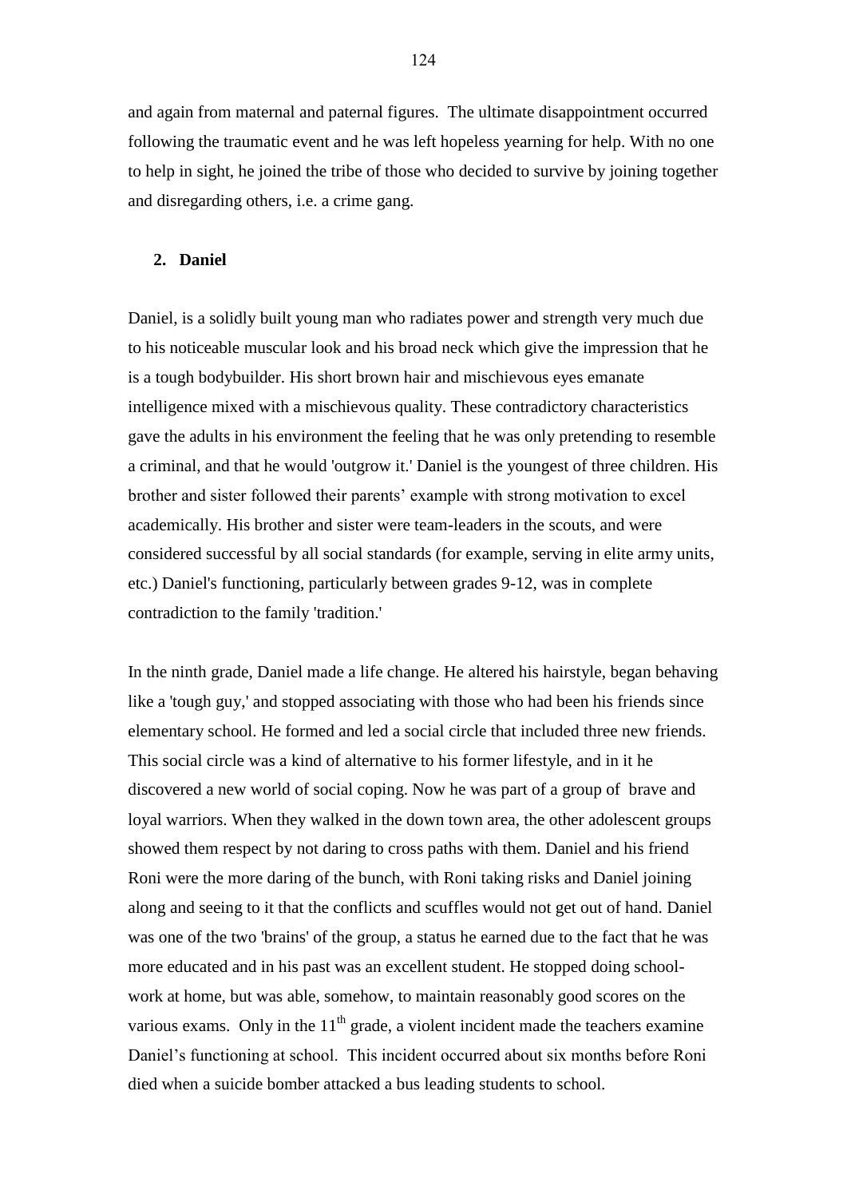and again from maternal and paternal figures. The ultimate disappointment occurred following the traumatic event and he was left hopeless yearning for help. With no one to help in sight, he joined the tribe of those who decided to survive by joining together and disregarding others, i.e. a crime gang.

### 2. Daniel

Daniel, is a solidly built young man who radiates power and strength very much due to his noticeable muscular look and his broad neck which give the impression that he is a tough bodybuilder. His short brown hair and mischievous eyes emanate intelligence mixed with a mischievous quality. These contradictory characteristics gave the adults in his environment the feeling that he was only pretending to resemble a criminal, and that he would 'outgrow it.' Daniel is the youngest of three children. His brother and sister followed their parents' example with strong motivation to excel academically. His brother and sister were team-leaders in the scouts, and were considered successful by all social standards (for example, serving in elite army units, etc.) Daniel's functioning, particularly between grades 9-12, was in complete contradiction to the family 'tradition.'

In the ninth grade, Daniel made a life change. He altered his hairstyle, began behaving like a 'tough guy,' and stopped associating with those who had been his friends since elementary school. He formed and led a social circle that included three new friends. This social circle was a kind of alternative to his former lifestyle, and in it he discovered a new world of social coping. Now he was part of a group of brave and loyal warriors. When they walked in the down town area, the other adolescent groups showed them respect by not daring to cross paths with them. Daniel and his friend Roni were the more daring of the bunch, with Roni taking risks and Daniel joining along and seeing to it that the conflicts and scuffles would not get out of hand. Daniel was one of the two 'brains' of the group, a status he earned due to the fact that he was more educated and in his past was an excellent student. He stopped doing school-work at home, but was able, somehow, to maintain reasonably good scores on the various exams. Only in the $11^{th}$ grade, a violent incident made the teachers examine Daniel's functioning at school. This incident occurred about six months before Roni died when a suicide bomber attacked a bus leading students to school.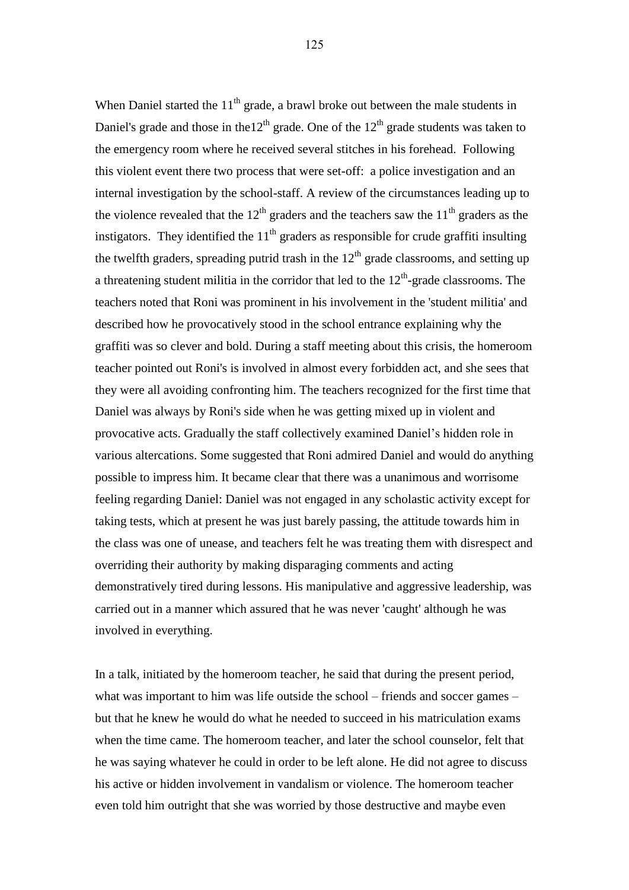When Daniel started the 11th grade, a brawl broke out between the male students in Daniel's grade and those in the12th grade. One of the 12th grade students was taken to the emergency room where he received several stitches in his forehead. Following this violent event there two process that were set-off: a police investigation and an internal investigation by the school-staff. A review of the circumstances leading up to the violence revealed that the 12th graders and the teachers saw the 11th graders as the instigators. They identified the 11th graders as responsible for crude graffiti insulting the twelfth graders, spreading putrid trash in the 12th grade classrooms, and setting up a threatening student militia in the corridor that led to the 12th-grade classrooms. The teachers noted that Roni was prominent in his involvement in the 'student militia' and described how he provocatively stood in the school entrance explaining why the graffiti was so clever and bold. During a staff meeting about this crisis, the homeroom teacher pointed out Roni's is involved in almost every forbidden act, and she sees that they were all avoiding confronting him. The teachers recognized for the first time that Daniel was always by Roni's side when he was getting mixed up in violent and provocative acts. Gradually the staff collectively examined Daniel's hidden role in various altercations. Some suggested that Roni admired Daniel and would do anything possible to impress him. It became clear that there was a unanimous and worrisome feeling regarding Daniel: Daniel was not engaged in any scholastic activity except for taking tests, which at present he was just barely passing, the attitude towards him in the class was one of unease, and teachers felt he was treating them with disrespect and overriding their authority by making disparaging comments and acting demonstratively tired during lessons. His manipulative and aggressive leadership, was carried out in a manner which assured that he was never 'caught' although he was involved in everything.

In a talk, initiated by the homeroom teacher, he said that during the present period, what was important to him was life outside the school – friends and soccer games – but that he knew he would do what he needed to succeed in his matriculation exams when the time came. The homeroom teacher, and later the school counselor, felt that he was saying whatever he could in order to be left alone. He did not agree to discuss his active or hidden involvement in vandalism or violence. The homeroom teacher even told him outright that she was worried by those destructive and maybe even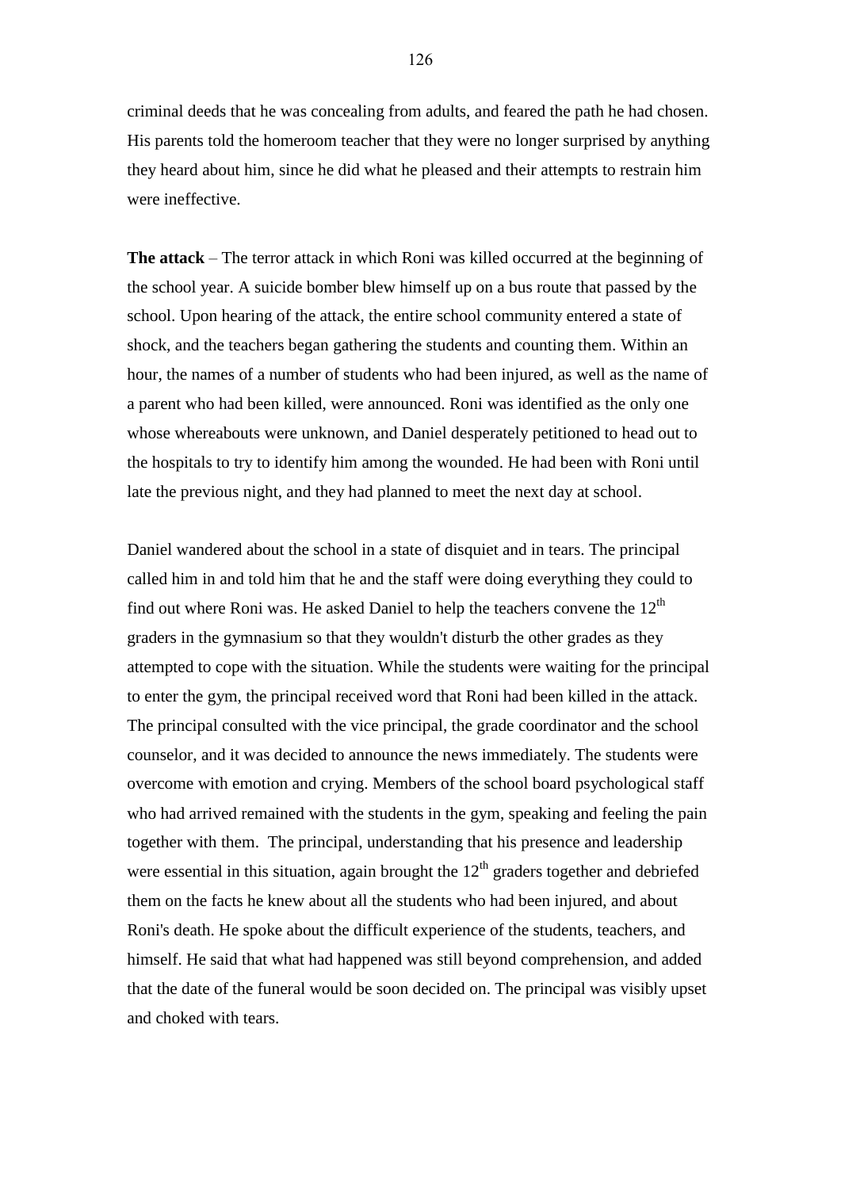criminal deeds that he was concealing from adults, and feared the path he had chosen. His parents told the homeroom teacher that they were no longer surprised by anything they heard about him, since he did what he pleased and their attempts to restrain him were ineffective.

**The attack** – The terror attack in which Roni was killed occurred at the beginning of the school year. A suicide bomber blew himself up on a bus route that passed by the school. Upon hearing of the attack, the entire school community entered a state of shock, and the teachers began gathering the students and counting them. Within an hour, the names of a number of students who had been injured, as well as the name of a parent who had been killed, were announced. Roni was identified as the only one whose whereabouts were unknown, and Daniel desperately petitioned to head out to the hospitals to try to identify him among the wounded. He had been with Roni until late the previous night, and they had planned to meet the next day at school.

Daniel wandered about the school in a state of disquiet and in tears. The principal called him in and told him that he and the staff were doing everything they could to find out where Roni was. He asked Daniel to help the teachers convene the 12th graders in the gymnasium so that they wouldn't disturb the other grades as they attempted to cope with the situation. While the students were waiting for the principal to enter the gym, the principal received word that Roni had been killed in the attack. The principal consulted with the vice principal, the grade coordinator and the school counselor, and it was decided to announce the news immediately. The students were overcome with emotion and crying. Members of the school board psychological staff who had arrived remained with the students in the gym, speaking and feeling the pain together with them. The principal, understanding that his presence and leadership were essential in this situation, again brought the 12th graders together and debriefed them on the facts he knew about all the students who had been injured, and about Roni's death. He spoke about the difficult experience of the students, teachers, and himself. He said that what had happened was still beyond comprehension, and added that the date of the funeral would be soon decided on. The principal was visibly upset and choked with tears.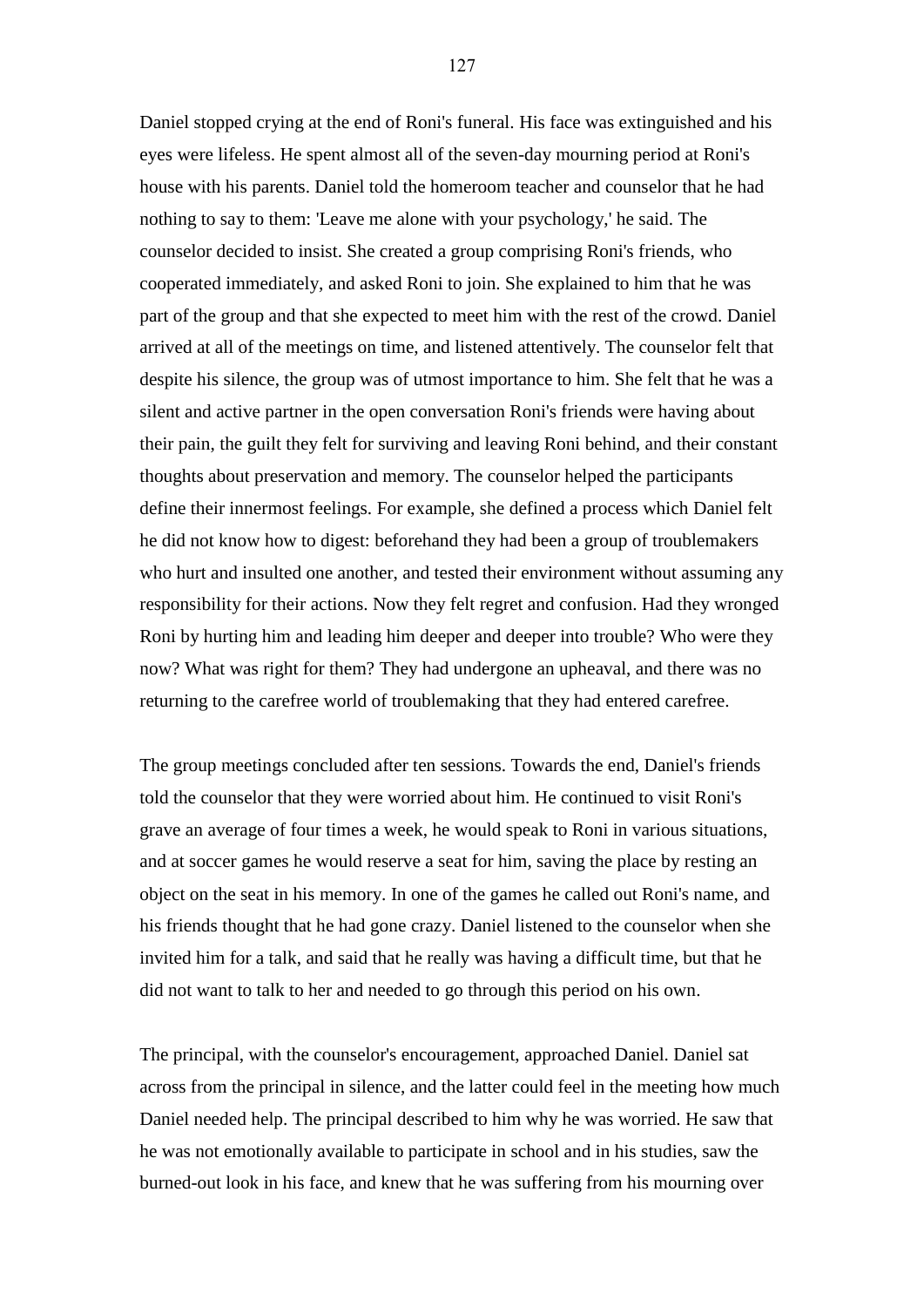Daniel stopped crying at the end of Roni's funeral. His face was extinguished and his eyes were lifeless. He spent almost all of the seven-day mourning period at Roni's house with his parents. Daniel told the homeroom teacher and counselor that he had nothing to say to them: 'Leave me alone with your psychology,' he said. The counselor decided to insist. She created a group comprising Roni's friends, who cooperated immediately, and asked Roni to join. She explained to him that he was part of the group and that she expected to meet him with the rest of the crowd. Daniel arrived at all of the meetings on time, and listened attentively. The counselor felt that despite his silence, the group was of utmost importance to him. She felt that he was a silent and active partner in the open conversation Roni's friends were having about their pain, the guilt they felt for surviving and leaving Roni behind, and their constant thoughts about preservation and memory. The counselor helped the participants define their innermost feelings. For example, she defined a process which Daniel felt he did not know how to digest: beforehand they had been a group of troublemakers who hurt and insulted one another, and tested their environment without assuming any responsibility for their actions. Now they felt regret and confusion. Had they wronged Roni by hurting him and leading him deeper and deeper into trouble? Who were they now? What was right for them? They had undergone an upheaval, and there was no returning to the carefree world of troublemaking that they had entered carefree.

The group meetings concluded after ten sessions. Towards the end, Daniel's friends told the counselor that they were worried about him. He continued to visit Roni's grave an average of four times a week, he would speak to Roni in various situations, and at soccer games he would reserve a seat for him, saving the place by resting an object on the seat in his memory. In one of the games he called out Roni's name, and his friends thought that he had gone crazy. Daniel listened to the counselor when she invited him for a talk, and said that he really was having a difficult time, but that he did not want to talk to her and needed to go through this period on his own.

The principal, with the counselor's encouragement, approached Daniel. Daniel sat across from the principal in silence, and the latter could feel in the meeting how much Daniel needed help. The principal described to him why he was worried. He saw that he was not emotionally available to participate in school and in his studies, saw the burned-out look in his face, and knew that he was suffering from his mourning over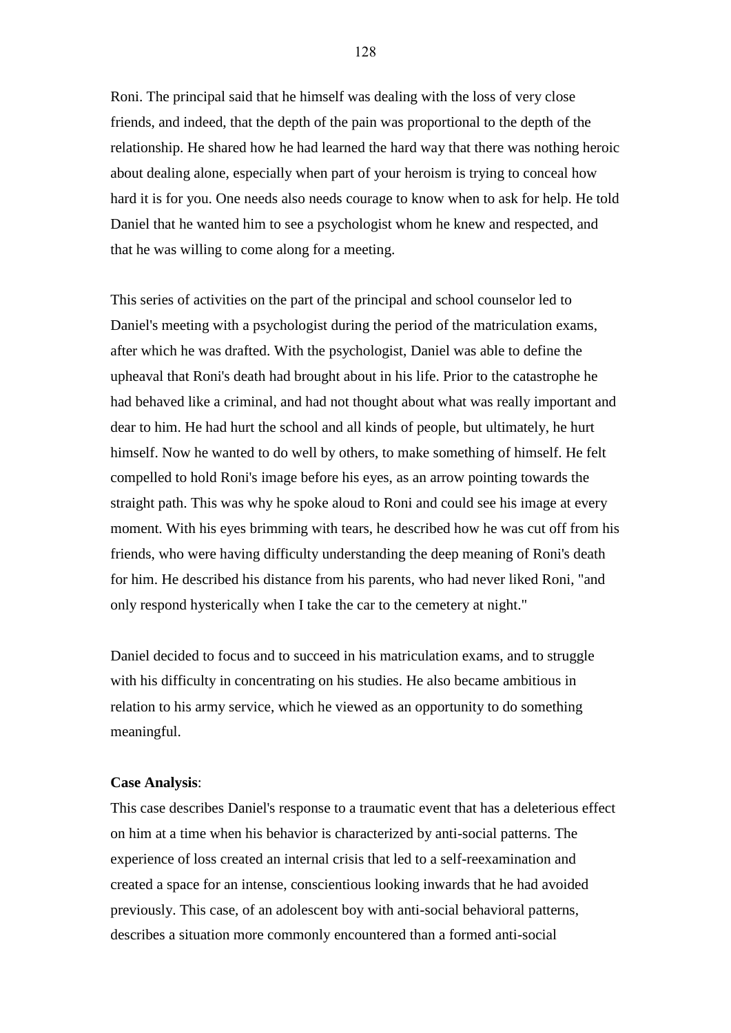Roni. The principal said that he himself was dealing with the loss of very close friends, and indeed, that the depth of the pain was proportional to the depth of the relationship. He shared how he had learned the hard way that there was nothing heroic about dealing alone, especially when part of your heroism is trying to conceal how hard it is for you. One needs also needs courage to know when to ask for help. He told Daniel that he wanted him to see a psychologist whom he knew and respected, and that he was willing to come along for a meeting.

This series of activities on the part of the principal and school counselor led to Daniel's meeting with a psychologist during the period of the matriculation exams, after which he was drafted. With the psychologist, Daniel was able to define the upheaval that Roni's death had brought about in his life. Prior to the catastrophe he had behaved like a criminal, and had not thought about what was really important and dear to him. He had hurt the school and all kinds of people, but ultimately, he hurt himself. Now he wanted to do well by others, to make something of himself. He felt compelled to hold Roni's image before his eyes, as an arrow pointing towards the straight path. This was why he spoke aloud to Roni and could see his image at every moment. With his eyes brimming with tears, he described how he was cut off from his friends, who were having difficulty understanding the deep meaning of Roni's death for him. He described his distance from his parents, who had never liked Roni, "and only respond hysterically when I take the car to the cemetery at night."

Daniel decided to focus and to succeed in his matriculation exams, and to struggle with his difficulty in concentrating on his studies. He also became ambitious in relation to his army service, which he viewed as an opportunity to do something meaningful.

**Case Analysis**:
This case describes Daniel's response to a traumatic event that has a deleterious effect on him at a time when his behavior is characterized by anti-social patterns. The experience of loss created an internal crisis that led to a self-reexamination and created a space for an intense, conscientious looking inwards that he had avoided previously. This case, of an adolescent boy with anti-social behavioral patterns, describes a situation more commonly encountered than a formed anti-social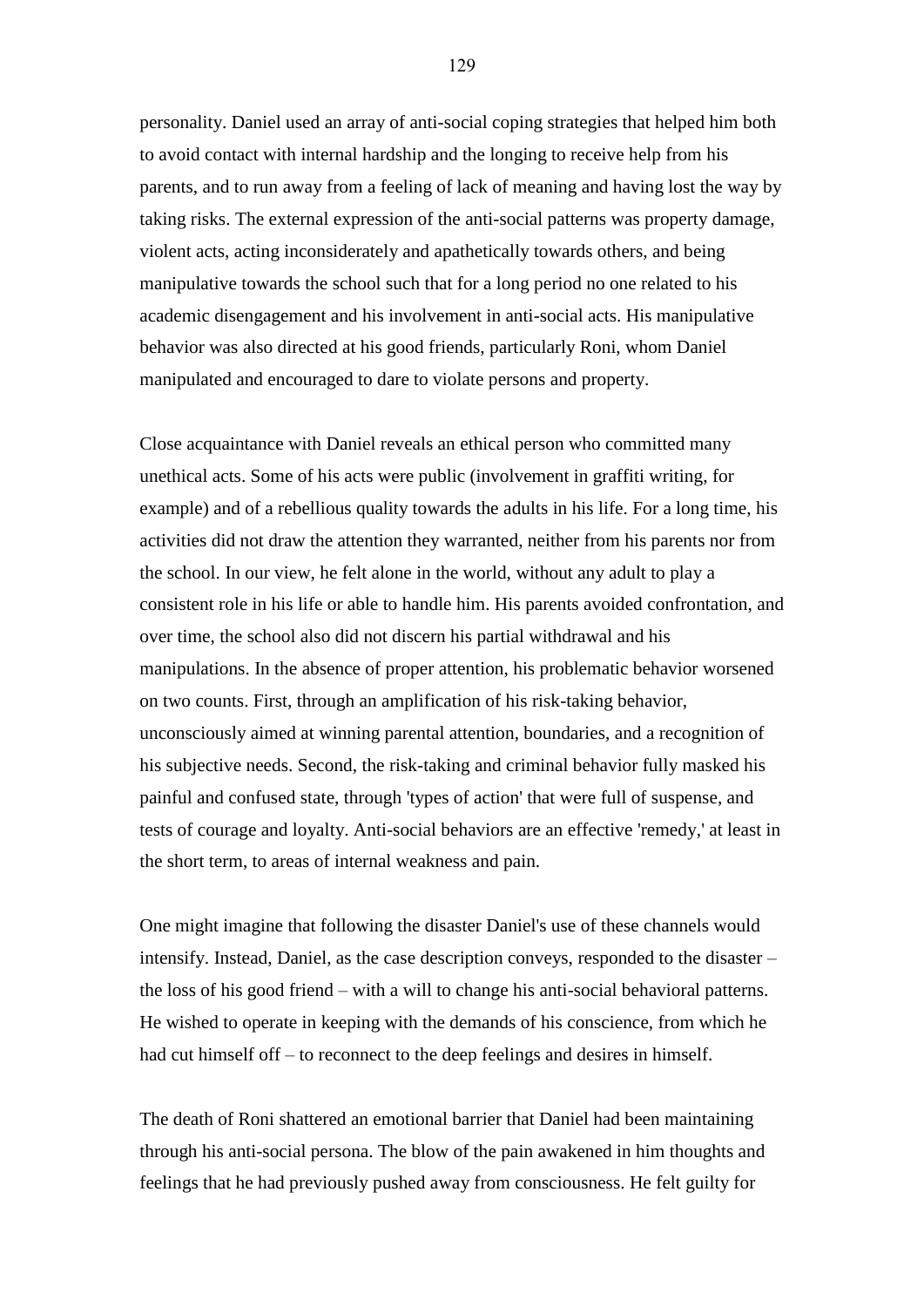personality. Daniel used an array of anti-social coping strategies that helped him both to avoid contact with internal hardship and the longing to receive help from his parents, and to run away from a feeling of lack of meaning and having lost the way by taking risks. The external expression of the anti-social patterns was property damage, violent acts, acting inconsiderately and apathetically towards others, and being manipulative towards the school such that for a long period no one related to his academic disengagement and his involvement in anti-social acts. His manipulative behavior was also directed at his good friends, particularly Roni, whom Daniel manipulated and encouraged to dare to violate persons and property.

Close acquaintance with Daniel reveals an ethical person who committed many unethical acts. Some of his acts were public (involvement in graffiti writing, for example) and of a rebellious quality towards the adults in his life. For a long time, his activities did not draw the attention they warranted, neither from his parents nor from the school. In our view, he felt alone in the world, without any adult to play a consistent role in his life or able to handle him. His parents avoided confrontation, and over time, the school also did not discern his partial withdrawal and his manipulations. In the absence of proper attention, his problematic behavior worsened on two counts. First, through an amplification of his risk-taking behavior, unconsciously aimed at winning parental attention, boundaries, and a recognition of his subjective needs. Second, the risk-taking and criminal behavior fully masked his painful and confused state, through 'types of action' that were full of suspense, and tests of courage and loyalty. Anti-social behaviors are an effective 'remedy,' at least in the short term, to areas of internal weakness and pain.

One might imagine that following the disaster Daniel's use of these channels would intensify. Instead, Daniel, as the case description conveys, responded to the disaster – the loss of his good friend – with a will to change his anti-social behavioral patterns. He wished to operate in keeping with the demands of his conscience, from which he had cut himself off – to reconnect to the deep feelings and desires in himself.

The death of Roni shattered an emotional barrier that Daniel had been maintaining through his anti-social persona. The blow of the pain awakened in him thoughts and feelings that he had previously pushed away from consciousness. He felt guilty for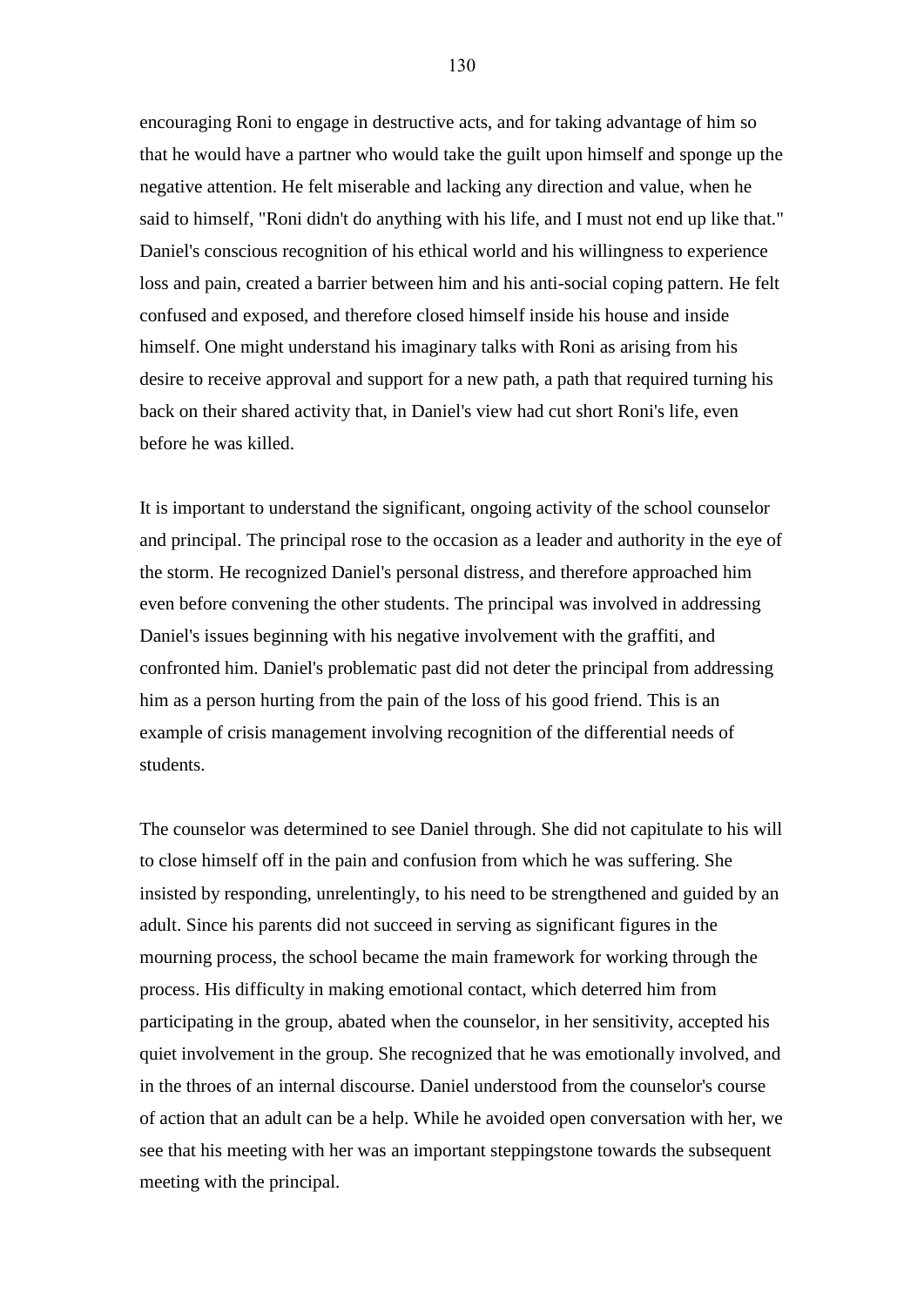encouraging Roni to engage in destructive acts, and for taking advantage of him so that he would have a partner who would take the guilt upon himself and sponge up the negative attention. He felt miserable and lacking any direction and value, when he said to himself, "Roni didn't do anything with his life, and I must not end up like that." Daniel's conscious recognition of his ethical world and his willingness to experience loss and pain, created a barrier between him and his anti-social coping pattern. He felt confused and exposed, and therefore closed himself inside his house and inside himself. One might understand his imaginary talks with Roni as arising from his desire to receive approval and support for a new path, a path that required turning his back on their shared activity that, in Daniel's view had cut short Roni's life, even before he was killed.

It is important to understand the significant, ongoing activity of the school counselor and principal. The principal rose to the occasion as a leader and authority in the eye of the storm. He recognized Daniel's personal distress, and therefore approached him even before convening the other students. The principal was involved in addressing Daniel's issues beginning with his negative involvement with the graffiti, and confronted him. Daniel's problematic past did not deter the principal from addressing him as a person hurting from the pain of the loss of his good friend. This is an example of crisis management involving recognition of the differential needs of students.

The counselor was determined to see Daniel through. She did not capitulate to his will to close himself off in the pain and confusion from which he was suffering. She insisted by responding, unrelentingly, to his need to be strengthened and guided by an adult. Since his parents did not succeed in serving as significant figures in the mourning process, the school became the main framework for working through the process. His difficulty in making emotional contact, which deterred him from participating in the group, abated when the counselor, in her sensitivity, accepted his quiet involvement in the group. She recognized that he was emotionally involved, and in the throes of an internal discourse. Daniel understood from the counselor's course of action that an adult can be a help. While he avoided open conversation with her, we see that his meeting with her was an important steppingstone towards the subsequent meeting with the principal.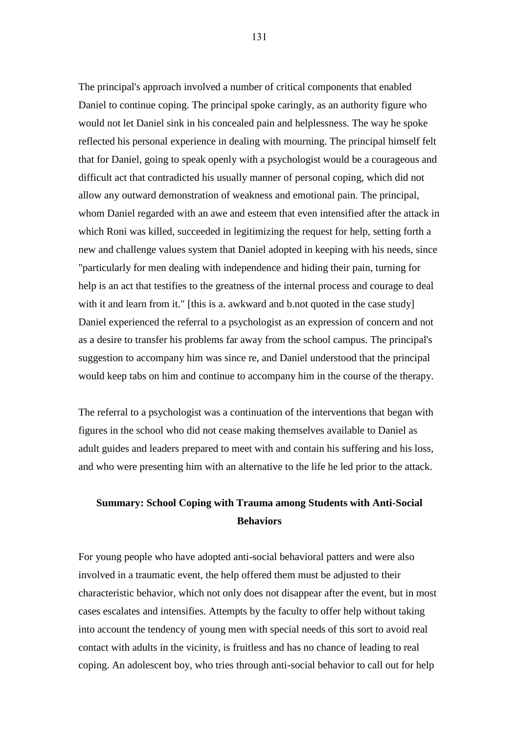The principal's approach involved a number of critical components that enabled Daniel to continue coping. The principal spoke caringly, as an authority figure who would not let Daniel sink in his concealed pain and helplessness. The way he spoke reflected his personal experience in dealing with mourning. The principal himself felt that for Daniel, going to speak openly with a psychologist would be a courageous and difficult act that contradicted his usually manner of personal coping, which did not allow any outward demonstration of weakness and emotional pain. The principal, whom Daniel regarded with an awe and esteem that even intensified after the attack in which Roni was killed, succeeded in legitimizing the request for help, setting forth a new and challenge values system that Daniel adopted in keeping with his needs, since "particularly for men dealing with independence and hiding their pain, turning for help is an act that testifies to the greatness of the internal process and courage to deal with it and learn from it." [this is a. awkward and b.not quoted in the case study] Daniel experienced the referral to a psychologist as an expression of concern and not as a desire to transfer his problems far away from the school campus. The principal's suggestion to accompany him was since re, and Daniel understood that the principal would keep tabs on him and continue to accompany him in the course of the therapy.

The referral to a psychologist was a continuation of the interventions that began with figures in the school who did not cease making themselves available to Daniel as adult guides and leaders prepared to meet with and contain his suffering and his loss, and who were presenting him with an alternative to the life he led prior to the attack.

## Summary: School Coping with Trauma among Students with Anti-Social Behaviors

For young people who have adopted anti-social behavioral patters and were also involved in a traumatic event, the help offered them must be adjusted to their characteristic behavior, which not only does not disappear after the event, but in most cases escalates and intensifies. Attempts by the faculty to offer help without taking into account the tendency of young men with special needs of this sort to avoid real contact with adults in the vicinity, is fruitless and has no chance of leading to real coping. An adolescent boy, who tries through anti-social behavior to call out for help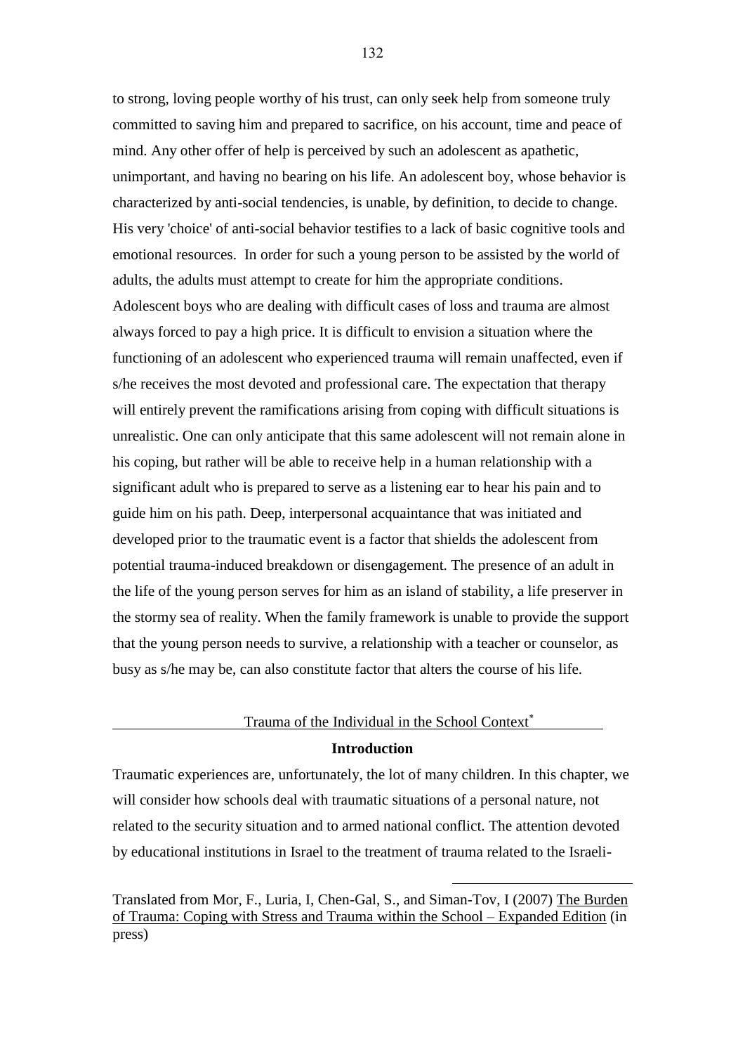to strong, loving people worthy of his trust, can only seek help from someone truly committed to saving him and prepared to sacrifice, on his account, time and peace of mind. Any other offer of help is perceived by such an adolescent as apathetic, unimportant, and having no bearing on his life. An adolescent boy, whose behavior is characterized by anti-social tendencies, is unable, by definition, to decide to change. His very 'choice' of anti-social behavior testifies to a lack of basic cognitive tools and emotional resources. In order for such a young person to be assisted by the world of adults, the adults must attempt to create for him the appropriate conditions. Adolescent boys who are dealing with difficult cases of loss and trauma are almost always forced to pay a high price. It is difficult to envision a situation where the functioning of an adolescent who experienced trauma will remain unaffected, even if s/he receives the most devoted and professional care. The expectation that therapy will entirely prevent the ramifications arising from coping with difficult situations is unrealistic. One can only anticipate that this same adolescent will not remain alone in his coping, but rather will be able to receive help in a human relationship with a significant adult who is prepared to serve as a listening ear to hear his pain and to guide him on his path. Deep, interpersonal acquaintance that was initiated and developed prior to the traumatic event is a factor that shields the adolescent from potential trauma-induced breakdown or disengagement. The presence of an adult in the life of the young person serves for him as an island of stability, a life preserver in the stormy sea of reality. When the family framework is unable to provide the support that the young person needs to survive, a relationship with a teacher or counselor, as busy as s/he may be, can also constitute factor that alters the course of his life.

## Trauma of the Individual in the School Context*

### Introduction

Traumatic experiences are, unfortunately, the lot of many children. In this chapter, we will consider how schools deal with traumatic situations of a personal nature, not related to the security situation and to armed national conflict. The attention devoted by educational institutions in Israel to the treatment of trauma related to the Israeli-

---

* Translated from Mor, F., Luria, I, Chen-Gal, S., and Siman-Tov, I (2007) The Burden of Trauma: Coping with Stress and Trauma within the School – Expanded Edition (in press)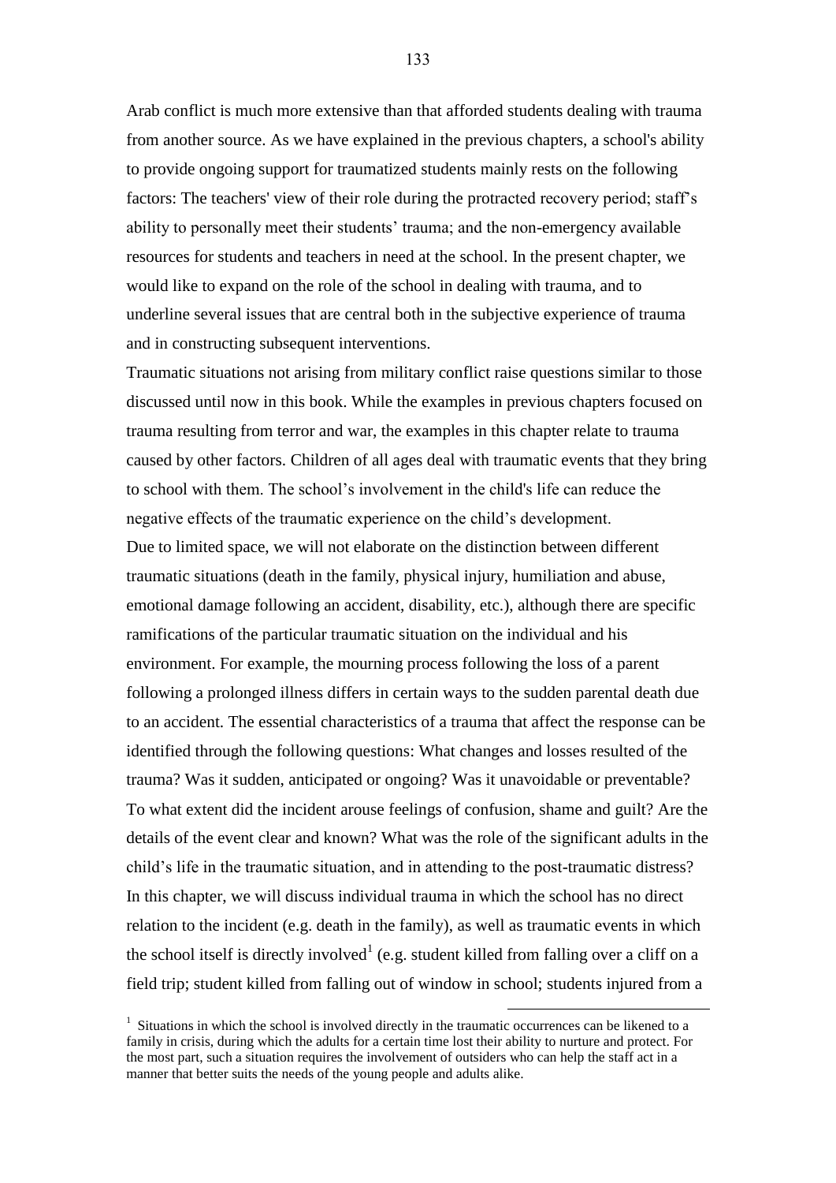Arab conflict is much more extensive than that afforded students dealing with trauma from another source. As we have explained in the previous chapters, a school's ability to provide ongoing support for traumatized students mainly rests on the following factors: The teachers' view of their role during the protracted recovery period; staff's ability to personally meet their students' trauma; and the non-emergency available resources for students and teachers in need at the school. In the present chapter, we would like to expand on the role of the school in dealing with trauma, and to underline several issues that are central both in the subjective experience of trauma and in constructing subsequent interventions.

Traumatic situations not arising from military conflict raise questions similar to those discussed until now in this book. While the examples in previous chapters focused on trauma resulting from terror and war, the examples in this chapter relate to trauma caused by other factors. Children of all ages deal with traumatic events that they bring to school with them. The school's involvement in the child's life can reduce the negative effects of the traumatic experience on the child's development.

Due to limited space, we will not elaborate on the distinction between different traumatic situations (death in the family, physical injury, humiliation and abuse, emotional damage following an accident, disability, etc.), although there are specific ramifications of the particular traumatic situation on the individual and his environment. For example, the mourning process following the loss of a parent following a prolonged illness differs in certain ways to the sudden parental death due to an accident. The essential characteristics of a trauma that affect the response can be identified through the following questions: What changes and losses resulted of the trauma? Was it sudden, anticipated or ongoing? Was it unavoidable or preventable? To what extent did the incident arouse feelings of confusion, shame and guilt? Are the details of the event clear and known? What was the role of the significant adults in the child's life in the traumatic situation, and in attending to the post-traumatic distress? In this chapter, we will discuss individual trauma in which the school has no direct relation to the incident (e.g. death in the family), as well as traumatic events in which the school itself is directly involved[1] (e.g. student killed from falling over a cliff on a field trip; student killed from falling out of window in school; students injured from a

[1] Situations in which the school is involved directly in the traumatic occurrences can be likened to a family in crisis, during which the adults for a certain time lost their ability to nurture and protect. For the most part, such a situation requires the involvement of outsiders who can help the staff act in a manner that better suits the needs of the young people and adults alike.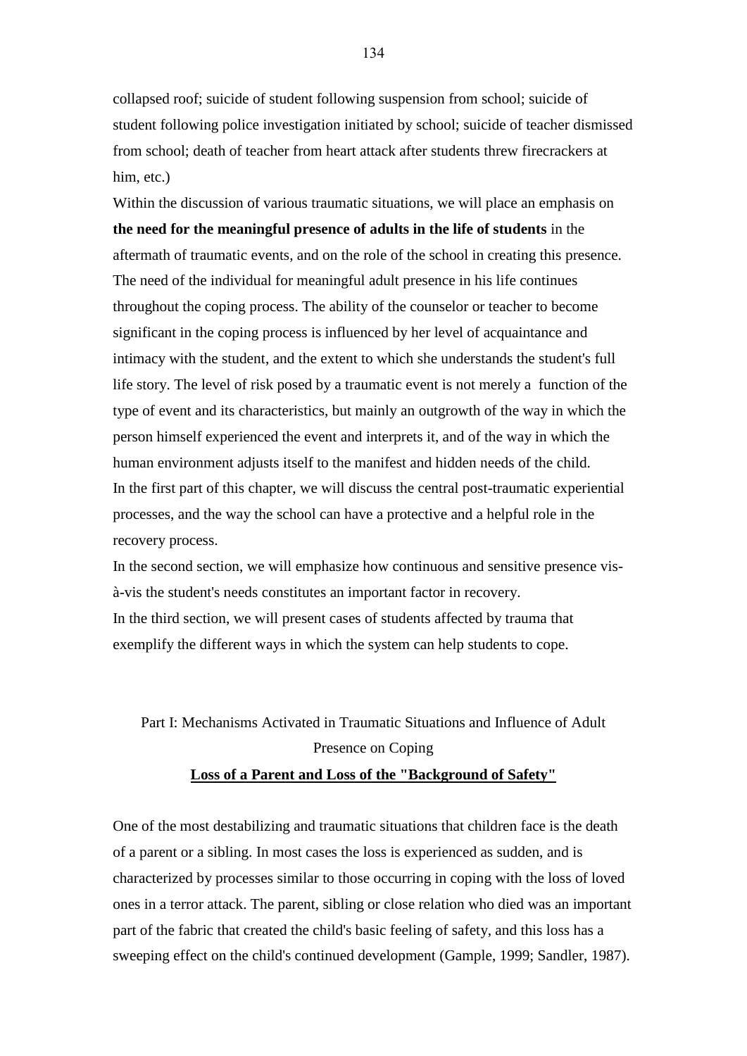collapsed roof; suicide of student following suspension from school; suicide of student following police investigation initiated by school; suicide of teacher dismissed from school; death of teacher from heart attack after students threw firecrackers at him, etc.)

Within the discussion of various traumatic situations, we will place an emphasis on **the need for the meaningful presence of adults in the life of students** in the aftermath of traumatic events, and on the role of the school in creating this presence. The need of the individual for meaningful adult presence in his life continues throughout the coping process. The ability of the counselor or teacher to become significant in the coping process is influenced by her level of acquaintance and intimacy with the student, and the extent to which she understands the student's full life story. The level of risk posed by a traumatic event is not merely a function of the type of event and its characteristics, but mainly an outgrowth of the way in which the person himself experienced the event and interprets it, and of the way in which the human environment adjusts itself to the manifest and hidden needs of the child.

In the first part of this chapter, we will discuss the central post-traumatic experiential processes, and the way the school can have a protective and a helpful role in the recovery process.

In the second section, we will emphasize how continuous and sensitive presence vis-à-vis the student's needs constitutes an important factor in recovery.

In the third section, we will present cases of students affected by trauma that exemplify the different ways in which the system can help students to cope.

## Part I: Mechanisms Activated in Traumatic Situations and Influence of Adult Presence on Coping

### Loss of a Parent and Loss of the "Background of Safety"

One of the most destabilizing and traumatic situations that children face is the death of a parent or a sibling. In most cases the loss is experienced as sudden, and is characterized by processes similar to those occurring in coping with the loss of loved ones in a terror attack. The parent, sibling or close relation who died was an important part of the fabric that created the child's basic feeling of safety, and this loss has a sweeping effect on the child's continued development (Gample, 1999; Sandler, 1987).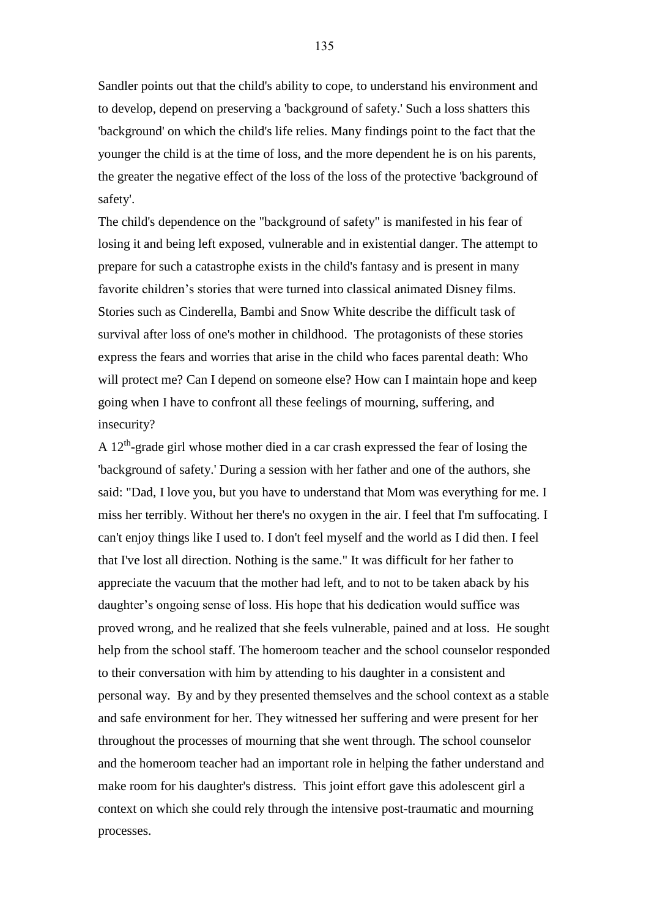Sandler points out that the child's ability to cope, to understand his environment and to develop, depend on preserving a 'background of safety.' Such a loss shatters this 'background' on which the child's life relies. Many findings point to the fact that the younger the child is at the time of loss, and the more dependent he is on his parents, the greater the negative effect of the loss of the loss of the protective 'background of safety'.

The child's dependence on the "background of safety" is manifested in his fear of losing it and being left exposed, vulnerable and in existential danger. The attempt to prepare for such a catastrophe exists in the child's fantasy and is present in many favorite children's stories that were turned into classical animated Disney films. Stories such as Cinderella, Bambi and Snow White describe the difficult task of survival after loss of one's mother in childhood. The protagonists of these stories express the fears and worries that arise in the child who faces parental death: Who will protect me? Can I depend on someone else? How can I maintain hope and keep going when I have to confront all these feelings of mourning, suffering, and insecurity?

A 12th-grade girl whose mother died in a car crash expressed the fear of losing the 'background of safety.' During a session with her father and one of the authors, she said: "Dad, I love you, but you have to understand that Mom was everything for me. I miss her terribly. Without her there's no oxygen in the air. I feel that I'm suffocating. I can't enjoy things like I used to. I don't feel myself and the world as I did then. I feel that I've lost all direction. Nothing is the same." It was difficult for her father to appreciate the vacuum that the mother had left, and to not to be taken aback by his daughter's ongoing sense of loss. His hope that his dedication would suffice was proved wrong, and he realized that she feels vulnerable, pained and at loss. He sought help from the school staff. The homeroom teacher and the school counselor responded to their conversation with him by attending to his daughter in a consistent and personal way. By and by they presented themselves and the school context as a stable and safe environment for her. They witnessed her suffering and were present for her throughout the processes of mourning that she went through. The school counselor and the homeroom teacher had an important role in helping the father understand and make room for his daughter's distress. This joint effort gave this adolescent girl a context on which she could rely through the intensive post-traumatic and mourning processes.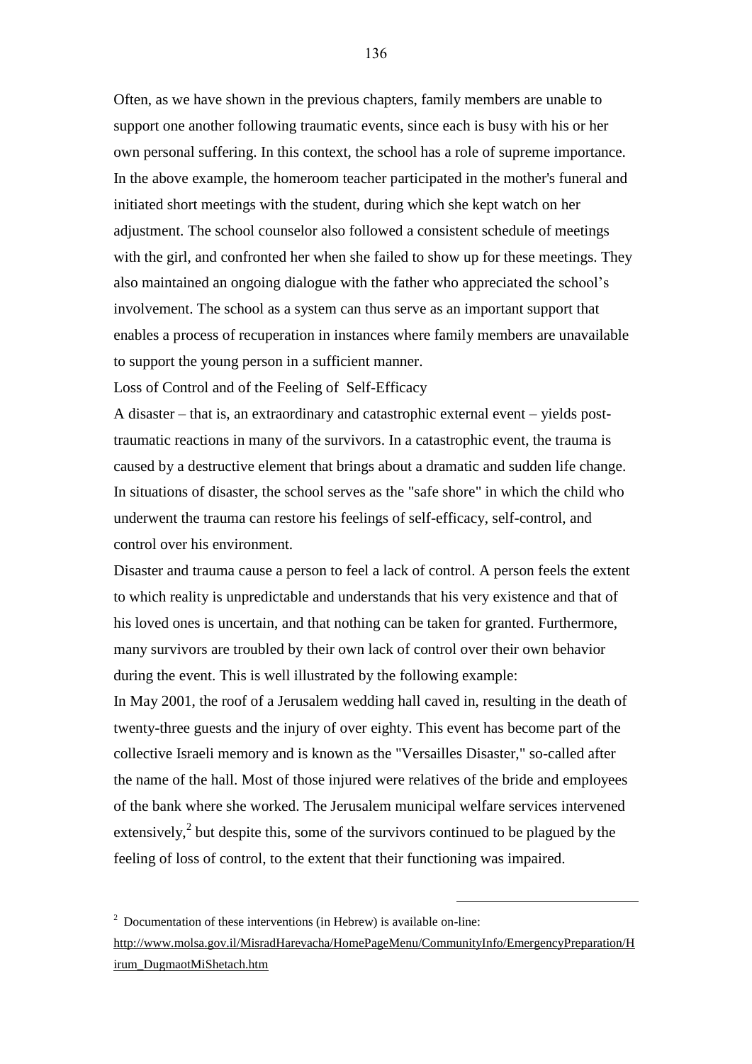Often, as we have shown in the previous chapters, family members are unable to support one another following traumatic events, since each is busy with his or her own personal suffering. In this context, the school has a role of supreme importance. In the above example, the homeroom teacher participated in the mother's funeral and initiated short meetings with the student, during which she kept watch on her adjustment. The school counselor also followed a consistent schedule of meetings with the girl, and confronted her when she failed to show up for these meetings. They also maintained an ongoing dialogue with the father who appreciated the school's involvement. The school as a system can thus serve as an important support that enables a process of recuperation in instances where family members are unavailable to support the young person in a sufficient manner.

## Loss of Control and of the Feeling of Self-Efficacy

A disaster – that is, an extraordinary and catastrophic external event – yields post-traumatic reactions in many of the survivors. In a catastrophic event, the trauma is caused by a destructive element that brings about a dramatic and sudden life change. In situations of disaster, the school serves as the "safe shore" in which the child who underwent the trauma can restore his feelings of self-efficacy, self-control, and control over his environment.

Disaster and trauma cause a person to feel a lack of control. A person feels the extent to which reality is unpredictable and understands that his very existence and that of his loved ones is uncertain, and that nothing can be taken for granted. Furthermore, many survivors are troubled by their own lack of control over their own behavior during the event. This is well illustrated by the following example:

In May 2001, the roof of a Jerusalem wedding hall caved in, resulting in the death of twenty-three guests and the injury of over eighty. This event has become part of the collective Israeli memory and is known as the "Versailles Disaster," so-called after the name of the hall. Most of those injured were relatives of the bride and employees of the bank where she worked. The Jerusalem municipal welfare services intervened extensively,[2] but despite this, some of the survivors continued to be plagued by the feeling of loss of control, to the extent that their functioning was impaired.

---

[2] Documentation of these interventions (in Hebrew) is available on-line: http://www.molsa.gov.il/MisradHarevacha/HomePageMenu/CommunityInfo/EmergencyPreparation/Hirum_DugmaotMiShetach.htm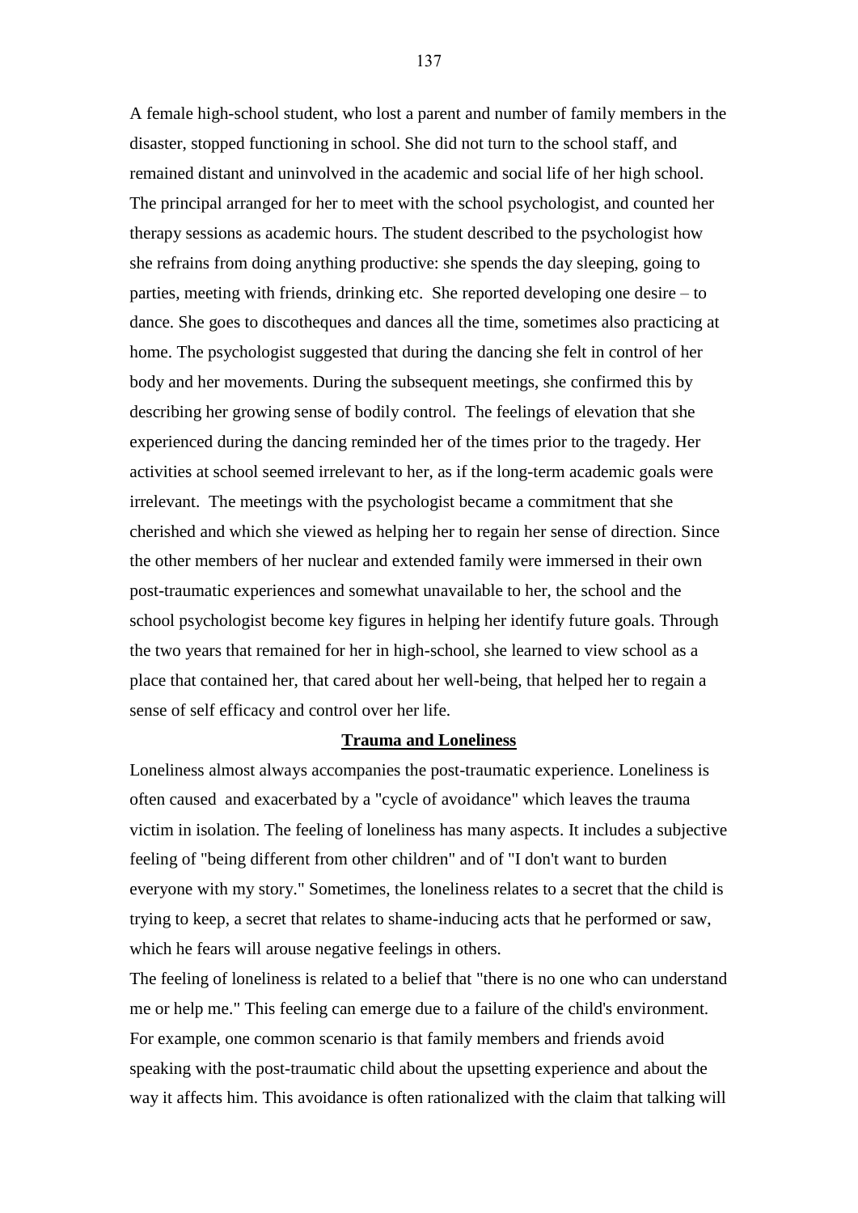A female high-school student, who lost a parent and number of family members in the disaster, stopped functioning in school. She did not turn to the school staff, and remained distant and uninvolved in the academic and social life of her high school. The principal arranged for her to meet with the school psychologist, and counted her therapy sessions as academic hours. The student described to the psychologist how she refrains from doing anything productive: she spends the day sleeping, going to parties, meeting with friends, drinking etc. She reported developing one desire – to dance. She goes to discotheques and dances all the time, sometimes also practicing at home. The psychologist suggested that during the dancing she felt in control of her body and her movements. During the subsequent meetings, she confirmed this by describing her growing sense of bodily control. The feelings of elevation that she experienced during the dancing reminded her of the times prior to the tragedy. Her activities at school seemed irrelevant to her, as if the long-term academic goals were irrelevant. The meetings with the psychologist became a commitment that she cherished and which she viewed as helping her to regain her sense of direction. Since the other members of her nuclear and extended family were immersed in their own post-traumatic experiences and somewhat unavailable to her, the school and the school psychologist become key figures in helping her identify future goals. Through the two years that remained for her in high-school, she learned to view school as a place that contained her, that cared about her well-being, that helped her to regain a sense of self efficacy and control over her life.

## Trauma and Loneliness

Loneliness almost always accompanies the post-traumatic experience. Loneliness is often caused and exacerbated by a "cycle of avoidance" which leaves the trauma victim in isolation. The feeling of loneliness has many aspects. It includes a subjective feeling of "being different from other children" and of "I don't want to burden everyone with my story." Sometimes, the loneliness relates to a secret that the child is trying to keep, a secret that relates to shame-inducing acts that he performed or saw, which he fears will arouse negative feelings in others.

The feeling of loneliness is related to a belief that "there is no one who can understand me or help me." This feeling can emerge due to a failure of the child's environment. For example, one common scenario is that family members and friends avoid speaking with the post-traumatic child about the upsetting experience and about the way it affects him. This avoidance is often rationalized with the claim that talking will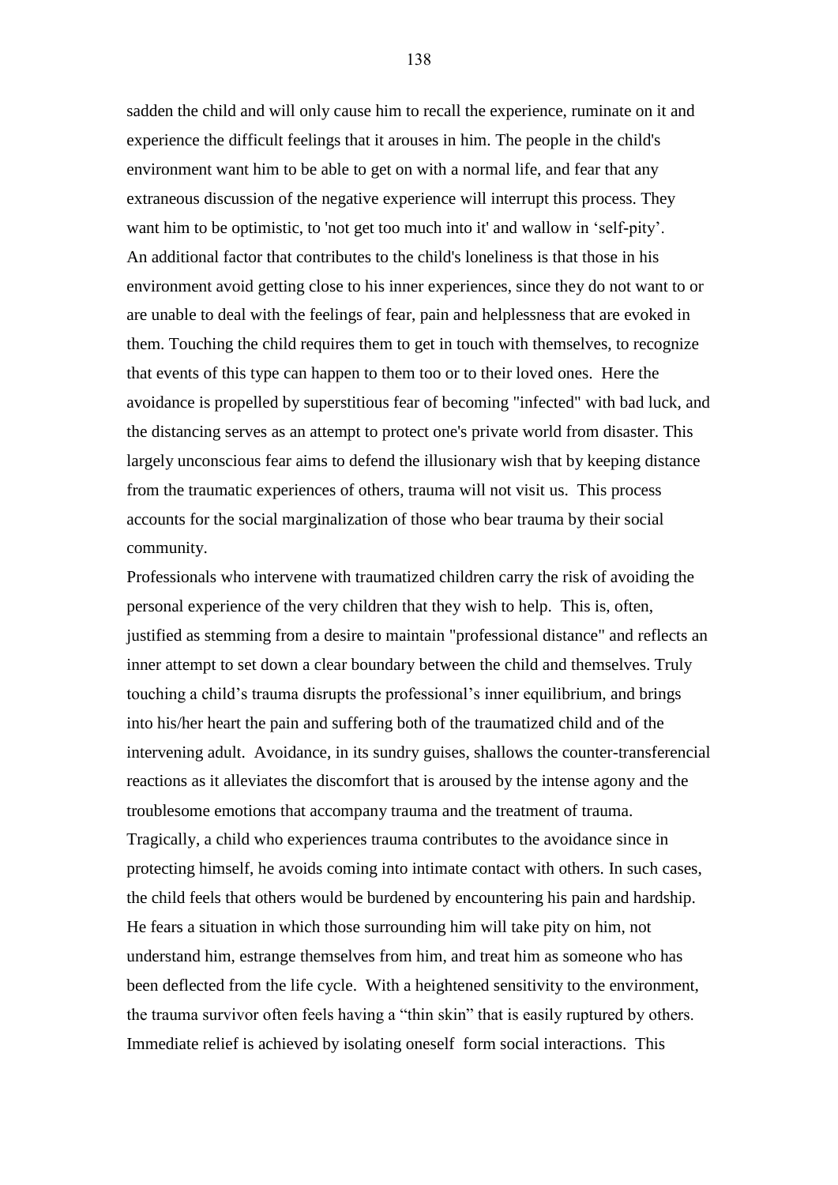sadden the child and will only cause him to recall the experience, ruminate on it and experience the difficult feelings that it arouses in him. The people in the child's environment want him to be able to get on with a normal life, and fear that any extraneous discussion of the negative experience will interrupt this process. They want him to be optimistic, to 'not get too much into it' and wallow in 'self-pity'.

An additional factor that contributes to the child's loneliness is that those in his environment avoid getting close to his inner experiences, since they do not want to or are unable to deal with the feelings of fear, pain and helplessness that are evoked in them. Touching the child requires them to get in touch with themselves, to recognize that events of this type can happen to them too or to their loved ones. Here the avoidance is propelled by superstitious fear of becoming "infected" with bad luck, and the distancing serves as an attempt to protect one's private world from disaster. This largely unconscious fear aims to defend the illusionary wish that by keeping distance from the traumatic experiences of others, trauma will not visit us. This process accounts for the social marginalization of those who bear trauma by their social community.

Professionals who intervene with traumatized children carry the risk of avoiding the personal experience of the very children that they wish to help. This is, often, justified as stemming from a desire to maintain "professional distance" and reflects an inner attempt to set down a clear boundary between the child and themselves. Truly touching a child's trauma disrupts the professional's inner equilibrium, and brings into his/her heart the pain and suffering both of the traumatized child and of the intervening adult. Avoidance, in its sundry guises, shallows the counter-transferencial reactions as it alleviates the discomfort that is aroused by the intense agony and the troublesome emotions that accompany trauma and the treatment of trauma.

Tragically, a child who experiences trauma contributes to the avoidance since in protecting himself, he avoids coming into intimate contact with others. In such cases, the child feels that others would be burdened by encountering his pain and hardship. He fears a situation in which those surrounding him will take pity on him, not understand him, estrange themselves from him, and treat him as someone who has been deflected from the life cycle. With a heightened sensitivity to the environment, the trauma survivor often feels having a "thin skin" that is easily ruptured by others. Immediate relief is achieved by isolating oneself form social interactions. This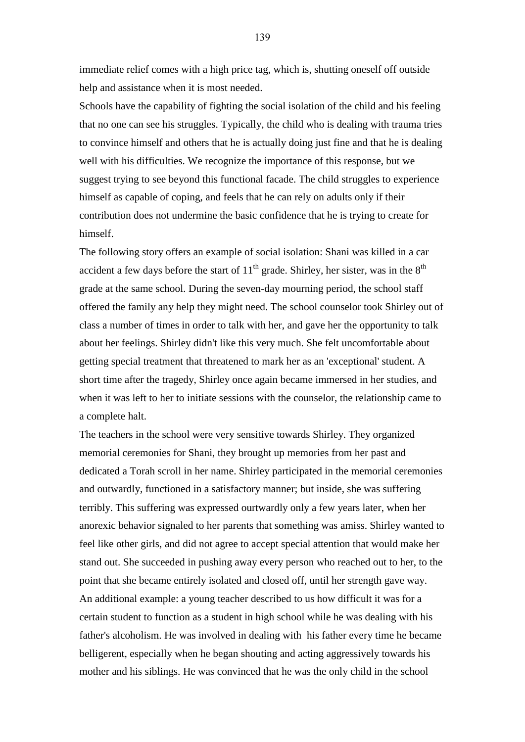immediate relief comes with a high price tag, which is, shutting oneself off outside help and assistance when it is most needed.

Schools have the capability of fighting the social isolation of the child and his feeling that no one can see his struggles. Typically, the child who is dealing with trauma tries to convince himself and others that he is actually doing just fine and that he is dealing well with his difficulties. We recognize the importance of this response, but we suggest trying to see beyond this functional facade. The child struggles to experience himself as capable of coping, and feels that he can rely on adults only if their contribution does not undermine the basic confidence that he is trying to create for himself.

The following story offers an example of social isolation: Shani was killed in a car accident a few days before the start of 11th grade. Shirley, her sister, was in the 8th grade at the same school. During the seven-day mourning period, the school staff offered the family any help they might need. The school counselor took Shirley out of class a number of times in order to talk with her, and gave her the opportunity to talk about her feelings. Shirley didn't like this very much. She felt uncomfortable about getting special treatment that threatened to mark her as an 'exceptional' student. A short time after the tragedy, Shirley once again became immersed in her studies, and when it was left to her to initiate sessions with the counselor, the relationship came to a complete halt.

The teachers in the school were very sensitive towards Shirley. They organized memorial ceremonies for Shani, they brought up memories from her past and dedicated a Torah scroll in her name. Shirley participated in the memorial ceremonies and outwardly, functioned in a satisfactory manner; but inside, she was suffering terribly. This suffering was expressed ourtwardly only a few years later, when her anorexic behavior signaled to her parents that something was amiss. Shirley wanted to feel like other girls, and did not agree to accept special attention that would make her stand out. She succeeded in pushing away every person who reached out to her, to the point that she became entirely isolated and closed off, until her strength gave way.

An additional example: a young teacher described to us how difficult it was for a certain student to function as a student in high school while he was dealing with his father's alcoholism. He was involved in dealing with his father every time he became belligerent, especially when he began shouting and acting aggressively towards his mother and his siblings. He was convinced that he was the only child in the school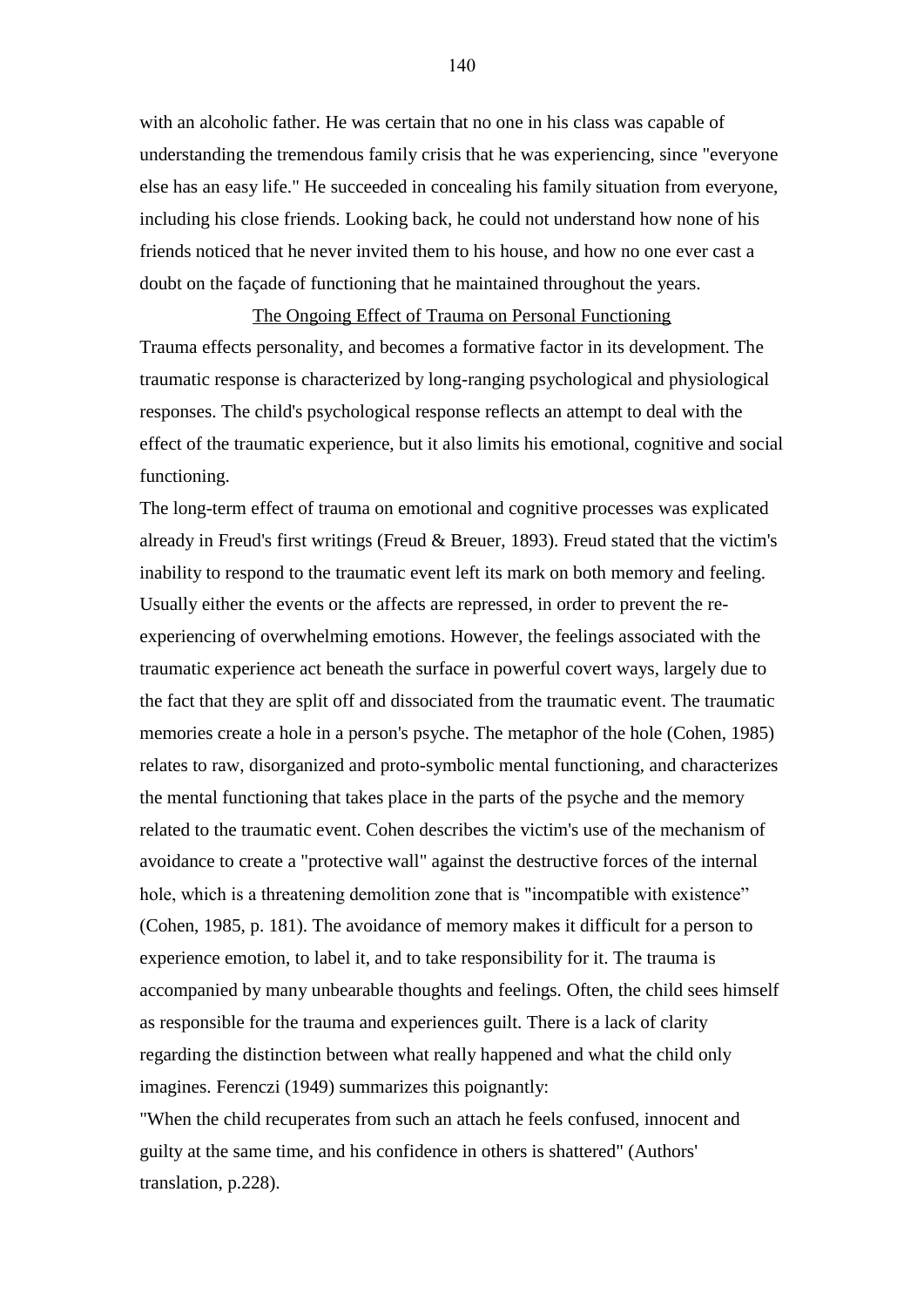with an alcoholic father. He was certain that no one in his class was capable of understanding the tremendous family crisis that he was experiencing, since "everyone else has an easy life." He succeeded in concealing his family situation from everyone, including his close friends. Looking back, he could not understand how none of his friends noticed that he never invited them to his house, and how no one ever cast a doubt on the façade of functioning that he maintained throughout the years.

## The Ongoing Effect of Trauma on Personal Functioning

Trauma effects personality, and becomes a formative factor in its development. The traumatic response is characterized by long-ranging psychological and physiological responses. The child's psychological response reflects an attempt to deal with the effect of the traumatic experience, but it also limits his emotional, cognitive and social functioning.

The long-term effect of trauma on emotional and cognitive processes was explicated already in Freud's first writings (Freud & Breuer, 1893). Freud stated that the victim's inability to respond to the traumatic event left its mark on both memory and feeling. Usually either the events or the affects are repressed, in order to prevent the re-experiencing of overwhelming emotions. However, the feelings associated with the traumatic experience act beneath the surface in powerful covert ways, largely due to the fact that they are split off and dissociated from the traumatic event. The traumatic memories create a hole in a person's psyche. The metaphor of the hole (Cohen, 1985) relates to raw, disorganized and proto-symbolic mental functioning, and characterizes the mental functioning that takes place in the parts of the psyche and the memory related to the traumatic event. Cohen describes the victim's use of the mechanism of avoidance to create a "protective wall" against the destructive forces of the internal hole, which is a threatening demolition zone that is "incompatible with existence" (Cohen, 1985, p. 181). The avoidance of memory makes it difficult for a person to experience emotion, to label it, and to take responsibility for it. The trauma is accompanied by many unbearable thoughts and feelings. Often, the child sees himself as responsible for the trauma and experiences guilt. There is a lack of clarity regarding the distinction between what really happened and what the child only imagines. Ferenczi (1949) summarizes this poignantly:

"When the child recuperates from such an attach he feels confused, innocent and guilty at the same time, and his confidence in others is shattered" (Authors' translation, p.228).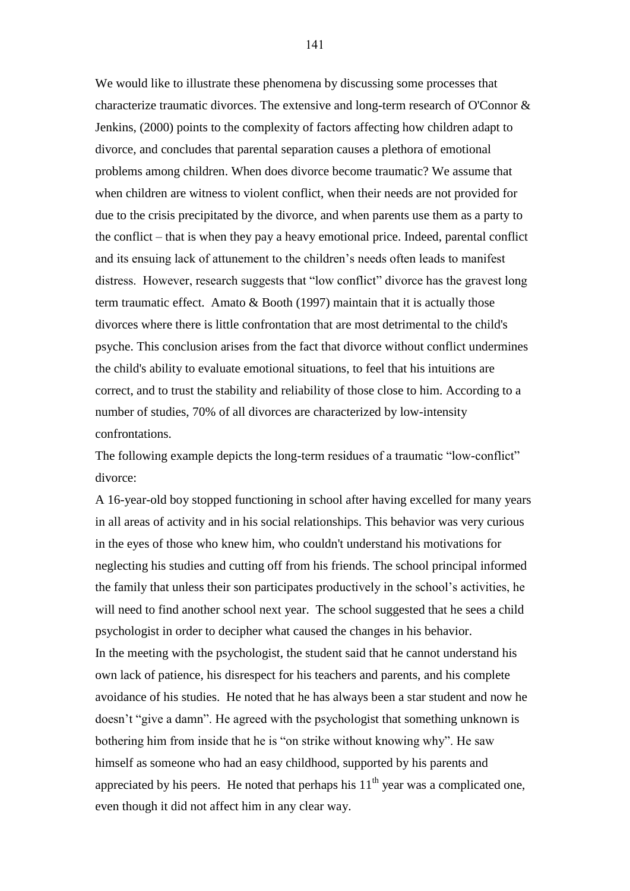We would like to illustrate these phenomena by discussing some processes that characterize traumatic divorces. The extensive and long-term research of O'Connor & Jenkins, (2000) points to the complexity of factors affecting how children adapt to divorce, and concludes that parental separation causes a plethora of emotional problems among children. When does divorce become traumatic? We assume that when children are witness to violent conflict, when their needs are not provided for due to the crisis precipitated by the divorce, and when parents use them as a party to the conflict – that is when they pay a heavy emotional price. Indeed, parental conflict and its ensuing lack of attunement to the children's needs often leads to manifest distress. However, research suggests that "low conflict" divorce has the gravest long term traumatic effect. Amato & Booth (1997) maintain that it is actually those divorces where there is little confrontation that are most detrimental to the child's psyche. This conclusion arises from the fact that divorce without conflict undermines the child's ability to evaluate emotional situations, to feel that his intuitions are correct, and to trust the stability and reliability of those close to him. According to a number of studies, 70% of all divorces are characterized by low-intensity confrontations.

The following example depicts the long-term residues of a traumatic "low-conflict" divorce:

A 16-year-old boy stopped functioning in school after having excelled for many years in all areas of activity and in his social relationships. This behavior was very curious in the eyes of those who knew him, who couldn't understand his motivations for neglecting his studies and cutting off from his friends. The school principal informed the family that unless their son participates productively in the school's activities, he will need to find another school next year. The school suggested that he sees a child psychologist in order to decipher what caused the changes in his behavior.

In the meeting with the psychologist, the student said that he cannot understand his own lack of patience, his disrespect for his teachers and parents, and his complete avoidance of his studies. He noted that he has always been a star student and now he doesn't "give a damn". He agreed with the psychologist that something unknown is bothering him from inside that he is "on strike without knowing why". He saw himself as someone who had an easy childhood, supported by his parents and appreciated by his peers. He noted that perhaps his 11th year was a complicated one, even though it did not affect him in any clear way.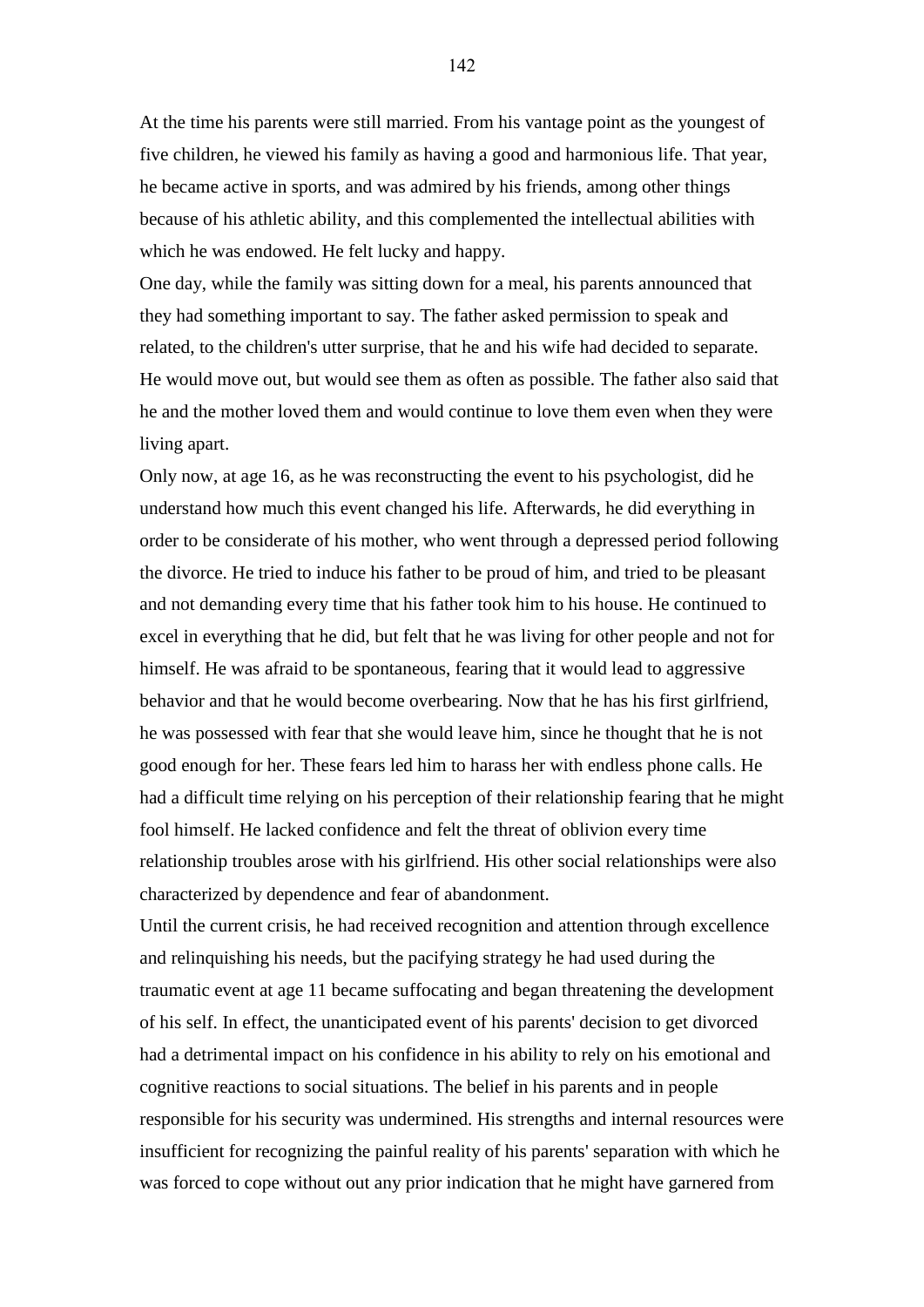At the time his parents were still married. From his vantage point as the youngest of five children, he viewed his family as having a good and harmonious life. That year, he became active in sports, and was admired by his friends, among other things because of his athletic ability, and this complemented the intellectual abilities with which he was endowed. He felt lucky and happy.

One day, while the family was sitting down for a meal, his parents announced that they had something important to say. The father asked permission to speak and related, to the children's utter surprise, that he and his wife had decided to separate. He would move out, but would see them as often as possible. The father also said that he and the mother loved them and would continue to love them even when they were living apart.

Only now, at age 16, as he was reconstructing the event to his psychologist, did he understand how much this event changed his life. Afterwards, he did everything in order to be considerate of his mother, who went through a depressed period following the divorce. He tried to induce his father to be proud of him, and tried to be pleasant and not demanding every time that his father took him to his house. He continued to excel in everything that he did, but felt that he was living for other people and not for himself. He was afraid to be spontaneous, fearing that it would lead to aggressive behavior and that he would become overbearing. Now that he has his first girlfriend, he was possessed with fear that she would leave him, since he thought that he is not good enough for her. These fears led him to harass her with endless phone calls. He had a difficult time relying on his perception of their relationship fearing that he might fool himself. He lacked confidence and felt the threat of oblivion every time relationship troubles arose with his girlfriend. His other social relationships were also characterized by dependence and fear of abandonment.

Until the current crisis, he had received recognition and attention through excellence and relinquishing his needs, but the pacifying strategy he had used during the traumatic event at age 11 became suffocating and began threatening the development of his self. In effect, the unanticipated event of his parents' decision to get divorced had a detrimental impact on his confidence in his ability to rely on his emotional and cognitive reactions to social situations. The belief in his parents and in people responsible for his security was undermined. His strengths and internal resources were insufficient for recognizing the painful reality of his parents' separation with which he was forced to cope without out any prior indication that he might have garnered from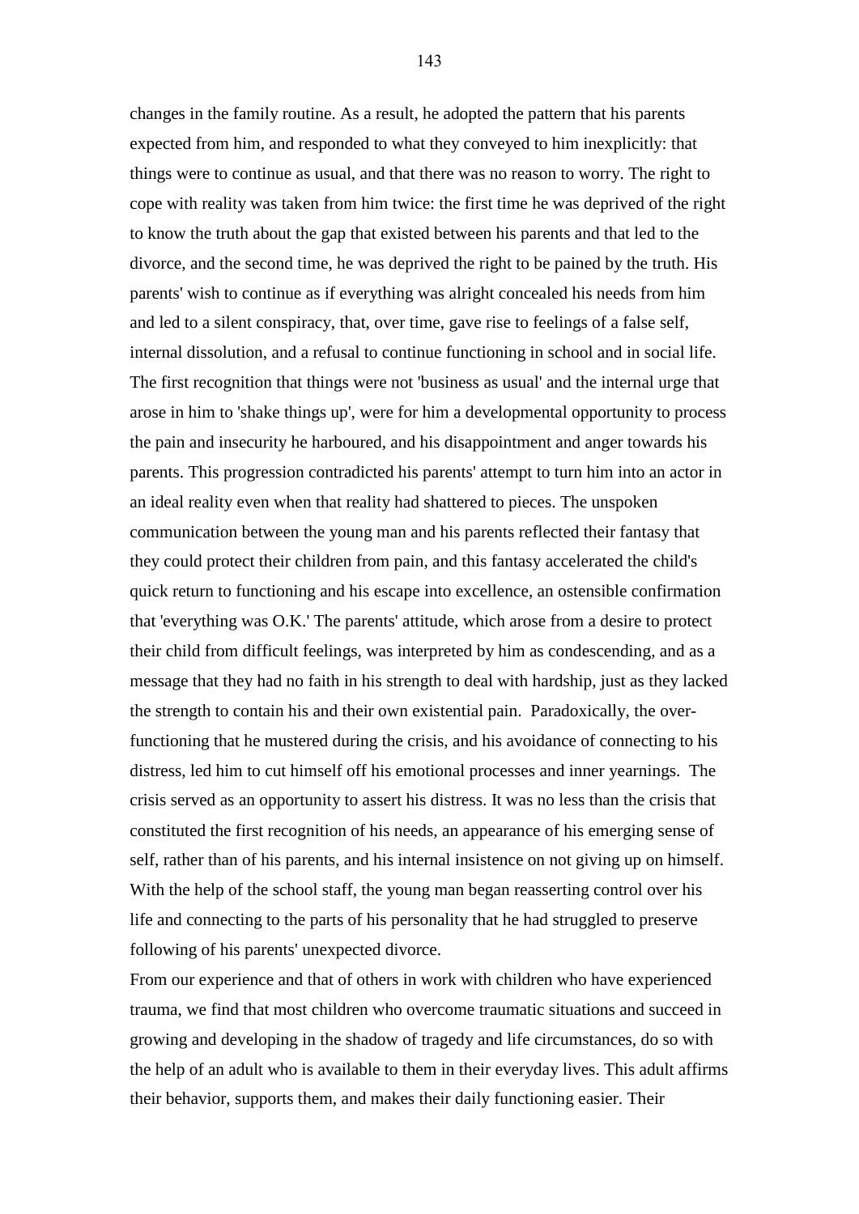changes in the family routine. As a result, he adopted the pattern that his parents expected from him, and responded to what they conveyed to him inexplicitly: that things were to continue as usual, and that there was no reason to worry. The right to cope with reality was taken from him twice: the first time he was deprived of the right to know the truth about the gap that existed between his parents and that led to the divorce, and the second time, he was deprived the right to be pained by the truth. His parents' wish to continue as if everything was alright concealed his needs from him and led to a silent conspiracy, that, over time, gave rise to feelings of a false self, internal dissolution, and a refusal to continue functioning in school and in social life. The first recognition that things were not 'business as usual' and the internal urge that arose in him to 'shake things up', were for him a developmental opportunity to process the pain and insecurity he harboured, and his disappointment and anger towards his parents. This progression contradicted his parents' attempt to turn him into an actor in an ideal reality even when that reality had shattered to pieces. The unspoken communication between the young man and his parents reflected their fantasy that they could protect their children from pain, and this fantasy accelerated the child's quick return to functioning and his escape into excellence, an ostensible confirmation that 'everything was O.K.' The parents' attitude, which arose from a desire to protect their child from difficult feelings, was interpreted by him as condescending, and as a message that they had no faith in his strength to deal with hardship, just as they lacked the strength to contain his and their own existential pain. Paradoxically, the over-functioning that he mustered during the crisis, and his avoidance of connecting to his distress, led him to cut himself off his emotional processes and inner yearnings. The crisis served as an opportunity to assert his distress. It was no less than the crisis that constituted the first recognition of his needs, an appearance of his emerging sense of self, rather than of his parents, and his internal insistence on not giving up on himself. With the help of the school staff, the young man began reasserting control over his life and connecting to the parts of his personality that he had struggled to preserve following of his parents' unexpected divorce.

From our experience and that of others in work with children who have experienced trauma, we find that most children who overcome traumatic situations and succeed in growing and developing in the shadow of tragedy and life circumstances, do so with the help of an adult who is available to them in their everyday lives. This adult affirms their behavior, supports them, and makes their daily functioning easier. Their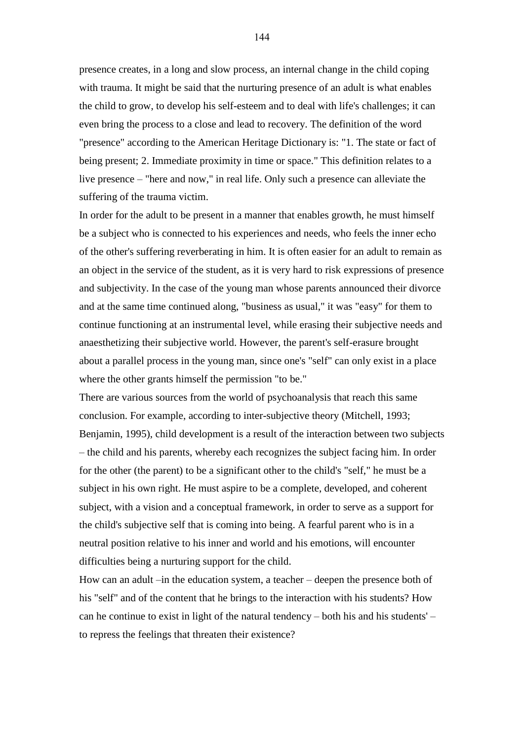presence creates, in a long and slow process, an internal change in the child coping with trauma. It might be said that the nurturing presence of an adult is what enables the child to grow, to develop his self-esteem and to deal with life's challenges; it can even bring the process to a close and lead to recovery. The definition of the word "presence" according to the American Heritage Dictionary is: "1. The state or fact of being present; 2. Immediate proximity in time or space." This definition relates to a live presence – "here and now," in real life. Only such a presence can alleviate the suffering of the trauma victim.

In order for the adult to be present in a manner that enables growth, he must himself be a subject who is connected to his experiences and needs, who feels the inner echo of the other's suffering reverberating in him. It is often easier for an adult to remain as an object in the service of the student, as it is very hard to risk expressions of presence and subjectivity. In the case of the young man whose parents announced their divorce and at the same time continued along, "business as usual," it was "easy" for them to continue functioning at an instrumental level, while erasing their subjective needs and anaesthetizing their subjective world. However, the parent's self-erasure brought about a parallel process in the young man, since one's "self" can only exist in a place where the other grants himself the permission "to be."

There are various sources from the world of psychoanalysis that reach this same conclusion. For example, according to inter-subjective theory (Mitchell, 1993; Benjamin, 1995), child development is a result of the interaction between two subjects – the child and his parents, whereby each recognizes the subject facing him. In order for the other (the parent) to be a significant other to the child's "self," he must be a subject in his own right. He must aspire to be a complete, developed, and coherent subject, with a vision and a conceptual framework, in order to serve as a support for the child's subjective self that is coming into being. A fearful parent who is in a neutral position relative to his inner and world and his emotions, will encounter difficulties being a nurturing support for the child.

How can an adult –in the education system, a teacher – deepen the presence both of his "self" and of the content that he brings to the interaction with his students? How can he continue to exist in light of the natural tendency – both his and his students' – to repress the feelings that threaten their existence?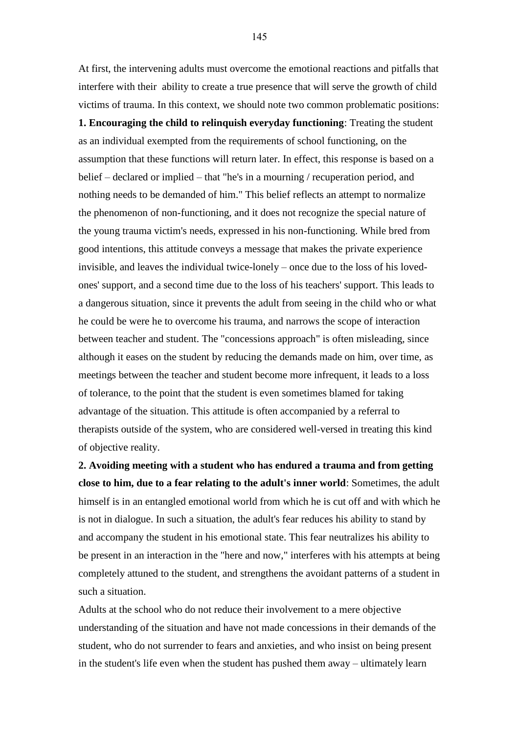At first, the intervening adults must overcome the emotional reactions and pitfalls that interfere with their ability to create a true presence that will serve the growth of child victims of trauma. In this context, we should note two common problematic positions:

**1. Encouraging the child to relinquish everyday functioning**: Treating the student as an individual exempted from the requirements of school functioning, on the assumption that these functions will return later. In effect, this response is based on a belief – declared or implied – that "he's in a mourning / recuperation period, and nothing needs to be demanded of him." This belief reflects an attempt to normalize the phenomenon of non-functioning, and it does not recognize the special nature of the young trauma victim's needs, expressed in his non-functioning. While bred from good intentions, this attitude conveys a message that makes the private experience invisible, and leaves the individual twice-lonely – once due to the loss of his loved-ones' support, and a second time due to the loss of his teachers' support. This leads to a dangerous situation, since it prevents the adult from seeing in the child who or what he could be were he to overcome his trauma, and narrows the scope of interaction between teacher and student. The "concessions approach" is often misleading, since although it eases on the student by reducing the demands made on him, over time, as meetings between the teacher and student become more infrequent, it leads to a loss of tolerance, to the point that the student is even sometimes blamed for taking advantage of the situation. This attitude is often accompanied by a referral to therapists outside of the system, who are considered well-versed in treating this kind of objective reality.

**2. Avoiding meeting with a student who has endured a trauma and from getting close to him, due to a fear relating to the adult's inner world**: Sometimes, the adult himself is in an entangled emotional world from which he is cut off and with which he is not in dialogue. In such a situation, the adult's fear reduces his ability to stand by and accompany the student in his emotional state. This fear neutralizes his ability to be present in an interaction in the "here and now," interferes with his attempts at being completely attuned to the student, and strengthens the avoidant patterns of a student in such a situation.

Adults at the school who do not reduce their involvement to a mere objective understanding of the situation and have not made concessions in their demands of the student, who do not surrender to fears and anxieties, and who insist on being present in the student's life even when the student has pushed them away – ultimately learn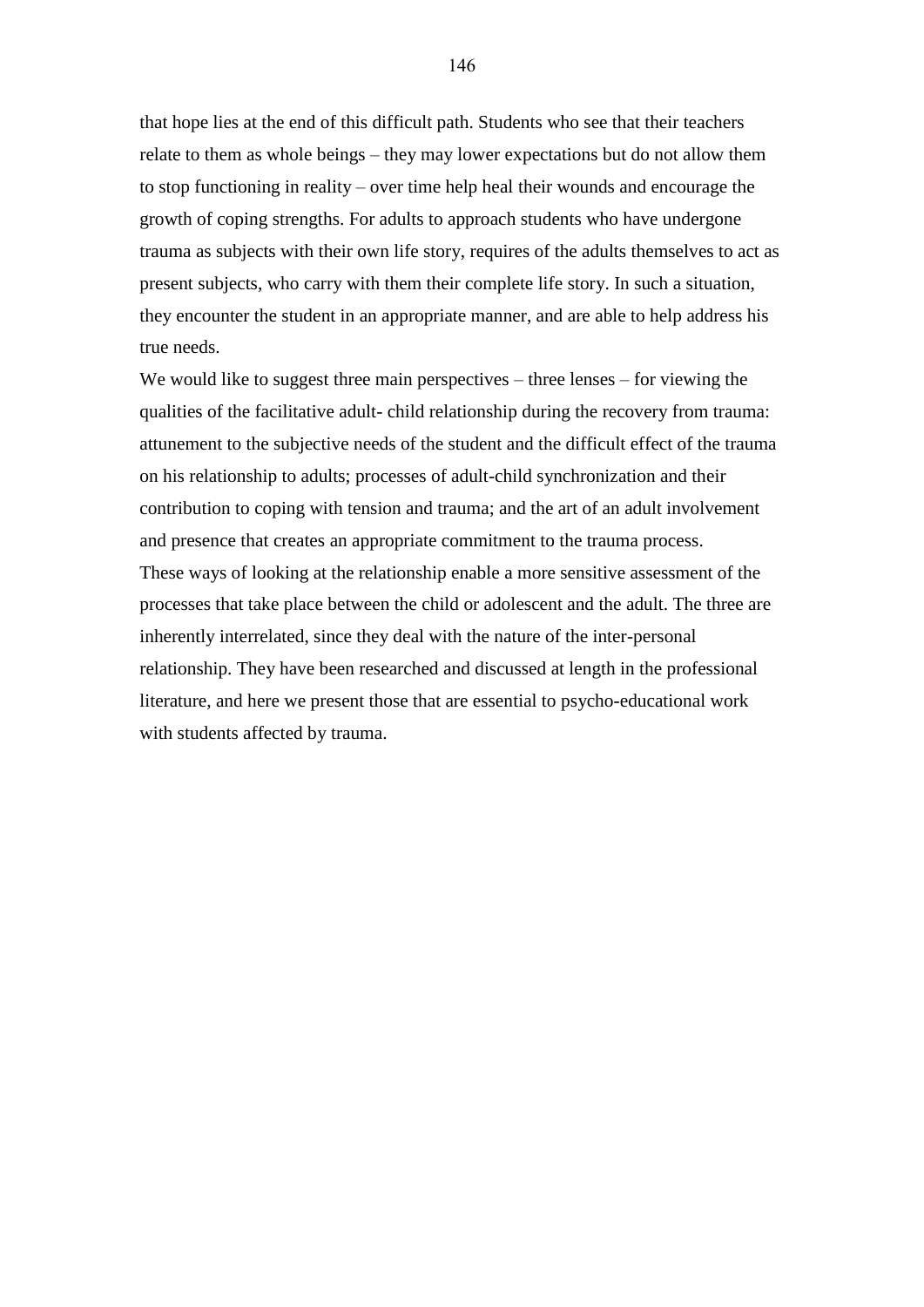that hope lies at the end of this difficult path. Students who see that their teachers relate to them as whole beings – they may lower expectations but do not allow them to stop functioning in reality – over time help heal their wounds and encourage the growth of coping strengths. For adults to approach students who have undergone trauma as subjects with their own life story, requires of the adults themselves to act as present subjects, who carry with them their complete life story. In such a situation, they encounter the student in an appropriate manner, and are able to help address his true needs.

We would like to suggest three main perspectives – three lenses – for viewing the qualities of the facilitative adult- child relationship during the recovery from trauma: attunement to the subjective needs of the student and the difficult effect of the trauma on his relationship to adults; processes of adult-child synchronization and their contribution to coping with tension and trauma; and the art of an adult involvement and presence that creates an appropriate commitment to the trauma process.

These ways of looking at the relationship enable a more sensitive assessment of the processes that take place between the child or adolescent and the adult. The three are inherently interrelated, since they deal with the nature of the inter-personal relationship. They have been researched and discussed at length in the professional literature, and here we present those that are essential to psycho-educational work with students affected by trauma.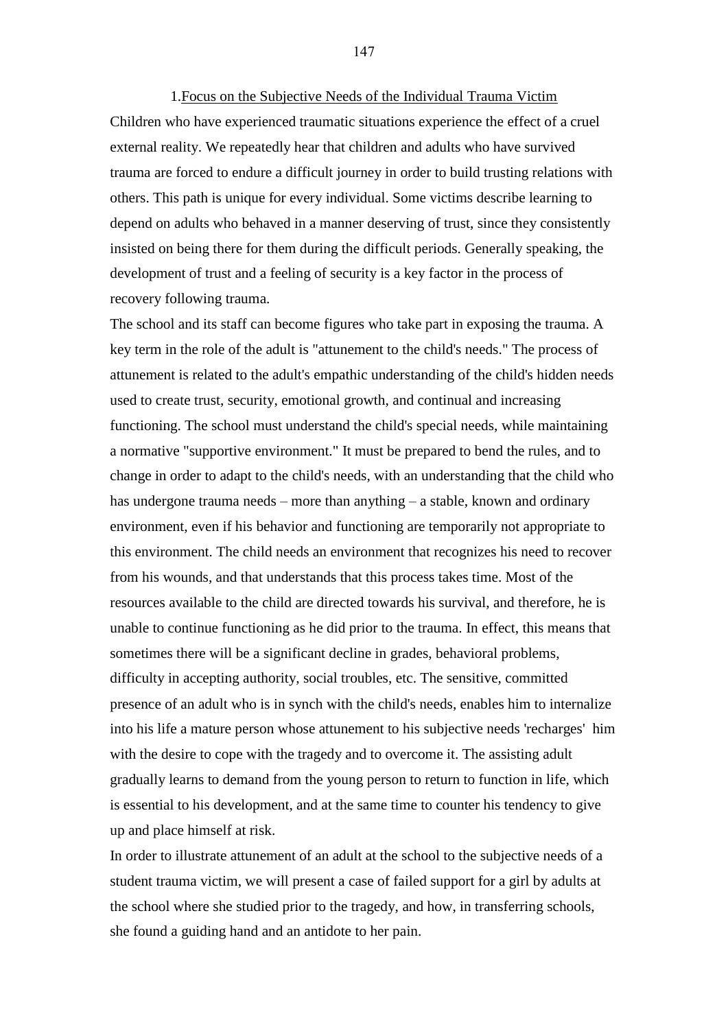### 1. Focus on the Subjective Needs of the Individual Trauma Victim

Children who have experienced traumatic situations experience the effect of a cruel external reality. We repeatedly hear that children and adults who have survived trauma are forced to endure a difficult journey in order to build trusting relations with others. This path is unique for every individual. Some victims describe learning to depend on adults who behaved in a manner deserving of trust, since they consistently insisted on being there for them during the difficult periods. Generally speaking, the development of trust and a feeling of security is a key factor in the process of recovery following trauma.

The school and its staff can become figures who take part in exposing the trauma. A key term in the role of the adult is "attunement to the child's needs." The process of attunement is related to the adult's empathic understanding of the child's hidden needs used to create trust, security, emotional growth, and continual and increasing functioning. The school must understand the child's special needs, while maintaining a normative "supportive environment." It must be prepared to bend the rules, and to change in order to adapt to the child's needs, with an understanding that the child who has undergone trauma needs – more than anything – a stable, known and ordinary environment, even if his behavior and functioning are temporarily not appropriate to this environment. The child needs an environment that recognizes his need to recover from his wounds, and that understands that this process takes time. Most of the resources available to the child are directed towards his survival, and therefore, he is unable to continue functioning as he did prior to the trauma. In effect, this means that sometimes there will be a significant decline in grades, behavioral problems, difficulty in accepting authority, social troubles, etc. The sensitive, committed presence of an adult who is in synch with the child's needs, enables him to internalize into his life a mature person whose attunement to his subjective needs 'recharges' him with the desire to cope with the tragedy and to overcome it. The assisting adult gradually learns to demand from the young person to return to function in life, which is essential to his development, and at the same time to counter his tendency to give up and place himself at risk.

In order to illustrate attunement of an adult at the school to the subjective needs of a student trauma victim, we will present a case of failed support for a girl by adults at the school where she studied prior to the tragedy, and how, in transferring schools, she found a guiding hand and an antidote to her pain.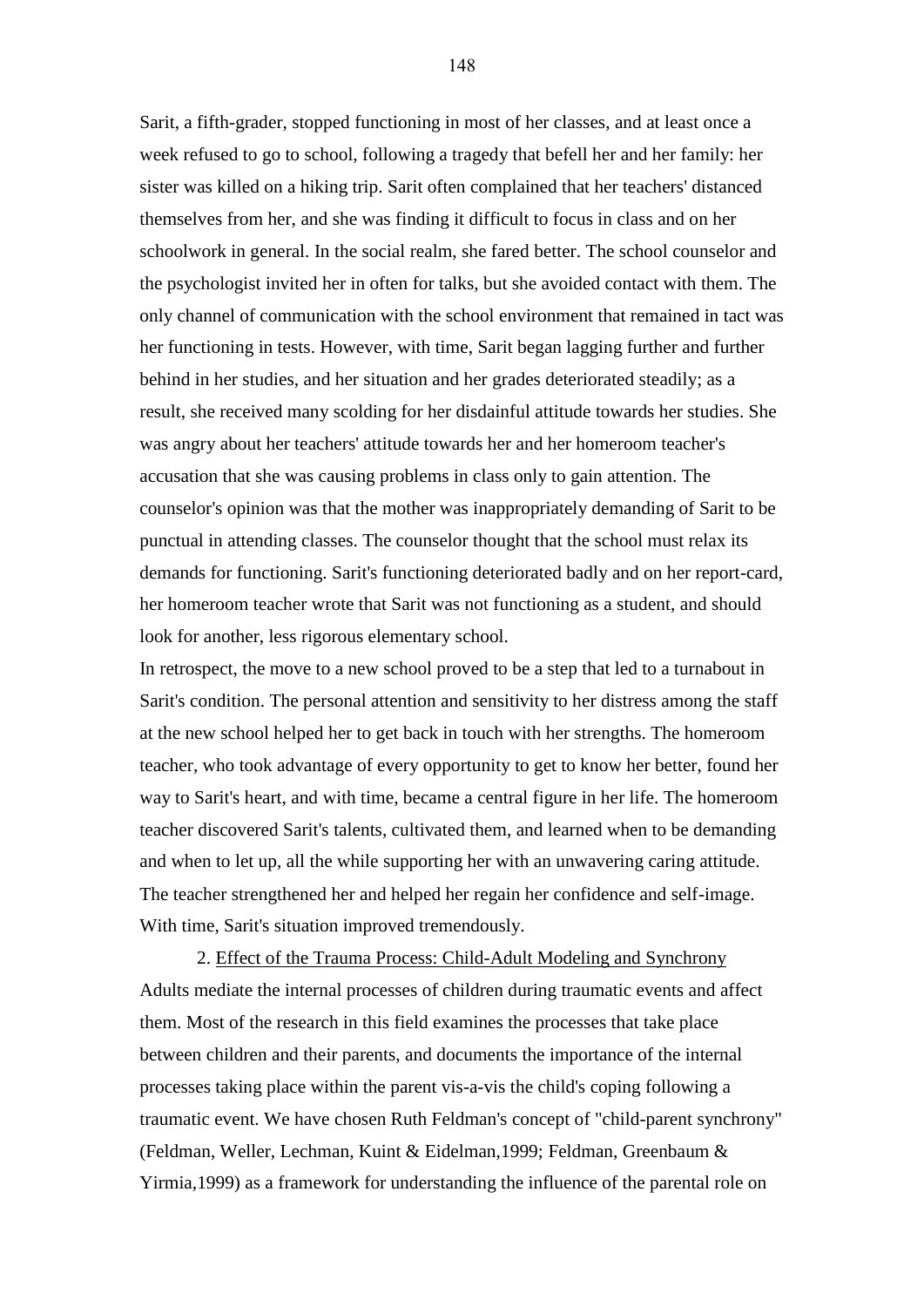Sarit, a fifth-grader, stopped functioning in most of her classes, and at least once a week refused to go to school, following a tragedy that befell her and her family: her sister was killed on a hiking trip. Sarit often complained that her teachers' distanced themselves from her, and she was finding it difficult to focus in class and on her schoolwork in general. In the social realm, she fared better. The school counselor and the psychologist invited her in often for talks, but she avoided contact with them. The only channel of communication with the school environment that remained in tact was her functioning in tests. However, with time, Sarit began lagging further and further behind in her studies, and her situation and her grades deteriorated steadily; as a result, she received many scolding for her disdainful attitude towards her studies. She was angry about her teachers' attitude towards her and her homeroom teacher's accusation that she was causing problems in class only to gain attention. The counselor's opinion was that the mother was inappropriately demanding of Sarit to be punctual in attending classes. The counselor thought that the school must relax its demands for functioning. Sarit's functioning deteriorated badly and on her report-card, her homeroom teacher wrote that Sarit was not functioning as a student, and should look for another, less rigorous elementary school.

In retrospect, the move to a new school proved to be a step that led to a turnabout in Sarit's condition. The personal attention and sensitivity to her distress among the staff at the new school helped her to get back in touch with her strengths. The homeroom teacher, who took advantage of every opportunity to get to know her better, found her way to Sarit's heart, and with time, became a central figure in her life. The homeroom teacher discovered Sarit's talents, cultivated them, and learned when to be demanding and when to let up, all the while supporting her with an unwavering caring attitude. The teacher strengthened her and helped her regain her confidence and self-image. With time, Sarit's situation improved tremendously.

2. Effect of the Trauma Process: Child-Adult Modeling and Synchrony

Adults mediate the internal processes of children during traumatic events and affect them. Most of the research in this field examines the processes that take place between children and their parents, and documents the importance of the internal processes taking place within the parent vis-a-vis the child's coping following a traumatic event. We have chosen Ruth Feldman's concept of "child-parent synchrony" (Feldman, Weller, Lechman, Kuint & Eidelman,1999; Feldman, Greenbaum & Yirmia,1999) as a framework for understanding the influence of the parental role on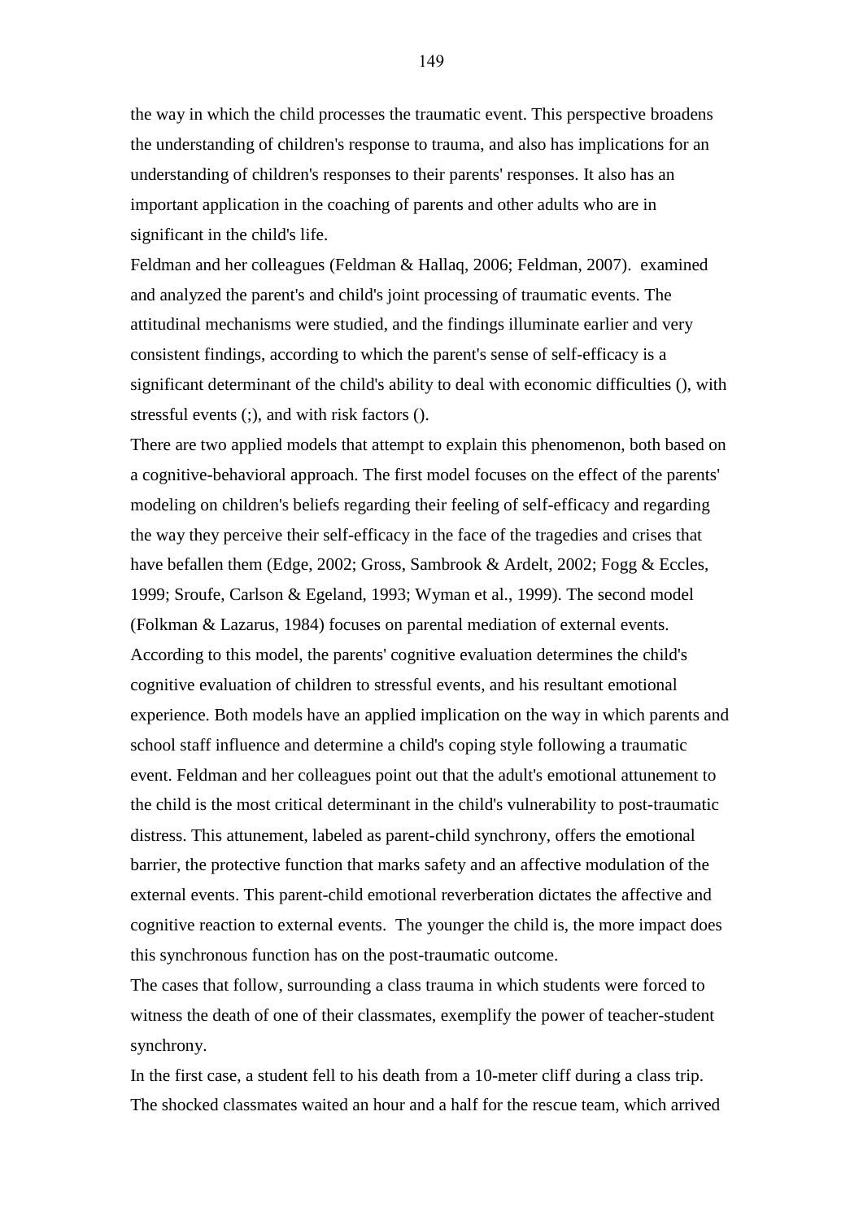the way in which the child processes the traumatic event. This perspective broadens the understanding of children's response to trauma, and also has implications for an understanding of children's responses to their parents' responses. It also has an important application in the coaching of parents and other adults who are in significant in the child's life.

Feldman and her colleagues (Feldman & Hallaq, 2006; Feldman, 2007). examined and analyzed the parent's and child's joint processing of traumatic events. The attitudinal mechanisms were studied, and the findings illuminate earlier and very consistent findings, according to which the parent's sense of self-efficacy is a significant determinant of the child's ability to deal with economic difficulties (), with stressful events (;), and with risk factors ().

There are two applied models that attempt to explain this phenomenon, both based on a cognitive-behavioral approach. The first model focuses on the effect of the parents' modeling on children's beliefs regarding their feeling of self-efficacy and regarding the way they perceive their self-efficacy in the face of the tragedies and crises that have befallen them (Edge, 2002; Gross, Sambrook & Ardelt, 2002; Fogg & Eccles, 1999; Sroufe, Carlson & Egeland, 1993; Wyman et al., 1999). The second model (Folkman & Lazarus, 1984) focuses on parental mediation of external events. According to this model, the parents' cognitive evaluation determines the child's cognitive evaluation of children to stressful events, and his resultant emotional experience. Both models have an applied implication on the way in which parents and school staff influence and determine a child's coping style following a traumatic event. Feldman and her colleagues point out that the adult's emotional attunement to the child is the most critical determinant in the child's vulnerability to post-traumatic distress. This attunement, labeled as parent-child synchrony, offers the emotional barrier, the protective function that marks safety and an affective modulation of the external events. This parent-child emotional reverberation dictates the affective and cognitive reaction to external events. The younger the child is, the more impact does this synchronous function has on the post-traumatic outcome.

The cases that follow, surrounding a class trauma in which students were forced to witness the death of one of their classmates, exemplify the power of teacher-student synchrony.

In the first case, a student fell to his death from a 10-meter cliff during a class trip. The shocked classmates waited an hour and a half for the rescue team, which arrived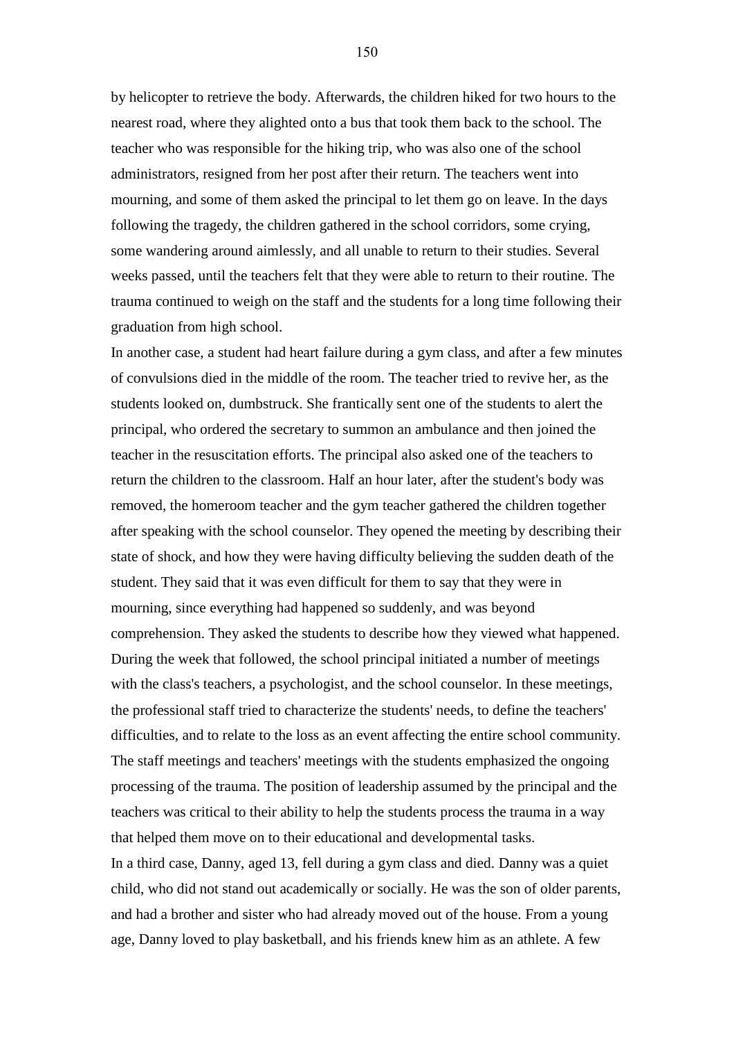by helicopter to retrieve the body. Afterwards, the children hiked for two hours to the nearest road, where they alighted onto a bus that took them back to the school. The teacher who was responsible for the hiking trip, who was also one of the school administrators, resigned from her post after their return. The teachers went into mourning, and some of them asked the principal to let them go on leave. In the days following the tragedy, the children gathered in the school corridors, some crying, some wandering around aimlessly, and all unable to return to their studies. Several weeks passed, until the teachers felt that they were able to return to their routine. The trauma continued to weigh on the staff and the students for a long time following their graduation from high school.

In another case, a student had heart failure during a gym class, and after a few minutes of convulsions died in the middle of the room. The teacher tried to revive her, as the students looked on, dumbstruck. She frantically sent one of the students to alert the principal, who ordered the secretary to summon an ambulance and then joined the teacher in the resuscitation efforts. The principal also asked one of the teachers to return the children to the classroom. Half an hour later, after the student's body was removed, the homeroom teacher and the gym teacher gathered the children together after speaking with the school counselor. They opened the meeting by describing their state of shock, and how they were having difficulty believing the sudden death of the student. They said that it was even difficult for them to say that they were in mourning, since everything had happened so suddenly, and was beyond comprehension. They asked the students to describe how they viewed what happened. During the week that followed, the school principal initiated a number of meetings with the class's teachers, a psychologist, and the school counselor. In these meetings, the professional staff tried to characterize the students' needs, to define the teachers' difficulties, and to relate to the loss as an event affecting the entire school community. The staff meetings and teachers' meetings with the students emphasized the ongoing processing of the trauma. The position of leadership assumed by the principal and the teachers was critical to their ability to help the students process the trauma in a way that helped them move on to their educational and developmental tasks.

In a third case, Danny, aged 13, fell during a gym class and died. Danny was a quiet child, who did not stand out academically or socially. He was the son of older parents, and had a brother and sister who had already moved out of the house. From a young age, Danny loved to play basketball, and his friends knew him as an athlete. A few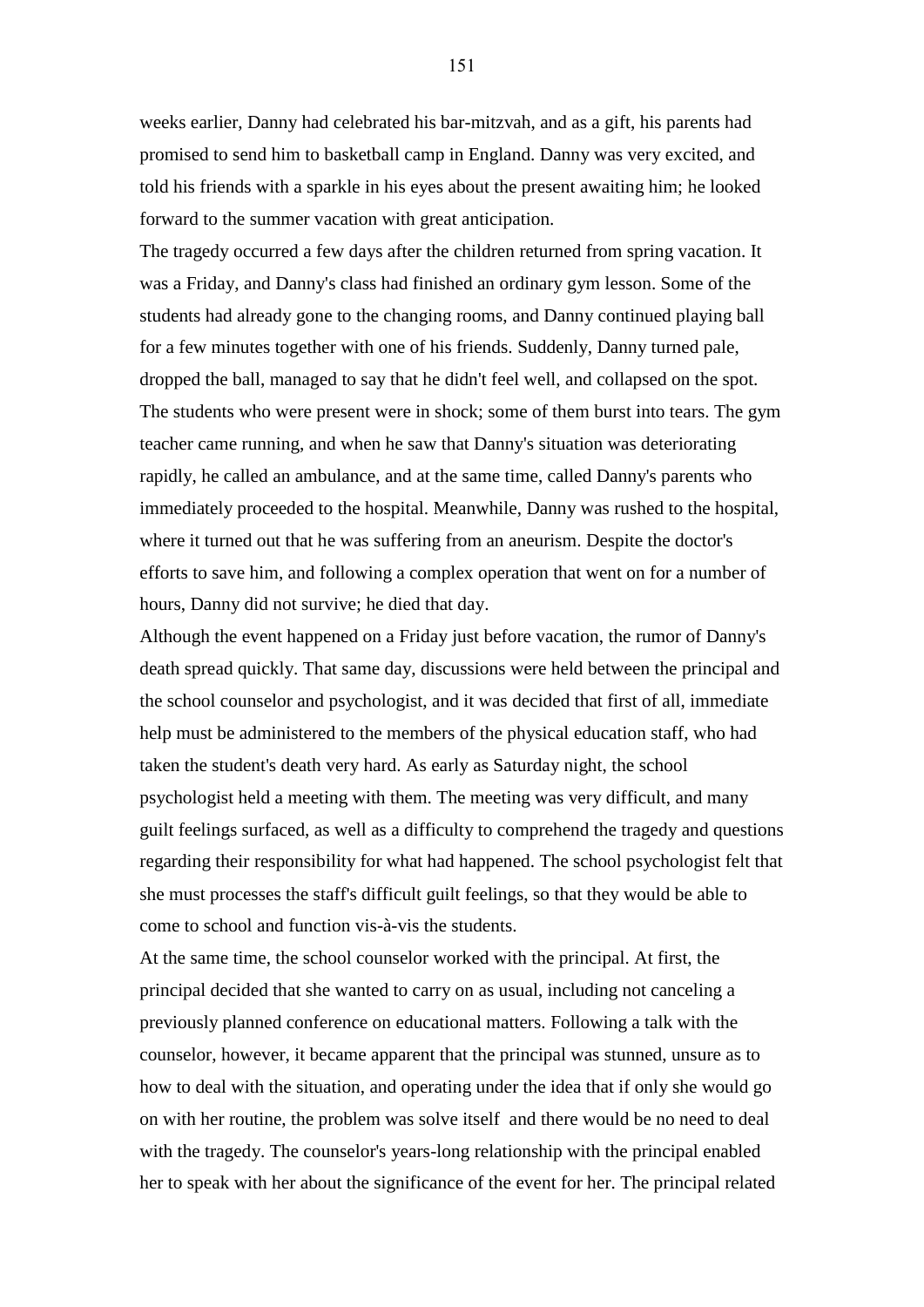weeks earlier, Danny had celebrated his bar-mitzvah, and as a gift, his parents had promised to send him to basketball camp in England. Danny was very excited, and told his friends with a sparkle in his eyes about the present awaiting him; he looked forward to the summer vacation with great anticipation.

The tragedy occurred a few days after the children returned from spring vacation. It was a Friday, and Danny's class had finished an ordinary gym lesson. Some of the students had already gone to the changing rooms, and Danny continued playing ball for a few minutes together with one of his friends. Suddenly, Danny turned pale, dropped the ball, managed to say that he didn't feel well, and collapsed on the spot. The students who were present were in shock; some of them burst into tears. The gym teacher came running, and when he saw that Danny's situation was deteriorating rapidly, he called an ambulance, and at the same time, called Danny's parents who immediately proceeded to the hospital. Meanwhile, Danny was rushed to the hospital, where it turned out that he was suffering from an aneurism. Despite the doctor's efforts to save him, and following a complex operation that went on for a number of hours, Danny did not survive; he died that day.

Although the event happened on a Friday just before vacation, the rumor of Danny's death spread quickly. That same day, discussions were held between the principal and the school counselor and psychologist, and it was decided that first of all, immediate help must be administered to the members of the physical education staff, who had taken the student's death very hard. As early as Saturday night, the school psychologist held a meeting with them. The meeting was very difficult, and many guilt feelings surfaced, as well as a difficulty to comprehend the tragedy and questions regarding their responsibility for what had happened. The school psychologist felt that she must processes the staff's difficult guilt feelings, so that they would be able to come to school and function vis-à-vis the students.

At the same time, the school counselor worked with the principal. At first, the principal decided that she wanted to carry on as usual, including not canceling a previously planned conference on educational matters. Following a talk with the counselor, however, it became apparent that the principal was stunned, unsure as to how to deal with the situation, and operating under the idea that if only she would go on with her routine, the problem was solve itself and there would be no need to deal with the tragedy. The counselor's years-long relationship with the principal enabled her to speak with her about the significance of the event for her. The principal related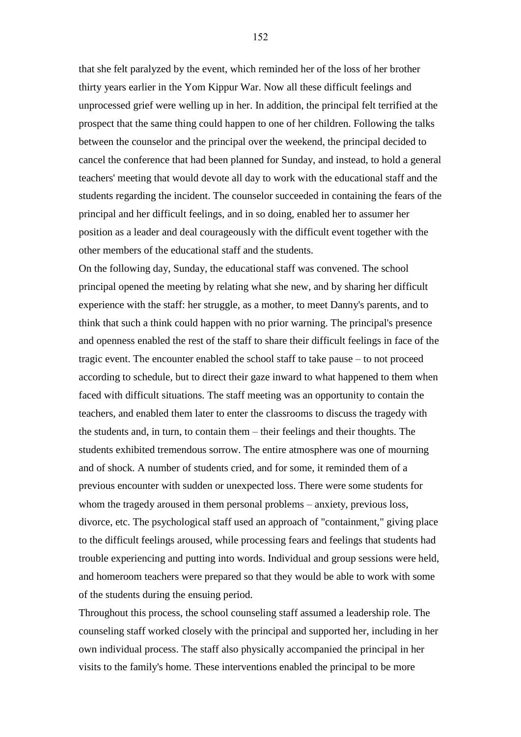that she felt paralyzed by the event, which reminded her of the loss of her brother thirty years earlier in the Yom Kippur War. Now all these difficult feelings and unprocessed grief were welling up in her. In addition, the principal felt terrified at the prospect that the same thing could happen to one of her children. Following the talks between the counselor and the principal over the weekend, the principal decided to cancel the conference that had been planned for Sunday, and instead, to hold a general teachers' meeting that would devote all day to work with the educational staff and the students regarding the incident. The counselor succeeded in containing the fears of the principal and her difficult feelings, and in so doing, enabled her to assumer her position as a leader and deal courageously with the difficult event together with the other members of the educational staff and the students.

On the following day, Sunday, the educational staff was convened. The school principal opened the meeting by relating what she new, and by sharing her difficult experience with the staff: her struggle, as a mother, to meet Danny's parents, and to think that such a think could happen with no prior warning. The principal's presence and openness enabled the rest of the staff to share their difficult feelings in face of the tragic event. The encounter enabled the school staff to take pause – to not proceed according to schedule, but to direct their gaze inward to what happened to them when faced with difficult situations. The staff meeting was an opportunity to contain the teachers, and enabled them later to enter the classrooms to discuss the tragedy with the students and, in turn, to contain them – their feelings and their thoughts. The students exhibited tremendous sorrow. The entire atmosphere was one of mourning and of shock. A number of students cried, and for some, it reminded them of a previous encounter with sudden or unexpected loss. There were some students for whom the tragedy aroused in them personal problems – anxiety, previous loss, divorce, etc. The psychological staff used an approach of "containment," giving place to the difficult feelings aroused, while processing fears and feelings that students had trouble experiencing and putting into words. Individual and group sessions were held, and homeroom teachers were prepared so that they would be able to work with some of the students during the ensuing period.

Throughout this process, the school counseling staff assumed a leadership role. The counseling staff worked closely with the principal and supported her, including in her own individual process. The staff also physically accompanied the principal in her visits to the family's home. These interventions enabled the principal to be more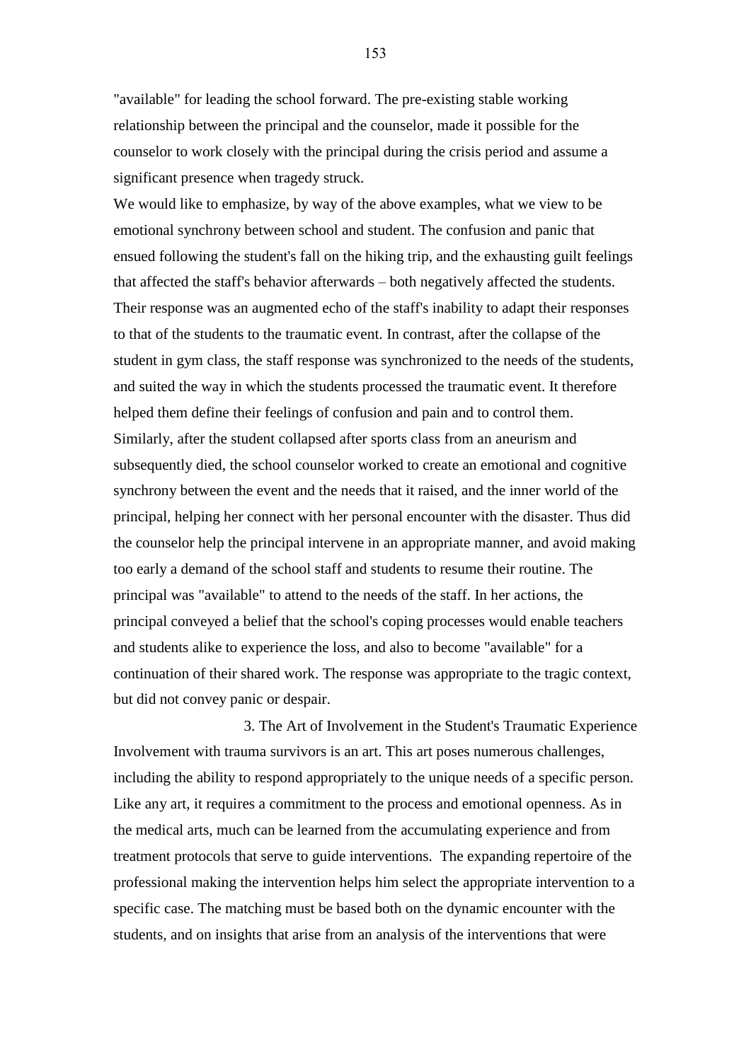"available" for leading the school forward. The pre-existing stable working relationship between the principal and the counselor, made it possible for the counselor to work closely with the principal during the crisis period and assume a significant presence when tragedy struck.

We would like to emphasize, by way of the above examples, what we view to be emotional synchrony between school and student. The confusion and panic that ensued following the student's fall on the hiking trip, and the exhausting guilt feelings that affected the staff's behavior afterwards – both negatively affected the students. Their response was an augmented echo of the staff's inability to adapt their responses to that of the students to the traumatic event. In contrast, after the collapse of the student in gym class, the staff response was synchronized to the needs of the students, and suited the way in which the students processed the traumatic event. It therefore helped them define their feelings of confusion and pain and to control them. Similarly, after the student collapsed after sports class from an aneurism and subsequently died, the school counselor worked to create an emotional and cognitive synchrony between the event and the needs that it raised, and the inner world of the principal, helping her connect with her personal encounter with the disaster. Thus did the counselor help the principal intervene in an appropriate manner, and avoid making too early a demand of the school staff and students to resume their routine. The principal was "available" to attend to the needs of the staff. In her actions, the principal conveyed a belief that the school's coping processes would enable teachers and students alike to experience the loss, and also to become "available" for a continuation of their shared work. The response was appropriate to the tragic context, but did not convey panic or despair.

### 3. The Art of Involvement in the Student's Traumatic Experience

Involvement with trauma survivors is an art. This art poses numerous challenges, including the ability to respond appropriately to the unique needs of a specific person. Like any art, it requires a commitment to the process and emotional openness. As in the medical arts, much can be learned from the accumulating experience and from treatment protocols that serve to guide interventions. The expanding repertoire of the professional making the intervention helps him select the appropriate intervention to a specific case. The matching must be based both on the dynamic encounter with the students, and on insights that arise from an analysis of the interventions that were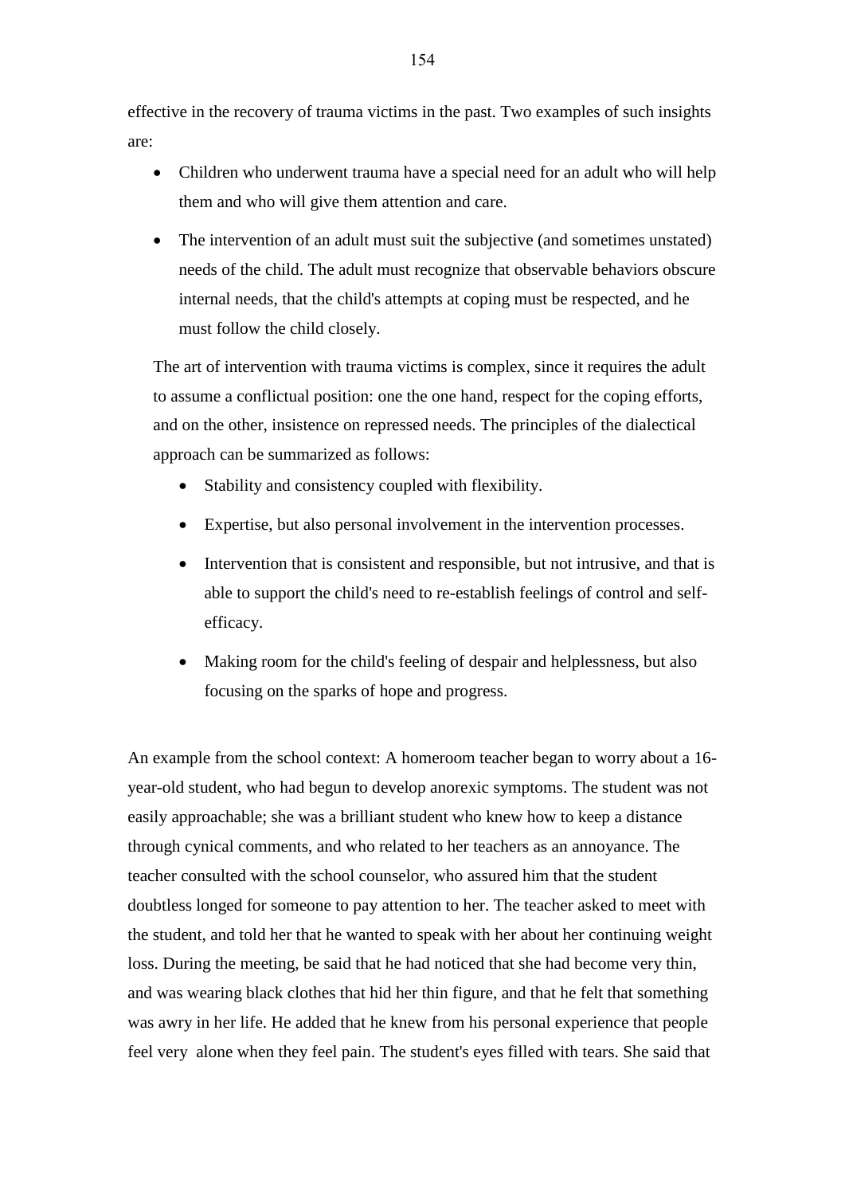effective in the recovery of trauma victims in the past. Two examples of such insights are:

- Children who underwent trauma have a special need for an adult who will help them and who will give them attention and care.
- The intervention of an adult must suit the subjective (and sometimes unstated) needs of the child. The adult must recognize that observable behaviors obscure internal needs, that the child's attempts at coping must be respected, and he must follow the child closely.

The art of intervention with trauma victims is complex, since it requires the adult to assume a conflictual position: one the one hand, respect for the coping efforts, and on the other, insistence on repressed needs. The principles of the dialectical approach can be summarized as follows:

- Stability and consistency coupled with flexibility.
- Expertise, but also personal involvement in the intervention processes.
- Intervention that is consistent and responsible, but not intrusive, and that is able to support the child's need to re-establish feelings of control and self-efficacy.
- Making room for the child's feeling of despair and helplessness, but also focusing on the sparks of hope and progress.

An example from the school context: A homeroom teacher began to worry about a 16-year-old student, who had begun to develop anorexic symptoms. The student was not easily approachable; she was a brilliant student who knew how to keep a distance through cynical comments, and who related to her teachers as an annoyance. The teacher consulted with the school counselor, who assured him that the student doubtless longed for someone to pay attention to her. The teacher asked to meet with the student, and told her that he wanted to speak with her about her continuing weight loss. During the meeting, be said that he had noticed that she had become very thin, and was wearing black clothes that hid her thin figure, and that he felt that something was awry in her life. He added that he knew from his personal experience that people feel very alone when they feel pain. The student's eyes filled with tears. She said that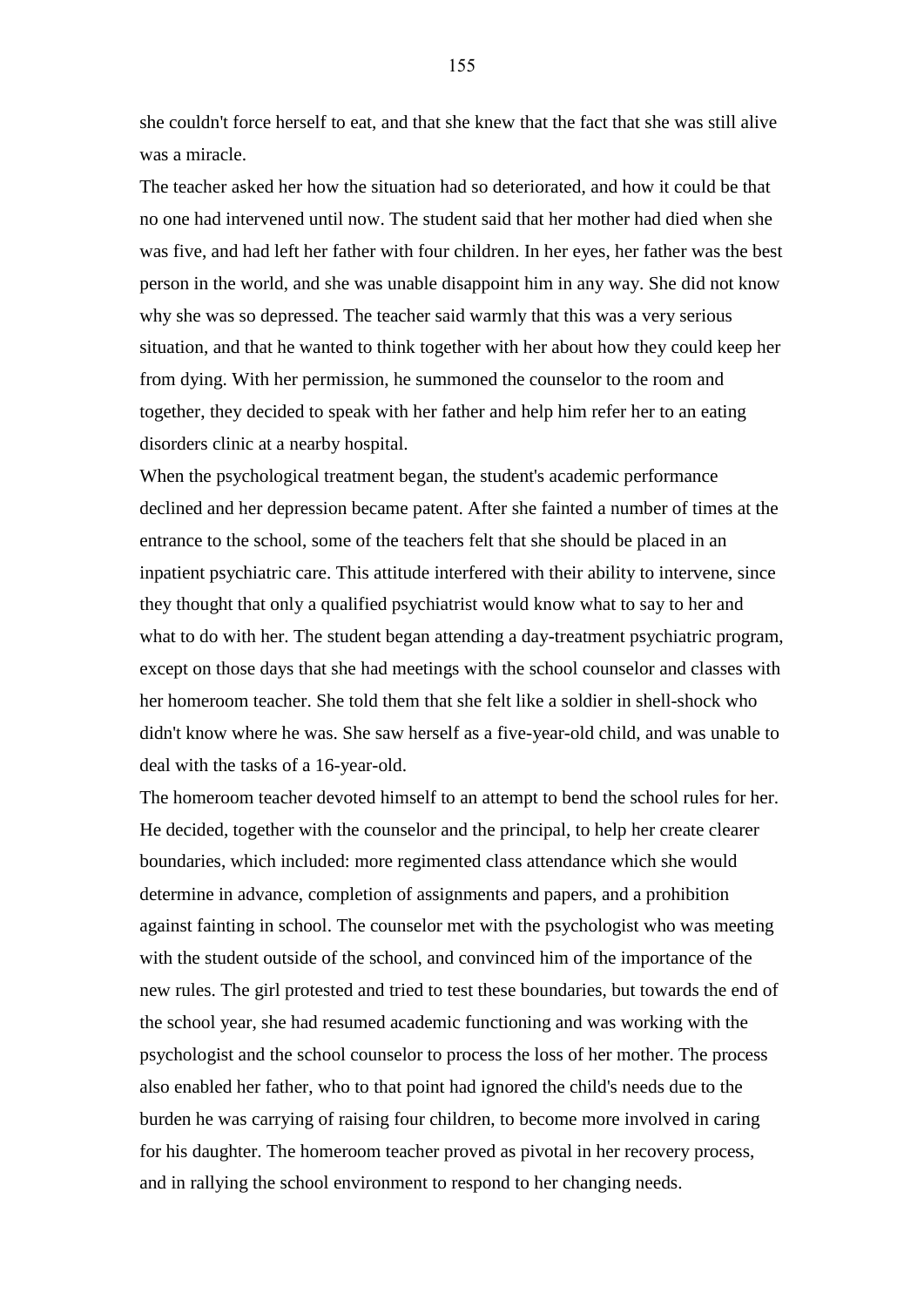she couldn't force herself to eat, and that she knew that the fact that she was still alive was a miracle.

The teacher asked her how the situation had so deteriorated, and how it could be that no one had intervened until now. The student said that her mother had died when she was five, and had left her father with four children. In her eyes, her father was the best person in the world, and she was unable disappoint him in any way. She did not know why she was so depressed. The teacher said warmly that this was a very serious situation, and that he wanted to think together with her about how they could keep her from dying. With her permission, he summoned the counselor to the room and together, they decided to speak with her father and help him refer her to an eating disorders clinic at a nearby hospital.

When the psychological treatment began, the student's academic performance declined and her depression became patent. After she fainted a number of times at the entrance to the school, some of the teachers felt that she should be placed in an inpatient psychiatric care. This attitude interfered with their ability to intervene, since they thought that only a qualified psychiatrist would know what to say to her and what to do with her. The student began attending a day-treatment psychiatric program, except on those days that she had meetings with the school counselor and classes with her homeroom teacher. She told them that she felt like a soldier in shell-shock who didn't know where he was. She saw herself as a five-year-old child, and was unable to deal with the tasks of a 16-year-old.

The homeroom teacher devoted himself to an attempt to bend the school rules for her. He decided, together with the counselor and the principal, to help her create clearer boundaries, which included: more regimented class attendance which she would determine in advance, completion of assignments and papers, and a prohibition against fainting in school. The counselor met with the psychologist who was meeting with the student outside of the school, and convinced him of the importance of the new rules. The girl protested and tried to test these boundaries, but towards the end of the school year, she had resumed academic functioning and was working with the psychologist and the school counselor to process the loss of her mother. The process also enabled her father, who to that point had ignored the child's needs due to the burden he was carrying of raising four children, to become more involved in caring for his daughter. The homeroom teacher proved as pivotal in her recovery process, and in rallying the school environment to respond to her changing needs.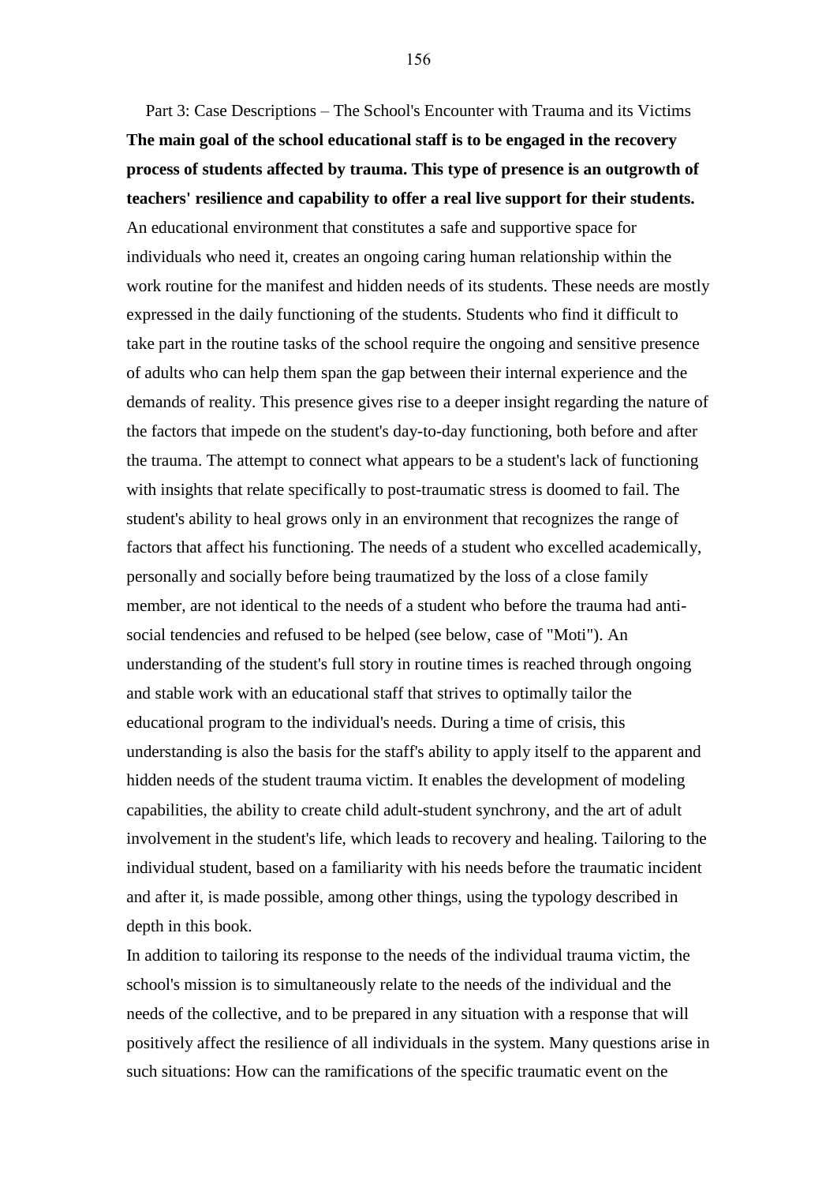Part 3: Case Descriptions – The School's Encounter with Trauma and its Victims

**The main goal of the school educational staff is to be engaged in the recovery process of students affected by trauma. This type of presence is an outgrowth of teachers' resilience and capability to offer a real live support for their students.**

An educational environment that constitutes a safe and supportive space for individuals who need it, creates an ongoing caring human relationship within the work routine for the manifest and hidden needs of its students. These needs are mostly expressed in the daily functioning of the students. Students who find it difficult to take part in the routine tasks of the school require the ongoing and sensitive presence of adults who can help them span the gap between their internal experience and the demands of reality. This presence gives rise to a deeper insight regarding the nature of the factors that impede on the student's day-to-day functioning, both before and after the trauma. The attempt to connect what appears to be a student's lack of functioning with insights that relate specifically to post-traumatic stress is doomed to fail. The student's ability to heal grows only in an environment that recognizes the range of factors that affect his functioning. The needs of a student who excelled academically, personally and socially before being traumatized by the loss of a close family member, are not identical to the needs of a student who before the trauma had anti-social tendencies and refused to be helped (see below, case of "Moti"). An understanding of the student's full story in routine times is reached through ongoing and stable work with an educational staff that strives to optimally tailor the educational program to the individual's needs. During a time of crisis, this understanding is also the basis for the staff's ability to apply itself to the apparent and hidden needs of the student trauma victim. It enables the development of modeling capabilities, the ability to create child adult-student synchrony, and the art of adult involvement in the student's life, which leads to recovery and healing. Tailoring to the individual student, based on a familiarity with his needs before the traumatic incident and after it, is made possible, among other things, using the typology described in depth in this book.

In addition to tailoring its response to the needs of the individual trauma victim, the school's mission is to simultaneously relate to the needs of the individual and the needs of the collective, and to be prepared in any situation with a response that will positively affect the resilience of all individuals in the system. Many questions arise in such situations: How can the ramifications of the specific traumatic event on the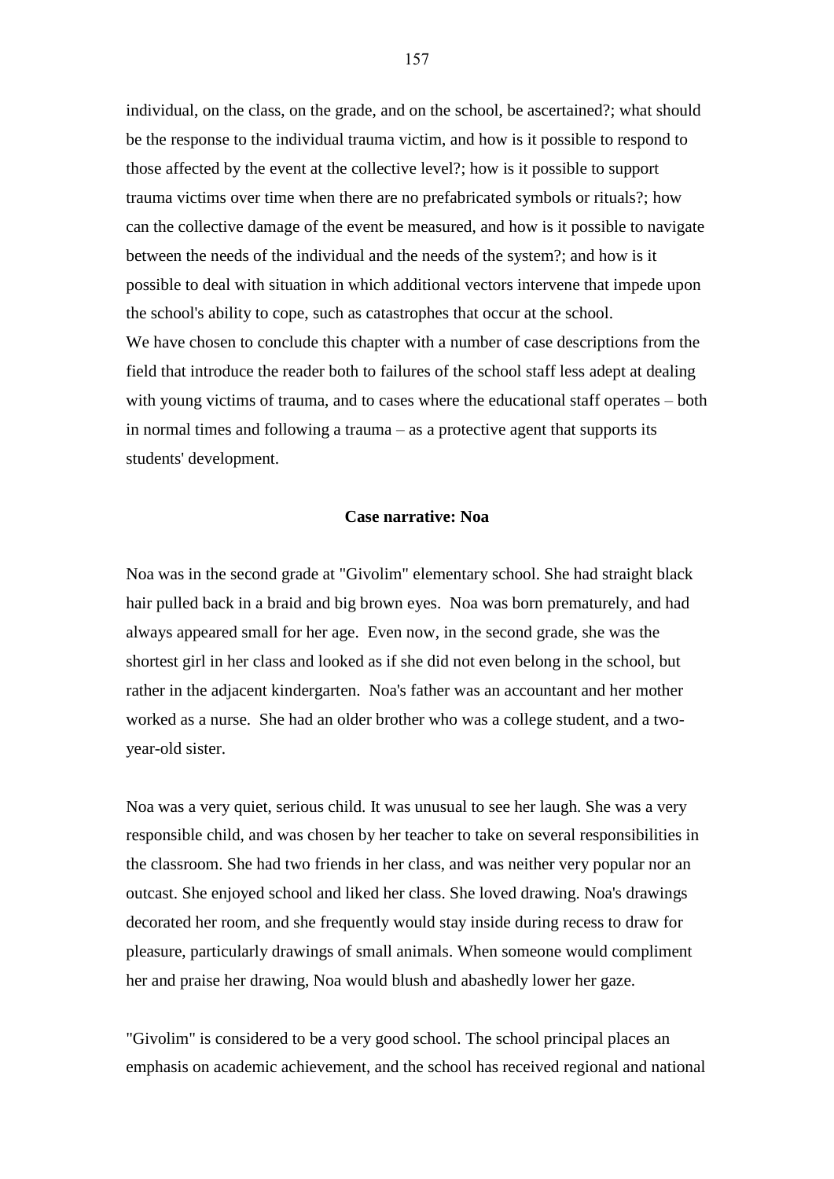individual, on the class, on the grade, and on the school, be ascertained?; what should be the response to the individual trauma victim, and how is it possible to respond to those affected by the event at the collective level?; how is it possible to support trauma victims over time when there are no prefabricated symbols or rituals?; how can the collective damage of the event be measured, and how is it possible to navigate between the needs of the individual and the needs of the system?; and how is it possible to deal with situation in which additional vectors intervene that impede upon the school's ability to cope, such as catastrophes that occur at the school.
We have chosen to conclude this chapter with a number of case descriptions from the field that introduce the reader both to failures of the school staff less adept at dealing with young victims of trauma, and to cases where the educational staff operates – both in normal times and following a trauma – as a protective agent that supports its students' development.

**Case narrative: Noa**

Noa was in the second grade at "Givolim" elementary school. She had straight black hair pulled back in a braid and big brown eyes. Noa was born prematurely, and had always appeared small for her age. Even now, in the second grade, she was the shortest girl in her class and looked as if she did not even belong in the school, but rather in the adjacent kindergarten. Noa's father was an accountant and her mother worked as a nurse. She had an older brother who was a college student, and a two-year-old sister.

Noa was a very quiet, serious child. It was unusual to see her laugh. She was a very responsible child, and was chosen by her teacher to take on several responsibilities in the classroom. She had two friends in her class, and was neither very popular nor an outcast. She enjoyed school and liked her class. She loved drawing. Noa's drawings decorated her room, and she frequently would stay inside during recess to draw for pleasure, particularly drawings of small animals. When someone would compliment her and praise her drawing, Noa would blush and abashedly lower her gaze.

"Givolim" is considered to be a very good school. The school principal places an emphasis on academic achievement, and the school has received regional and national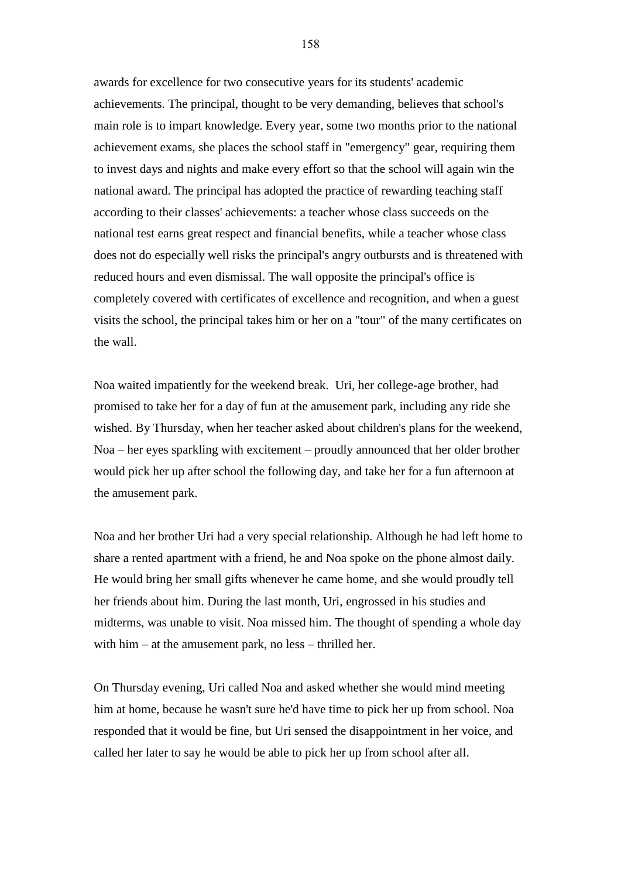awards for excellence for two consecutive years for its students' academic achievements. The principal, thought to be very demanding, believes that school's main role is to impart knowledge. Every year, some two months prior to the national achievement exams, she places the school staff in "emergency" gear, requiring them to invest days and nights and make every effort so that the school will again win the national award. The principal has adopted the practice of rewarding teaching staff according to their classes' achievements: a teacher whose class succeeds on the national test earns great respect and financial benefits, while a teacher whose class does not do especially well risks the principal's angry outbursts and is threatened with reduced hours and even dismissal. The wall opposite the principal's office is completely covered with certificates of excellence and recognition, and when a guest visits the school, the principal takes him or her on a "tour" of the many certificates on the wall.

Noa waited impatiently for the weekend break. Uri, her college-age brother, had promised to take her for a day of fun at the amusement park, including any ride she wished. By Thursday, when her teacher asked about children's plans for the weekend, Noa – her eyes sparkling with excitement – proudly announced that her older brother would pick her up after school the following day, and take her for a fun afternoon at the amusement park.

Noa and her brother Uri had a very special relationship. Although he had left home to share a rented apartment with a friend, he and Noa spoke on the phone almost daily. He would bring her small gifts whenever he came home, and she would proudly tell her friends about him. During the last month, Uri, engrossed in his studies and midterms, was unable to visit. Noa missed him. The thought of spending a whole day with him – at the amusement park, no less – thrilled her.

On Thursday evening, Uri called Noa and asked whether she would mind meeting him at home, because he wasn't sure he'd have time to pick her up from school. Noa responded that it would be fine, but Uri sensed the disappointment in her voice, and called her later to say he would be able to pick her up from school after all.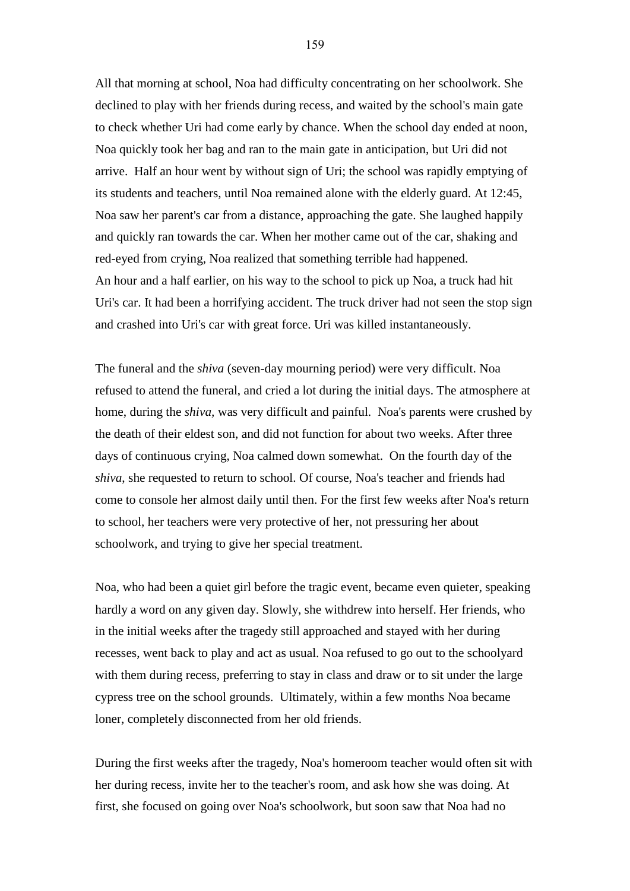All that morning at school, Noa had difficulty concentrating on her schoolwork. She declined to play with her friends during recess, and waited by the school's main gate to check whether Uri had come early by chance. When the school day ended at noon, Noa quickly took her bag and ran to the main gate in anticipation, but Uri did not arrive. Half an hour went by without sign of Uri; the school was rapidly emptying of its students and teachers, until Noa remained alone with the elderly guard. At 12:45, Noa saw her parent's car from a distance, approaching the gate. She laughed happily and quickly ran towards the car. When her mother came out of the car, shaking and red-eyed from crying, Noa realized that something terrible had happened.
An hour and a half earlier, on his way to the school to pick up Noa, a truck had hit Uri's car. It had been a horrifying accident. The truck driver had not seen the stop sign and crashed into Uri's car with great force. Uri was killed instantaneously.

The funeral and the *shiva* (seven-day mourning period) were very difficult. Noa refused to attend the funeral, and cried a lot during the initial days. The atmosphere at home, during the *shiva,* was very difficult and painful. Noa's parents were crushed by the death of their eldest son, and did not function for about two weeks. After three days of continuous crying, Noa calmed down somewhat. On the fourth day of the *shiva*, she requested to return to school. Of course, Noa's teacher and friends had come to console her almost daily until then. For the first few weeks after Noa's return to school, her teachers were very protective of her, not pressuring her about schoolwork, and trying to give her special treatment.

Noa, who had been a quiet girl before the tragic event, became even quieter, speaking hardly a word on any given day. Slowly, she withdrew into herself. Her friends, who in the initial weeks after the tragedy still approached and stayed with her during recesses, went back to play and act as usual. Noa refused to go out to the schoolyard with them during recess, preferring to stay in class and draw or to sit under the large cypress tree on the school grounds. Ultimately, within a few months Noa became loner, completely disconnected from her old friends.

During the first weeks after the tragedy, Noa's homeroom teacher would often sit with her during recess, invite her to the teacher's room, and ask how she was doing. At first, she focused on going over Noa's schoolwork, but soon saw that Noa had no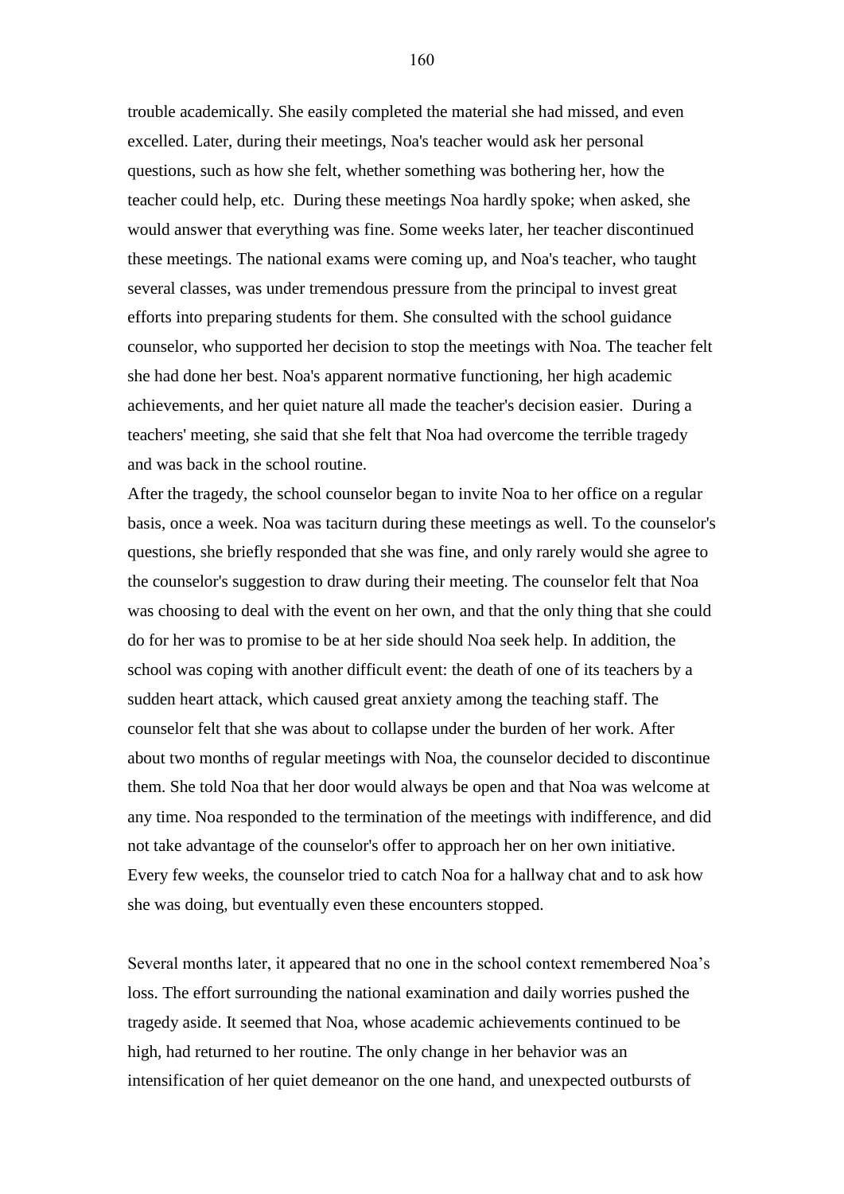trouble academically. She easily completed the material she had missed, and even excelled. Later, during their meetings, Noa's teacher would ask her personal questions, such as how she felt, whether something was bothering her, how the teacher could help, etc. During these meetings Noa hardly spoke; when asked, she would answer that everything was fine. Some weeks later, her teacher discontinued these meetings. The national exams were coming up, and Noa's teacher, who taught several classes, was under tremendous pressure from the principal to invest great efforts into preparing students for them. She consulted with the school guidance counselor, who supported her decision to stop the meetings with Noa. The teacher felt she had done her best. Noa's apparent normative functioning, her high academic achievements, and her quiet nature all made the teacher's decision easier. During a teachers' meeting, she said that she felt that Noa had overcome the terrible tragedy and was back in the school routine.

After the tragedy, the school counselor began to invite Noa to her office on a regular basis, once a week. Noa was taciturn during these meetings as well. To the counselor's questions, she briefly responded that she was fine, and only rarely would she agree to the counselor's suggestion to draw during their meeting. The counselor felt that Noa was choosing to deal with the event on her own, and that the only thing that she could do for her was to promise to be at her side should Noa seek help. In addition, the school was coping with another difficult event: the death of one of its teachers by a sudden heart attack, which caused great anxiety among the teaching staff. The counselor felt that she was about to collapse under the burden of her work. After about two months of regular meetings with Noa, the counselor decided to discontinue them. She told Noa that her door would always be open and that Noa was welcome at any time. Noa responded to the termination of the meetings with indifference, and did not take advantage of the counselor's offer to approach her on her own initiative. Every few weeks, the counselor tried to catch Noa for a hallway chat and to ask how she was doing, but eventually even these encounters stopped.

Several months later, it appeared that no one in the school context remembered Noa's loss. The effort surrounding the national examination and daily worries pushed the tragedy aside. It seemed that Noa, whose academic achievements continued to be high, had returned to her routine. The only change in her behavior was an intensification of her quiet demeanor on the one hand, and unexpected outbursts of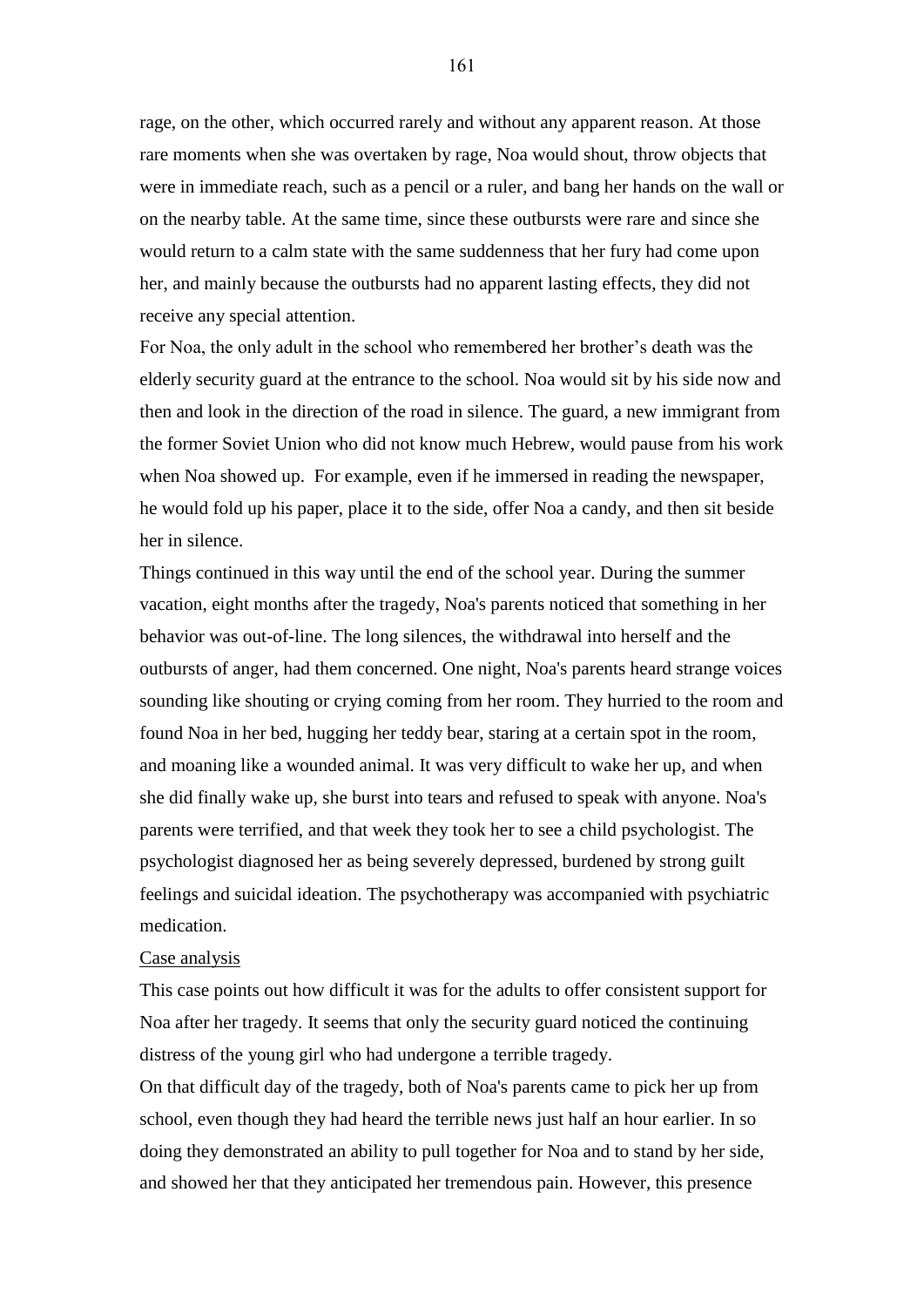rage, on the other, which occurred rarely and without any apparent reason. At those rare moments when she was overtaken by rage, Noa would shout, throw objects that were in immediate reach, such as a pencil or a ruler, and bang her hands on the wall or on the nearby table. At the same time, since these outbursts were rare and since she would return to a calm state with the same suddenness that her fury had come upon her, and mainly because the outbursts had no apparent lasting effects, they did not receive any special attention.

For Noa, the only adult in the school who remembered her brother's death was the elderly security guard at the entrance to the school. Noa would sit by his side now and then and look in the direction of the road in silence. The guard, a new immigrant from the former Soviet Union who did not know much Hebrew, would pause from his work when Noa showed up. For example, even if he immersed in reading the newspaper, he would fold up his paper, place it to the side, offer Noa a candy, and then sit beside her in silence.

Things continued in this way until the end of the school year. During the summer vacation, eight months after the tragedy, Noa's parents noticed that something in her behavior was out-of-line. The long silences, the withdrawal into herself and the outbursts of anger, had them concerned. One night, Noa's parents heard strange voices sounding like shouting or crying coming from her room. They hurried to the room and found Noa in her bed, hugging her teddy bear, staring at a certain spot in the room, and moaning like a wounded animal. It was very difficult to wake her up, and when she did finally wake up, she burst into tears and refused to speak with anyone. Noa's parents were terrified, and that week they took her to see a child psychologist. The psychologist diagnosed her as being severely depressed, burdened by strong guilt feelings and suicidal ideation. The psychotherapy was accompanied with psychiatric medication.

Case analysis

This case points out how difficult it was for the adults to offer consistent support for Noa after her tragedy. It seems that only the security guard noticed the continuing distress of the young girl who had undergone a terrible tragedy.

On that difficult day of the tragedy, both of Noa's parents came to pick her up from school, even though they had heard the terrible news just half an hour earlier. In so doing they demonstrated an ability to pull together for Noa and to stand by her side, and showed her that they anticipated her tremendous pain. However, this presence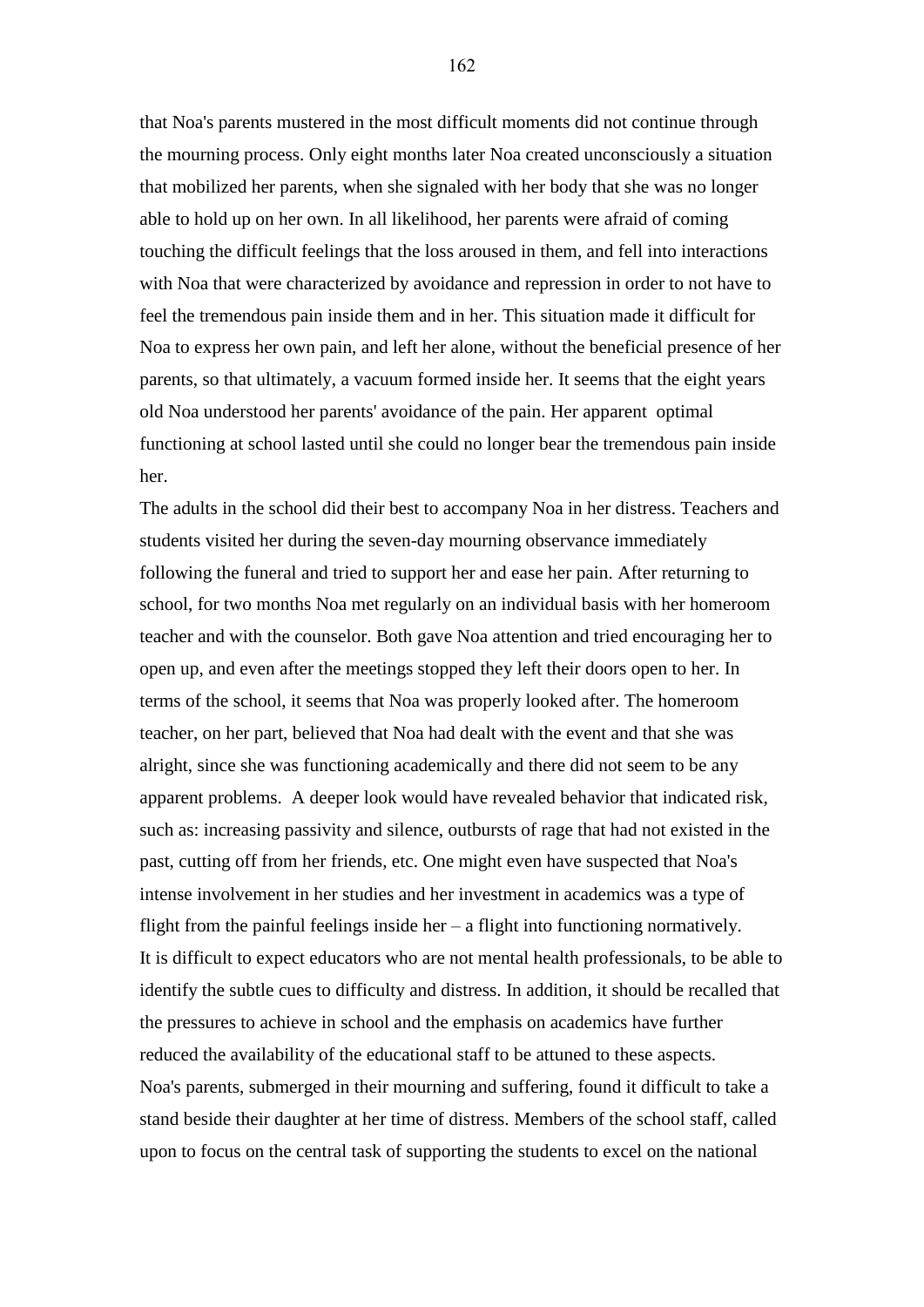that Noa's parents mustered in the most difficult moments did not continue through the mourning process. Only eight months later Noa created unconsciously a situation that mobilized her parents, when she signaled with her body that she was no longer able to hold up on her own. In all likelihood, her parents were afraid of coming touching the difficult feelings that the loss aroused in them, and fell into interactions with Noa that were characterized by avoidance and repression in order to not have to feel the tremendous pain inside them and in her. This situation made it difficult for Noa to express her own pain, and left her alone, without the beneficial presence of her parents, so that ultimately, a vacuum formed inside her. It seems that the eight years old Noa understood her parents' avoidance of the pain. Her apparent optimal functioning at school lasted until she could no longer bear the tremendous pain inside her.

The adults in the school did their best to accompany Noa in her distress. Teachers and students visited her during the seven-day mourning observance immediately following the funeral and tried to support her and ease her pain. After returning to school, for two months Noa met regularly on an individual basis with her homeroom teacher and with the counselor. Both gave Noa attention and tried encouraging her to open up, and even after the meetings stopped they left their doors open to her. In terms of the school, it seems that Noa was properly looked after. The homeroom teacher, on her part, believed that Noa had dealt with the event and that she was alright, since she was functioning academically and there did not seem to be any apparent problems. A deeper look would have revealed behavior that indicated risk, such as: increasing passivity and silence, outbursts of rage that had not existed in the past, cutting off from her friends, etc. One might even have suspected that Noa's intense involvement in her studies and her investment in academics was a type of flight from the painful feelings inside her – a flight into functioning normatively.

It is difficult to expect educators who are not mental health professionals, to be able to identify the subtle cues to difficulty and distress. In addition, it should be recalled that the pressures to achieve in school and the emphasis on academics have further reduced the availability of the educational staff to be attuned to these aspects.

Noa's parents, submerged in their mourning and suffering, found it difficult to take a stand beside their daughter at her time of distress. Members of the school staff, called upon to focus on the central task of supporting the students to excel on the national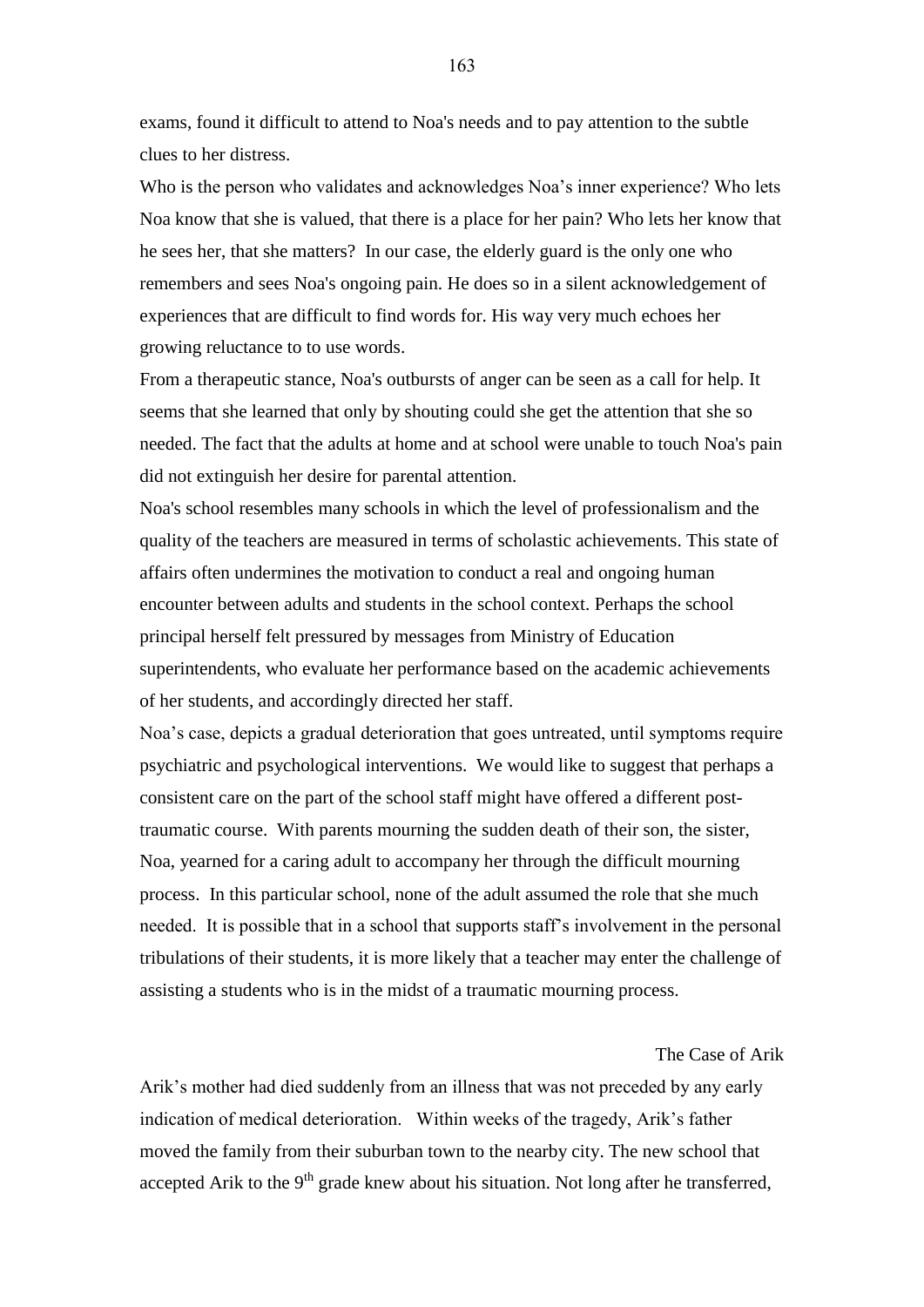exams, found it difficult to attend to Noa's needs and to pay attention to the subtle clues to her distress.

Who is the person who validates and acknowledges Noa's inner experience? Who lets Noa know that she is valued, that there is a place for her pain? Who lets her know that he sees her, that she matters? In our case, the elderly guard is the only one who remembers and sees Noa's ongoing pain. He does so in a silent acknowledgement of experiences that are difficult to find words for. His way very much echoes her growing reluctance to to use words.

From a therapeutic stance, Noa's outbursts of anger can be seen as a call for help. It seems that she learned that only by shouting could she get the attention that she so needed. The fact that the adults at home and at school were unable to touch Noa's pain did not extinguish her desire for parental attention.

Noa's school resembles many schools in which the level of professionalism and the quality of the teachers are measured in terms of scholastic achievements. This state of affairs often undermines the motivation to conduct a real and ongoing human encounter between adults and students in the school context. Perhaps the school principal herself felt pressured by messages from Ministry of Education superintendents, who evaluate her performance based on the academic achievements of her students, and accordingly directed her staff.

Noa's case, depicts a gradual deterioration that goes untreated, until symptoms require psychiatric and psychological interventions. We would like to suggest that perhaps a consistent care on the part of the school staff might have offered a different post-traumatic course. With parents mourning the sudden death of their son, the sister, Noa, yearned for a caring adult to accompany her through the difficult mourning process. In this particular school, none of the adult assumed the role that she much needed. It is possible that in a school that supports staff's involvement in the personal tribulations of their students, it is more likely that a teacher may enter the challenge of assisting a students who is in the midst of a traumatic mourning process.

### The Case of Arik

Arik's mother had died suddenly from an illness that was not preceded by any early indication of medical deterioration. Within weeks of the tragedy, Arik's father moved the family from their suburban town to the nearby city. The new school that accepted Arik to the 9th grade knew about his situation. Not long after he transferred,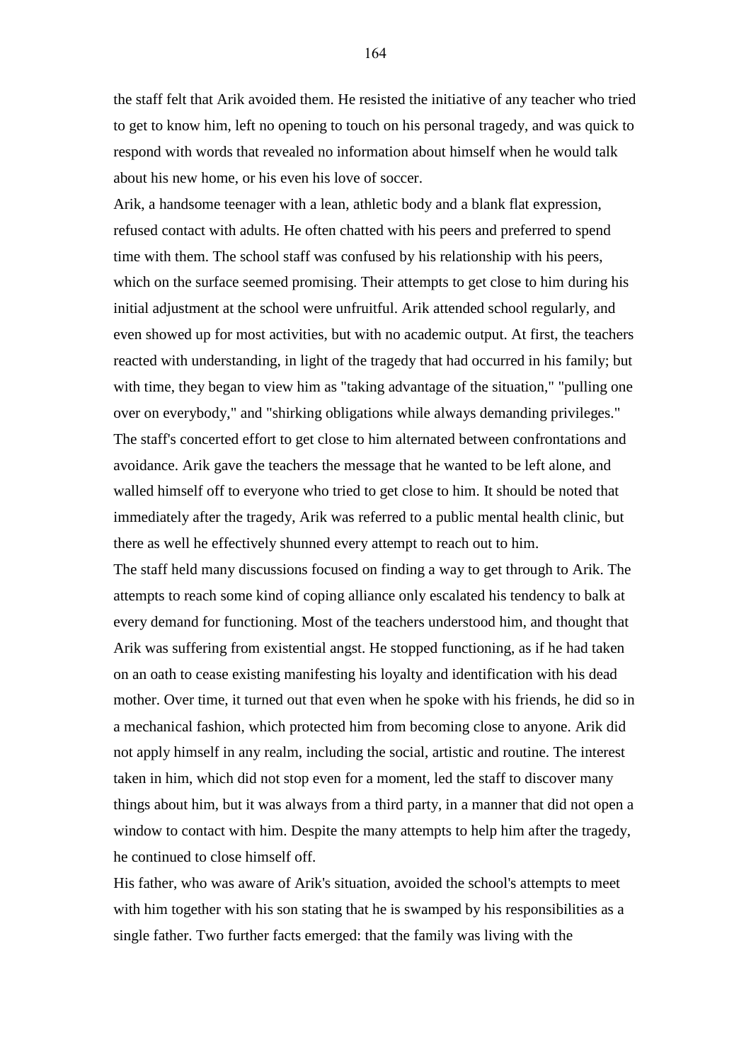the staff felt that Arik avoided them. He resisted the initiative of any teacher who tried to get to know him, left no opening to touch on his personal tragedy, and was quick to respond with words that revealed no information about himself when he would talk about his new home, or his even his love of soccer.

Arik, a handsome teenager with a lean, athletic body and a blank flat expression, refused contact with adults. He often chatted with his peers and preferred to spend time with them. The school staff was confused by his relationship with his peers, which on the surface seemed promising. Their attempts to get close to him during his initial adjustment at the school were unfruitful. Arik attended school regularly, and even showed up for most activities, but with no academic output. At first, the teachers reacted with understanding, in light of the tragedy that had occurred in his family; but with time, they began to view him as "taking advantage of the situation," "pulling one over on everybody," and "shirking obligations while always demanding privileges." The staff's concerted effort to get close to him alternated between confrontations and avoidance. Arik gave the teachers the message that he wanted to be left alone, and walled himself off to everyone who tried to get close to him. It should be noted that immediately after the tragedy, Arik was referred to a public mental health clinic, but there as well he effectively shunned every attempt to reach out to him.

The staff held many discussions focused on finding a way to get through to Arik. The attempts to reach some kind of coping alliance only escalated his tendency to balk at every demand for functioning. Most of the teachers understood him, and thought that Arik was suffering from existential angst. He stopped functioning, as if he had taken on an oath to cease existing manifesting his loyalty and identification with his dead mother. Over time, it turned out that even when he spoke with his friends, he did so in a mechanical fashion, which protected him from becoming close to anyone. Arik did not apply himself in any realm, including the social, artistic and routine. The interest taken in him, which did not stop even for a moment, led the staff to discover many things about him, but it was always from a third party, in a manner that did not open a window to contact with him. Despite the many attempts to help him after the tragedy, he continued to close himself off.

His father, who was aware of Arik's situation, avoided the school's attempts to meet with him together with his son stating that he is swamped by his responsibilities as a single father. Two further facts emerged: that the family was living with the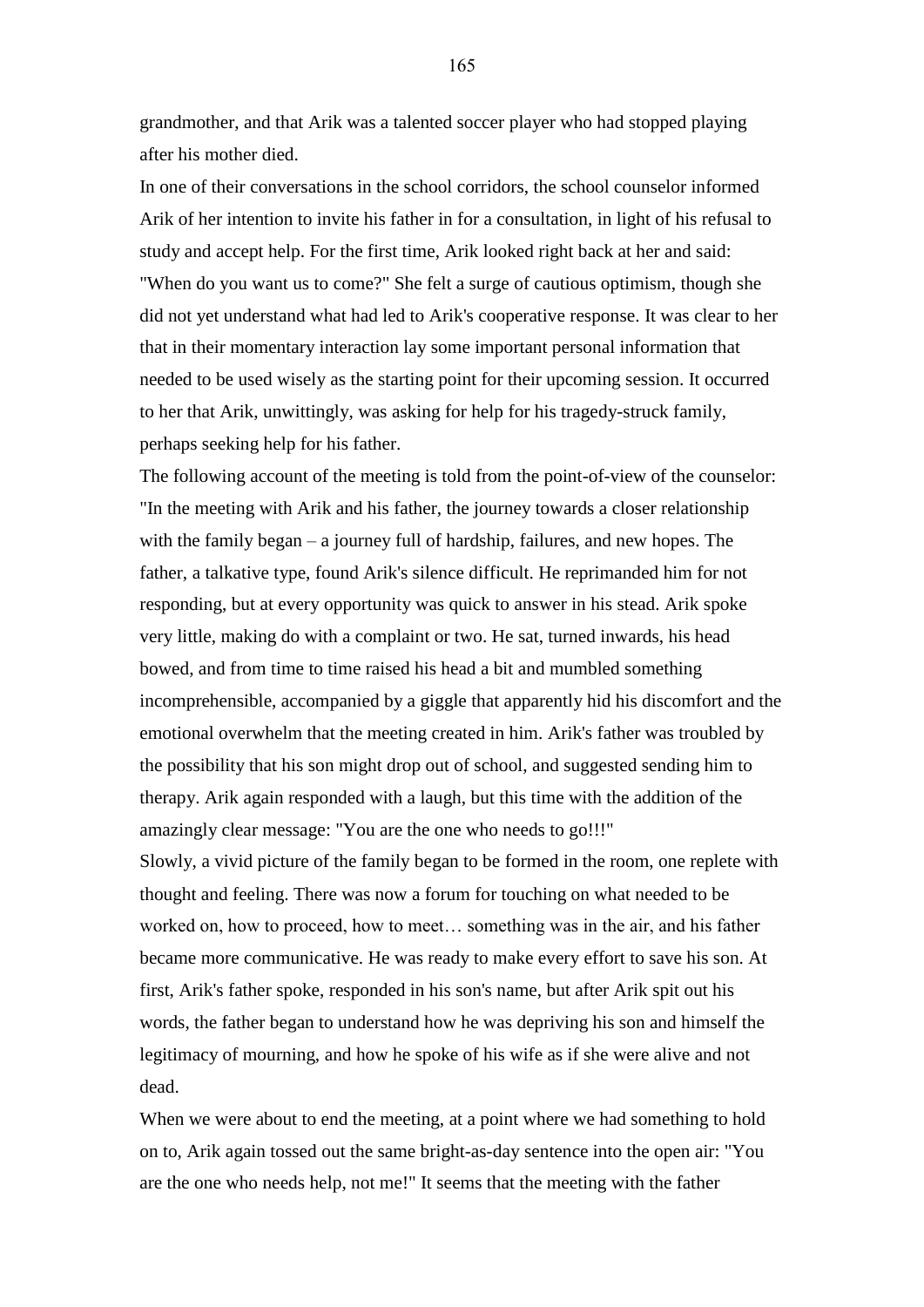grandmother, and that Arik was a talented soccer player who had stopped playing after his mother died.

In one of their conversations in the school corridors, the school counselor informed Arik of her intention to invite his father in for a consultation, in light of his refusal to study and accept help. For the first time, Arik looked right back at her and said: "When do you want us to come?" She felt a surge of cautious optimism, though she did not yet understand what had led to Arik's cooperative response. It was clear to her that in their momentary interaction lay some important personal information that needed to be used wisely as the starting point for their upcoming session. It occurred to her that Arik, unwittingly, was asking for help for his tragedy-struck family, perhaps seeking help for his father.

The following account of the meeting is told from the point-of-view of the counselor: "In the meeting with Arik and his father, the journey towards a closer relationship with the family began – a journey full of hardship, failures, and new hopes. The father, a talkative type, found Arik's silence difficult. He reprimanded him for not responding, but at every opportunity was quick to answer in his stead. Arik spoke very little, making do with a complaint or two. He sat, turned inwards, his head bowed, and from time to time raised his head a bit and mumbled something incomprehensible, accompanied by a giggle that apparently hid his discomfort and the emotional overwhelm that the meeting created in him. Arik's father was troubled by the possibility that his son might drop out of school, and suggested sending him to therapy. Arik again responded with a laugh, but this time with the addition of the amazingly clear message: "You are the one who needs to go!!!"

Slowly, a vivid picture of the family began to be formed in the room, one replete with thought and feeling. There was now a forum for touching on what needed to be worked on, how to proceed, how to meet… something was in the air, and his father became more communicative. He was ready to make every effort to save his son. At first, Arik's father spoke, responded in his son's name, but after Arik spit out his words, the father began to understand how he was depriving his son and himself the legitimacy of mourning, and how he spoke of his wife as if she were alive and not dead.

When we were about to end the meeting, at a point where we had something to hold on to, Arik again tossed out the same bright-as-day sentence into the open air: "You are the one who needs help, not me!" It seems that the meeting with the father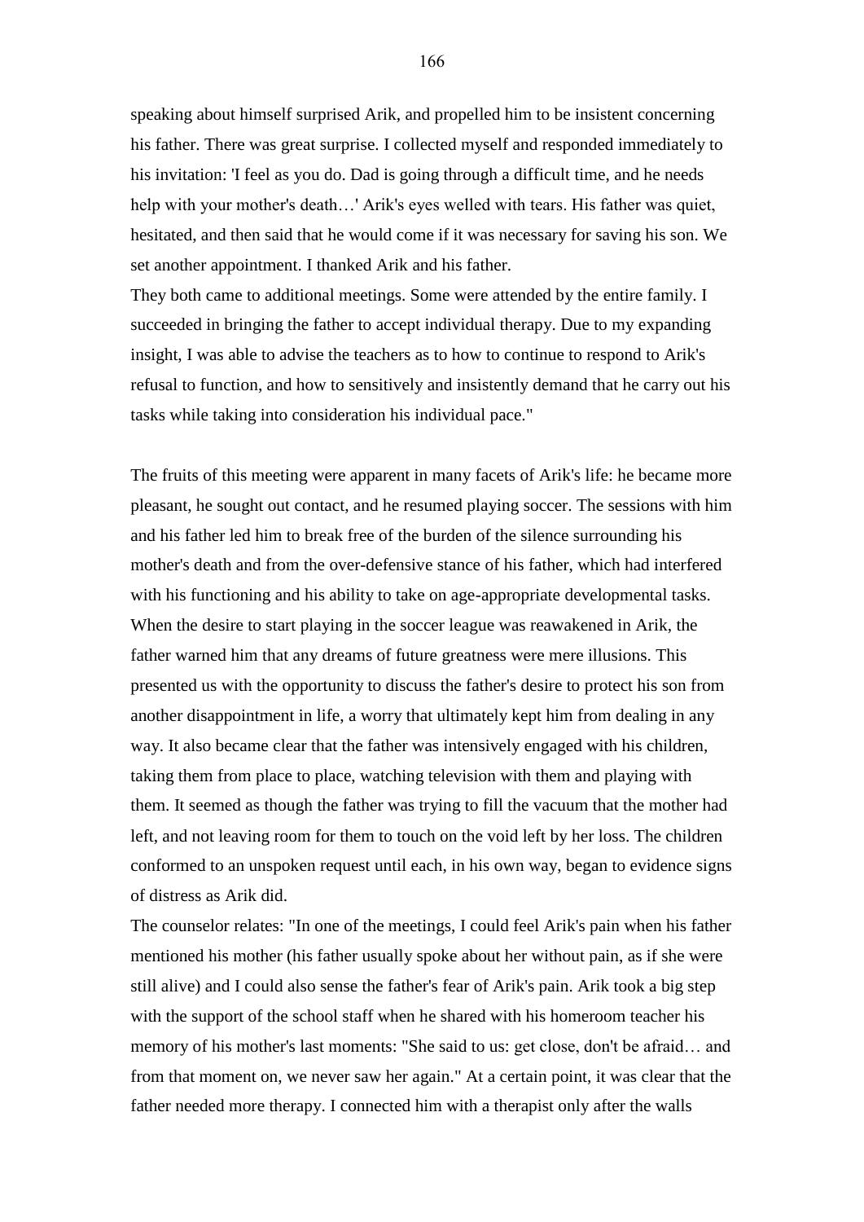speaking about himself surprised Arik, and propelled him to be insistent concerning his father. There was great surprise. I collected myself and responded immediately to his invitation: 'I feel as you do. Dad is going through a difficult time, and he needs help with your mother's death…' Arik's eyes welled with tears. His father was quiet, hesitated, and then said that he would come if it was necessary for saving his son. We set another appointment. I thanked Arik and his father.

They both came to additional meetings. Some were attended by the entire family. I succeeded in bringing the father to accept individual therapy. Due to my expanding insight, I was able to advise the teachers as to how to continue to respond to Arik's refusal to function, and how to sensitively and insistently demand that he carry out his tasks while taking into consideration his individual pace."

The fruits of this meeting were apparent in many facets of Arik's life: he became more pleasant, he sought out contact, and he resumed playing soccer. The sessions with him and his father led him to break free of the burden of the silence surrounding his mother's death and from the over-defensive stance of his father, which had interfered with his functioning and his ability to take on age-appropriate developmental tasks. When the desire to start playing in the soccer league was reawakened in Arik, the father warned him that any dreams of future greatness were mere illusions. This presented us with the opportunity to discuss the father's desire to protect his son from another disappointment in life, a worry that ultimately kept him from dealing in any way. It also became clear that the father was intensively engaged with his children, taking them from place to place, watching television with them and playing with them. It seemed as though the father was trying to fill the vacuum that the mother had left, and not leaving room for them to touch on the void left by her loss. The children conformed to an unspoken request until each, in his own way, began to evidence signs of distress as Arik did.

The counselor relates: "In one of the meetings, I could feel Arik's pain when his father mentioned his mother (his father usually spoke about her without pain, as if she were still alive) and I could also sense the father's fear of Arik's pain. Arik took a big step with the support of the school staff when he shared with his homeroom teacher his memory of his mother's last moments: "She said to us: get close, don't be afraid… and from that moment on, we never saw her again." At a certain point, it was clear that the father needed more therapy. I connected him with a therapist only after the walls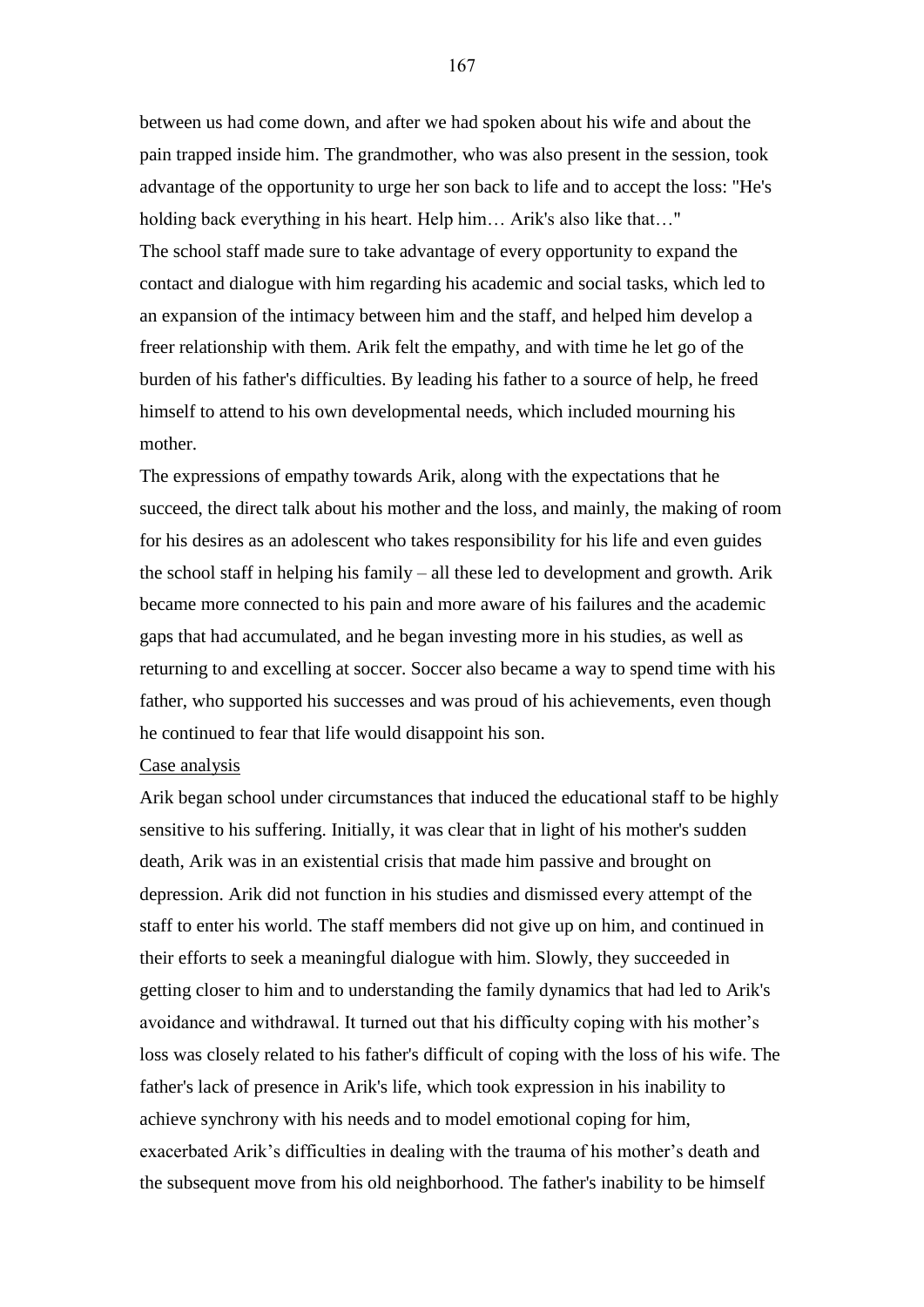between us had come down, and after we had spoken about his wife and about the pain trapped inside him. The grandmother, who was also present in the session, took advantage of the opportunity to urge her son back to life and to accept the loss: "He's holding back everything in his heart. Help him… Arik's also like that…"

The school staff made sure to take advantage of every opportunity to expand the contact and dialogue with him regarding his academic and social tasks, which led to an expansion of the intimacy between him and the staff, and helped him develop a freer relationship with them. Arik felt the empathy, and with time he let go of the burden of his father's difficulties. By leading his father to a source of help, he freed himself to attend to his own developmental needs, which included mourning his mother.

The expressions of empathy towards Arik, along with the expectations that he succeed, the direct talk about his mother and the loss, and mainly, the making of room for his desires as an adolescent who takes responsibility for his life and even guides the school staff in helping his family – all these led to development and growth. Arik became more connected to his pain and more aware of his failures and the academic gaps that had accumulated, and he began investing more in his studies, as well as returning to and excelling at soccer. Soccer also became a way to spend time with his father, who supported his successes and was proud of his achievements, even though he continued to fear that life would disappoint his son.

Case analysis

Arik began school under circumstances that induced the educational staff to be highly sensitive to his suffering. Initially, it was clear that in light of his mother's sudden death, Arik was in an existential crisis that made him passive and brought on depression. Arik did not function in his studies and dismissed every attempt of the staff to enter his world. The staff members did not give up on him, and continued in their efforts to seek a meaningful dialogue with him. Slowly, they succeeded in getting closer to him and to understanding the family dynamics that had led to Arik's avoidance and withdrawal. It turned out that his difficulty coping with his mother's loss was closely related to his father's difficult of coping with the loss of his wife. The father's lack of presence in Arik's life, which took expression in his inability to achieve synchrony with his needs and to model emotional coping for him, exacerbated Arik's difficulties in dealing with the trauma of his mother's death and the subsequent move from his old neighborhood. The father's inability to be himself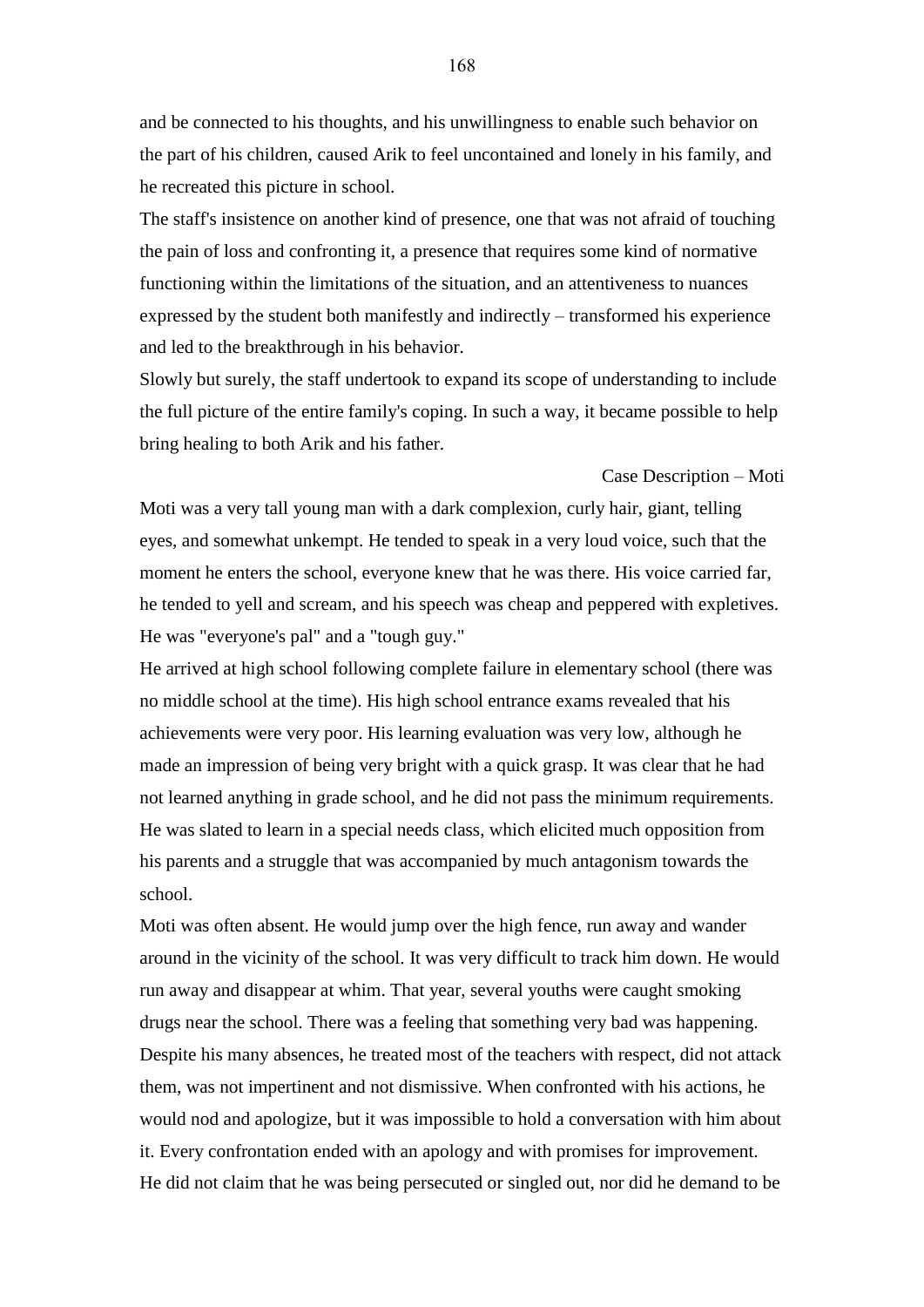and be connected to his thoughts, and his unwillingness to enable such behavior on the part of his children, caused Arik to feel uncontained and lonely in his family, and he recreated this picture in school.

The staff's insistence on another kind of presence, one that was not afraid of touching the pain of loss and confronting it, a presence that requires some kind of normative functioning within the limitations of the situation, and an attentiveness to nuances expressed by the student both manifestly and indirectly – transformed his experience and led to the breakthrough in his behavior.

Slowly but surely, the staff undertook to expand its scope of understanding to include the full picture of the entire family's coping. In such a way, it became possible to help bring healing to both Arik and his father.

### Case Description – Moti

Moti was a very tall young man with a dark complexion, curly hair, giant, telling eyes, and somewhat unkempt. He tended to speak in a very loud voice, such that the moment he enters the school, everyone knew that he was there. His voice carried far, he tended to yell and scream, and his speech was cheap and peppered with expletives. He was "everyone's pal" and a "tough guy."

He arrived at high school following complete failure in elementary school (there was no middle school at the time). His high school entrance exams revealed that his achievements were very poor. His learning evaluation was very low, although he made an impression of being very bright with a quick grasp. It was clear that he had not learned anything in grade school, and he did not pass the minimum requirements. He was slated to learn in a special needs class, which elicited much opposition from his parents and a struggle that was accompanied by much antagonism towards the school.

Moti was often absent. He would jump over the high fence, run away and wander around in the vicinity of the school. It was very difficult to track him down. He would run away and disappear at whim. That year, several youths were caught smoking drugs near the school. There was a feeling that something very bad was happening. Despite his many absences, he treated most of the teachers with respect, did not attack them, was not impertinent and not dismissive. When confronted with his actions, he would nod and apologize, but it was impossible to hold a conversation with him about it. Every confrontation ended with an apology and with promises for improvement. He did not claim that he was being persecuted or singled out, nor did he demand to be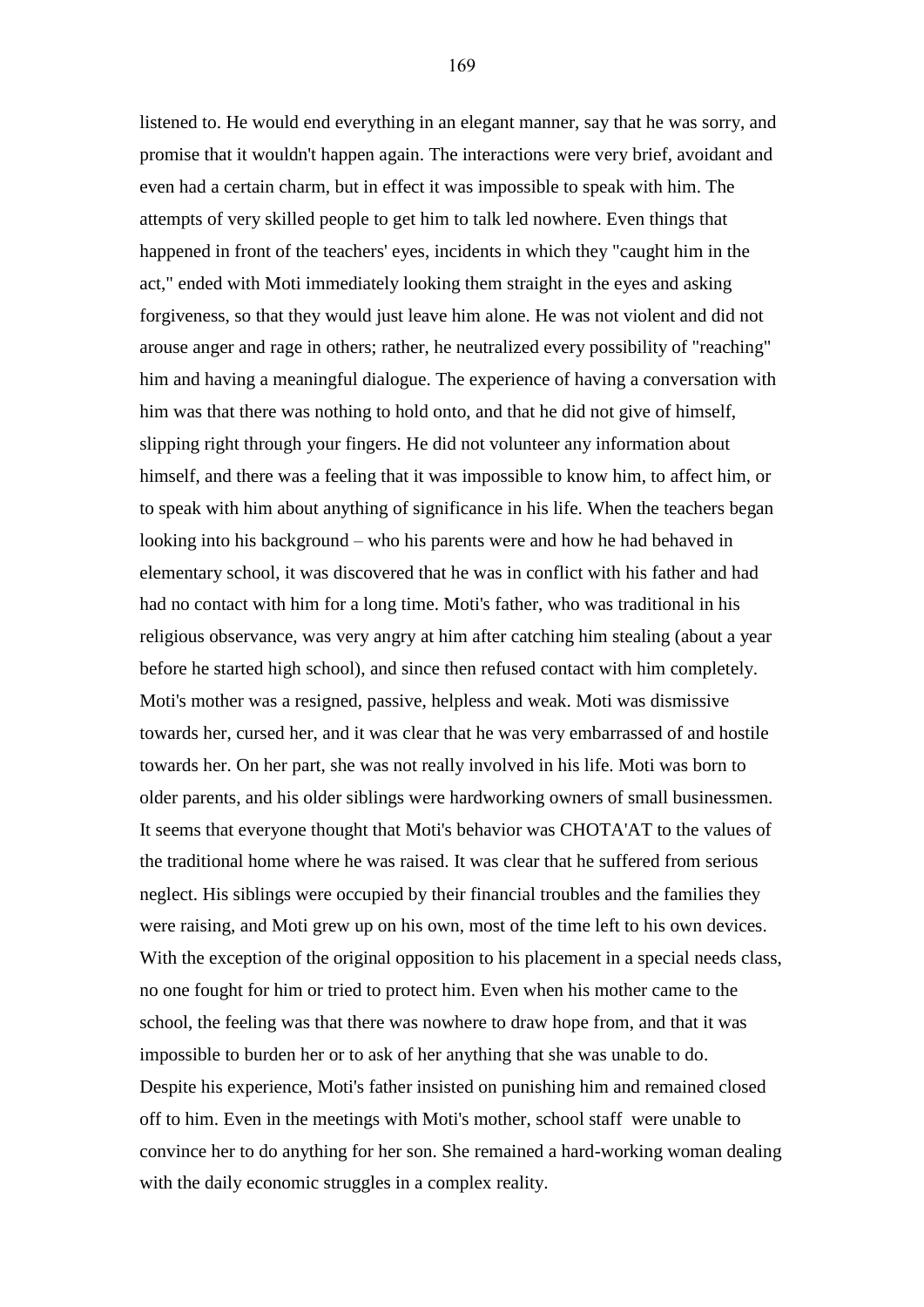listened to. He would end everything in an elegant manner, say that he was sorry, and promise that it wouldn't happen again. The interactions were very brief, avoidant and even had a certain charm, but in effect it was impossible to speak with him. The attempts of very skilled people to get him to talk led nowhere. Even things that happened in front of the teachers' eyes, incidents in which they "caught him in the act," ended with Moti immediately looking them straight in the eyes and asking forgiveness, so that they would just leave him alone. He was not violent and did not arouse anger and rage in others; rather, he neutralized every possibility of "reaching" him and having a meaningful dialogue. The experience of having a conversation with him was that there was nothing to hold onto, and that he did not give of himself, slipping right through your fingers. He did not volunteer any information about himself, and there was a feeling that it was impossible to know him, to affect him, or to speak with him about anything of significance in his life. When the teachers began looking into his background – who his parents were and how he had behaved in elementary school, it was discovered that he was in conflict with his father and had had no contact with him for a long time. Moti's father, who was traditional in his religious observance, was very angry at him after catching him stealing (about a year before he started high school), and since then refused contact with him completely. Moti's mother was a resigned, passive, helpless and weak. Moti was dismissive towards her, cursed her, and it was clear that he was very embarrassed of and hostile towards her. On her part, she was not really involved in his life. Moti was born to older parents, and his older siblings were hardworking owners of small businessmen. It seems that everyone thought that Moti's behavior was CHOTA'AT to the values of the traditional home where he was raised. It was clear that he suffered from serious neglect. His siblings were occupied by their financial troubles and the families they were raising, and Moti grew up on his own, most of the time left to his own devices. With the exception of the original opposition to his placement in a special needs class, no one fought for him or tried to protect him. Even when his mother came to the school, the feeling was that there was nowhere to draw hope from, and that it was impossible to burden her or to ask of her anything that she was unable to do. Despite his experience, Moti's father insisted on punishing him and remained closed off to him. Even in the meetings with Moti's mother, school staff were unable to convince her to do anything for her son. She remained a hard-working woman dealing with the daily economic struggles in a complex reality.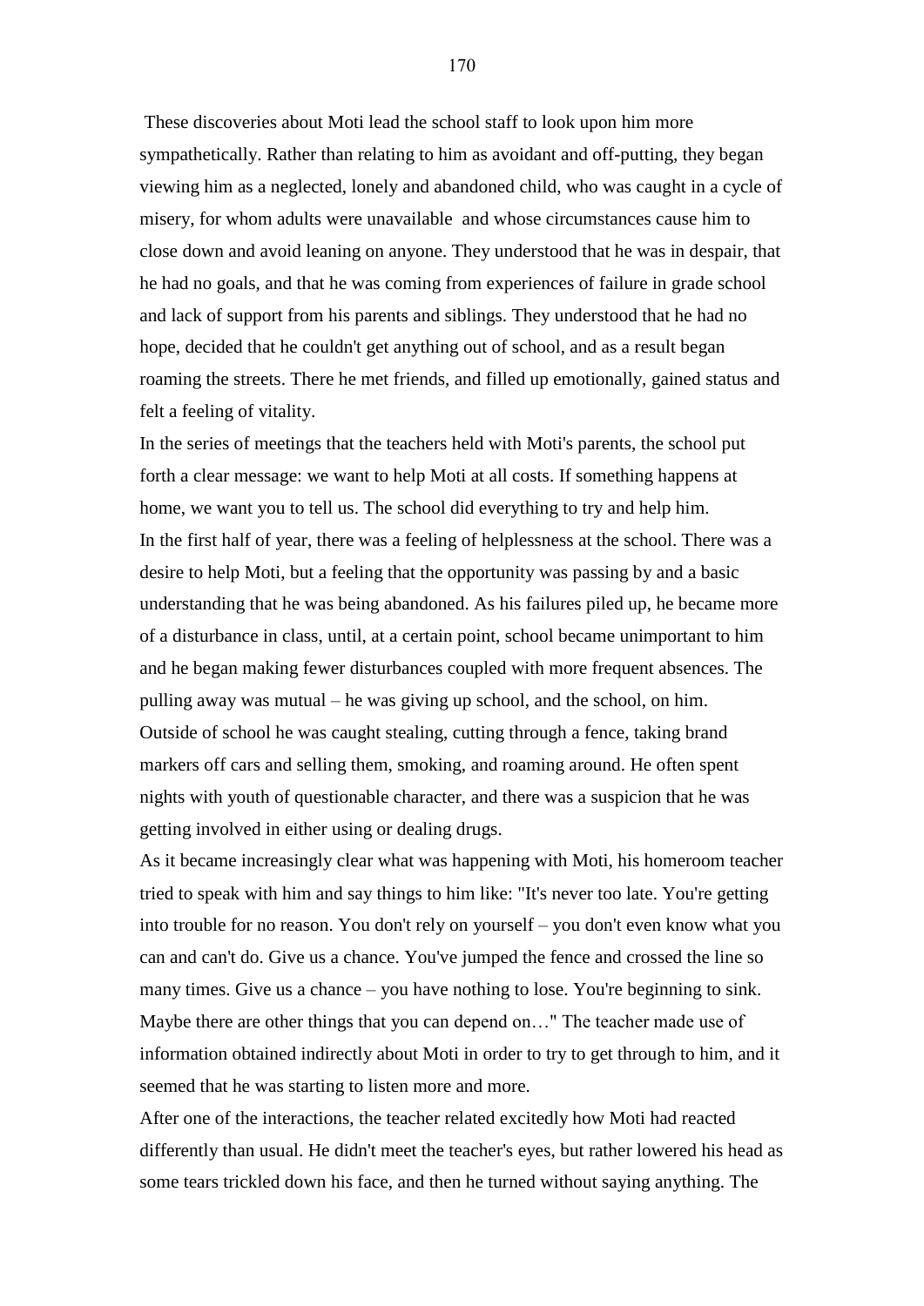These discoveries about Moti lead the school staff to look upon him more sympathetically. Rather than relating to him as avoidant and off-putting, they began viewing him as a neglected, lonely and abandoned child, who was caught in a cycle of misery, for whom adults were unavailable and whose circumstances cause him to close down and avoid leaning on anyone. They understood that he was in despair, that he had no goals, and that he was coming from experiences of failure in grade school and lack of support from his parents and siblings. They understood that he had no hope, decided that he couldn't get anything out of school, and as a result began roaming the streets. There he met friends, and filled up emotionally, gained status and felt a feeling of vitality.

In the series of meetings that the teachers held with Moti's parents, the school put forth a clear message: we want to help Moti at all costs. If something happens at home, we want you to tell us. The school did everything to try and help him.

In the first half of year, there was a feeling of helplessness at the school. There was a desire to help Moti, but a feeling that the opportunity was passing by and a basic understanding that he was being abandoned. As his failures piled up, he became more of a disturbance in class, until, at a certain point, school became unimportant to him and he began making fewer disturbances coupled with more frequent absences. The pulling away was mutual – he was giving up school, and the school, on him.

Outside of school he was caught stealing, cutting through a fence, taking brand markers off cars and selling them, smoking, and roaming around. He often spent nights with youth of questionable character, and there was a suspicion that he was getting involved in either using or dealing drugs.

As it became increasingly clear what was happening with Moti, his homeroom teacher tried to speak with him and say things to him like: "It's never too late. You're getting into trouble for no reason. You don't rely on yourself – you don't even know what you can and can't do. Give us a chance. You've jumped the fence and crossed the line so many times. Give us a chance – you have nothing to lose. You're beginning to sink. Maybe there are other things that you can depend on…" The teacher made use of information obtained indirectly about Moti in order to try to get through to him, and it seemed that he was starting to listen more and more.

After one of the interactions, the teacher related excitedly how Moti had reacted differently than usual. He didn't meet the teacher's eyes, but rather lowered his head as some tears trickled down his face, and then he turned without saying anything. The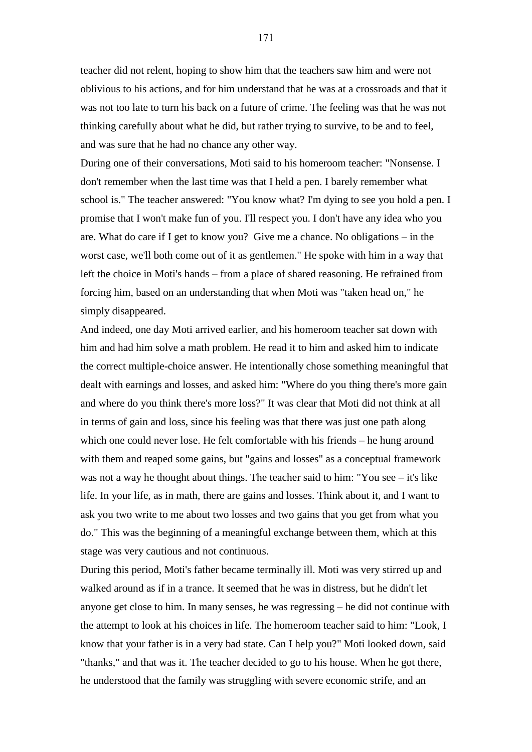teacher did not relent, hoping to show him that the teachers saw him and were not oblivious to his actions, and for him understand that he was at a crossroads and that it was not too late to turn his back on a future of crime. The feeling was that he was not thinking carefully about what he did, but rather trying to survive, to be and to feel, and was sure that he had no chance any other way.

During one of their conversations, Moti said to his homeroom teacher: "Nonsense. I don't remember when the last time was that I held a pen. I barely remember what school is." The teacher answered: "You know what? I'm dying to see you hold a pen. I promise that I won't make fun of you. I'll respect you. I don't have any idea who you are. What do care if I get to know you? Give me a chance. No obligations – in the worst case, we'll both come out of it as gentlemen." He spoke with him in a way that left the choice in Moti's hands – from a place of shared reasoning. He refrained from forcing him, based on an understanding that when Moti was "taken head on," he simply disappeared.

And indeed, one day Moti arrived earlier, and his homeroom teacher sat down with him and had him solve a math problem. He read it to him and asked him to indicate the correct multiple-choice answer. He intentionally chose something meaningful that dealt with earnings and losses, and asked him: "Where do you thing there's more gain and where do you think there's more loss?" It was clear that Moti did not think at all in terms of gain and loss, since his feeling was that there was just one path along which one could never lose. He felt comfortable with his friends – he hung around with them and reaped some gains, but "gains and losses" as a conceptual framework was not a way he thought about things. The teacher said to him: "You see – it's like life. In your life, as in math, there are gains and losses. Think about it, and I want to ask you two write to me about two losses and two gains that you get from what you do." This was the beginning of a meaningful exchange between them, which at this stage was very cautious and not continuous.

During this period, Moti's father became terminally ill. Moti was very stirred up and walked around as if in a trance. It seemed that he was in distress, but he didn't let anyone get close to him. In many senses, he was regressing – he did not continue with the attempt to look at his choices in life. The homeroom teacher said to him: "Look, I know that your father is in a very bad state. Can I help you?" Moti looked down, said "thanks," and that was it. The teacher decided to go to his house. When he got there, he understood that the family was struggling with severe economic strife, and an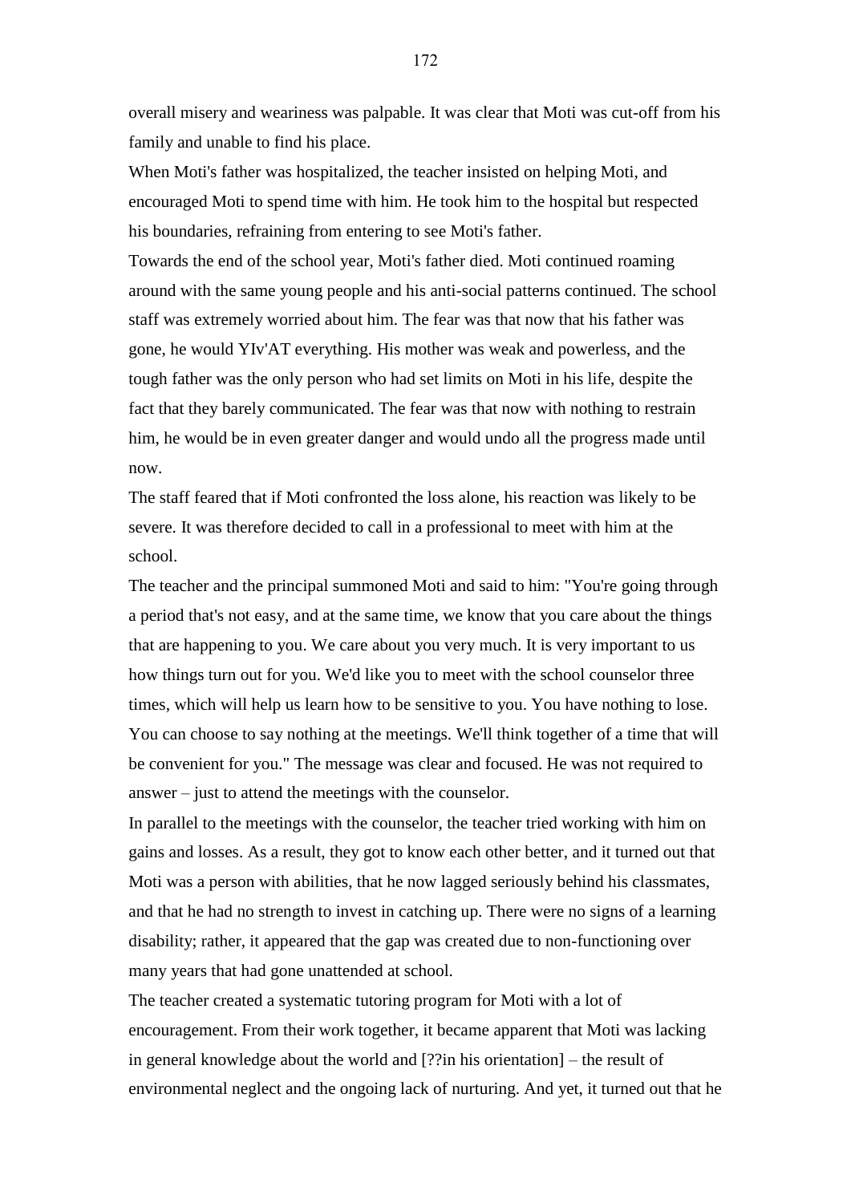overall misery and weariness was palpable. It was clear that Moti was cut-off from his family and unable to find his place.

When Moti's father was hospitalized, the teacher insisted on helping Moti, and encouraged Moti to spend time with him. He took him to the hospital but respected his boundaries, refraining from entering to see Moti's father.

Towards the end of the school year, Moti's father died. Moti continued roaming around with the same young people and his anti-social patterns continued. The school staff was extremely worried about him. The fear was that now that his father was gone, he would YIv'AT everything. His mother was weak and powerless, and the tough father was the only person who had set limits on Moti in his life, despite the fact that they barely communicated. The fear was that now with nothing to restrain him, he would be in even greater danger and would undo all the progress made until now.

The staff feared that if Moti confronted the loss alone, his reaction was likely to be severe. It was therefore decided to call in a professional to meet with him at the school.

The teacher and the principal summoned Moti and said to him: "You're going through a period that's not easy, and at the same time, we know that you care about the things that are happening to you. We care about you very much. It is very important to us how things turn out for you. We'd like you to meet with the school counselor three times, which will help us learn how to be sensitive to you. You have nothing to lose. You can choose to say nothing at the meetings. We'll think together of a time that will be convenient for you." The message was clear and focused. He was not required to answer – just to attend the meetings with the counselor.

In parallel to the meetings with the counselor, the teacher tried working with him on gains and losses. As a result, they got to know each other better, and it turned out that Moti was a person with abilities, that he now lagged seriously behind his classmates, and that he had no strength to invest in catching up. There were no signs of a learning disability; rather, it appeared that the gap was created due to non-functioning over many years that had gone unattended at school.

The teacher created a systematic tutoring program for Moti with a lot of encouragement. From their work together, it became apparent that Moti was lacking in general knowledge about the world and [??in his orientation] – the result of environmental neglect and the ongoing lack of nurturing. And yet, it turned out that he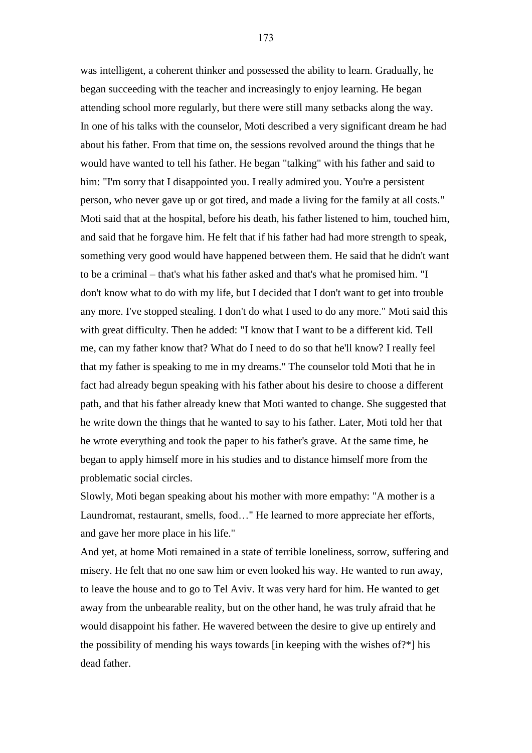was intelligent, a coherent thinker and possessed the ability to learn. Gradually, he began succeeding with the teacher and increasingly to enjoy learning. He began attending school more regularly, but there were still many setbacks along the way.

In one of his talks with the counselor, Moti described a very significant dream he had about his father. From that time on, the sessions revolved around the things that he would have wanted to tell his father. He began "talking" with his father and said to him: "I'm sorry that I disappointed you. I really admired you. You're a persistent person, who never gave up or got tired, and made a living for the family at all costs." Moti said that at the hospital, before his death, his father listened to him, touched him, and said that he forgave him. He felt that if his father had had more strength to speak, something very good would have happened between them. He said that he didn't want to be a criminal – that's what his father asked and that's what he promised him. "I don't know what to do with my life, but I decided that I don't want to get into trouble any more. I've stopped stealing. I don't do what I used to do any more." Moti said this with great difficulty. Then he added: "I know that I want to be a different kid. Tell me, can my father know that? What do I need to do so that he'll know? I really feel that my father is speaking to me in my dreams." The counselor told Moti that he in fact had already begun speaking with his father about his desire to choose a different path, and that his father already knew that Moti wanted to change. She suggested that he write down the things that he wanted to say to his father. Later, Moti told her that he wrote everything and took the paper to his father's grave. At the same time, he began to apply himself more in his studies and to distance himself more from the problematic social circles.

Slowly, Moti began speaking about his mother with more empathy: "A mother is a Laundromat, restaurant, smells, food…" He learned to more appreciate her efforts, and gave her more place in his life."

And yet, at home Moti remained in a state of terrible loneliness, sorrow, suffering and misery. He felt that no one saw him or even looked his way. He wanted to run away, to leave the house and to go to Tel Aviv. It was very hard for him. He wanted to get away from the unbearable reality, but on the other hand, he was truly afraid that he would disappoint his father. He wavered between the desire to give up entirely and the possibility of mending his ways towards [in keeping with the wishes of?*] his dead father.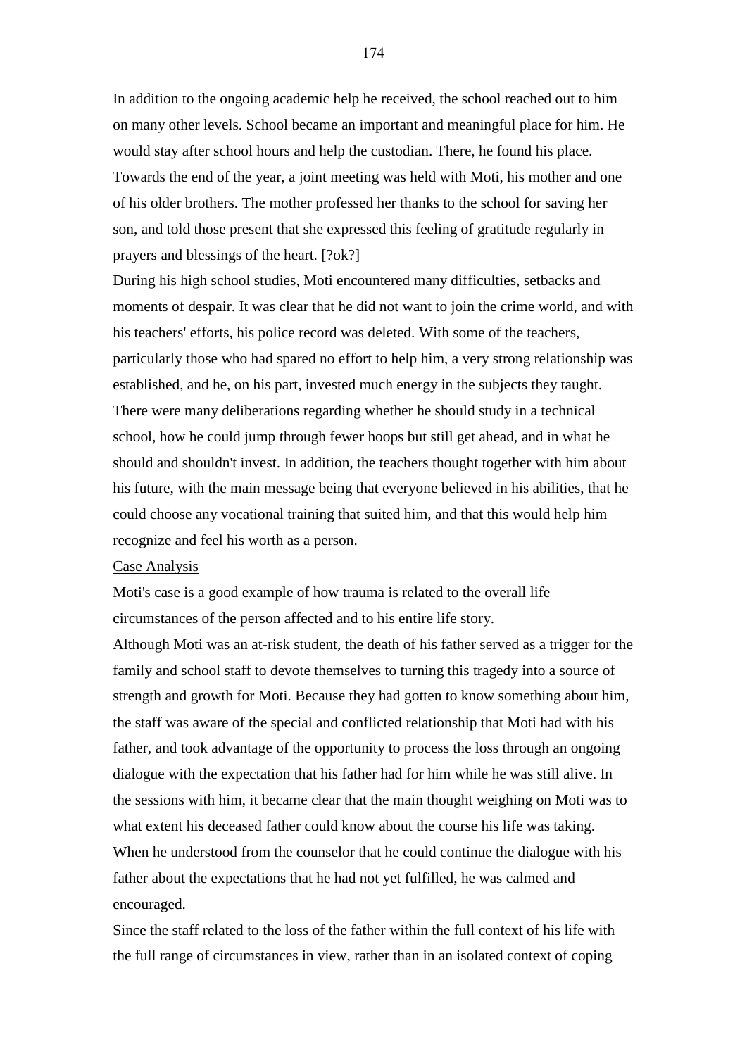In addition to the ongoing academic help he received, the school reached out to him on many other levels. School became an important and meaningful place for him. He would stay after school hours and help the custodian. There, he found his place. Towards the end of the year, a joint meeting was held with Moti, his mother and one of his older brothers. The mother professed her thanks to the school for saving her son, and told those present that she expressed this feeling of gratitude regularly in prayers and blessings of the heart. [?ok?]

During his high school studies, Moti encountered many difficulties, setbacks and moments of despair. It was clear that he did not want to join the crime world, and with his teachers' efforts, his police record was deleted. With some of the teachers, particularly those who had spared no effort to help him, a very strong relationship was established, and he, on his part, invested much energy in the subjects they taught. There were many deliberations regarding whether he should study in a technical school, how he could jump through fewer hoops but still get ahead, and in what he should and shouldn't invest. In addition, the teachers thought together with him about his future, with the main message being that everyone believed in his abilities, that he could choose any vocational training that suited him, and that this would help him recognize and feel his worth as a person.

<u>Case Analysis</u>

Moti's case is a good example of how trauma is related to the overall life circumstances of the person affected and to his entire life story.

Although Moti was an at-risk student, the death of his father served as a trigger for the family and school staff to devote themselves to turning this tragedy into a source of strength and growth for Moti. Because they had gotten to know something about him, the staff was aware of the special and conflicted relationship that Moti had with his father, and took advantage of the opportunity to process the loss through an ongoing dialogue with the expectation that his father had for him while he was still alive. In the sessions with him, it became clear that the main thought weighing on Moti was to what extent his deceased father could know about the course his life was taking. When he understood from the counselor that he could continue the dialogue with his father about the expectations that he had not yet fulfilled, he was calmed and encouraged.

Since the staff related to the loss of the father within the full context of his life with the full range of circumstances in view, rather than in an isolated context of coping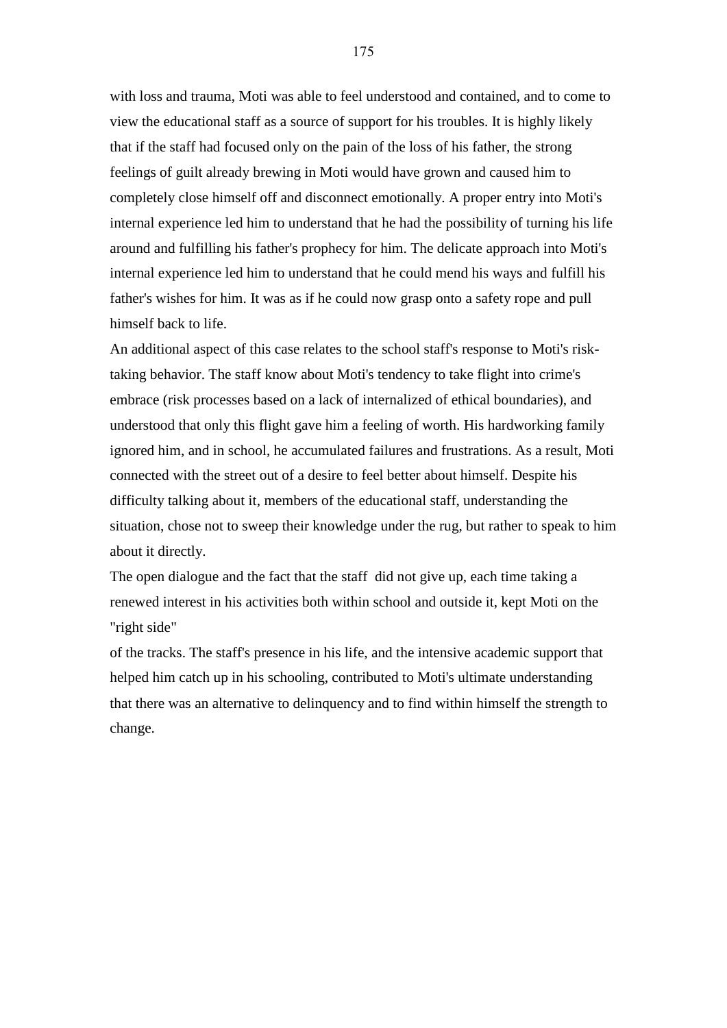with loss and trauma, Moti was able to feel understood and contained, and to come to view the educational staff as a source of support for his troubles. It is highly likely that if the staff had focused only on the pain of the loss of his father, the strong feelings of guilt already brewing in Moti would have grown and caused him to completely close himself off and disconnect emotionally. A proper entry into Moti's internal experience led him to understand that he had the possibility of turning his life around and fulfilling his father's prophecy for him. The delicate approach into Moti's internal experience led him to understand that he could mend his ways and fulfill his father's wishes for him. It was as if he could now grasp onto a safety rope and pull himself back to life.

An additional aspect of this case relates to the school staff's response to Moti's risk-taking behavior. The staff know about Moti's tendency to take flight into crime's embrace (risk processes based on a lack of internalized of ethical boundaries), and understood that only this flight gave him a feeling of worth. His hardworking family ignored him, and in school, he accumulated failures and frustrations. As a result, Moti connected with the street out of a desire to feel better about himself. Despite his difficulty talking about it, members of the educational staff, understanding the situation, chose not to sweep their knowledge under the rug, but rather to speak to him about it directly.

The open dialogue and the fact that the staff did not give up, each time taking a renewed interest in his activities both within school and outside it, kept Moti on the "right side" of the tracks. The staff's presence in his life, and the intensive academic support that helped him catch up in his schooling, contributed to Moti's ultimate understanding that there was an alternative to delinquency and to find within himself the strength to change.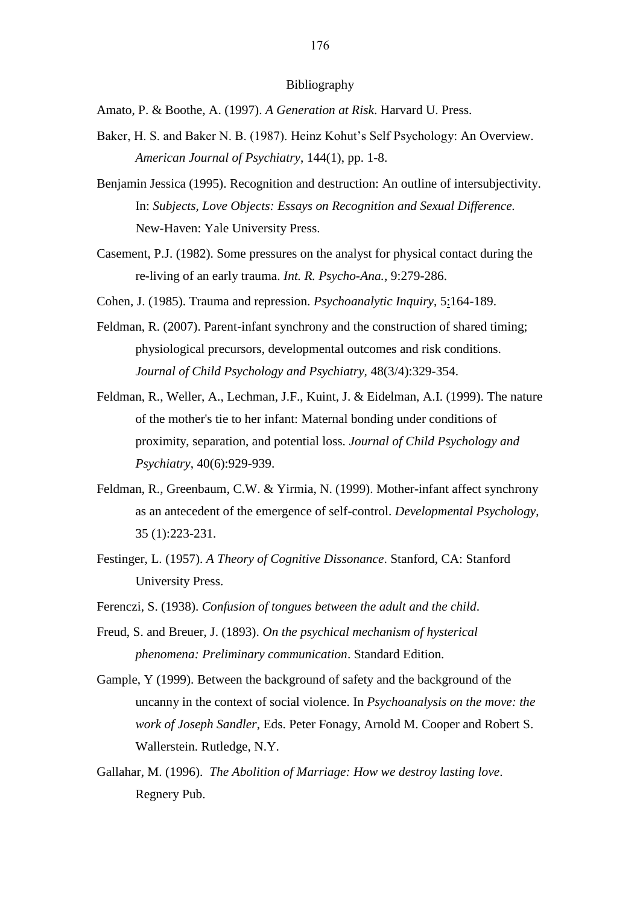# Bibliography

Amato, P. & Boothe, A. (1997). *A Generation at Risk*. Harvard U. Press.

Baker, H. S. and Baker N. B. (1987). Heinz Kohut's Self Psychology: An Overview. *American Journal of Psychiatry*, 144(1), pp. 1-8.

Benjamin Jessica (1995). Recognition and destruction: An outline of intersubjectivity. In: *Subjects, Love Objects: Essays on Recognition and Sexual Difference.* New-Haven: Yale University Press.

Casement, P.J. (1982). Some pressures on the analyst for physical contact during the re-living of an early trauma. *Int. R. Psycho-Ana.*, 9:279-286.

Cohen, J. (1985). Trauma and repression. *Psychoanalytic Inquiry*, 5:164-189.

Feldman, R. (2007). Parent-infant synchrony and the construction of shared timing; physiological precursors, developmental outcomes and risk conditions. *Journal of Child Psychology and Psychiatry*, 48(3/4):329-354.

Feldman, R., Weller, A., Lechman, J.F., Kuint, J. & Eidelman, A.I. (1999). The nature of the mother's tie to her infant: Maternal bonding under conditions of proximity, separation, and potential loss. *Journal of Child Psychology and Psychiatry*, 40(6):929-939.

Feldman, R., Greenbaum, C.W. & Yirmia, N. (1999). Mother-infant affect synchrony as an antecedent of the emergence of self-control. *Developmental Psychology*, 35 (1):223-231.

Festinger, L. (1957). *A Theory of Cognitive Dissonance*. Stanford, CA: Stanford University Press.

Ferenczi, S. (1938). *Confusion of tongues between the adult and the child*.

Freud, S. and Breuer, J. (1893). *On the psychical mechanism of hysterical phenomena: Preliminary communication*. Standard Edition.

Gample, Y (1999). Between the background of safety and the background of the uncanny in the context of social violence. In *Psychoanalysis on the move: the work of Joseph Sandler*, Eds. Peter Fonagy, Arnold M. Cooper and Robert S. Wallerstein. Rutledge, N.Y.

Gallahar, M. (1996). *The Abolition of Marriage: How we destroy lasting love*. Regnery Pub.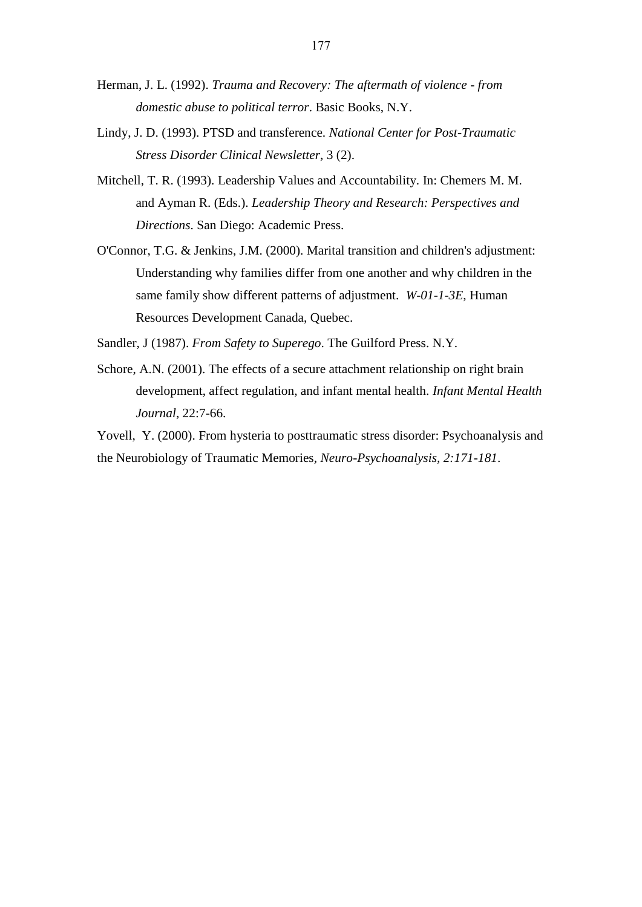Herman, J. L. (1992). *Trauma and Recovery: The aftermath of violence - from domestic abuse to political terror*. Basic Books, N.Y.

Lindy, J. D. (1993). PTSD and transference. *National Center for Post-Traumatic Stress Disorder Clinical Newsletter*, 3 (2).

Mitchell, T. R. (1993). Leadership Values and Accountability. In: Chemers M. M. and Ayman R. (Eds.). *Leadership Theory and Research: Perspectives and Directions*. San Diego: Academic Press.

O'Connor, T.G. & Jenkins, J.M. (2000). Marital transition and children's adjustment: Understanding why families differ from one another and why children in the same family show different patterns of adjustment. *W-01-1-3E*, Human Resources Development Canada, Quebec.

Sandler, J (1987). *From Safety to Superego*. The Guilford Press. N.Y.

Schore, A.N. (2001). The effects of a secure attachment relationship on right brain development, affect regulation, and infant mental health. *Infant Mental Health Journal*, 22:7-66.

Yovell, Y. (2000). From hysteria to posttraumatic stress disorder: Psychoanalysis and the Neurobiology of Traumatic Memories, *Neuro-Psychoanalysis, 2:171-181*.